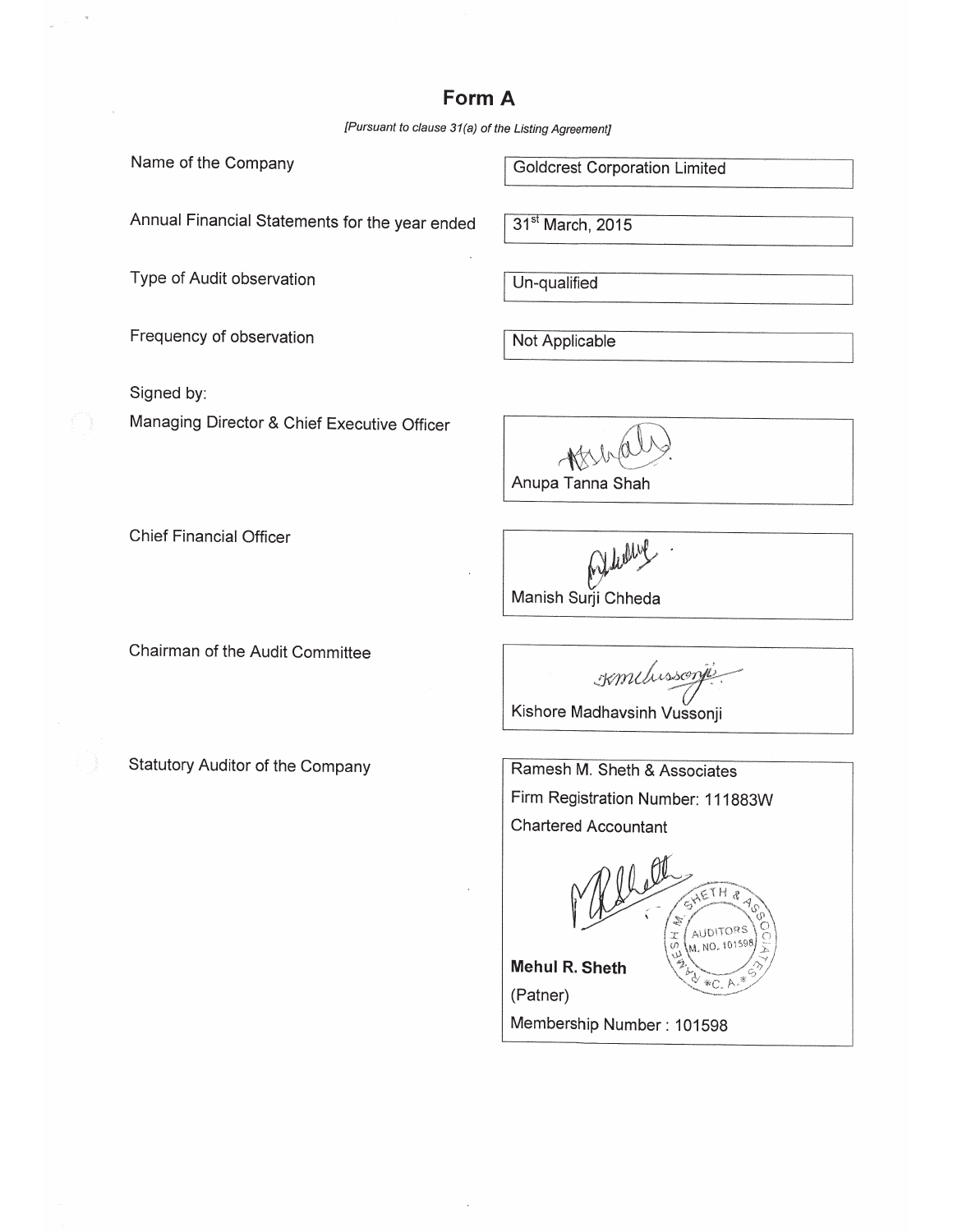# Form A

*[Pursuant to clause 31(a) of the Listing Agreement]*

| | |
|---|---|
| Name of the Company | Goldcrest Corporation Limited |
| Annual Financial Statements for the year ended | 31st March, 2015 |
| Type of Audit observation | Un-qualified |
| Frequency of observation | Not Applicable |

Signed by:

| | |
|---|---|
| Managing Director & Chief Executive Officer | Anupa Tanna Shah |
| Chief Financial Officer | Manish Surji Chheda |
| Chairman of the Audit Committee | Kishore Madhavsinh Vussonji |
| Statutory Auditor of the Company | Ramesh M. Sheth & Associates<br>Firm Registration Number: 111883W<br>Chartered Accountant<br><br>**Mehul R. Sheth**<br>(Patner)<br>Membership Number : 101598 |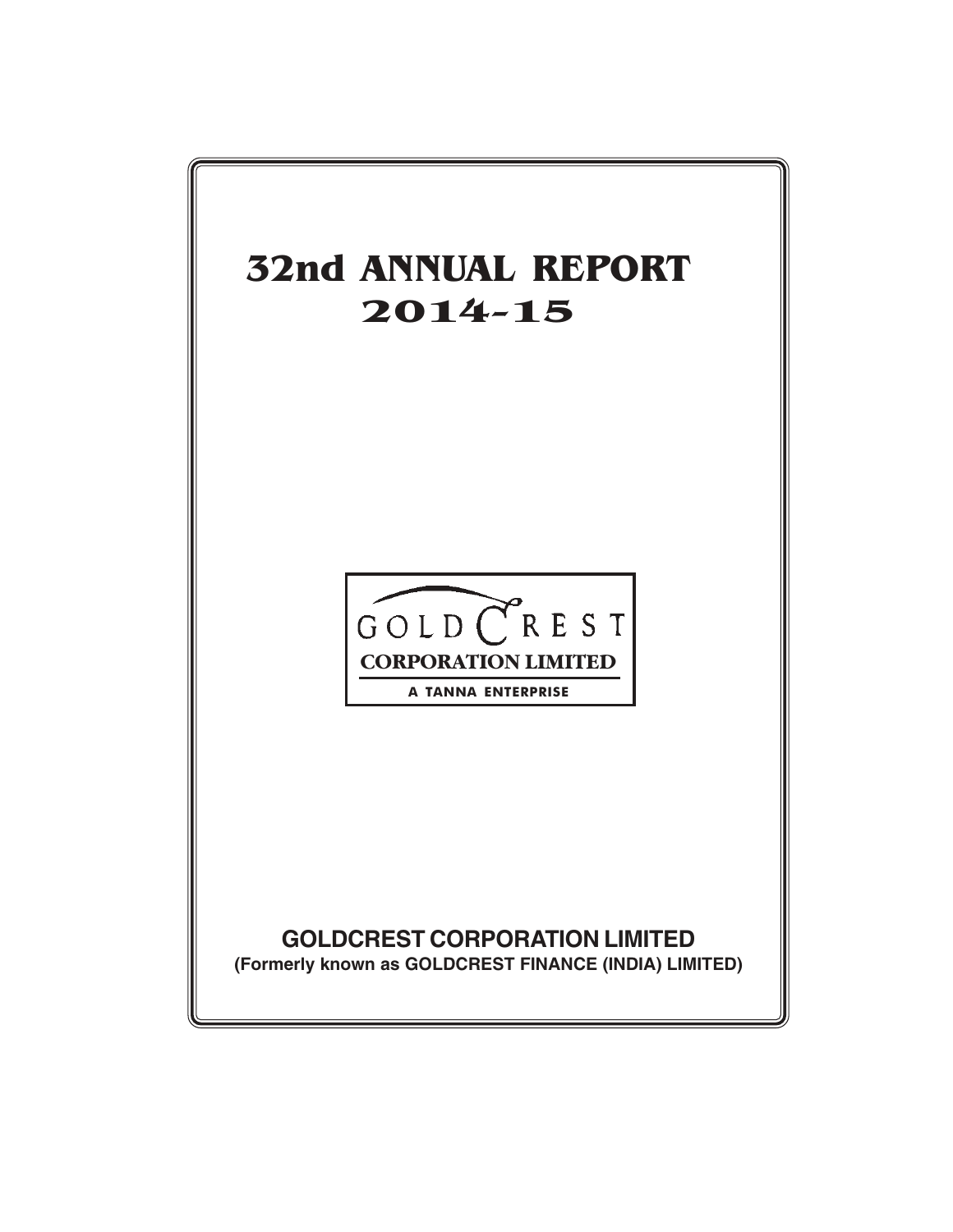# 32nd ANNUAL REPORT 2014-15

GOLD CREST

CORPORATION LIMITED

A TANNA ENTERPRISE

**GOLDCREST CORPORATION LIMITED**

**(Formerly known as GOLDCREST FINANCE (INDIA) LIMITED)**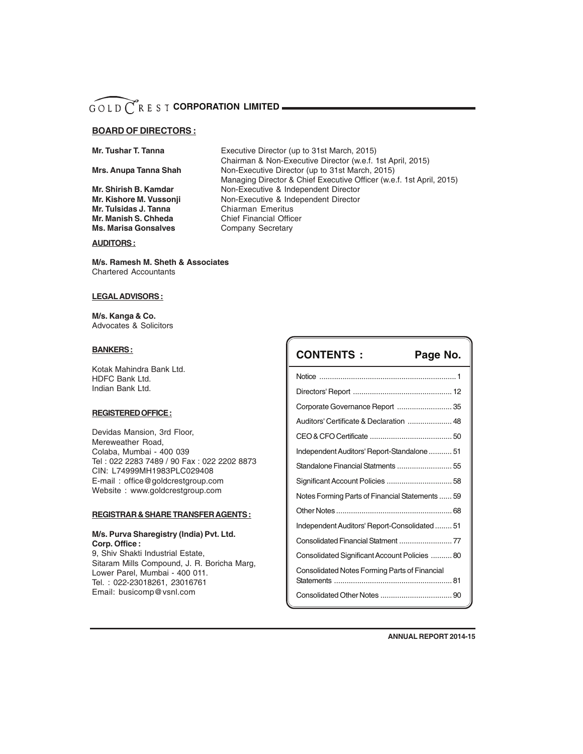# GOLDCREST CORPORATION LIMITED

## BOARD OF DIRECTORS :

| | |
|---|---|
| **Mr. Tushar T. Tanna** | Executive Director (up to 31st March, 2015)<br>Chairman & Non-Executive Director (w.e.f. 1st April, 2015) |
| **Mrs. Anupa Tanna Shah** | Non-Executive Director (up to 31st March, 2015)<br>Managing Director & Chief Executive Officer (w.e.f. 1st April, 2015) |
| **Mr. Shirish B. Kamdar** | Non-Executive & Independent Director |
| **Mr. Kishore M. Vussonji** | Non-Executive & Independent Director |
| **Mr. Tulsidas J. Tanna** | Chiarman Emeritus |
| **Mr. Manish S. Chheda** | Chief Financial Officer |
| **Ms. Marisa Gonsalves** | Company Secretary |

## AUDITORS :

**M/s. Ramesh M. Sheth & Associates**
Chartered Accountants

## LEGAL ADVISORS :

**M/s. Kanga & Co.**
Advocates & Solicitors

## BANKERS :

Kotak Mahindra Bank Ltd.
HDFC Bank Ltd.
Indian Bank Ltd.

## REGISTERED OFFICE :

Devidas Mansion, 3rd Floor,
Mereweather Road,
Colaba, Mumbai - 400 039
Tel : 022 2283 7489 / 90 Fax : 022 2202 8873
CIN: L74999MH1983PLC029408
E-mail : office@goldcrestgroup.com
Website : www.goldcrestgroup.com

## REGISTRAR & SHARE TRANSFER AGENTS :

**M/s. Purva Sharegistry (India) Pvt. Ltd.**
**Corp. Office :**
9, Shiv Shakti Industrial Estate,
Sitaram Mills Compound, J. R. Boricha Marg,
Lower Parel, Mumbai - 400 011.
Tel. : 022-23018261, 23016761
Email: busicomp@vsnl.com

## CONTENTS :

| CONTENTS | Page No. |
|---|---|
| Notice | 1 |
| Directors' Report | 12 |
| Corporate Governance Report | 35 |
| Auditors' Certificate & Declaration | 48 |
| CEO & CFO Certificate | 50 |
| Independent Auditors' Report-Standalone | 51 |
| Standalone Financial Statments | 55 |
| Significant Account Policies | 58 |
| Notes Forming Parts of Financial Statements | 59 |
| Other Notes | 68 |
| Independent Auditors' Report-Consolidated | 51 |
| Consolidated Financial Statment | 77 |
| Consolidated Significant Account Policies | 80 |
| Consolidated Notes Forming Parts of Financial Statements | 81 |
| Consolidated Other Notes | 90 |

ANNUAL REPORT 2014-15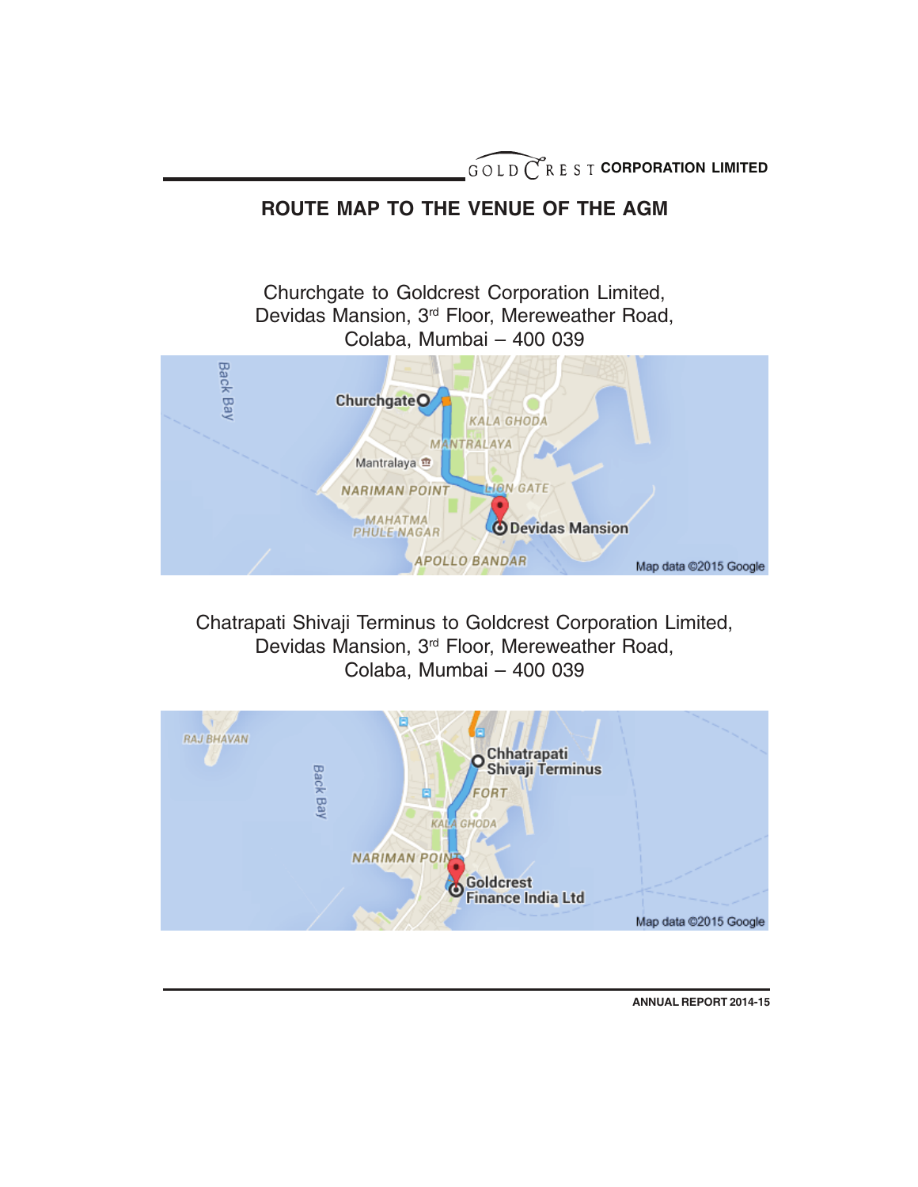# ROUTE MAP TO THE VENUE OF THE AGM

Churchgate to Goldcrest Corporation Limited,
Devidas Mansion, 3rd Floor, Mereweather Road,
Colaba, Mumbai – 400 039

Chatrapati Shivaji Terminus to Goldcrest Corporation Limited,
Devidas Mansion, 3rd Floor, Mereweather Road,
Colaba, Mumbai – 400 039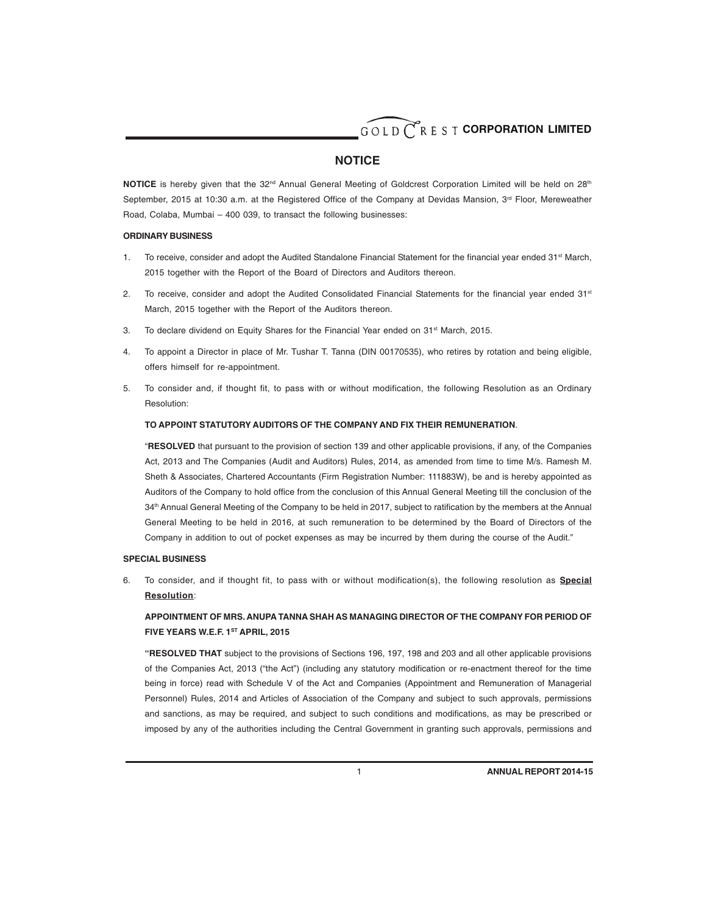# NOTICE

**NOTICE** is hereby given that the 32nd Annual General Meeting of Goldcrest Corporation Limited will be held on 28th September, 2015 at 10:30 a.m. at the Registered Office of the Company at Devidas Mansion, 3rd Floor, Mereweather Road, Colaba, Mumbai – 400 039, to transact the following businesses:

**ORDINARY BUSINESS**

1. To receive, consider and adopt the Audited Standalone Financial Statement for the financial year ended 31st March, 2015 together with the Report of the Board of Directors and Auditors thereon.

2. To receive, consider and adopt the Audited Consolidated Financial Statements for the financial year ended 31st March, 2015 together with the Report of the Auditors thereon.

3. To declare dividend on Equity Shares for the Financial Year ended on 31st March, 2015.

4. To appoint a Director in place of Mr. Tushar T. Tanna (DIN 00170535), who retires by rotation and being eligible, offers himself for re-appointment.

5. To consider and, if thought fit, to pass with or without modification, the following Resolution as an Ordinary Resolution:

   **TO APPOINT STATUTORY AUDITORS OF THE COMPANY AND FIX THEIR REMUNERATION**.

   "**RESOLVED** that pursuant to the provision of section 139 and other applicable provisions, if any, of the Companies Act, 2013 and The Companies (Audit and Auditors) Rules, 2014, as amended from time to time M/s. Ramesh M. Sheth & Associates, Chartered Accountants (Firm Registration Number: 111883W), be and is hereby appointed as Auditors of the Company to hold office from the conclusion of this Annual General Meeting till the conclusion of the 34th Annual General Meeting of the Company to be held in 2017, subject to ratification by the members at the Annual General Meeting to be held in 2016, at such remuneration to be determined by the Board of Directors of the Company in addition to out of pocket expenses as may be incurred by them during the course of the Audit."

**SPECIAL BUSINESS**

6. To consider, and if thought fit, to pass with or without modification(s), the following resolution as **Special Resolution**:

   **APPOINTMENT OF MRS. ANUPA TANNA SHAH AS MANAGING DIRECTOR OF THE COMPANY FOR PERIOD OF FIVE YEARS W.E.F. 1ST APRIL, 2015**

   "**RESOLVED THAT** subject to the provisions of Sections 196, 197, 198 and 203 and all other applicable provisions of the Companies Act, 2013 ("the Act") (including any statutory modification or re-enactment thereof for the time being in force) read with Schedule V of the Act and Companies (Appointment and Remuneration of Managerial Personnel) Rules, 2014 and Articles of Association of the Company and subject to such approvals, permissions and sanctions, as may be required, and subject to such conditions and modifications, as may be prescribed or imposed by any of the authorities including the Central Government in granting such approvals, permissions and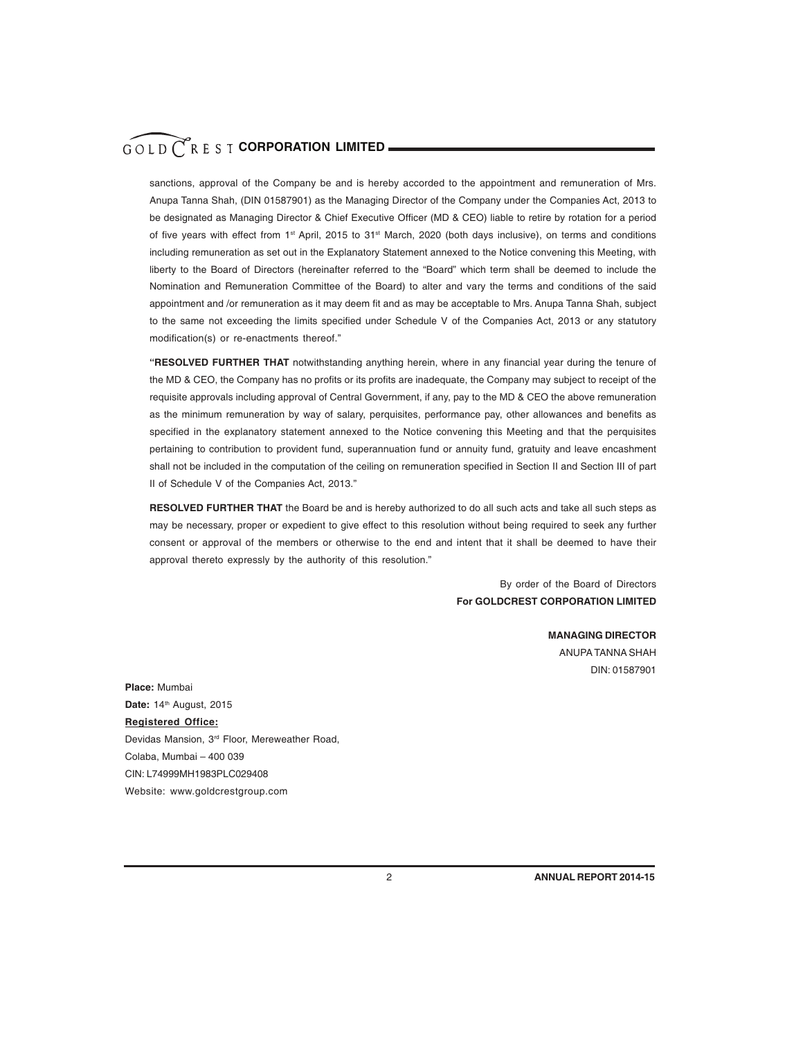sanctions, approval of the Company be and is hereby accorded to the appointment and remuneration of Mrs. Anupa Tanna Shah, (DIN 01587901) as the Managing Director of the Company under the Companies Act, 2013 to be designated as Managing Director & Chief Executive Officer (MD & CEO) liable to retire by rotation for a period of five years with effect from 1st April, 2015 to 31st March, 2020 (both days inclusive), on terms and conditions including remuneration as set out in the Explanatory Statement annexed to the Notice convening this Meeting, with liberty to the Board of Directors (hereinafter referred to the "Board" which term shall be deemed to include the Nomination and Remuneration Committee of the Board) to alter and vary the terms and conditions of the said appointment and /or remuneration as it may deem fit and as may be acceptable to Mrs. Anupa Tanna Shah, subject to the same not exceeding the limits specified under Schedule V of the Companies Act, 2013 or any statutory modification(s) or re-enactments thereof."

"**RESOLVED FURTHER THAT** notwithstanding anything herein, where in any financial year during the tenure of the MD & CEO, the Company has no profits or its profits are inadequate, the Company may subject to receipt of the requisite approvals including approval of Central Government, if any, pay to the MD & CEO the above remuneration as the minimum remuneration by way of salary, perquisites, performance pay, other allowances and benefits as specified in the explanatory statement annexed to the Notice convening this Meeting and that the perquisites pertaining to contribution to provident fund, superannuation fund or annuity fund, gratuity and leave encashment shall not be included in the computation of the ceiling on remuneration specified in Section II and Section III of part II of Schedule V of the Companies Act, 2013."

**RESOLVED FURTHER THAT** the Board be and is hereby authorized to do all such acts and take all such steps as may be necessary, proper or expedient to give effect to this resolution without being required to seek any further consent or approval of the members or otherwise to the end and intent that it shall be deemed to have their approval thereto expressly by the authority of this resolution."

By order of the Board of Directors
**For GOLDCREST CORPORATION LIMITED**

**MANAGING DIRECTOR**
ANUPA TANNA SHAH
DIN: 01587901

**Place:** Mumbai
**Date:** 14th August, 2015
**Registered Office:**
Devidas Mansion, 3rd Floor, Mereweather Road,
Colaba, Mumbai – 400 039
CIN: L74999MH1983PLC029408
Website: www.goldcrestgroup.com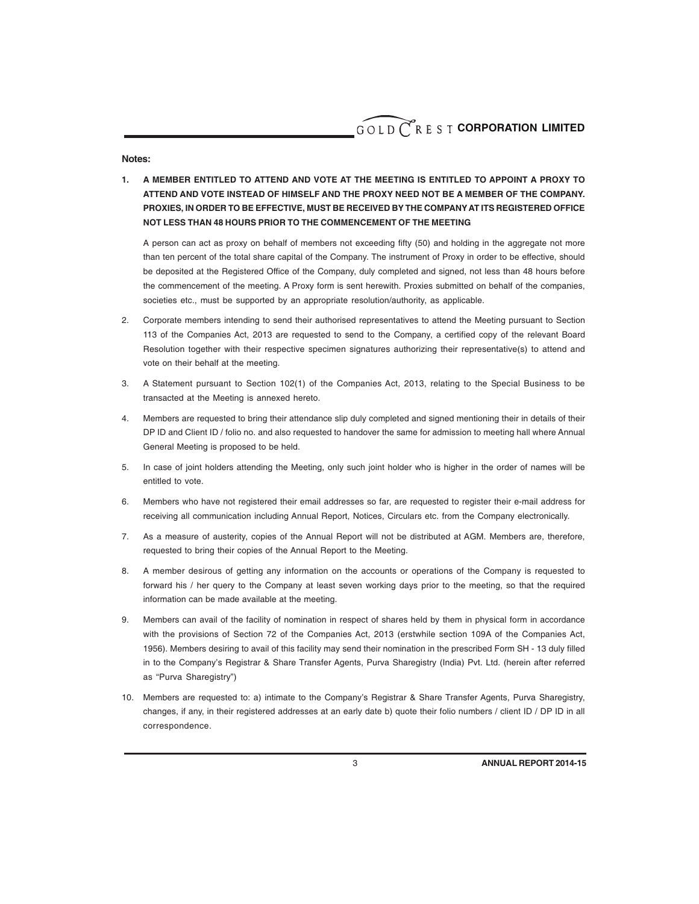**Notes:**

1. **A MEMBER ENTITLED TO ATTEND AND VOTE AT THE MEETING IS ENTITLED TO APPOINT A PROXY TO ATTEND AND VOTE INSTEAD OF HIMSELF AND THE PROXY NEED NOT BE A MEMBER OF THE COMPANY. PROXIES, IN ORDER TO BE EFFECTIVE, MUST BE RECEIVED BY THE COMPANY AT ITS REGISTERED OFFICE NOT LESS THAN 48 HOURS PRIOR TO THE COMMENCEMENT OF THE MEETING**

   A person can act as proxy on behalf of members not exceeding fifty (50) and holding in the aggregate not more than ten percent of the total share capital of the Company. The instrument of Proxy in order to be effective, should be deposited at the Registered Office of the Company, duly completed and signed, not less than 48 hours before the commencement of the meeting. A Proxy form is sent herewith. Proxies submitted on behalf of the companies, societies etc., must be supported by an appropriate resolution/authority, as applicable.

2. Corporate members intending to send their authorised representatives to attend the Meeting pursuant to Section 113 of the Companies Act, 2013 are requested to send to the Company, a certified copy of the relevant Board Resolution together with their respective specimen signatures authorizing their representative(s) to attend and vote on their behalf at the meeting.

3. A Statement pursuant to Section 102(1) of the Companies Act, 2013, relating to the Special Business to be transacted at the Meeting is annexed hereto.

4. Members are requested to bring their attendance slip duly completed and signed mentioning their in details of their DP ID and Client ID / folio no. and also requested to handover the same for admission to meeting hall where Annual General Meeting is proposed to be held.

5. In case of joint holders attending the Meeting, only such joint holder who is higher in the order of names will be entitled to vote.

6. Members who have not registered their email addresses so far, are requested to register their e-mail address for receiving all communication including Annual Report, Notices, Circulars etc. from the Company electronically.

7. As a measure of austerity, copies of the Annual Report will not be distributed at AGM. Members are, therefore, requested to bring their copies of the Annual Report to the Meeting.

8. A member desirous of getting any information on the accounts or operations of the Company is requested to forward his / her query to the Company at least seven working days prior to the meeting, so that the required information can be made available at the meeting.

9. Members can avail of the facility of nomination in respect of shares held by them in physical form in accordance with the provisions of Section 72 of the Companies Act, 2013 (erstwhile section 109A of the Companies Act, 1956). Members desiring to avail of this facility may send their nomination in the prescribed Form SH - 13 duly filled in to the Company's Registrar & Share Transfer Agents, Purva Sharegistry (India) Pvt. Ltd. (herein after referred as "Purva Sharegistry")

10. Members are requested to: a) intimate to the Company's Registrar & Share Transfer Agents, Purva Sharegistry, changes, if any, in their registered addresses at an early date b) quote their folio numbers / client ID / DP ID in all correspondence.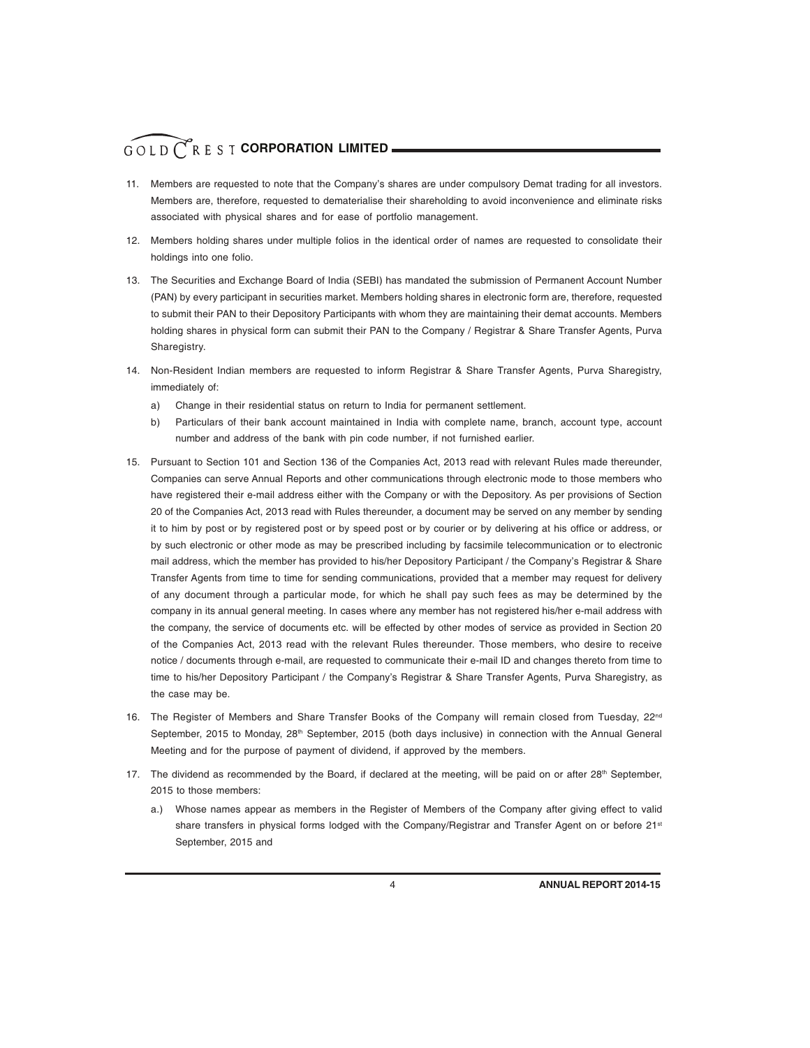11. Members are requested to note that the Company's shares are under compulsory Demat trading for all investors. Members are, therefore, requested to dematerialise their shareholding to avoid inconvenience and eliminate risks associated with physical shares and for ease of portfolio management.

12. Members holding shares under multiple folios in the identical order of names are requested to consolidate their holdings into one folio.

13. The Securities and Exchange Board of India (SEBI) has mandated the submission of Permanent Account Number (PAN) by every participant in securities market. Members holding shares in electronic form are, therefore, requested to submit their PAN to their Depository Participants with whom they are maintaining their demat accounts. Members holding shares in physical form can submit their PAN to the Company / Registrar & Share Transfer Agents, Purva Sharegistry.

14. Non-Resident Indian members are requested to inform Registrar & Share Transfer Agents, Purva Sharegistry, immediately of:

    a) Change in their residential status on return to India for permanent settlement.

    b) Particulars of their bank account maintained in India with complete name, branch, account type, account number and address of the bank with pin code number, if not furnished earlier.

15. Pursuant to Section 101 and Section 136 of the Companies Act, 2013 read with relevant Rules made thereunder, Companies can serve Annual Reports and other communications through electronic mode to those members who have registered their e-mail address either with the Company or with the Depository. As per provisions of Section 20 of the Companies Act, 2013 read with Rules thereunder, a document may be served on any member by sending it to him by post or by registered post or by speed post or by courier or by delivering at his office or address, or by such electronic or other mode as may be prescribed including by facsimile telecommunication or to electronic mail address, which the member has provided to his/her Depository Participant / the Company's Registrar & Share Transfer Agents from time to time for sending communications, provided that a member may request for delivery of any document through a particular mode, for which he shall pay such fees as may be determined by the company in its annual general meeting. In cases where any member has not registered his/her e-mail address with the company, the service of documents etc. will be effected by other modes of service as provided in Section 20 of the Companies Act, 2013 read with the relevant Rules thereunder. Those members, who desire to receive notice / documents through e-mail, are requested to communicate their e-mail ID and changes thereto from time to time to his/her Depository Participant / the Company's Registrar & Share Transfer Agents, Purva Sharegistry, as the case may be.

16. The Register of Members and Share Transfer Books of the Company will remain closed from Tuesday, 22nd September, 2015 to Monday, 28th September, 2015 (both days inclusive) in connection with the Annual General Meeting and for the purpose of payment of dividend, if approved by the members.

17. The dividend as recommended by the Board, if declared at the meeting, will be paid on or after 28th September, 2015 to those members:

    a.) Whose names appear as members in the Register of Members of the Company after giving effect to valid share transfers in physical forms lodged with the Company/Registrar and Transfer Agent on or before 21st September, 2015 and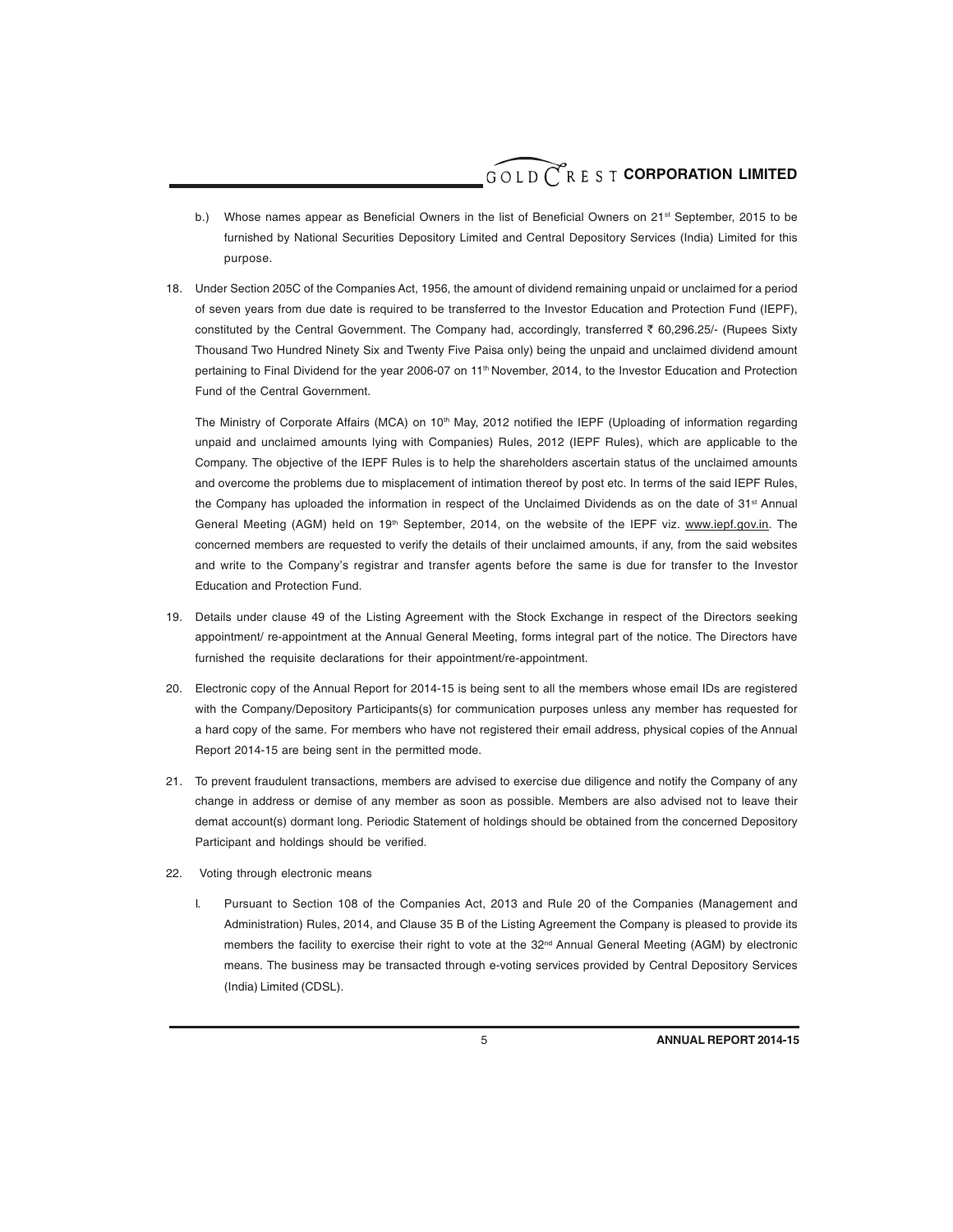b.) Whose names appear as Beneficial Owners in the list of Beneficial Owners on 21st September, 2015 to be furnished by National Securities Depository Limited and Central Depository Services (India) Limited for this purpose.

18. Under Section 205C of the Companies Act, 1956, the amount of dividend remaining unpaid or unclaimed for a period of seven years from due date is required to be transferred to the Investor Education and Protection Fund (IEPF), constituted by the Central Government. The Company had, accordingly, transferred ₹ 60,296.25/- (Rupees Sixty Thousand Two Hundred Ninety Six and Twenty Five Paisa only) being the unpaid and unclaimed dividend amount pertaining to Final Dividend for the year 2006-07 on 11th November, 2014, to the Investor Education and Protection Fund of the Central Government.

    The Ministry of Corporate Affairs (MCA) on 10th May, 2012 notified the IEPF (Uploading of information regarding unpaid and unclaimed amounts lying with Companies) Rules, 2012 (IEPF Rules), which are applicable to the Company. The objective of the IEPF Rules is to help the shareholders ascertain status of the unclaimed amounts and overcome the problems due to misplacement of intimation thereof by post etc. In terms of the said IEPF Rules, the Company has uploaded the information in respect of the Unclaimed Dividends as on the date of 31st Annual General Meeting (AGM) held on 19th September, 2014, on the website of the IEPF viz. www.iepf.gov.in. The concerned members are requested to verify the details of their unclaimed amounts, if any, from the said websites and write to the Company's registrar and transfer agents before the same is due for transfer to the Investor Education and Protection Fund.

19. Details under clause 49 of the Listing Agreement with the Stock Exchange in respect of the Directors seeking appointment/ re-appointment at the Annual General Meeting, forms integral part of the notice. The Directors have furnished the requisite declarations for their appointment/re-appointment.

20. Electronic copy of the Annual Report for 2014-15 is being sent to all the members whose email IDs are registered with the Company/Depository Participants(s) for communication purposes unless any member has requested for a hard copy of the same. For members who have not registered their email address, physical copies of the Annual Report 2014-15 are being sent in the permitted mode.

21. To prevent fraudulent transactions, members are advised to exercise due diligence and notify the Company of any change in address or demise of any member as soon as possible. Members are also advised not to leave their demat account(s) dormant long. Periodic Statement of holdings should be obtained from the concerned Depository Participant and holdings should be verified.

22. Voting through electronic means

    I. Pursuant to Section 108 of the Companies Act, 2013 and Rule 20 of the Companies (Management and Administration) Rules, 2014, and Clause 35 B of the Listing Agreement the Company is pleased to provide its members the facility to exercise their right to vote at the 32nd Annual General Meeting (AGM) by electronic means. The business may be transacted through e-voting services provided by Central Depository Services (India) Limited (CDSL).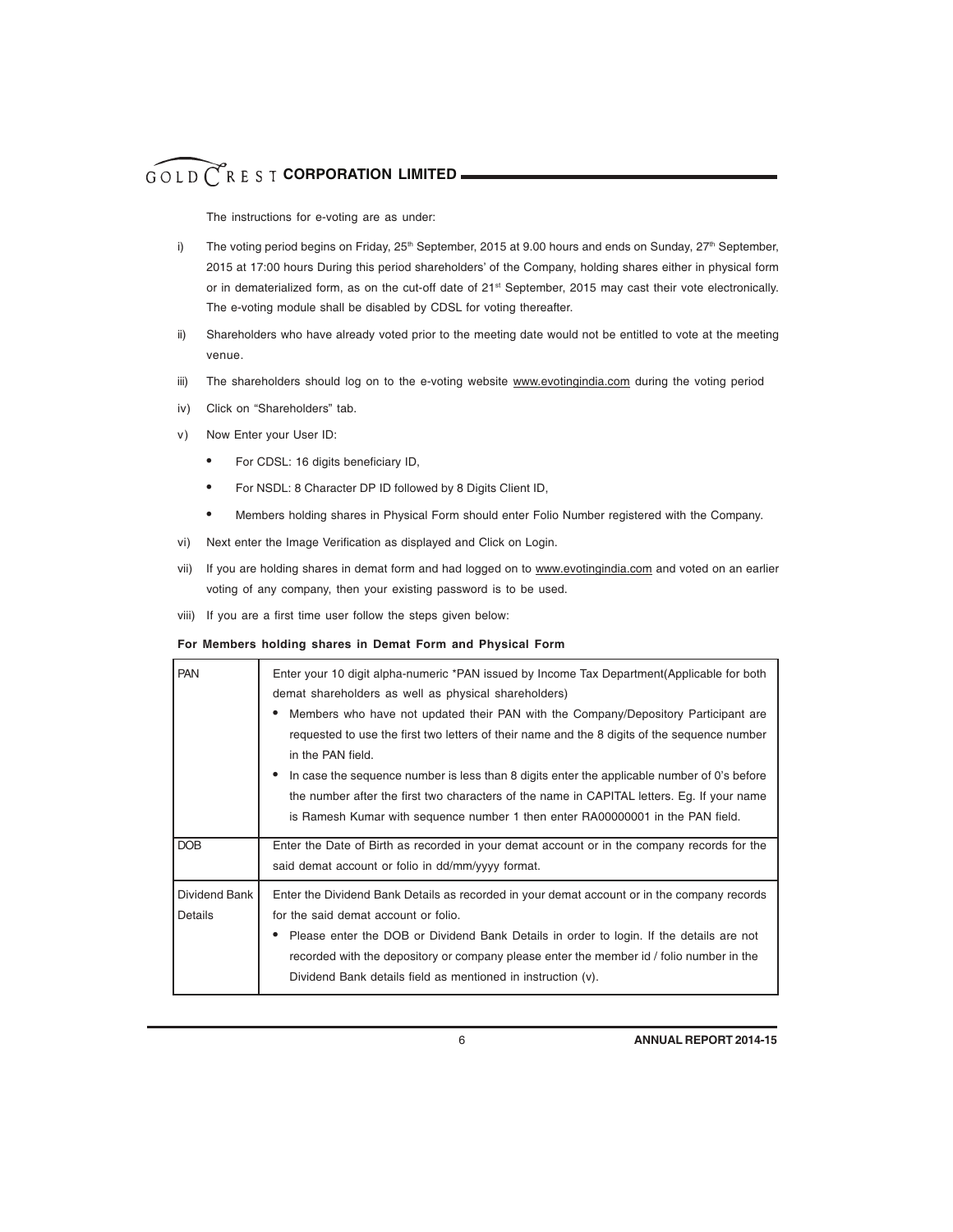The instructions for e-voting are as under:

i) The voting period begins on Friday, 25th September, 2015 at 9.00 hours and ends on Sunday, 27th September, 2015 at 17:00 hours During this period shareholders' of the Company, holding shares either in physical form or in dematerialized form, as on the cut-off date of 21st September, 2015 may cast their vote electronically. The e-voting module shall be disabled by CDSL for voting thereafter.

ii) Shareholders who have already voted prior to the meeting date would not be entitled to vote at the meeting venue.

iii) The shareholders should log on to the e-voting website www.evotingindia.com during the voting period

iv) Click on "Shareholders" tab.

v) Now Enter your User ID:

- For CDSL: 16 digits beneficiary ID,
- For NSDL: 8 Character DP ID followed by 8 Digits Client ID,
- Members holding shares in Physical Form should enter Folio Number registered with the Company.

vi) Next enter the Image Verification as displayed and Click on Login.

vii) If you are holding shares in demat form and had logged on to www.evotingindia.com and voted on an earlier voting of any company, then your existing password is to be used.

viii) If you are a first time user follow the steps given below:

**For Members holding shares in Demat Form and Physical Form**

| | |
|---|---|
| PAN | Enter your 10 digit alpha-numeric *PAN issued by Income Tax Department(Applicable for both demat shareholders as well as physical shareholders)<br>• Members who have not updated their PAN with the Company/Depository Participant are requested to use the first two letters of their name and the 8 digits of the sequence number in the PAN field.<br>• In case the sequence number is less than 8 digits enter the applicable number of 0's before the number after the first two characters of the name in CAPITAL letters. Eg. If your name is Ramesh Kumar with sequence number 1 then enter RA00000001 in the PAN field. |
| DOB | Enter the Date of Birth as recorded in your demat account or in the company records for the said demat account or folio in dd/mm/yyyy format. |
| Dividend Bank Details | Enter the Dividend Bank Details as recorded in your demat account or in the company records for the said demat account or folio.<br>• Please enter the DOB or Dividend Bank Details in order to login. If the details are not recorded with the depository or company please enter the member id / folio number in the Dividend Bank details field as mentioned in instruction (v). |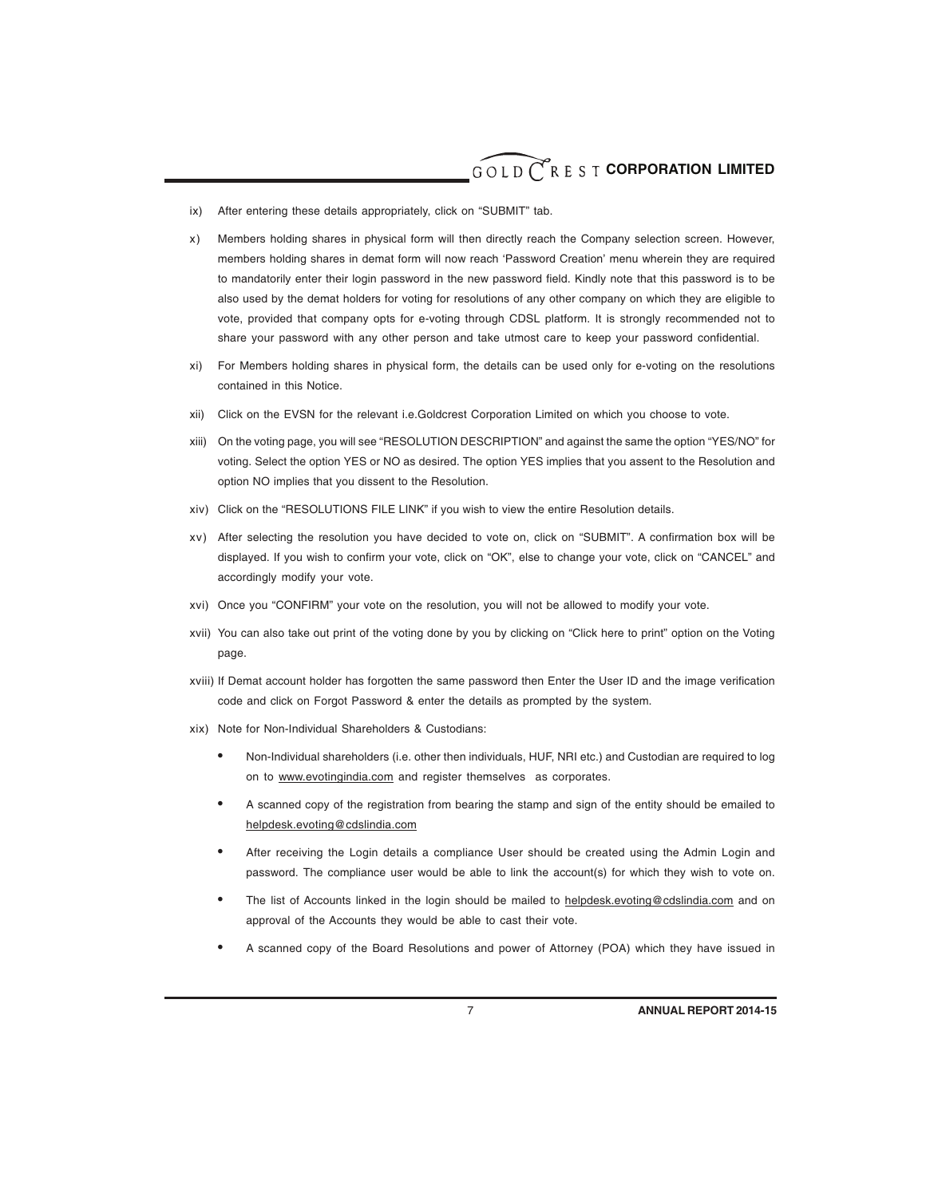ix) After entering these details appropriately, click on "SUBMIT" tab.

x) Members holding shares in physical form will then directly reach the Company selection screen. However, members holding shares in demat form will now reach 'Password Creation' menu wherein they are required to mandatorily enter their login password in the new password field. Kindly note that this password is to be also used by the demat holders for voting for resolutions of any other company on which they are eligible to vote, provided that company opts for e-voting through CDSL platform. It is strongly recommended not to share your password with any other person and take utmost care to keep your password confidential.

xi) For Members holding shares in physical form, the details can be used only for e-voting on the resolutions contained in this Notice.

xii) Click on the EVSN for the relevant i.e.Goldcrest Corporation Limited on which you choose to vote.

xiii) On the voting page, you will see "RESOLUTION DESCRIPTION" and against the same the option "YES/NO" for voting. Select the option YES or NO as desired. The option YES implies that you assent to the Resolution and option NO implies that you dissent to the Resolution.

xiv) Click on the "RESOLUTIONS FILE LINK" if you wish to view the entire Resolution details.

xv) After selecting the resolution you have decided to vote on, click on "SUBMIT". A confirmation box will be displayed. If you wish to confirm your vote, click on "OK", else to change your vote, click on "CANCEL" and accordingly modify your vote.

xvi) Once you "CONFIRM" your vote on the resolution, you will not be allowed to modify your vote.

xvii) You can also take out print of the voting done by you by clicking on "Click here to print" option on the Voting page.

xviii) If Demat account holder has forgotten the same password then Enter the User ID and the image verification code and click on Forgot Password & enter the details as prompted by the system.

xix) Note for Non-Individual Shareholders & Custodians:

- Non-Individual shareholders (i.e. other then individuals, HUF, NRI etc.) and Custodian are required to log on to www.evotingindia.com and register themselves as corporates.
- A scanned copy of the registration from bearing the stamp and sign of the entity should be emailed to helpdesk.evoting@cdslindia.com
- After receiving the Login details a compliance User should be created using the Admin Login and password. The compliance user would be able to link the account(s) for which they wish to vote on.
- The list of Accounts linked in the login should be mailed to helpdesk.evoting@cdslindia.com and on approval of the Accounts they would be able to cast their vote.
- A scanned copy of the Board Resolutions and power of Attorney (POA) which they have issued in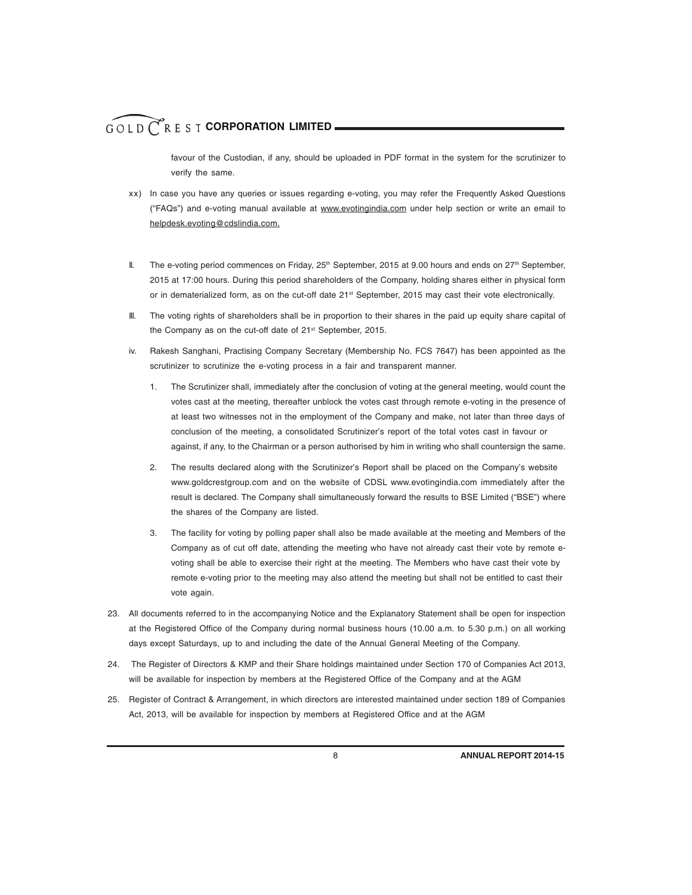favour of the Custodian, if any, should be uploaded in PDF format in the system for the scrutinizer to verify the same.

xx) In case you have any queries or issues regarding e-voting, you may refer the Frequently Asked Questions ("FAQs") and e-voting manual available at www.evotingindia.com under help section or write an email to helpdesk.evoting@cdslindia.com.

II. The e-voting period commences on Friday, 25th September, 2015 at 9.00 hours and ends on 27th September, 2015 at 17:00 hours. During this period shareholders of the Company, holding shares either in physical form or in dematerialized form, as on the cut-off date 21st September, 2015 may cast their vote electronically.

III. The voting rights of shareholders shall be in proportion to their shares in the paid up equity share capital of the Company as on the cut-off date of 21st September, 2015.

iv. Rakesh Sanghani, Practising Company Secretary (Membership No. FCS 7647) has been appointed as the scrutinizer to scrutinize the e-voting process in a fair and transparent manner.

   1. The Scrutinizer shall, immediately after the conclusion of voting at the general meeting, would count the votes cast at the meeting, thereafter unblock the votes cast through remote e-voting in the presence of at least two witnesses not in the employment of the Company and make, not later than three days of conclusion of the meeting, a consolidated Scrutinizer's report of the total votes cast in favour or against, if any, to the Chairman or a person authorised by him in writing who shall countersign the same.

   2. The results declared along with the Scrutinizer's Report shall be placed on the Company's website www.goldcrestgroup.com and on the website of CDSL www.evotingindia.com immediately after the result is declared. The Company shall simultaneously forward the results to BSE Limited ("BSE") where the shares of the Company are listed.

   3. The facility for voting by polling paper shall also be made available at the meeting and Members of the Company as of cut off date, attending the meeting who have not already cast their vote by remote e-voting shall be able to exercise their right at the meeting. The Members who have cast their vote by remote e-voting prior to the meeting may also attend the meeting but shall not be entitled to cast their vote again.

23. All documents referred to in the accompanying Notice and the Explanatory Statement shall be open for inspection at the Registered Office of the Company during normal business hours (10.00 a.m. to 5.30 p.m.) on all working days except Saturdays, up to and including the date of the Annual General Meeting of the Company.

24. The Register of Directors & KMP and their Share holdings maintained under Section 170 of Companies Act 2013, will be available for inspection by members at the Registered Office of the Company and at the AGM

25. Register of Contract & Arrangement, in which directors are interested maintained under section 189 of Companies Act, 2013, will be available for inspection by members at Registered Office and at the AGM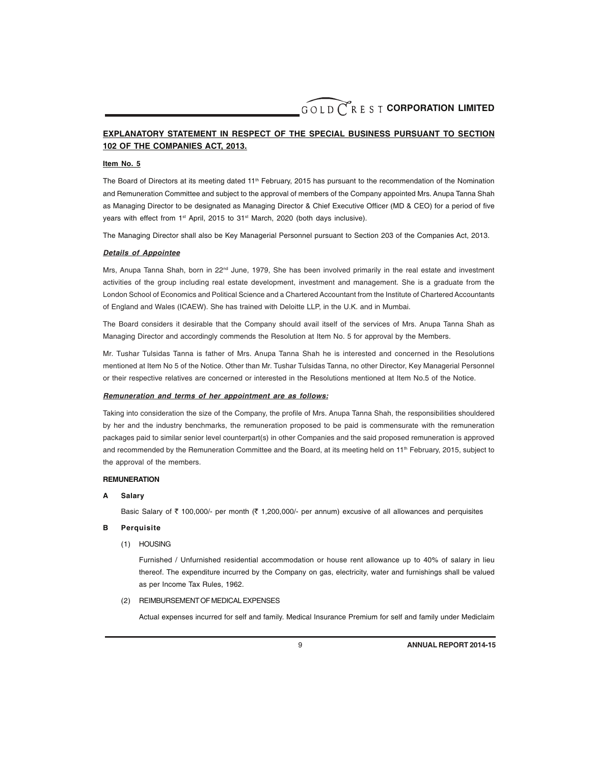## EXPLANATORY STATEMENT IN RESPECT OF THE SPECIAL BUSINESS PURSUANT TO SECTION 102 OF THE COMPANIES ACT, 2013.

**Item No. 5**

The Board of Directors at its meeting dated 11th February, 2015 has pursuant to the recommendation of the Nomination and Remuneration Committee and subject to the approval of members of the Company appointed Mrs. Anupa Tanna Shah as Managing Director to be designated as Managing Director & Chief Executive Officer (MD & CEO) for a period of five years with effect from 1st April, 2015 to 31st March, 2020 (both days inclusive).

The Managing Director shall also be Key Managerial Personnel pursuant to Section 203 of the Companies Act, 2013.

***Details of Appointee***

Mrs, Anupa Tanna Shah, born in 22nd June, 1979, She has been involved primarily in the real estate and investment activities of the group including real estate development, investment and management. She is a graduate from the London School of Economics and Political Science and a Chartered Accountant from the Institute of Chartered Accountants of England and Wales (ICAEW). She has trained with Deloitte LLP, in the U.K. and in Mumbai.

The Board considers it desirable that the Company should avail itself of the services of Mrs. Anupa Tanna Shah as Managing Director and accordingly commends the Resolution at Item No. 5 for approval by the Members.

Mr. Tushar Tulsidas Tanna is father of Mrs. Anupa Tanna Shah he is interested and concerned in the Resolutions mentioned at Item No 5 of the Notice. Other than Mr. Tushar Tulsidas Tanna, no other Director, Key Managerial Personnel or their respective relatives are concerned or interested in the Resolutions mentioned at Item No.5 of the Notice.

***Remuneration and terms of her appointment are as follows:***

Taking into consideration the size of the Company, the profile of Mrs. Anupa Tanna Shah, the responsibilities shouldered by her and the industry benchmarks, the remuneration proposed to be paid is commensurate with the remuneration packages paid to similar senior level counterpart(s) in other Companies and the said proposed remuneration is approved and recommended by the Remuneration Committee and the Board, at its meeting held on 11th February, 2015, subject to the approval of the members.

**REMUNERATION**

**A Salary**

Basic Salary of ₹ 100,000/- per month (₹ 1,200,000/- per annum) excusive of all allowances and perquisites

**B Perquisite**

(1) HOUSING

Furnished / Unfurnished residential accommodation or house rent allowance up to 40% of salary in lieu thereof. The expenditure incurred by the Company on gas, electricity, water and furnishings shall be valued as per Income Tax Rules, 1962.

(2) REIMBURSEMENT OF MEDICAL EXPENSES

Actual expenses incurred for self and family. Medical Insurance Premium for self and family under Mediclaim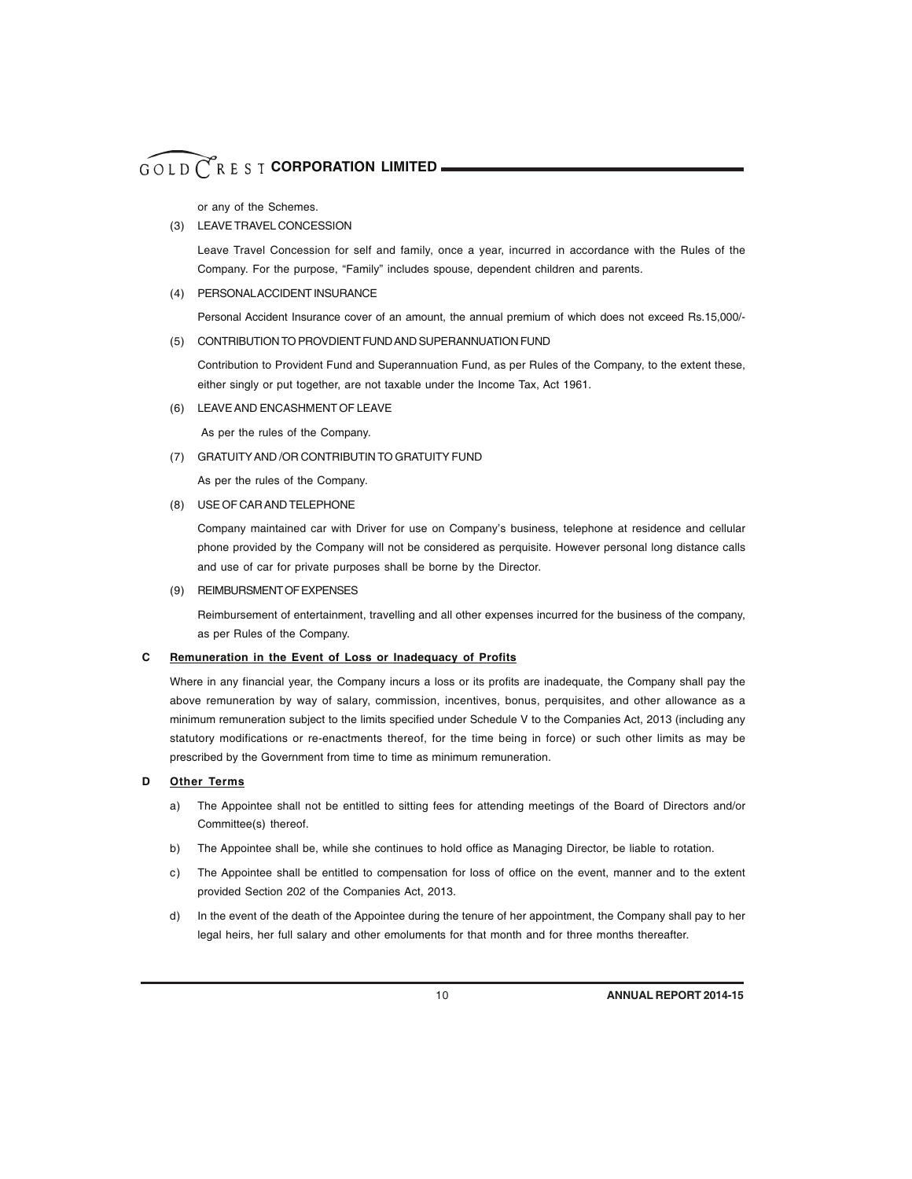or any of the Schemes.

(3) LEAVE TRAVEL CONCESSION

Leave Travel Concession for self and family, once a year, incurred in accordance with the Rules of the Company. For the purpose, "Family" includes spouse, dependent children and parents.

(4) PERSONAL ACCIDENT INSURANCE

Personal Accident Insurance cover of an amount, the annual premium of which does not exceed Rs.15,000/-

(5) CONTRIBUTION TO PROVDIENT FUND AND SUPERANNUATION FUND

Contribution to Provident Fund and Superannuation Fund, as per Rules of the Company, to the extent these, either singly or put together, are not taxable under the Income Tax, Act 1961.

(6) LEAVE AND ENCASHMENT OF LEAVE

As per the rules of the Company.

(7) GRATUITY AND /OR CONTRIBUTIN TO GRATUITY FUND

As per the rules of the Company.

(8) USE OF CAR AND TELEPHONE

Company maintained car with Driver for use on Company's business, telephone at residence and cellular phone provided by the Company will not be considered as perquisite. However personal long distance calls and use of car for private purposes shall be borne by the Director.

(9) REIMBURSMENT OF EXPENSES

Reimbursement of entertainment, travelling and all other expenses incurred for the business of the company, as per Rules of the Company.

**C** **Remuneration in the Event of Loss or Inadequacy of Profits**

Where in any financial year, the Company incurs a loss or its profits are inadequate, the Company shall pay the above remuneration by way of salary, commission, incentives, bonus, perquisites, and other allowance as a minimum remuneration subject to the limits specified under Schedule V to the Companies Act, 2013 (including any statutory modifications or re-enactments thereof, for the time being in force) or such other limits as may be prescribed by the Government from time to time as minimum remuneration.

**D** **Other Terms**

a) The Appointee shall not be entitled to sitting fees for attending meetings of the Board of Directors and/or Committee(s) thereof.

b) The Appointee shall be, while she continues to hold office as Managing Director, be liable to rotation.

c) The Appointee shall be entitled to compensation for loss of office on the event, manner and to the extent provided Section 202 of the Companies Act, 2013.

d) In the event of the death of the Appointee during the tenure of her appointment, the Company shall pay to her legal heirs, her full salary and other emoluments for that month and for three months thereafter.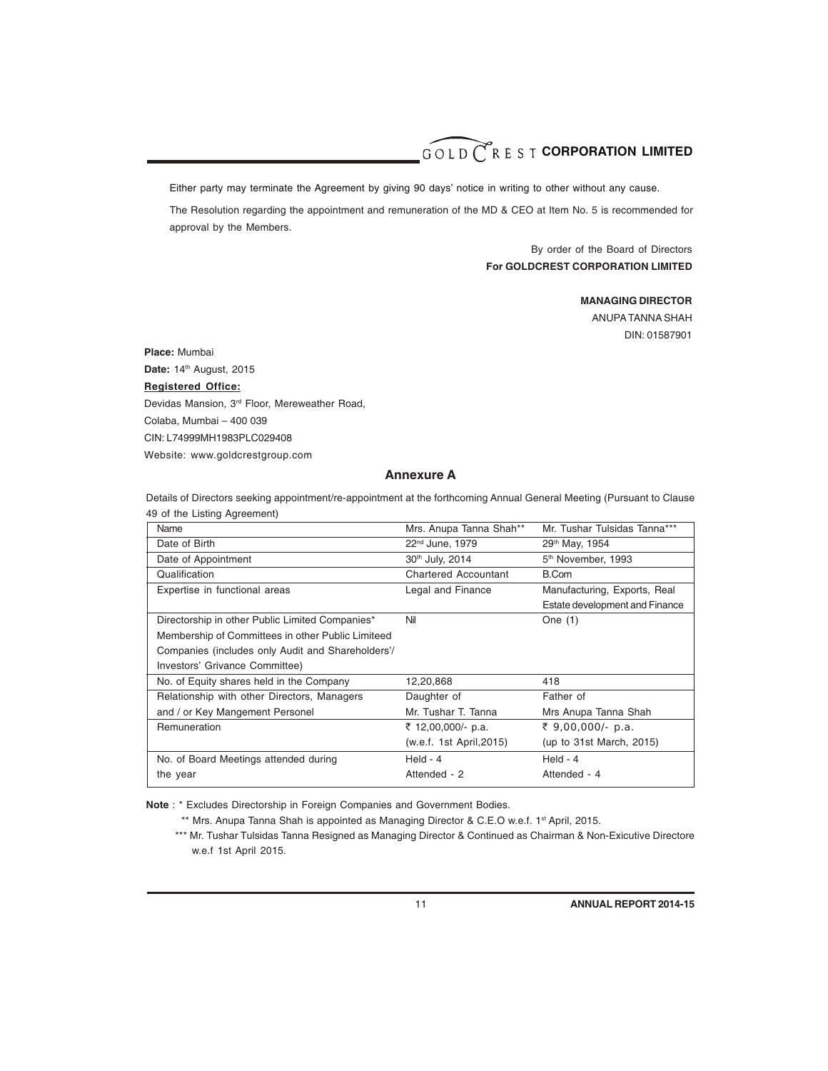Either party may terminate the Agreement by giving 90 days' notice in writing to other without any cause.

The Resolution regarding the appointment and remuneration of the MD & CEO at Item No. 5 is recommended for approval by the Members.

By order of the Board of Directors
**For GOLDCREST CORPORATION LIMITED**

**MANAGING DIRECTOR**
ANUPA TANNA SHAH
DIN: 01587901

**Place:** Mumbai
**Date:** 14th August, 2015

**Registered Office:**
Devidas Mansion, 3rd Floor, Mereweather Road,
Colaba, Mumbai – 400 039
CIN: L74999MH1983PLC029408
Website: www.goldcrestgroup.com

## Annexure A

Details of Directors seeking appointment/re-appointment at the forthcoming Annual General Meeting (Pursuant to Clause 49 of the Listing Agreement)

| Name | Mrs. Anupa Tanna Shah** | Mr. Tushar Tulsidas Tanna*** |
|---|---|---|
| Date of Birth | 22nd June, 1979 | 29th May, 1954 |
| Date of Appointment | 30th July, 2014 | 5th November, 1993 |
| Qualification | Chartered Accountant | B.Com |
| Expertise in functional areas | Legal and Finance | Manufacturing, Exports, Real Estate development and Finance |
| Directorship in other Public Limited Companies* Membership of Committees in other Public Limiteed Companies (includes only Audit and Shareholders'/ Investors' Grivance Committee) | Nil | One (1) |
| No. of Equity shares held in the Company | 12,20,868 | 418 |
| Relationship with other Directors, Managers and / or Key Mangement Personel | Daughter of Mr. Tushar T. Tanna | Father of Mrs Anupa Tanna Shah |
| Remuneration | ₹ 12,00,000/- p.a. (w.e.f. 1st April,2015) | ₹ 9,00,000/- p.a. (up to 31st March, 2015) |
| No. of Board Meetings attended during the year | Held - 4 Attended - 2 | Held - 4 Attended - 4 |

**Note** : * Excludes Directorship in Foreign Companies and Government Bodies.

** Mrs. Anupa Tanna Shah is appointed as Managing Director & C.E.O w.e.f. 1st April, 2015.

*** Mr. Tushar Tulsidas Tanna Resigned as Managing Director & Continued as Chairman & Non-Exicutive Directore w.e.f 1st April 2015.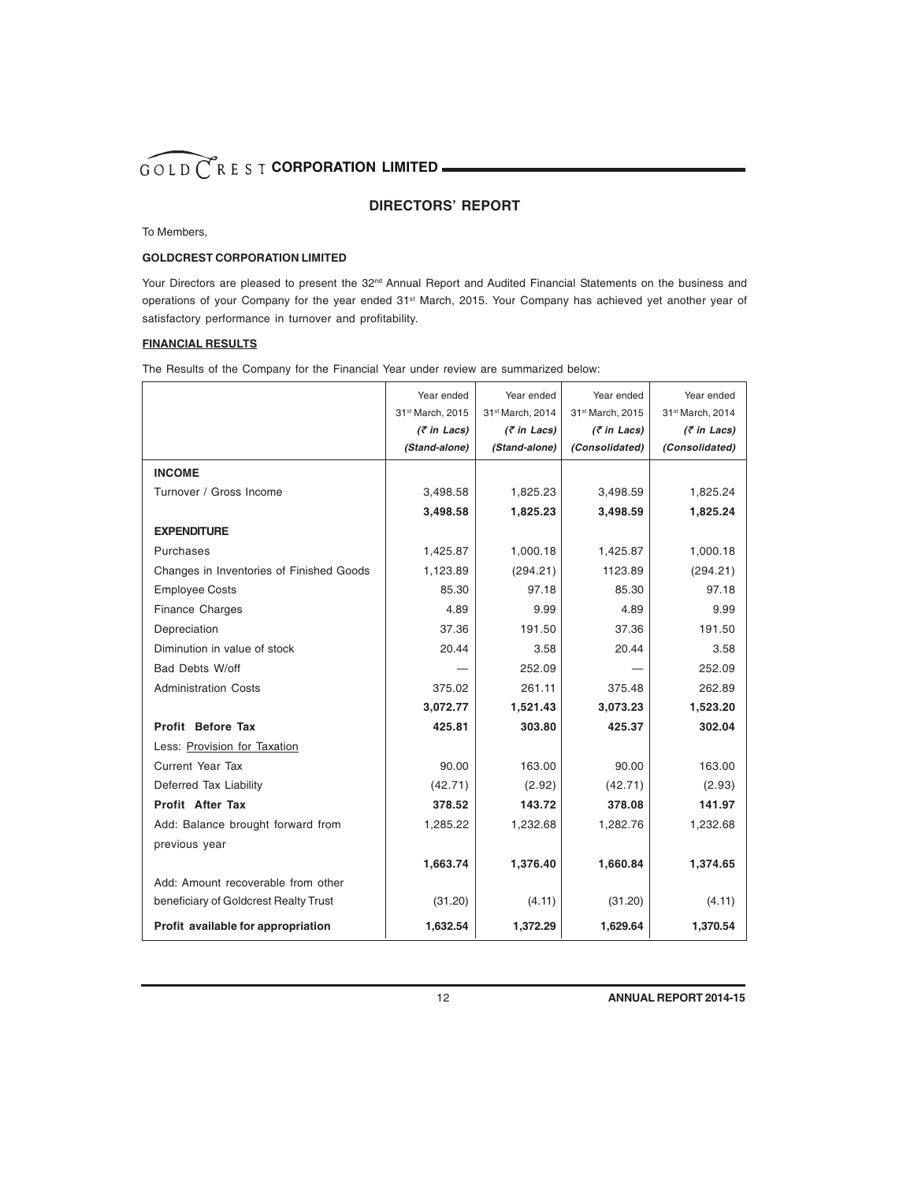## DIRECTORS' REPORT

To Members,

**GOLDCREST CORPORATION LIMITED**

Your Directors are pleased to present the 32nd Annual Report and Audited Financial Statements on the business and operations of your Company for the year ended 31st March, 2015. Your Company has achieved yet another year of satisfactory performance in turnover and profitability.

**FINANCIAL RESULTS**

The Results of the Company for the Financial Year under review are summarized below:

| | Year ended 31st March, 2015 (₹ in Lacs) (Stand-alone) | Year ended 31st March, 2014 (₹ in Lacs) (Stand-alone) | Year ended 31st March, 2015 (₹ in Lacs) (Consolidated) | Year ended 31st March, 2014 (₹ in Lacs) (Consolidated) |
|---|---|---|---|---|
| **INCOME** | | | | |
| Turnover / Gross Income | 3,498.58 | 1,825.23 | 3,498.59 | 1,825.24 |
| | **3,498.58** | **1,825.23** | **3,498.59** | **1,825.24** |
| **EXPENDITURE** | | | | |
| Purchases | 1,425.87 | 1,000.18 | 1,425.87 | 1,000.18 |
| Changes in Inventories of Finished Goods | 1,123.89 | (294.21) | 1123.89 | (294.21) |
| Employee Costs | 85.30 | 97.18 | 85.30 | 97.18 |
| Finance Charges | 4.89 | 9.99 | 4.89 | 9.99 |
| Depreciation | 37.36 | 191.50 | 37.36 | 191.50 |
| Diminution in value of stock | 20.44 | 3.58 | 20.44 | 3.58 |
| Bad Debts W/off | — | 252.09 | — | 252.09 |
| Administration Costs | 375.02 | 261.11 | 375.48 | 262.89 |
| | **3,072.77** | **1,521.43** | **3,073.23** | **1,523.20** |
| **Profit Before Tax** | **425.81** | **303.80** | **425.37** | **302.04** |
| Less: Provision for Taxation | | | | |
| Current Year Tax | 90.00 | 163.00 | 90.00 | 163.00 |
| Deferred Tax Liability | (42.71) | (2.92) | (42.71) | (2.93) |
| **Profit After Tax** | **378.52** | **143.72** | **378.08** | **141.97** |
| Add: Balance brought forward from previous year | 1,285.22 | 1,232.68 | 1,282.76 | 1,232.68 |
| | **1,663.74** | **1,376.40** | **1,660.84** | **1,374.65** |
| Add: Amount recoverable from other beneficiary of Goldcrest Realty Trust | (31.20) | (4.11) | (31.20) | (4.11) |
| **Profit available for appropriation** | **1,632.54** | **1,372.29** | **1,629.64** | **1,370.54** |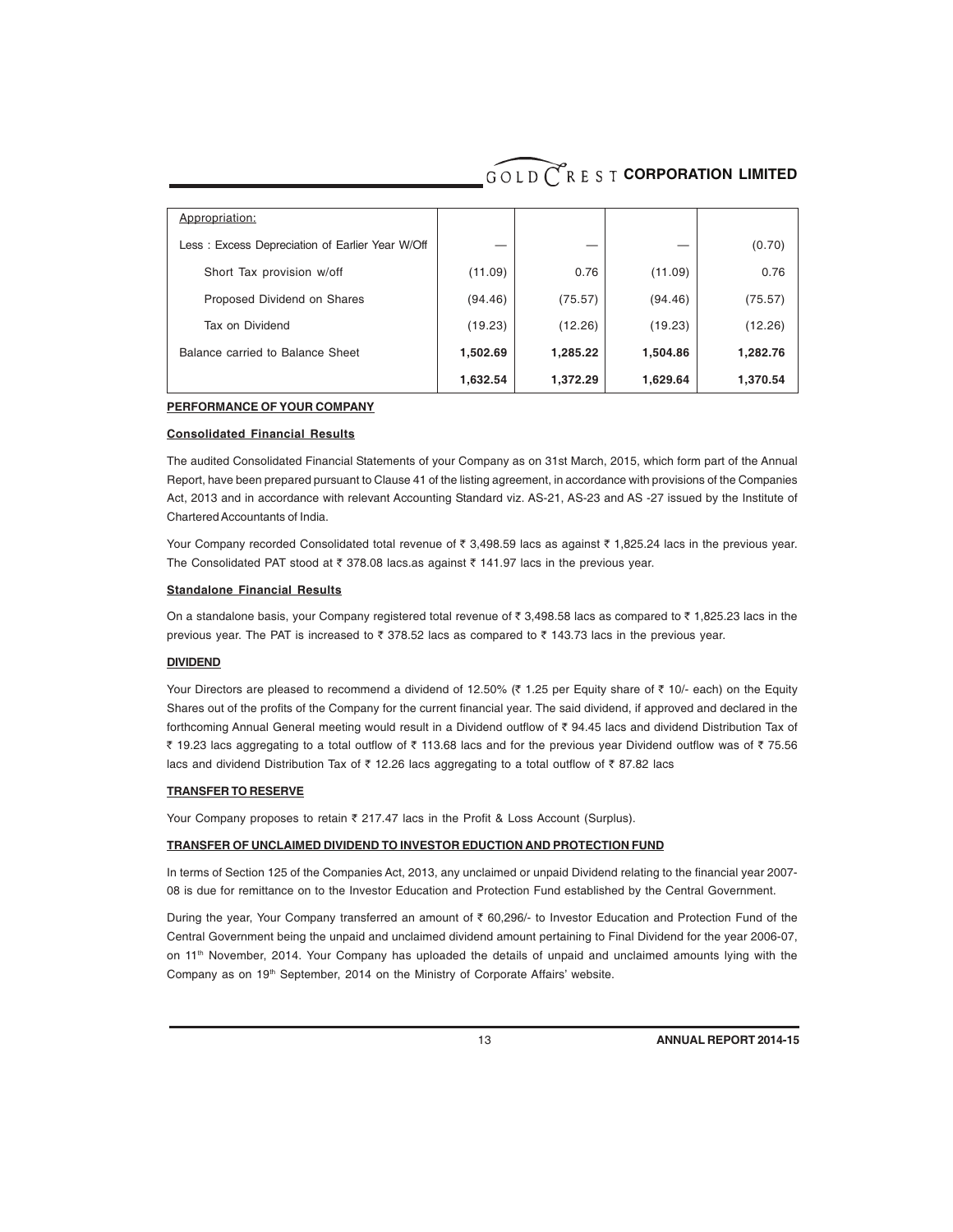| Appropriation: | | | | |
|---|---|---|---|---|
| Less : Excess Depreciation of Earlier Year W/Off | — | — | — | (0.70) |
| Short Tax provision w/off | (11.09) | 0.76 | (11.09) | 0.76 |
| Proposed Dividend on Shares | (94.46) | (75.57) | (94.46) | (75.57) |
| Tax on Dividend | (19.23) | (12.26) | (19.23) | (12.26) |
| Balance carried to Balance Sheet | **1,502.69** | **1,285.22** | **1,504.86** | **1,282.76** |
| | **1,632.54** | **1,372.29** | **1,629.64** | **1,370.54** |

## PERFORMANCE OF YOUR COMPANY

### Consolidated Financial Results

The audited Consolidated Financial Statements of your Company as on 31st March, 2015, which form part of the Annual Report, have been prepared pursuant to Clause 41 of the listing agreement, in accordance with provisions of the Companies Act, 2013 and in accordance with relevant Accounting Standard viz. AS-21, AS-23 and AS -27 issued by the Institute of Chartered Accountants of India.

Your Company recorded Consolidated total revenue of ₹ 3,498.59 lacs as against ₹ 1,825.24 lacs in the previous year. The Consolidated PAT stood at ₹ 378.08 lacs.as against ₹ 141.97 lacs in the previous year.

### Standalone Financial Results

On a standalone basis, your Company registered total revenue of ₹ 3,498.58 lacs as compared to ₹ 1,825.23 lacs in the previous year. The PAT is increased to ₹ 378.52 lacs as compared to ₹ 143.73 lacs in the previous year.

## DIVIDEND

Your Directors are pleased to recommend a dividend of 12.50% (₹ 1.25 per Equity share of ₹ 10/- each) on the Equity Shares out of the profits of the Company for the current financial year. The said dividend, if approved and declared in the forthcoming Annual General meeting would result in a Dividend outflow of ₹ 94.45 lacs and dividend Distribution Tax of ₹ 19.23 lacs aggregating to a total outflow of ₹ 113.68 lacs and for the previous year Dividend outflow was of ₹ 75.56 lacs and dividend Distribution Tax of ₹ 12.26 lacs aggregating to a total outflow of ₹ 87.82 lacs

## TRANSFER TO RESERVE

Your Company proposes to retain ₹ 217.47 lacs in the Profit & Loss Account (Surplus).

## TRANSFER OF UNCLAIMED DIVIDEND TO INVESTOR EDUCTION AND PROTECTION FUND

In terms of Section 125 of the Companies Act, 2013, any unclaimed or unpaid Dividend relating to the financial year 2007-08 is due for remittance on to the Investor Education and Protection Fund established by the Central Government.

During the year, Your Company transferred an amount of ₹ 60,296/- to Investor Education and Protection Fund of the Central Government being the unpaid and unclaimed dividend amount pertaining to Final Dividend for the year 2006-07, on 11th November, 2014. Your Company has uploaded the details of unpaid and unclaimed amounts lying with the Company as on 19th September, 2014 on the Ministry of Corporate Affairs' website.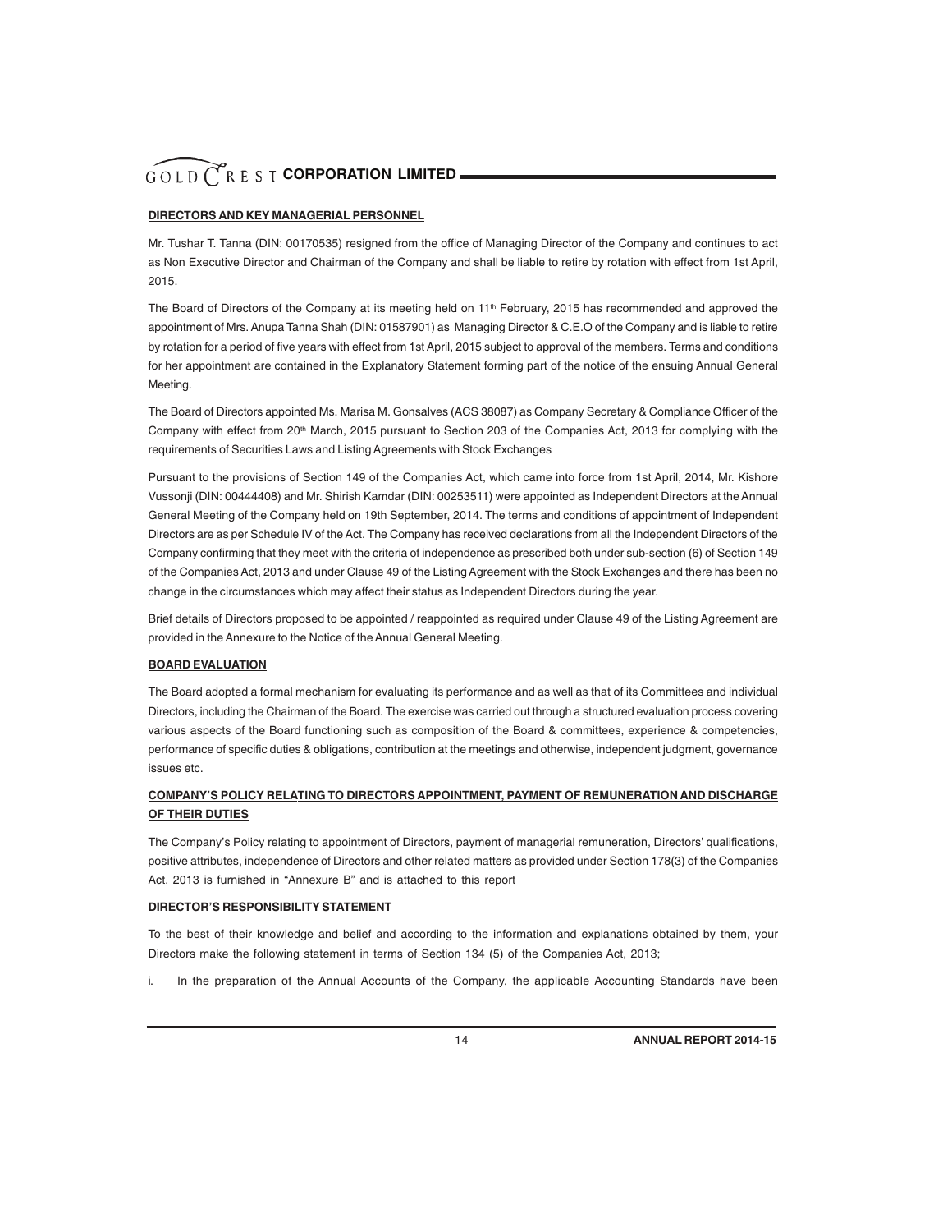## DIRECTORS AND KEY MANAGERIAL PERSONNEL

Mr. Tushar T. Tanna (DIN: 00170535) resigned from the office of Managing Director of the Company and continues to act as Non Executive Director and Chairman of the Company and shall be liable to retire by rotation with effect from 1st April, 2015.

The Board of Directors of the Company at its meeting held on 11th February, 2015 has recommended and approved the appointment of Mrs. Anupa Tanna Shah (DIN: 01587901) as Managing Director & C.E.O of the Company and is liable to retire by rotation for a period of five years with effect from 1st April, 2015 subject to approval of the members. Terms and conditions for her appointment are contained in the Explanatory Statement forming part of the notice of the ensuing Annual General Meeting.

The Board of Directors appointed Ms. Marisa M. Gonsalves (ACS 38087) as Company Secretary & Compliance Officer of the Company with effect from 20th March, 2015 pursuant to Section 203 of the Companies Act, 2013 for complying with the requirements of Securities Laws and Listing Agreements with Stock Exchanges

Pursuant to the provisions of Section 149 of the Companies Act, which came into force from 1st April, 2014, Mr. Kishore Vussonji (DIN: 00444408) and Mr. Shirish Kamdar (DIN: 00253511) were appointed as Independent Directors at the Annual General Meeting of the Company held on 19th September, 2014. The terms and conditions of appointment of Independent Directors are as per Schedule IV of the Act. The Company has received declarations from all the Independent Directors of the Company confirming that they meet with the criteria of independence as prescribed both under sub-section (6) of Section 149 of the Companies Act, 2013 and under Clause 49 of the Listing Agreement with the Stock Exchanges and there has been no change in the circumstances which may affect their status as Independent Directors during the year.

Brief details of Directors proposed to be appointed / reappointed as required under Clause 49 of the Listing Agreement are provided in the Annexure to the Notice of the Annual General Meeting.

## BOARD EVALUATION

The Board adopted a formal mechanism for evaluating its performance and as well as that of its Committees and individual Directors, including the Chairman of the Board. The exercise was carried out through a structured evaluation process covering various aspects of the Board functioning such as composition of the Board & committees, experience & competencies, performance of specific duties & obligations, contribution at the meetings and otherwise, independent judgment, governance issues etc.

## COMPANY'S POLICY RELATING TO DIRECTORS APPOINTMENT, PAYMENT OF REMUNERATION AND DISCHARGE OF THEIR DUTIES

The Company's Policy relating to appointment of Directors, payment of managerial remuneration, Directors' qualifications, positive attributes, independence of Directors and other related matters as provided under Section 178(3) of the Companies Act, 2013 is furnished in "Annexure B" and is attached to this report

## DIRECTOR'S RESPONSIBILITY STATEMENT

To the best of their knowledge and belief and according to the information and explanations obtained by them, your Directors make the following statement in terms of Section 134 (5) of the Companies Act, 2013;

i. In the preparation of the Annual Accounts of the Company, the applicable Accounting Standards have been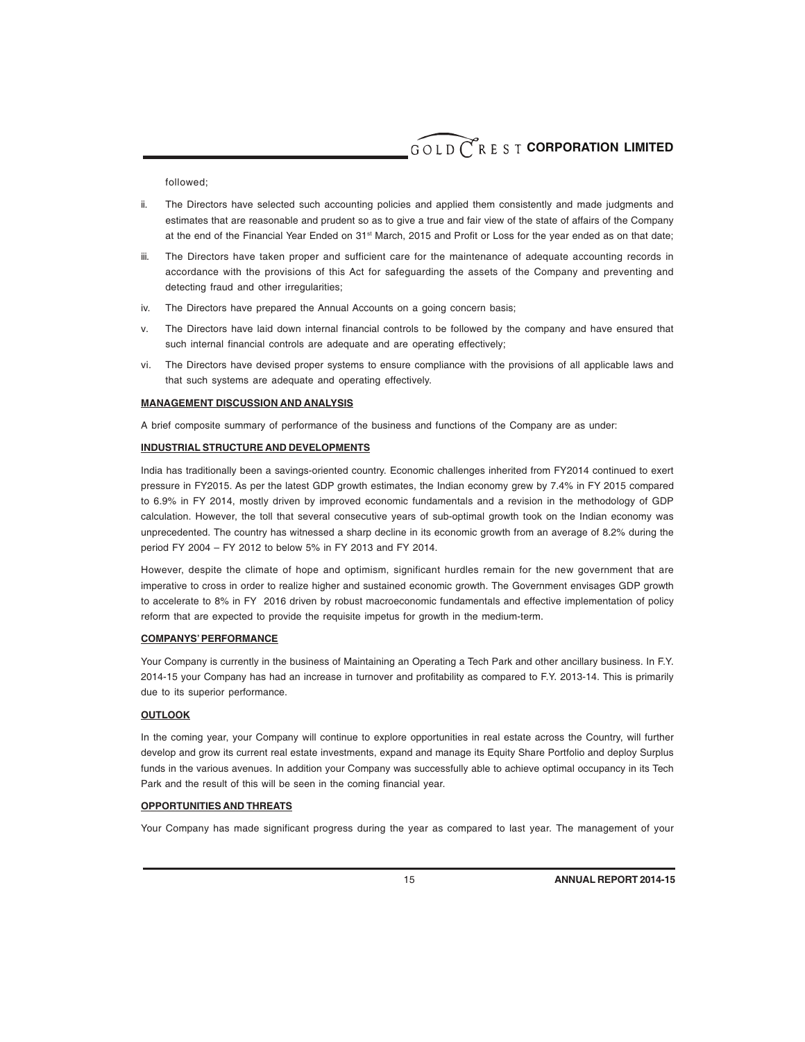followed;

ii. The Directors have selected such accounting policies and applied them consistently and made judgments and estimates that are reasonable and prudent so as to give a true and fair view of the state of affairs of the Company at the end of the Financial Year Ended on 31st March, 2015 and Profit or Loss for the year ended as on that date;

iii. The Directors have taken proper and sufficient care for the maintenance of adequate accounting records in accordance with the provisions of this Act for safeguarding the assets of the Company and preventing and detecting fraud and other irregularities;

iv. The Directors have prepared the Annual Accounts on a going concern basis;

v. The Directors have laid down internal financial controls to be followed by the company and have ensured that such internal financial controls are adequate and are operating effectively;

vi. The Directors have devised proper systems to ensure compliance with the provisions of all applicable laws and that such systems are adequate and operating effectively.

**MANAGEMENT DISCUSSION AND ANALYSIS**

A brief composite summary of performance of the business and functions of the Company are as under:

**INDUSTRIAL STRUCTURE AND DEVELOPMENTS**

India has traditionally been a savings-oriented country. Economic challenges inherited from FY2014 continued to exert pressure in FY2015. As per the latest GDP growth estimates, the Indian economy grew by 7.4% in FY 2015 compared to 6.9% in FY 2014, mostly driven by improved economic fundamentals and a revision in the methodology of GDP calculation. However, the toll that several consecutive years of sub-optimal growth took on the Indian economy was unprecedented. The country has witnessed a sharp decline in its economic growth from an average of 8.2% during the period FY 2004 – FY 2012 to below 5% in FY 2013 and FY 2014.

However, despite the climate of hope and optimism, significant hurdles remain for the new government that are imperative to cross in order to realize higher and sustained economic growth. The Government envisages GDP growth to accelerate to 8% in FY 2016 driven by robust macroeconomic fundamentals and effective implementation of policy reform that are expected to provide the requisite impetus for growth in the medium-term.

**COMPANYS' PERFORMANCE**

Your Company is currently in the business of Maintaining an Operating a Tech Park and other ancillary business. In F.Y. 2014-15 your Company has had an increase in turnover and profitability as compared to F.Y. 2013-14. This is primarily due to its superior performance.

**OUTLOOK**

In the coming year, your Company will continue to explore opportunities in real estate across the Country, will further develop and grow its current real estate investments, expand and manage its Equity Share Portfolio and deploy Surplus funds in the various avenues. In addition your Company was successfully able to achieve optimal occupancy in its Tech Park and the result of this will be seen in the coming financial year.

**OPPORTUNITIES AND THREATS**

Your Company has made significant progress during the year as compared to last year. The management of your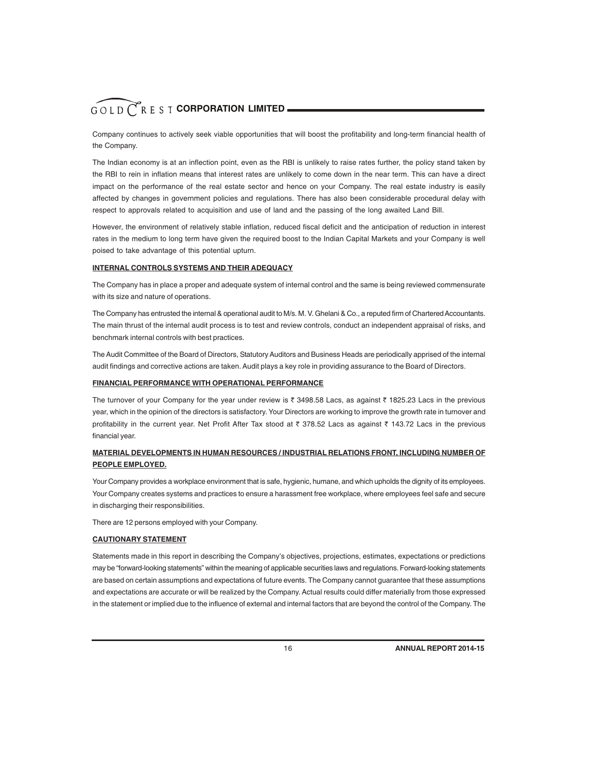Company continues to actively seek viable opportunities that will boost the profitability and long-term financial health of the Company.

The Indian economy is at an inflection point, even as the RBI is unlikely to raise rates further, the policy stand taken by the RBI to rein in inflation means that interest rates are unlikely to come down in the near term. This can have a direct impact on the performance of the real estate sector and hence on your Company. The real estate industry is easily affected by changes in government policies and regulations. There has also been considerable procedural delay with respect to approvals related to acquisition and use of land and the passing of the long awaited Land Bill.

However, the environment of relatively stable inflation, reduced fiscal deficit and the anticipation of reduction in interest rates in the medium to long term have given the required boost to the Indian Capital Markets and your Company is well poised to take advantage of this potential upturn.

**INTERNAL CONTROLS SYSTEMS AND THEIR ADEQUACY**

The Company has in place a proper and adequate system of internal control and the same is being reviewed commensurate with its size and nature of operations.

The Company has entrusted the internal & operational audit to M/s. M. V. Ghelani & Co., a reputed firm of Chartered Accountants. The main thrust of the internal audit process is to test and review controls, conduct an independent appraisal of risks, and benchmark internal controls with best practices.

The Audit Committee of the Board of Directors, Statutory Auditors and Business Heads are periodically apprised of the internal audit findings and corrective actions are taken. Audit plays a key role in providing assurance to the Board of Directors.

**FINANCIAL PERFORMANCE WITH OPERATIONAL PERFORMANCE**

The turnover of your Company for the year under review is ₹ 3498.58 Lacs, as against ₹ 1825.23 Lacs in the previous year, which in the opinion of the directors is satisfactory. Your Directors are working to improve the growth rate in turnover and profitability in the current year. Net Profit After Tax stood at ₹ 378.52 Lacs as against ₹ 143.72 Lacs in the previous financial year.

**MATERIAL DEVELOPMENTS IN HUMAN RESOURCES / INDUSTRIAL RELATIONS FRONT, INCLUDING NUMBER OF PEOPLE EMPLOYED.**

Your Company provides a workplace environment that is safe, hygienic, humane, and which upholds the dignity of its employees. Your Company creates systems and practices to ensure a harassment free workplace, where employees feel safe and secure in discharging their responsibilities.

There are 12 persons employed with your Company.

**CAUTIONARY STATEMENT**

Statements made in this report in describing the Company's objectives, projections, estimates, expectations or predictions may be "forward-looking statements" within the meaning of applicable securities laws and regulations. Forward-looking statements are based on certain assumptions and expectations of future events. The Company cannot guarantee that these assumptions and expectations are accurate or will be realized by the Company. Actual results could differ materially from those expressed in the statement or implied due to the influence of external and internal factors that are beyond the control of the Company. The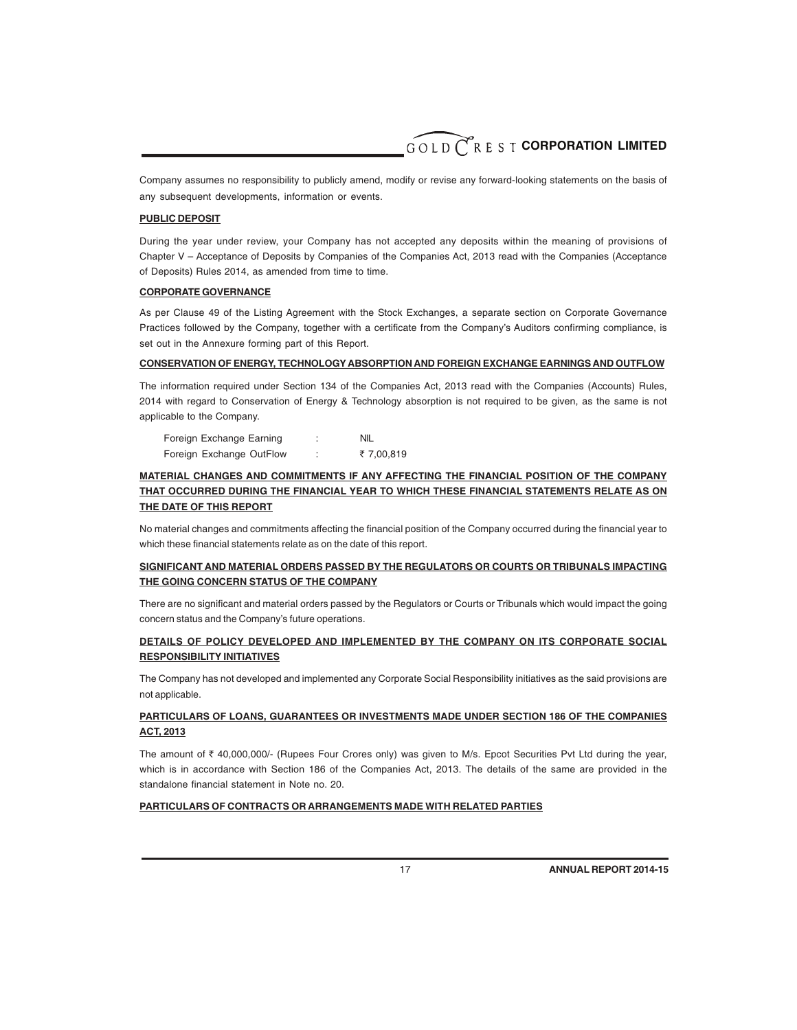Company assumes no responsibility to publicly amend, modify or revise any forward-looking statements on the basis of any subsequent developments, information or events.

**PUBLIC DEPOSIT**

During the year under review, your Company has not accepted any deposits within the meaning of provisions of Chapter V – Acceptance of Deposits by Companies of the Companies Act, 2013 read with the Companies (Acceptance of Deposits) Rules 2014, as amended from time to time.

**CORPORATE GOVERNANCE**

As per Clause 49 of the Listing Agreement with the Stock Exchanges, a separate section on Corporate Governance Practices followed by the Company, together with a certificate from the Company's Auditors confirming compliance, is set out in the Annexure forming part of this Report.

**CONSERVATION OF ENERGY, TECHNOLOGY ABSORPTION AND FOREIGN EXCHANGE EARNINGS AND OUTFLOW**

The information required under Section 134 of the Companies Act, 2013 read with the Companies (Accounts) Rules, 2014 with regard to Conservation of Energy & Technology absorption is not required to be given, as the same is not applicable to the Company.

| | | |
|---|---|---|
| Foreign Exchange Earning | : | NIL |
| Foreign Exchange OutFlow | : | ₹ 7,00,819 |

**MATERIAL CHANGES AND COMMITMENTS IF ANY AFFECTING THE FINANCIAL POSITION OF THE COMPANY THAT OCCURRED DURING THE FINANCIAL YEAR TO WHICH THESE FINANCIAL STATEMENTS RELATE AS ON THE DATE OF THIS REPORT**

No material changes and commitments affecting the financial position of the Company occurred during the financial year to which these financial statements relate as on the date of this report.

**SIGNIFICANT AND MATERIAL ORDERS PASSED BY THE REGULATORS OR COURTS OR TRIBUNALS IMPACTING THE GOING CONCERN STATUS OF THE COMPANY**

There are no significant and material orders passed by the Regulators or Courts or Tribunals which would impact the going concern status and the Company's future operations.

**DETAILS OF POLICY DEVELOPED AND IMPLEMENTED BY THE COMPANY ON ITS CORPORATE SOCIAL RESPONSIBILITY INITIATIVES**

The Company has not developed and implemented any Corporate Social Responsibility initiatives as the said provisions are not applicable.

**PARTICULARS OF LOANS, GUARANTEES OR INVESTMENTS MADE UNDER SECTION 186 OF THE COMPANIES ACT, 2013**

The amount of ₹ 40,000,000/- (Rupees Four Crores only) was given to M/s. Epcot Securities Pvt Ltd during the year, which is in accordance with Section 186 of the Companies Act, 2013. The details of the same are provided in the standalone financial statement in Note no. 20.

**PARTICULARS OF CONTRACTS OR ARRANGEMENTS MADE WITH RELATED PARTIES**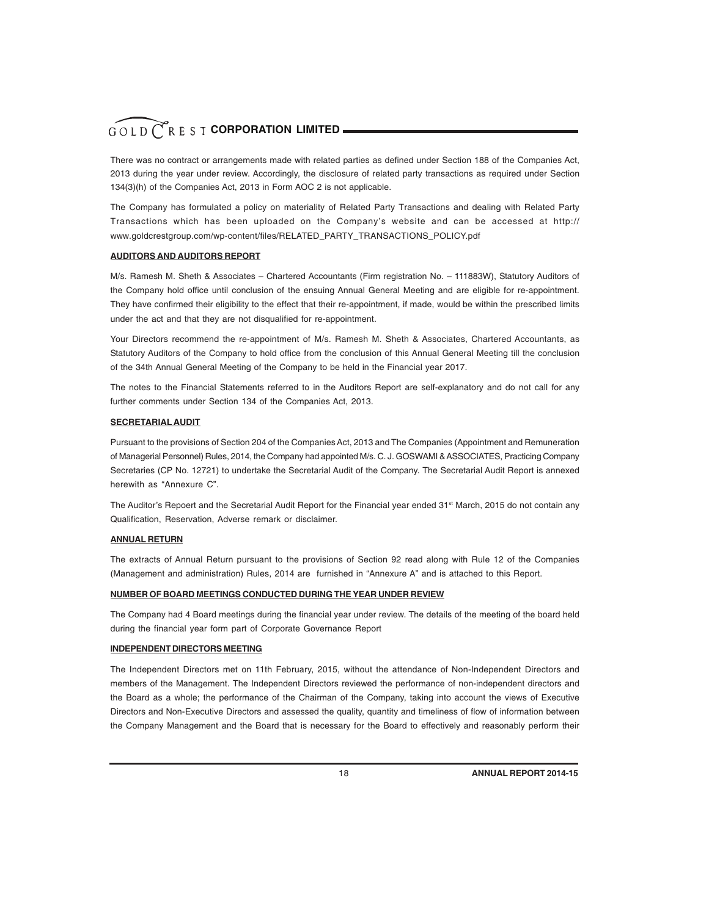There was no contract or arrangements made with related parties as defined under Section 188 of the Companies Act, 2013 during the year under review. Accordingly, the disclosure of related party transactions as required under Section 134(3)(h) of the Companies Act, 2013 in Form AOC 2 is not applicable.

The Company has formulated a policy on materiality of Related Party Transactions and dealing with Related Party Transactions which has been uploaded on the Company's website and can be accessed at http:// www.goldcrestgroup.com/wp-content/files/RELATED_PARTY_TRANSACTIONS_POLICY.pdf

**AUDITORS AND AUDITORS REPORT**

M/s. Ramesh M. Sheth & Associates – Chartered Accountants (Firm registration No. – 111883W), Statutory Auditors of the Company hold office until conclusion of the ensuing Annual General Meeting and are eligible for re-appointment. They have confirmed their eligibility to the effect that their re-appointment, if made, would be within the prescribed limits under the act and that they are not disqualified for re-appointment.

Your Directors recommend the re-appointment of M/s. Ramesh M. Sheth & Associates, Chartered Accountants, as Statutory Auditors of the Company to hold office from the conclusion of this Annual General Meeting till the conclusion of the 34th Annual General Meeting of the Company to be held in the Financial year 2017.

The notes to the Financial Statements referred to in the Auditors Report are self-explanatory and do not call for any further comments under Section 134 of the Companies Act, 2013.

**SECRETARIAL AUDIT**

Pursuant to the provisions of Section 204 of the Companies Act, 2013 and The Companies (Appointment and Remuneration of Managerial Personnel) Rules, 2014, the Company had appointed M/s. C. J. GOSWAMI & ASSOCIATES, Practicing Company Secretaries (CP No. 12721) to undertake the Secretarial Audit of the Company. The Secretarial Audit Report is annexed herewith as "Annexure C".

The Auditor's Repoert and the Secretarial Audit Report for the Financial year ended 31st March, 2015 do not contain any Qualification, Reservation, Adverse remark or disclaimer.

**ANNUAL RETURN**

The extracts of Annual Return pursuant to the provisions of Section 92 read along with Rule 12 of the Companies (Management and administration) Rules, 2014 are furnished in "Annexure A" and is attached to this Report.

**NUMBER OF BOARD MEETINGS CONDUCTED DURING THE YEAR UNDER REVIEW**

The Company had 4 Board meetings during the financial year under review. The details of the meeting of the board held during the financial year form part of Corporate Governance Report

**INDEPENDENT DIRECTORS MEETING**

The Independent Directors met on 11th February, 2015, without the attendance of Non-Independent Directors and members of the Management. The Independent Directors reviewed the performance of non-independent directors and the Board as a whole; the performance of the Chairman of the Company, taking into account the views of Executive Directors and Non-Executive Directors and assessed the quality, quantity and timeliness of flow of information between the Company Management and the Board that is necessary for the Board to effectively and reasonably perform their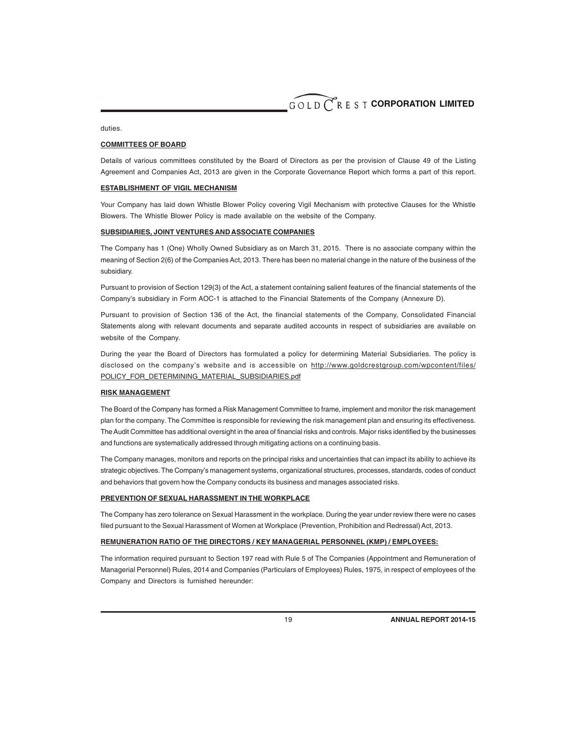duties.

## COMMITTEES OF BOARD

Details of various committees constituted by the Board of Directors as per the provision of Clause 49 of the Listing Agreement and Companies Act, 2013 are given in the Corporate Governance Report which forms a part of this report.

## ESTABLISHMENT OF VIGIL MECHANISM

Your Company has laid down Whistle Blower Policy covering Vigil Mechanism with protective Clauses for the Whistle Blowers. The Whistle Blower Policy is made available on the website of the Company.

## SUBSIDIARIES, JOINT VENTURES AND ASSOCIATE COMPANIES

The Company has 1 (One) Wholly Owned Subsidiary as on March 31, 2015. There is no associate company within the meaning of Section 2(6) of the Companies Act, 2013. There has been no material change in the nature of the business of the subsidiary.

Pursuant to provision of Section 129(3) of the Act, a statement containing salient features of the financial statements of the Company's subsidiary in Form AOC-1 is attached to the Financial Statements of the Company (Annexure D).

Pursuant to provision of Section 136 of the Act, the financial statements of the Company, Consolidated Financial Statements along with relevant documents and separate audited accounts in respect of subsidiaries are available on website of the Company.

During the year the Board of Directors has formulated a policy for determining Material Subsidiaries. The policy is disclosed on the company's website and is accessible on http://www.goldcrestgroup.com/wpcontent/files/POLICY_FOR_DETERMINING_MATERIAL_SUBSIDIARIES.pdf

## RISK MANAGEMENT

The Board of the Company has formed a Risk Management Committee to frame, implement and monitor the risk management plan for the company. The Committee is responsible for reviewing the risk management plan and ensuring its effectiveness. The Audit Committee has additional oversight in the area of financial risks and controls. Major risks identified by the businesses and functions are systematically addressed through mitigating actions on a continuing basis.

The Company manages, monitors and reports on the principal risks and uncertainties that can impact its ability to achieve its strategic objectives. The Company's management systems, organizational structures, processes, standards, codes of conduct and behaviors that govern how the Company conducts its business and manages associated risks.

## PREVENTION OF SEXUAL HARASSMENT IN THE WORKPLACE

The Company has zero tolerance on Sexual Harassment in the workplace. During the year under review there were no cases filed pursuant to the Sexual Harassment of Women at Workplace (Prevention, Prohibition and Redressal) Act, 2013.

## REMUNERATION RATIO OF THE DIRECTORS / KEY MANAGERIAL PERSONNEL (KMP) / EMPLOYEES:

The information required pursuant to Section 197 read with Rule 5 of The Companies (Appointment and Remuneration of Managerial Personnel) Rules, 2014 and Companies (Particulars of Employees) Rules, 1975, in respect of employees of the Company and Directors is furnished hereunder: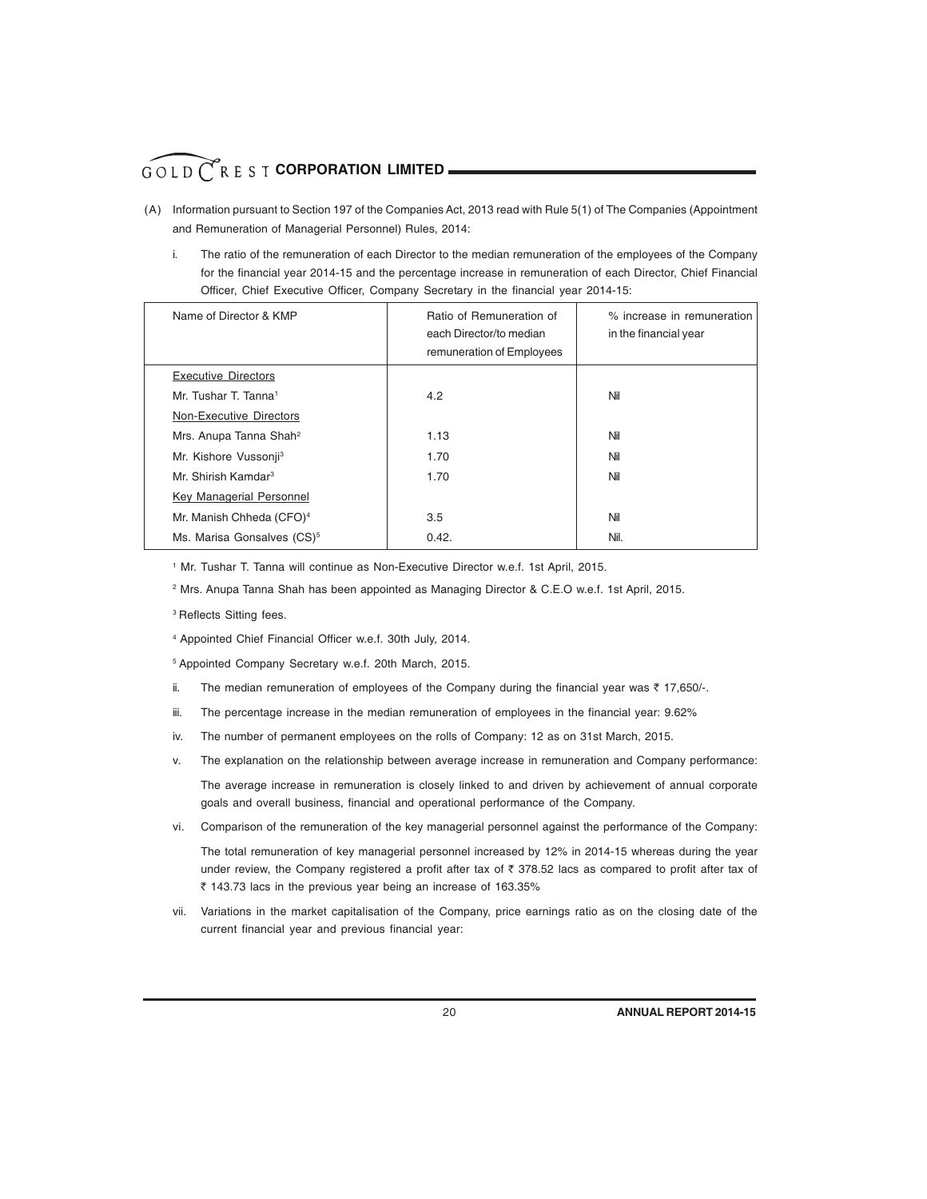(A) Information pursuant to Section 197 of the Companies Act, 2013 read with Rule 5(1) of The Companies (Appointment and Remuneration of Managerial Personnel) Rules, 2014:

i. The ratio of the remuneration of each Director to the median remuneration of the employees of the Company for the financial year 2014-15 and the percentage increase in remuneration of each Director, Chief Financial Officer, Chief Executive Officer, Company Secretary in the financial year 2014-15:

| Name of Director & KMP | Ratio of Remuneration of each Director/to median remuneration of Employees | % increase in remuneration in the financial year |
|---|---|---|
| Executive Directors | | |
| Mr. Tushar T. Tanna[1] | 4.2 | Nil |
| Non-Executive Directors | | |
| Mrs. Anupa Tanna Shah[2] | 1.13 | Nil |
| Mr. Kishore Vussonji[3] | 1.70 | Nil |
| Mr. Shirish Kamdar[3] | 1.70 | Nil |
| Key Managerial Personnel | | |
| Mr. Manish Chheda (CFO)[4] | 3.5 | Nil |
| Ms. Marisa Gonsalves (CS)[5] | 0.42. | Nil. |

[1] Mr. Tushar T. Tanna will continue as Non-Executive Director w.e.f. 1st April, 2015.

[2] Mrs. Anupa Tanna Shah has been appointed as Managing Director & C.E.O w.e.f. 1st April, 2015.

[3] Reflects Sitting fees.

[4] Appointed Chief Financial Officer w.e.f. 30th July, 2014.

[5] Appointed Company Secretary w.e.f. 20th March, 2015.

ii. The median remuneration of employees of the Company during the financial year was ₹ 17,650/-.

iii. The percentage increase in the median remuneration of employees in the financial year: 9.62%

iv. The number of permanent employees on the rolls of Company: 12 as on 31st March, 2015.

v. The explanation on the relationship between average increase in remuneration and Company performance:

The average increase in remuneration is closely linked to and driven by achievement of annual corporate goals and overall business, financial and operational performance of the Company.

vi. Comparison of the remuneration of the key managerial personnel against the performance of the Company:

The total remuneration of key managerial personnel increased by 12% in 2014-15 whereas during the year under review, the Company registered a profit after tax of ₹ 378.52 lacs as compared to profit after tax of ₹ 143.73 lacs in the previous year being an increase of 163.35%

vii. Variations in the market capitalisation of the Company, price earnings ratio as on the closing date of the current financial year and previous financial year: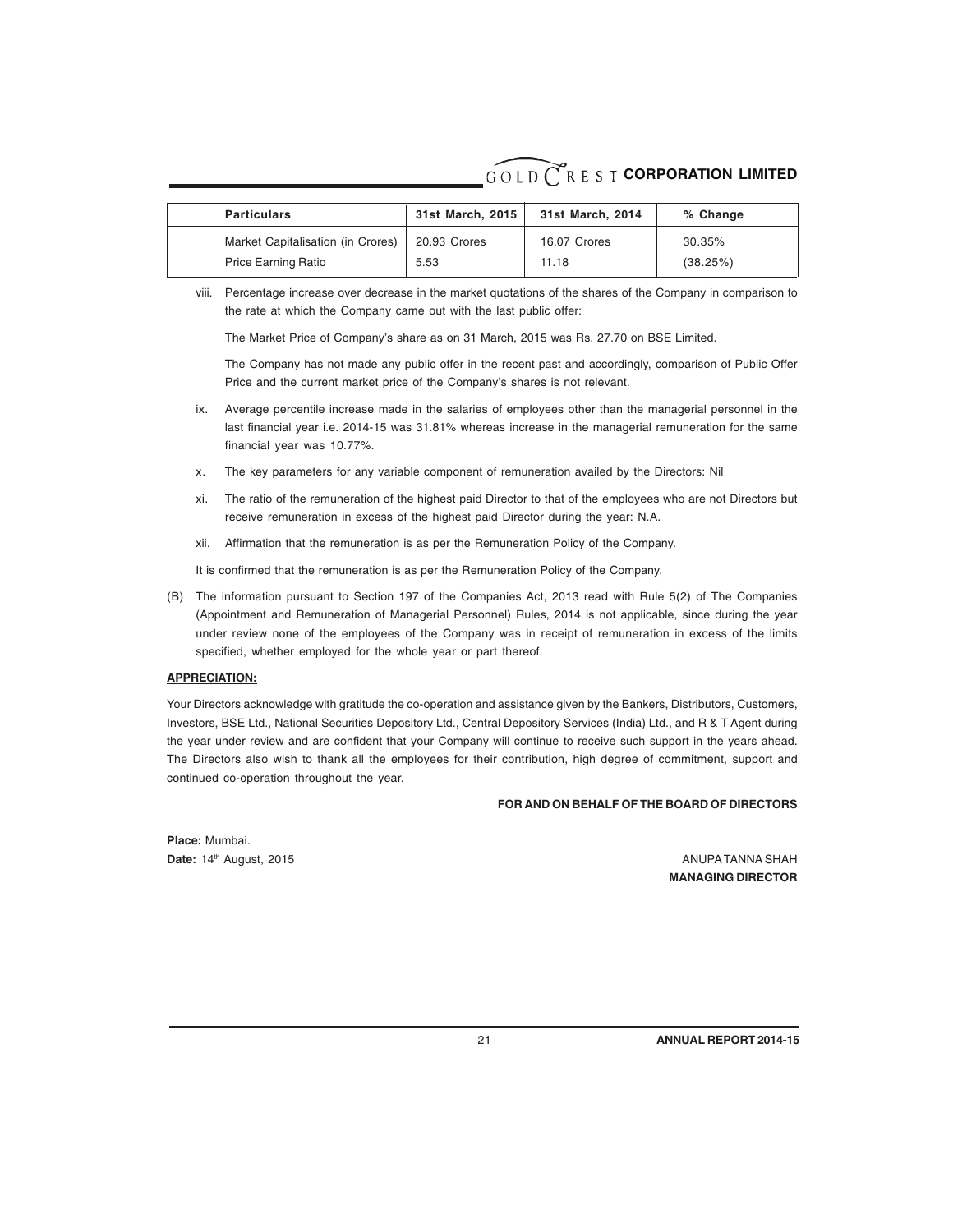| Particulars | 31st March, 2015 | 31st March, 2014 | % Change |
|---|---|---|---|
| Market Capitalisation (in Crores) | 20.93 Crores | 16.07 Crores | 30.35% |
| Price Earning Ratio | 5.53 | 11.18 | (38.25%) |

viii. Percentage increase over decrease in the market quotations of the shares of the Company in comparison to the rate at which the Company came out with the last public offer:

The Market Price of Company's share as on 31 March, 2015 was Rs. 27.70 on BSE Limited.

The Company has not made any public offer in the recent past and accordingly, comparison of Public Offer Price and the current market price of the Company's shares is not relevant.

ix. Average percentile increase made in the salaries of employees other than the managerial personnel in the last financial year i.e. 2014-15 was 31.81% whereas increase in the managerial remuneration for the same financial year was 10.77%.

x. The key parameters for any variable component of remuneration availed by the Directors: Nil

xi. The ratio of the remuneration of the highest paid Director to that of the employees who are not Directors but receive remuneration in excess of the highest paid Director during the year: N.A.

xii. Affirmation that the remuneration is as per the Remuneration Policy of the Company.

It is confirmed that the remuneration is as per the Remuneration Policy of the Company.

(B) The information pursuant to Section 197 of the Companies Act, 2013 read with Rule 5(2) of The Companies (Appointment and Remuneration of Managerial Personnel) Rules, 2014 is not applicable, since during the year under review none of the employees of the Company was in receipt of remuneration in excess of the limits specified, whether employed for the whole year or part thereof.

**APPRECIATION:**

Your Directors acknowledge with gratitude the co-operation and assistance given by the Bankers, Distributors, Customers, Investors, BSE Ltd., National Securities Depository Ltd., Central Depository Services (India) Ltd., and R & T Agent during the year under review and are confident that your Company will continue to receive such support in the years ahead. The Directors also wish to thank all the employees for their contribution, high degree of commitment, support and continued co-operation throughout the year.

**FOR AND ON BEHALF OF THE BOARD OF DIRECTORS**

**Place:** Mumbai.
**Date:** 14th August, 2015

ANUPA TANNA SHAH
**MANAGING DIRECTOR**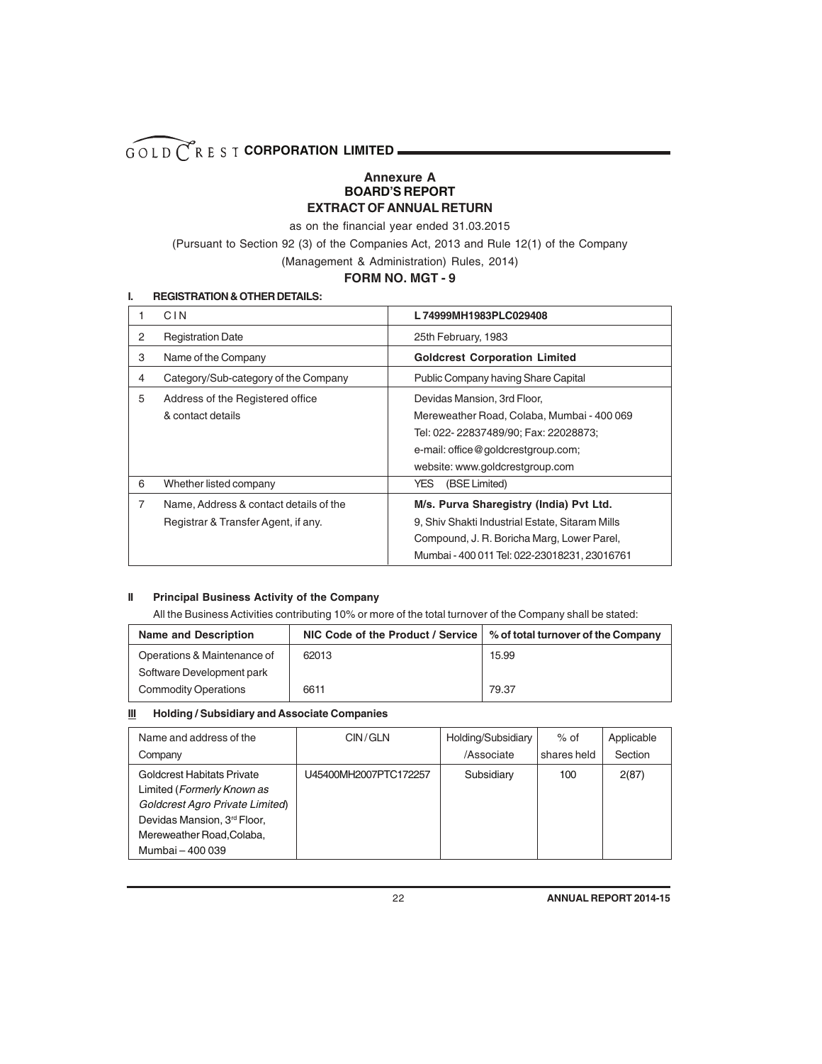# Annexure A

## BOARD'S REPORT

## EXTRACT OF ANNUAL RETURN

as on the financial year ended 31.03.2015

(Pursuant to Section 92 (3) of the Companies Act, 2013 and Rule 12(1) of the Company (Management & Administration) Rules, 2014)

### FORM NO. MGT - 9

**I. REGISTRATION & OTHER DETAILS:**

| | | |
|---|---|---|
| 1 | CIN | **L 74999MH1983PLC029408** |
| 2 | Registration Date | 25th February, 1983 |
| 3 | Name of the Company | **Goldcrest Corporation Limited** |
| 4 | Category/Sub-category of the Company | Public Company having Share Capital |
| 5 | Address of the Registered office & contact details | Devidas Mansion, 3rd Floor, Mereweather Road, Colaba, Mumbai - 400 069 Tel: 022- 22837489/90; Fax: 22028873; e-mail: office@goldcrestgroup.com; website: www.goldcrestgroup.com |
| 6 | Whether listed company | YES (BSE Limited) |
| 7 | Name, Address & contact details of the Registrar & Transfer Agent, if any. | **M/s. Purva Sharegistry (India) Pvt Ltd.** 9, Shiv Shakti Industrial Estate, Sitaram Mills Compound, J. R. Boricha Marg, Lower Parel, Mumbai - 400 011 Tel: 022-23018231, 23016761 |

**II Principal Business Activity of the Company**

All the Business Activities contributing 10% or more of the total turnover of the Company shall be stated:

| Name and Description | NIC Code of the Product / Service | % of total turnover of the Company |
|---|---|---|
| Operations & Maintenance of Software Development park | 62013 | 15.99 |
| Commodity Operations | 6611 | 79.37 |

**III Holding / Subsidiary and Associate Companies**

| Name and address of the Company | CIN/GLN | Holding/Subsidiary /Associate | % of shares held | Applicable Section |
|---|---|---|---|---|
| Goldcrest Habitats Private Limited (*Formerly Known as Goldcrest Agro Private Limited*) Devidas Mansion, 3rd Floor, Mereweather Road,Colaba, Mumbai – 400 039 | U45400MH2007PTC172257 | Subsidiary | 100 | 2(87) |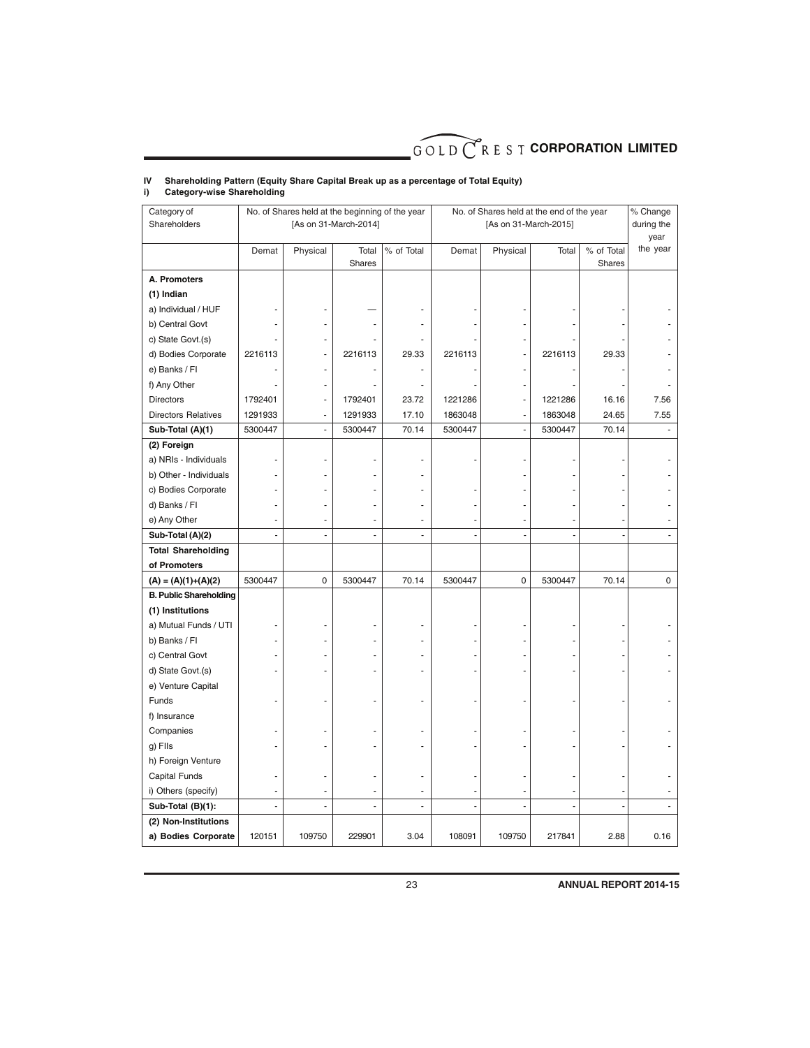**IV Shareholding Pattern (Equity Share Capital Break up as a percentage of Total Equity)**

**i) Category-wise Shareholding**

| Category of Shareholders | No. of Shares held at the beginning of the year [As on 31-March-2014] | | | | No. of Shares held at the end of the year [As on 31-March-2015] | | | | % Change during the year |
|---|---|---|---|---|---|---|---|---|---|
| | Demat | Physical | Total Shares | % of Total | Demat | Physical | Total | % of Total Shares | the year |
| **A. Promoters** | | | | | | | | | |
| **(1) Indian** | | | | | | | | | |
| a) Individual / HUF | - | - | — | - | - | - | - | - | - |
| b) Central Govt | - | - | - | - | - | - | - | - | - |
| c) State Govt.(s) | - | - | - | - | - | - | - | - | - |
| d) Bodies Corporate | 2216113 | - | 2216113 | 29.33 | 2216113 | - | 2216113 | 29.33 | - |
| e) Banks / FI | - | - | - | - | - | - | - | - | - |
| f) Any Other | - | - | - | - | - | - | - | - | - |
| Directors | 1792401 | - | 1792401 | 23.72 | 1221286 | - | 1221286 | 16.16 | 7.56 |
| Directors Relatives | 1291933 | - | 1291933 | 17.10 | 1863048 | - | 1863048 | 24.65 | 7.55 |
| **Sub-Total (A)(1)** | 5300447 | - | 5300447 | 70.14 | 5300447 | - | 5300447 | 70.14 | - |
| **(2) Foreign** | | | | | | | | | |
| a) NRIs - Individuals | - | - | - | - | - | - | - | - | - |
| b) Other - Individuals | - | - | - | - | | - | - | - | - |
| c) Bodies Corporate | - | - | - | - | - | - | - | - | - |
| d) Banks / FI | - | - | - | - | - | - | - | - | - |
| e) Any Other | - | - | - | - | - | - | - | - | - |
| **Sub-Total (A)(2)** | - | - | - | - | - | - | - | - | - |
| **Total Shareholding of Promoters** | | | | | | | | | |
| **(A) = (A)(1)+(A)(2)** | 5300447 | 0 | 5300447 | 70.14 | 5300447 | 0 | 5300447 | 70.14 | 0 |
| **B. Public Shareholding** | | | | | | | | | |
| **(1) Institutions** | | | | | | | | | |
| a) Mutual Funds / UTI | - | - | - | - | - | - | - | - | - |
| b) Banks / FI | - | - | - | - | - | - | - | - | - |
| c) Central Govt | - | - | - | - | - | - | - | - | - |
| d) State Govt.(s) | - | - | - | - | - | - | - | - | - |
| e) Venture Capital Funds | - | - | - | - | - | - | - | - | - |
| f) Insurance Companies | - | - | - | - | - | - | - | - | - |
| g) FIIs | - | - | - | - | - | - | - | - | - |
| h) Foreign Venture Capital Funds | - | - | - | - | - | - | - | - | - |
| i) Others (specify) | - | - | - | - | - | - | - | - | - |
| **Sub-Total (B)(1):** | - | - | - | - | - | - | - | - | - |
| **(2) Non-Institutions** | | | | | | | | | |
| **a) Bodies Corporate** | 120151 | 109750 | 229901 | 3.04 | 108091 | 109750 | 217841 | 2.88 | 0.16 |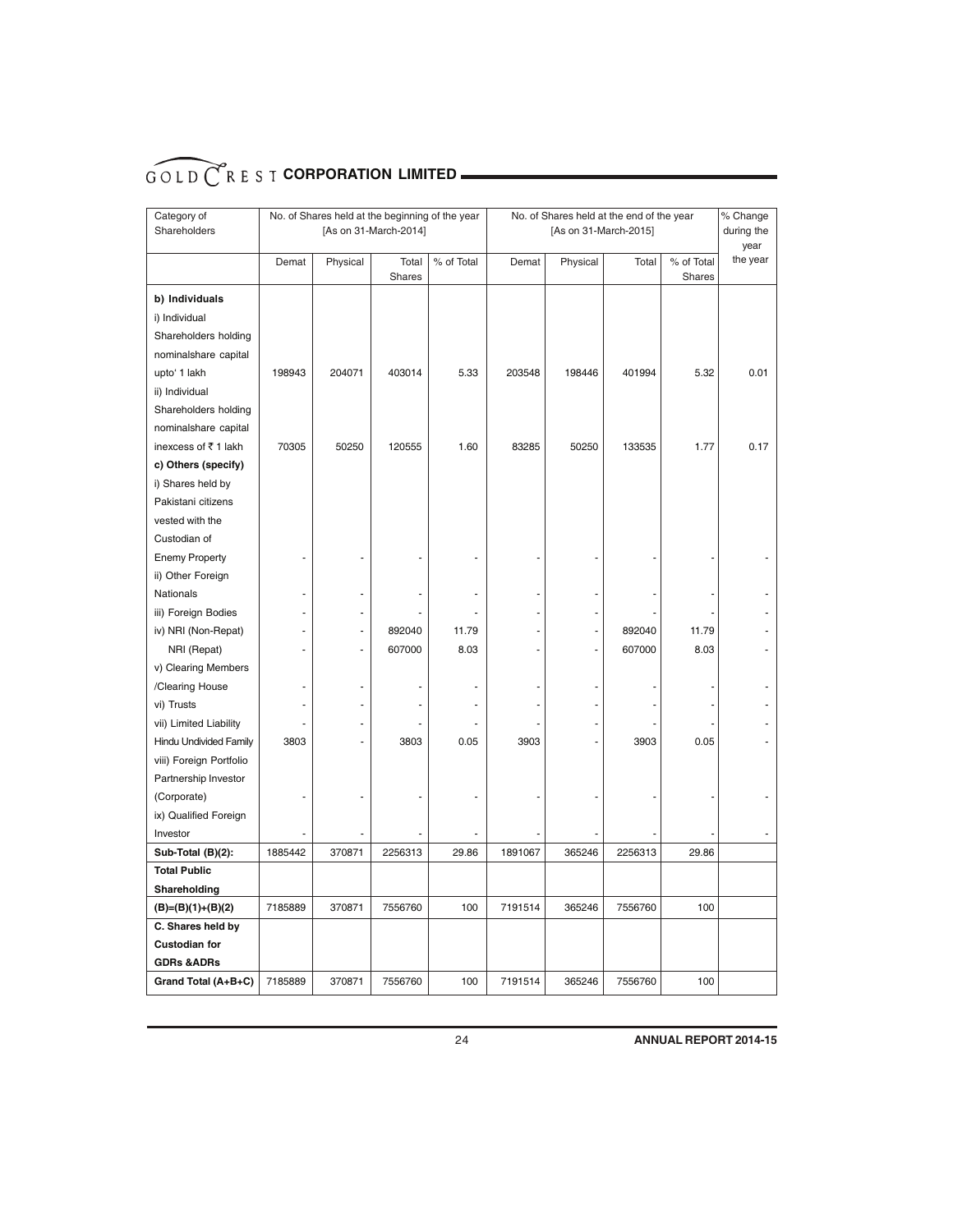| Category of Shareholders | No. of Shares held at the beginning of the year [As on 31-March-2014] | | | | No. of Shares held at the end of the year [As on 31-March-2015] | | | | % Change during the year |
|---|---|---|---|---|---|---|---|---|---|
| | Demat | Physical | Total Shares | % of Total | Demat | Physical | Total | % of Total Shares | the year |
| **b) Individuals** | | | | | | | | | |
| i) Individual Shareholders holding nominalshare capital upto' 1 lakh | 198943 | 204071 | 403014 | 5.33 | 203548 | 198446 | 401994 | 5.32 | 0.01 |
| ii) Individual Shareholders holding nominalshare capital inexcess of ₹ 1 lakh | 70305 | 50250 | 120555 | 1.60 | 83285 | 50250 | 133535 | 1.77 | 0.17 |
| **c) Others (specify)** | | | | | | | | | |
| i) Shares held by Pakistani citizens vested with the Custodian of Enemy Property | - | - | - | - | - | - | - | - | - |
| ii) Other Foreign Nationals | - | - | - | - | - | - | - | - | - |
| iii) Foreign Bodies | - | - | - | - | - | - | - | - | - |
| iv) NRI (Non-Repat) | - | - | 892040 | 11.79 | - | - | 892040 | 11.79 | - |
| NRI (Repat) | - | - | 607000 | 8.03 | - | - | 607000 | 8.03 | - |
| v) Clearing Members /Clearing House | - | - | - | - | - | - | - | - | - |
| vi) Trusts | - | - | - | - | - | - | - | - | - |
| vii) Limited Liability | - | - | - | - | - | - | - | - | - |
| Hindu Undivided Family | 3803 | - | 3803 | 0.05 | 3903 | - | 3903 | 0.05 | - |
| viii) Foreign Portfolio Partnership Investor (Corporate) | - | - | - | - | - | - | - | - | - |
| ix) Qualified Foreign Investor | - | - | - | - | - | - | - | - | - |
| **Sub-Total (B)(2):** | 1885442 | 370871 | 2256313 | 29.86 | 1891067 | 365246 | 2256313 | 29.86 | |
| **Total Public Shareholding (B)=(B)(1)+(B)(2)** | 7185889 | 370871 | 7556760 | 100 | 7191514 | 365246 | 7556760 | 100 | |
| **C. Shares held by Custodian for GDRs &ADRs** | | | | | | | | | |
| **Grand Total (A+B+C)** | 7185889 | 370871 | 7556760 | 100 | 7191514 | 365246 | 7556760 | 100 | |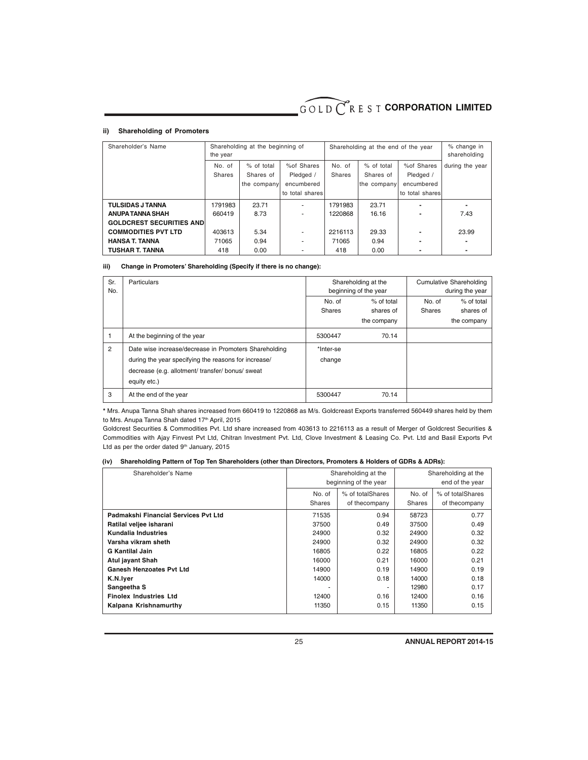### ii) Shareholding of Promoters

| Shareholder's Name | Shareholding at the beginning of the year | | | Shareholding at the end of the year | | | % change in shareholding |
|---|---|---|---|---|---|---|---|
| | No. of Shares | % of total Shares of the company | %of Shares Pledged / encumbered to total shares | No. of Shares | % of total Shares of the company | %of Shares Pledged / encumbered to total shares | during the year |
| **TULSIDAS J TANNA** | 1791983 | 23.71 | - | 1791983 | 23.71 | - | - |
| **ANUPA TANNA SHAH** | 660419 | 8.73 | - | 1220868 | 16.16 | - | 7.43 |
| **GOLDCREST SECURITIES AND COMMODITIES PVT LTD** | 403613 | 5.34 | - | 2216113 | 29.33 | - | 23.99 |
| **HANSA T. TANNA** | 71065 | 0.94 | - | 71065 | 0.94 | - | - |
| **TUSHAR T. TANNA** | 418 | 0.00 | - | 418 | 0.00 | - | - |

### iii) Change in Promoters' Shareholding (Specify if there is no change):

| Sr. No. | Particulars | Shareholding at the beginning of the year | | Cumulative Shareholding during the year | |
|---|---|---|---|---|---|
| | | No. of Shares | % of total shares of the company | No. of Shares | % of total shares of the company |
| 1 | At the beginning of the year | 5300447 | 70.14 | | |
| 2 | Date wise increase/decrease in Promoters Shareholding during the year specifying the reasons for increase/ decrease (e.g. allotment/ transfer/ bonus/ sweat equity etc.) | *Inter-se change | | | |
| 3 | At the end of the year | 5300447 | 70.14 | | |

**\*** Mrs. Anupa Tanna Shah shares increased from 660419 to 1220868 as M/s. Goldcreast Exports transferred 560449 shares held by them to Mrs. Anupa Tanna Shah dated 17th April, 2015

Goldcrest Securities & Commodities Pvt. Ltd share increased from 403613 to 2216113 as a result of Merger of Goldcrest Securities & Commodities with Ajay Finvest Pvt Ltd, Chitran Investment Pvt. Ltd, Clove Investment & Leasing Co. Pvt. Ltd and Basil Exports Pvt Ltd as per the order dated 9th January, 2015

### (iv) Shareholding Pattern of Top Ten Shareholders (other than Directors, Promoters & Holders of GDRs & ADRs):

| Shareholder's Name | Shareholding at the beginning of the year | | Shareholding at the end of the year | |
|---|---|---|---|---|
| | No. of Shares | % of totalShares of thecompany | No. of Shares | % of totalShares of thecompany |
| **Padmakshi Financial Services Pvt Ltd** | 71535 | 0.94 | 58723 | 0.77 |
| **Ratilal veljee isharani** | 37500 | 0.49 | 37500 | 0.49 |
| **Kundalia Industries** | 24900 | 0.32 | 24900 | 0.32 |
| **Varsha vikram sheth** | 24900 | 0.32 | 24900 | 0.32 |
| **G Kantilal Jain** | 16805 | 0.22 | 16805 | 0.22 |
| **Atul jayant Shah** | 16000 | 0.21 | 16000 | 0.21 |
| **Ganesh Henzoates Pvt Ltd** | 14900 | 0.19 | 14900 | 0.19 |
| **K.N.Iyer** | 14000 | 0.18 | 14000 | 0.18 |
| **Sangeetha S** | - | - | 12980 | 0.17 |
| **Finolex Industries Ltd** | 12400 | 0.16 | 12400 | 0.16 |
| **Kalpana Krishnamurthy** | 11350 | 0.15 | 11350 | 0.15 |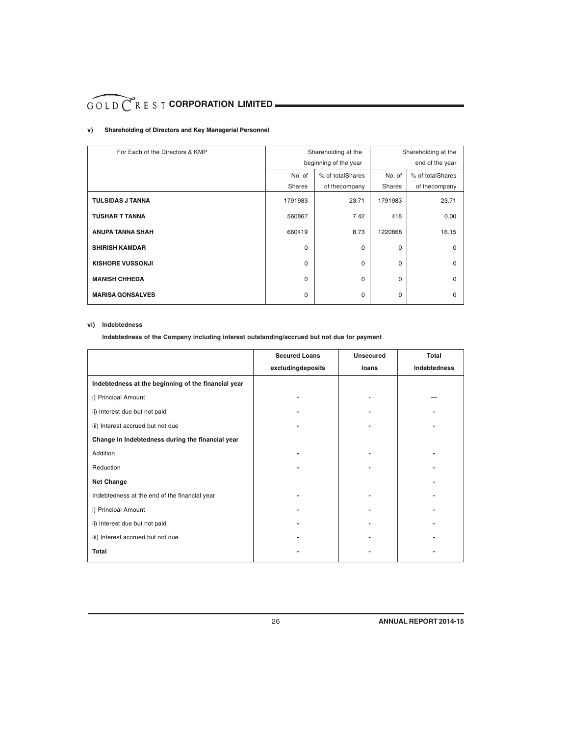**v) Shareholding of Directors and Key Managerial Personnel**

| For Each of the Directors & KMP | Shareholding at the beginning of the year | | Shareholding at the end of the year | |
|---|---|---|---|---|
| | No. of Shares | % of totalShares of thecompany | No. of Shares | % of totalShares of thecompany |
| **TULSIDAS J TANNA** | 1791983 | 23.71 | 1791983 | 23.71 |
| **TUSHAR T TANNA** | 560867 | 7.42 | 418 | 0.00 |
| **ANUPA TANNA SHAH** | 660419 | 8.73 | 1220868 | 16.15 |
| **SHIRISH KAMDAR** | 0 | 0 | 0 | 0 |
| **KISHORE VUSSONJI** | 0 | 0 | 0 | 0 |
| **MANISH CHHEDA** | 0 | 0 | 0 | 0 |
| **MARISA GONSALVES** | 0 | 0 | 0 | 0 |

**vi) Indebtedness**

**Indebtedness of the Company including interest outstanding/accrued but not due for payment**

| | Secured Loans excludingdeposits | Unsecured loans | Total Indebtedness |
|---|---|---|---|
| **Indebtedness at the beginning of the financial year** | | | |
| i) Principal Amount | - | - | — |
| ii) Interest due but not paid | - | - | - |
| iii) Interest accrued but not due | - | - | - |
| **Change in Indebtedness during the financial year** | | | |
| Addition | - | - | - |
| Reduction | - | - | - |
| **Net Change** | | | - |
| Indebtedness at the end of the financial year | - | - | - |
| i) Principal Amount | - | - | - |
| ii) Interest due but not paid | - | - | - |
| iii) Interest accrued but not due | - | - | - |
| **Total** | - | - | - |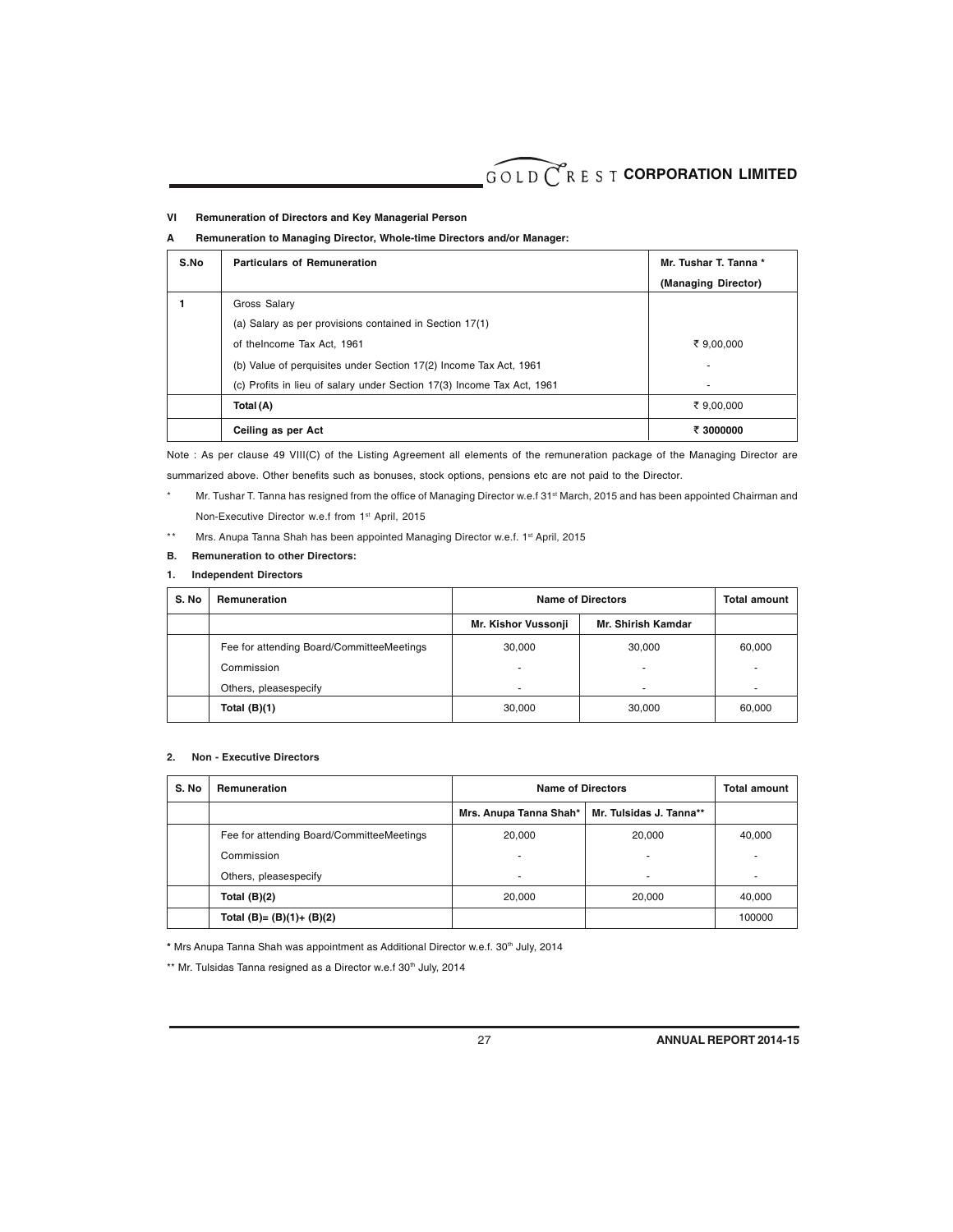## VI Remuneration of Directors and Key Managerial Person

### A Remuneration to Managing Director, Whole-time Directors and/or Manager:

| S.No | Particulars of Remuneration | Mr. Tushar T. Tanna * (Managing Director) |
|---|---|---|
| 1 | Gross Salary | |
| | (a) Salary as per provisions contained in Section 17(1) of theIncome Tax Act, 1961 | ₹ 9,00,000 |
| | (b) Value of perquisites under Section 17(2) Income Tax Act, 1961 | - |
| | (c) Profits in lieu of salary under Section 17(3) Income Tax Act, 1961 | - |
| | **Total (A)** | ₹ 9,00,000 |
| | **Ceiling as per Act** | **₹ 3000000** |

Note : As per clause 49 VIII(C) of the Listing Agreement all elements of the remuneration package of the Managing Director are summarized above. Other benefits such as bonuses, stock options, pensions etc are not paid to the Director.

\* Mr. Tushar T. Tanna has resigned from the office of Managing Director w.e.f 31st March, 2015 and has been appointed Chairman and Non-Executive Director w.e.f from 1st April, 2015

\*\* Mrs. Anupa Tanna Shah has been appointed Managing Director w.e.f. 1st April, 2015

### B. Remuneration to other Directors:

#### 1. Independent Directors

| S. No | Remuneration | Name of Directors | | Total amount |
|---|---|---|---|---|
| | | Mr. Kishor Vussonji | Mr. Shirish Kamdar | |
| | Fee for attending Board/CommitteeMeetings | 30,000 | 30,000 | 60,000 |
| | Commission | - | - | - |
| | Others, pleasespecify | - | - | - |
| | **Total (B)(1)** | 30,000 | 30,000 | 60,000 |

#### 2. Non - Executive Directors

| S. No | Remuneration | Name of Directors | | Total amount |
|---|---|---|---|---|
| | | Mrs. Anupa Tanna Shah* | Mr. Tulsidas J. Tanna** | |
| | Fee for attending Board/CommitteeMeetings | 20,000 | 20,000 | 40,000 |
| | Commission | - | - | - |
| | Others, pleasespecify | - | - | - |
| | **Total (B)(2)** | 20,000 | 20,000 | 40,000 |
| | **Total (B)= (B)(1)+ (B)(2)** | | | 100000 |

**\*** Mrs Anupa Tanna Shah was appointment as Additional Director w.e.f. 30th July, 2014

\*\* Mr. Tulsidas Tanna resigned as a Director w.e.f 30th July, 2014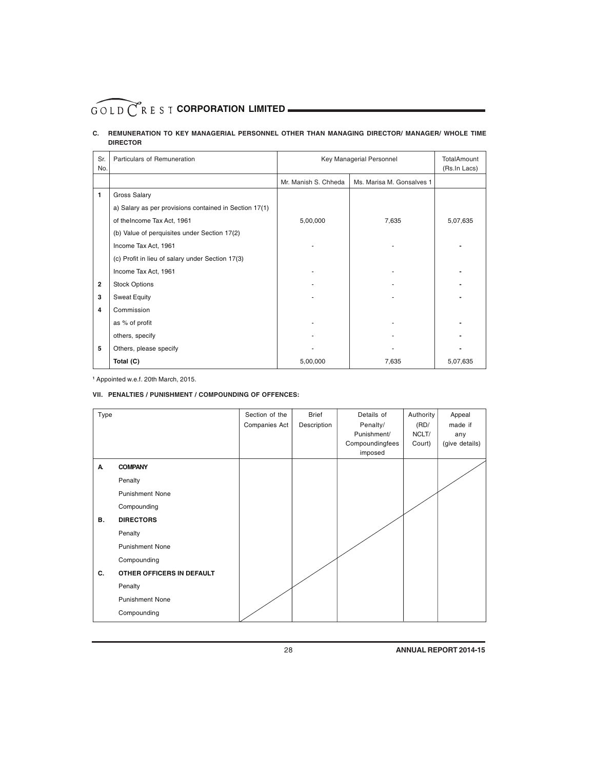### C. REMUNERATION TO KEY MANAGERIAL PERSONNEL OTHER THAN MANAGING DIRECTOR/ MANAGER/ WHOLE TIME DIRECTOR

| Sr. No. | Particulars of Remuneration | Key Managerial Personnel | | TotalAmount (Rs.In Lacs) |
|---|---|---|---|---|
| | | Mr. Manish S. Chheda | Ms. Marisa M. Gonsalves 1 | |
| 1 | Gross Salary | | | |
| | a) Salary as per provisions contained in Section 17(1) of theIncome Tax Act, 1961 | 5,00,000 | 7,635 | 5,07,635 |
| | (b) Value of perquisites under Section 17(2) Income Tax Act, 1961 | - | - | - |
| | (c) Profit in lieu of salary under Section 17(3) Income Tax Act, 1961 | - | - | - |
| 2 | Stock Options | - | - | - |
| 3 | Sweat Equity | - | - | - |
| 4 | Commission | | | |
| | as % of profit | - | - | - |
| | others, specify | - | - | - |
| 5 | Others, please specify | - | - | - |
| | **Total (C)** | 5,00,000 | 7,635 | 5,07,635 |

[1] Appointed w.e.f. 20th March, 2015.

### VII. PENALTIES / PUNISHMENT / COMPOUNDING OF OFFENCES:

| Type | | Section of the Companies Act | Brief Description | Details of Penalty/ Punishment/ Compoundingfees imposed | Authority (RD/ NCLT/ Court) | Appeal made if any (give details) |
|---|---|---|---|---|---|---|
| **A.** | **COMPANY** | | | | | |
| | Penalty | | | | | |
| | Punishment None | | | | | |
| | Compounding | | | | | |
| **B.** | **DIRECTORS** | | | | | |
| | Penalty | | | | | |
| | Punishment None | | | | | |
| | Compounding | | | | | |
| **C.** | **OTHER OFFICERS IN DEFAULT** | | | | | |
| | Penalty | | | | | |
| | Punishment None | | | | | |
| | Compounding | | | | | |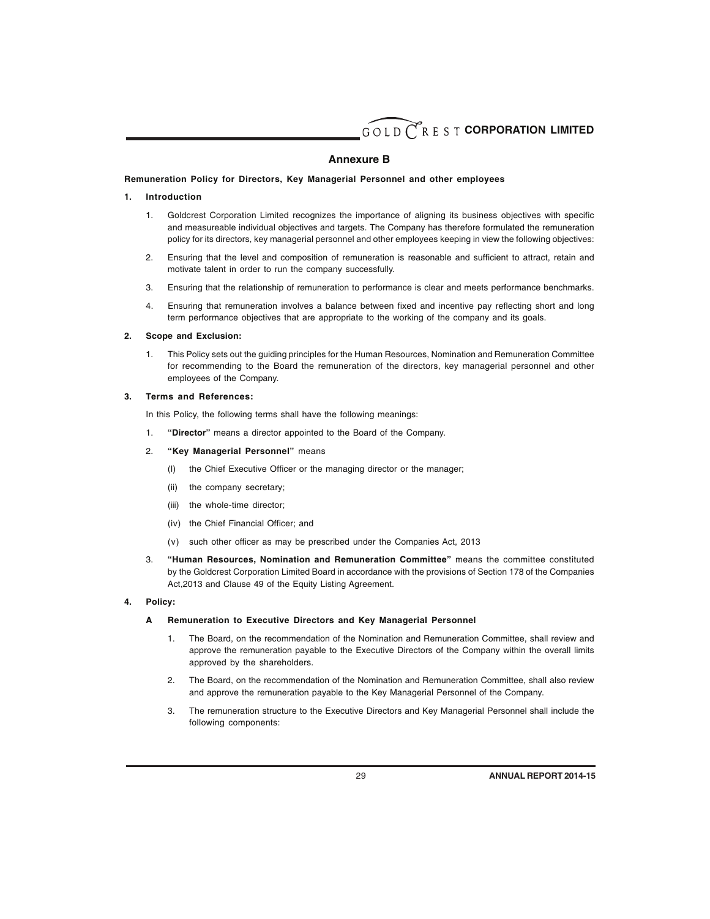## Annexure B

**Remuneration Policy for Directors, Key Managerial Personnel and other employees**

**1. Introduction**

1. Goldcrest Corporation Limited recognizes the importance of aligning its business objectives with specific and measureable individual objectives and targets. The Company has therefore formulated the remuneration policy for its directors, key managerial personnel and other employees keeping in view the following objectives:

2. Ensuring that the level and composition of remuneration is reasonable and sufficient to attract, retain and motivate talent in order to run the company successfully.

3. Ensuring that the relationship of remuneration to performance is clear and meets performance benchmarks.

4. Ensuring that remuneration involves a balance between fixed and incentive pay reflecting short and long term performance objectives that are appropriate to the working of the company and its goals.

**2. Scope and Exclusion:**

1. This Policy sets out the guiding principles for the Human Resources, Nomination and Remuneration Committee for recommending to the Board the remuneration of the directors, key managerial personnel and other employees of the Company.

**3. Terms and References:**

In this Policy, the following terms shall have the following meanings:

1. **"Director"** means a director appointed to the Board of the Company.

2. **"Key Managerial Personnel"** means
   - (I) the Chief Executive Officer or the managing director or the manager;
   - (ii) the company secretary;
   - (iii) the whole-time director;
   - (iv) the Chief Financial Officer; and
   - (v) such other officer as may be prescribed under the Companies Act, 2013

3. **"Human Resources, Nomination and Remuneration Committee"** means the committee constituted by the Goldcrest Corporation Limited Board in accordance with the provisions of Section 178 of the Companies Act,2013 and Clause 49 of the Equity Listing Agreement.

**4. Policy:**

**A Remuneration to Executive Directors and Key Managerial Personnel**

1. The Board, on the recommendation of the Nomination and Remuneration Committee, shall review and approve the remuneration payable to the Executive Directors of the Company within the overall limits approved by the shareholders.

2. The Board, on the recommendation of the Nomination and Remuneration Committee, shall also review and approve the remuneration payable to the Key Managerial Personnel of the Company.

3. The remuneration structure to the Executive Directors and Key Managerial Personnel shall include the following components: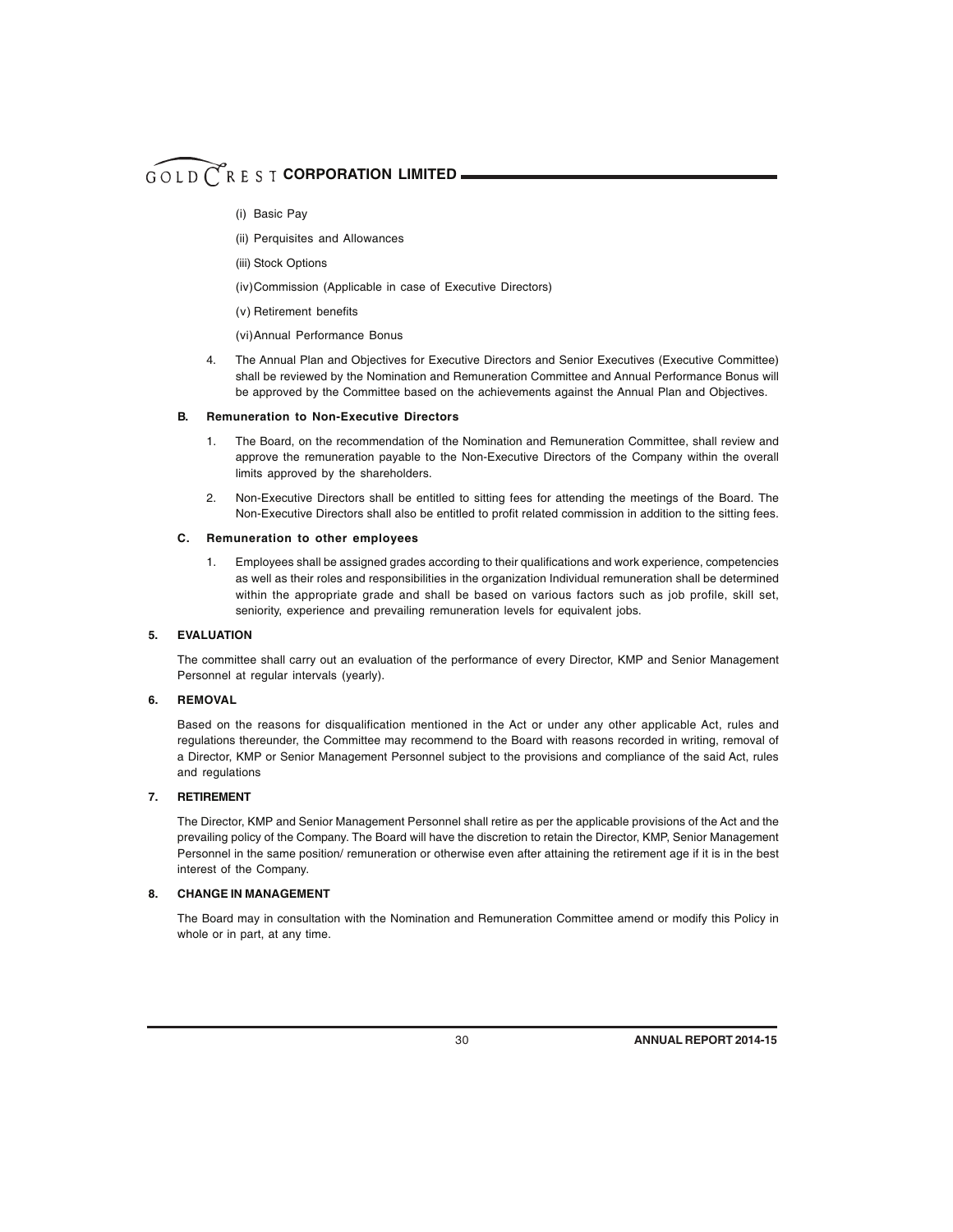(i) Basic Pay

(ii) Perquisites and Allowances

(iii) Stock Options

(iv) Commission (Applicable in case of Executive Directors)

(v) Retirement benefits

(vi) Annual Performance Bonus

4. The Annual Plan and Objectives for Executive Directors and Senior Executives (Executive Committee) shall be reviewed by the Nomination and Remuneration Committee and Annual Performance Bonus will be approved by the Committee based on the achievements against the Annual Plan and Objectives.

**B. Remuneration to Non-Executive Directors**

1. The Board, on the recommendation of the Nomination and Remuneration Committee, shall review and approve the remuneration payable to the Non-Executive Directors of the Company within the overall limits approved by the shareholders.

2. Non-Executive Directors shall be entitled to sitting fees for attending the meetings of the Board. The Non-Executive Directors shall also be entitled to profit related commission in addition to the sitting fees.

**C. Remuneration to other employees**

1. Employees shall be assigned grades according to their qualifications and work experience, competencies as well as their roles and responsibilities in the organization Individual remuneration shall be determined within the appropriate grade and shall be based on various factors such as job profile, skill set, seniority, experience and prevailing remuneration levels for equivalent jobs.

**5. EVALUATION**

The committee shall carry out an evaluation of the performance of every Director, KMP and Senior Management Personnel at regular intervals (yearly).

**6. REMOVAL**

Based on the reasons for disqualification mentioned in the Act or under any other applicable Act, rules and regulations thereunder, the Committee may recommend to the Board with reasons recorded in writing, removal of a Director, KMP or Senior Management Personnel subject to the provisions and compliance of the said Act, rules and regulations

**7. RETIREMENT**

The Director, KMP and Senior Management Personnel shall retire as per the applicable provisions of the Act and the prevailing policy of the Company. The Board will have the discretion to retain the Director, KMP, Senior Management Personnel in the same position/ remuneration or otherwise even after attaining the retirement age if it is in the best interest of the Company.

**8. CHANGE IN MANAGEMENT**

The Board may in consultation with the Nomination and Remuneration Committee amend or modify this Policy in whole or in part, at any time.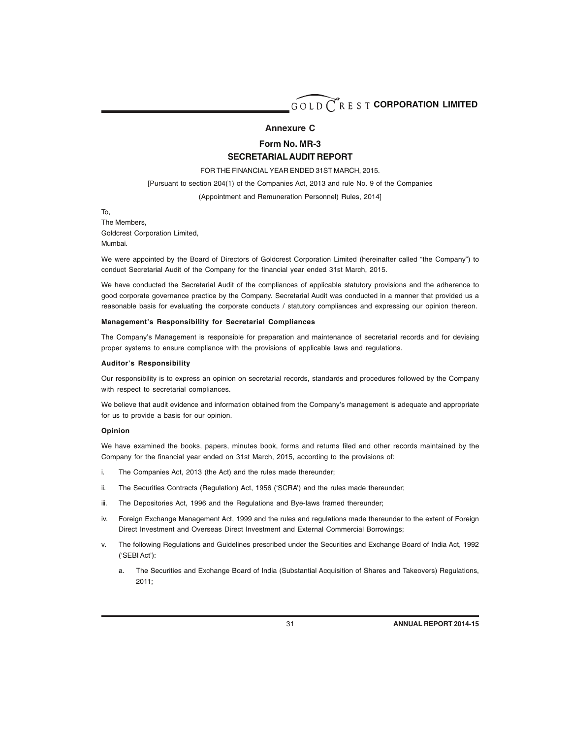## Annexure C

## Form No. MR-3

## SECRETARIAL AUDIT REPORT

FOR THE FINANCIAL YEAR ENDED 31ST MARCH, 2015.

[Pursuant to section 204(1) of the Companies Act, 2013 and rule No. 9 of the Companies (Appointment and Remuneration Personnel) Rules, 2014]

To,
The Members,
Goldcrest Corporation Limited,
Mumbai.

We were appointed by the Board of Directors of Goldcrest Corporation Limited (hereinafter called "the Company") to conduct Secretarial Audit of the Company for the financial year ended 31st March, 2015.

We have conducted the Secretarial Audit of the compliances of applicable statutory provisions and the adherence to good corporate governance practice by the Company. Secretarial Audit was conducted in a manner that provided us a reasonable basis for evaluating the corporate conducts / statutory compliances and expressing our opinion thereon.

**Management's Responsibility for Secretarial Compliances**

The Company's Management is responsible for preparation and maintenance of secretarial records and for devising proper systems to ensure compliance with the provisions of applicable laws and regulations.

**Auditor's Responsibility**

Our responsibility is to express an opinion on secretarial records, standards and procedures followed by the Company with respect to secretarial compliances.

We believe that audit evidence and information obtained from the Company's management is adequate and appropriate for us to provide a basis for our opinion.

**Opinion**

We have examined the books, papers, minutes book, forms and returns filed and other records maintained by the Company for the financial year ended on 31st March, 2015, according to the provisions of:

i. The Companies Act, 2013 (the Act) and the rules made thereunder;

ii. The Securities Contracts (Regulation) Act, 1956 ('SCRA') and the rules made thereunder;

iii. The Depositories Act, 1996 and the Regulations and Bye-laws framed thereunder;

iv. Foreign Exchange Management Act, 1999 and the rules and regulations made thereunder to the extent of Foreign Direct Investment and Overseas Direct Investment and External Commercial Borrowings;

v. The following Regulations and Guidelines prescribed under the Securities and Exchange Board of India Act, 1992 ('SEBI Act'):

   a. The Securities and Exchange Board of India (Substantial Acquisition of Shares and Takeovers) Regulations, 2011;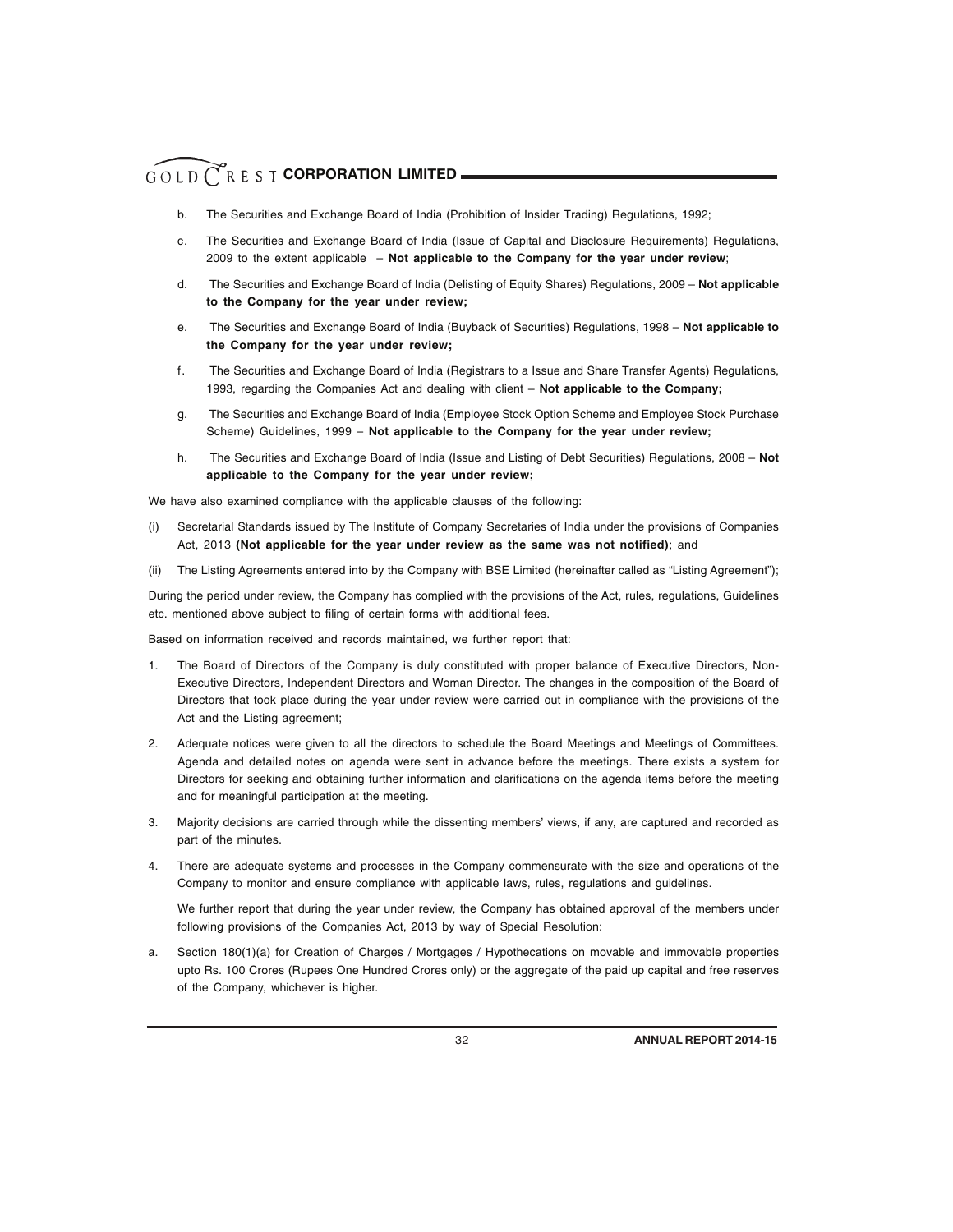b. The Securities and Exchange Board of India (Prohibition of Insider Trading) Regulations, 1992;

c. The Securities and Exchange Board of India (Issue of Capital and Disclosure Requirements) Regulations, 2009 to the extent applicable – **Not applicable to the Company for the year under review**;

d. The Securities and Exchange Board of India (Delisting of Equity Shares) Regulations, 2009 – **Not applicable to the Company for the year under review;**

e. The Securities and Exchange Board of India (Buyback of Securities) Regulations, 1998 – **Not applicable to the Company for the year under review;**

f. The Securities and Exchange Board of India (Registrars to a Issue and Share Transfer Agents) Regulations, 1993, regarding the Companies Act and dealing with client – **Not applicable to the Company;**

g. The Securities and Exchange Board of India (Employee Stock Option Scheme and Employee Stock Purchase Scheme) Guidelines, 1999 – **Not applicable to the Company for the year under review;**

h. The Securities and Exchange Board of India (Issue and Listing of Debt Securities) Regulations, 2008 – **Not applicable to the Company for the year under review;**

We have also examined compliance with the applicable clauses of the following:

(i) Secretarial Standards issued by The Institute of Company Secretaries of India under the provisions of Companies Act, 2013 **(Not applicable for the year under review as the same was not notified)**; and

(ii) The Listing Agreements entered into by the Company with BSE Limited (hereinafter called as "Listing Agreement");

During the period under review, the Company has complied with the provisions of the Act, rules, regulations, Guidelines etc. mentioned above subject to filing of certain forms with additional fees.

Based on information received and records maintained, we further report that:

1. The Board of Directors of the Company is duly constituted with proper balance of Executive Directors, Non-Executive Directors, Independent Directors and Woman Director. The changes in the composition of the Board of Directors that took place during the year under review were carried out in compliance with the provisions of the Act and the Listing agreement;

2. Adequate notices were given to all the directors to schedule the Board Meetings and Meetings of Committees. Agenda and detailed notes on agenda were sent in advance before the meetings. There exists a system for Directors for seeking and obtaining further information and clarifications on the agenda items before the meeting and for meaningful participation at the meeting.

3. Majority decisions are carried through while the dissenting members' views, if any, are captured and recorded as part of the minutes.

4. There are adequate systems and processes in the Company commensurate with the size and operations of the Company to monitor and ensure compliance with applicable laws, rules, regulations and guidelines.

   We further report that during the year under review, the Company has obtained approval of the members under following provisions of the Companies Act, 2013 by way of Special Resolution:

a. Section 180(1)(a) for Creation of Charges / Mortgages / Hypothecations on movable and immovable properties upto Rs. 100 Crores (Rupees One Hundred Crores only) or the aggregate of the paid up capital and free reserves of the Company, whichever is higher.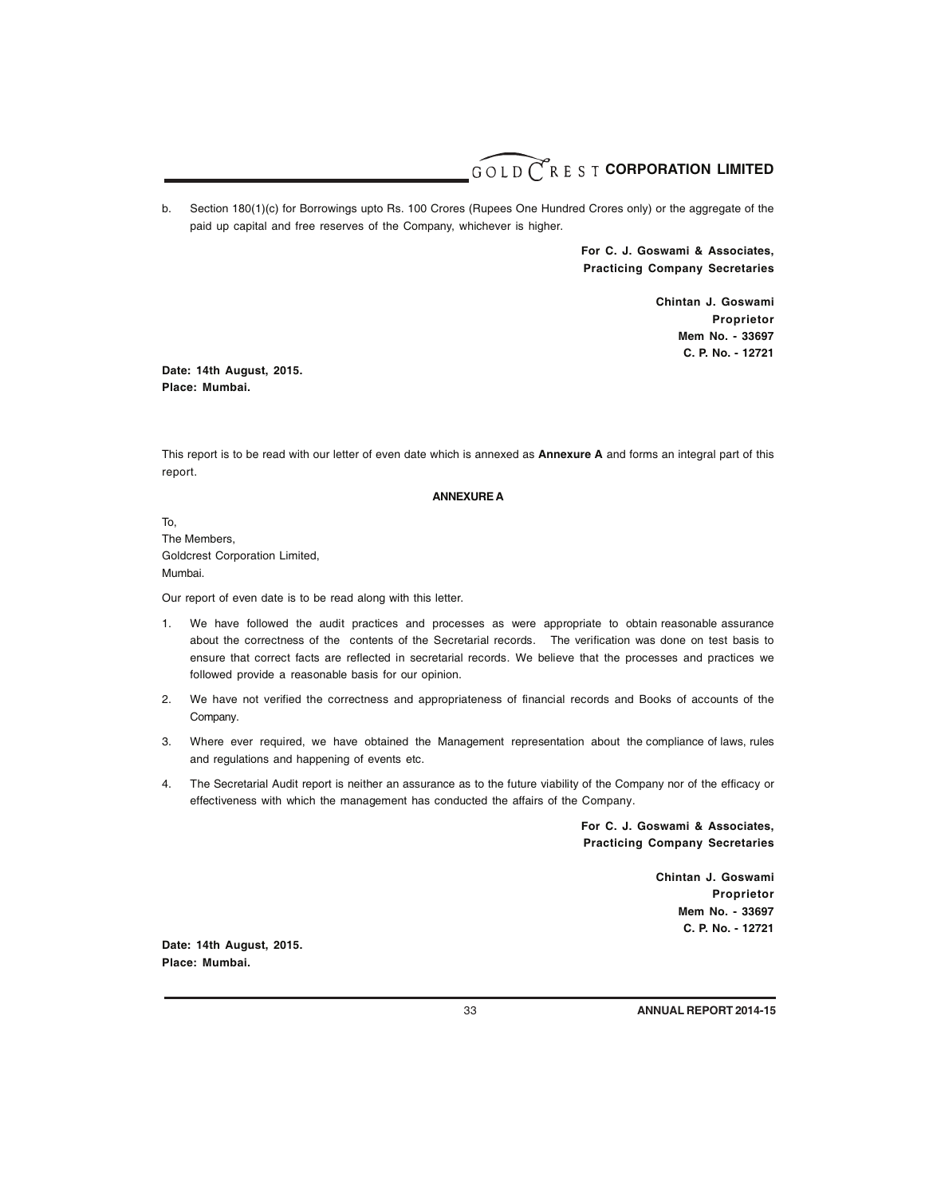b. Section 180(1)(c) for Borrowings upto Rs. 100 Crores (Rupees One Hundred Crores only) or the aggregate of the paid up capital and free reserves of the Company, whichever is higher.

**For C. J. Goswami & Associates,**
**Practicing Company Secretaries**

**Chintan J. Goswami**
**Proprietor**
**Mem No. - 33697**
**C. P. No. - 12721**

**Date: 14th August, 2015.**
**Place: Mumbai.**

This report is to be read with our letter of even date which is annexed as **Annexure A** and forms an integral part of this report.

**ANNEXURE A**

To,
The Members,
Goldcrest Corporation Limited,
Mumbai.

Our report of even date is to be read along with this letter.

1. We have followed the audit practices and processes as were appropriate to obtain reasonable assurance about the correctness of the contents of the Secretarial records. The verification was done on test basis to ensure that correct facts are reflected in secretarial records. We believe that the processes and practices we followed provide a reasonable basis for our opinion.
2. We have not verified the correctness and appropriateness of financial records and Books of accounts of the Company.
3. Where ever required, we have obtained the Management representation about the compliance of laws, rules and regulations and happening of events etc.
4. The Secretarial Audit report is neither an assurance as to the future viability of the Company nor of the efficacy or effectiveness with which the management has conducted the affairs of the Company.

**For C. J. Goswami & Associates,**
**Practicing Company Secretaries**

**Chintan J. Goswami**
**Proprietor**
**Mem No. - 33697**
**C. P. No. - 12721**

**Date: 14th August, 2015.**
**Place: Mumbai.**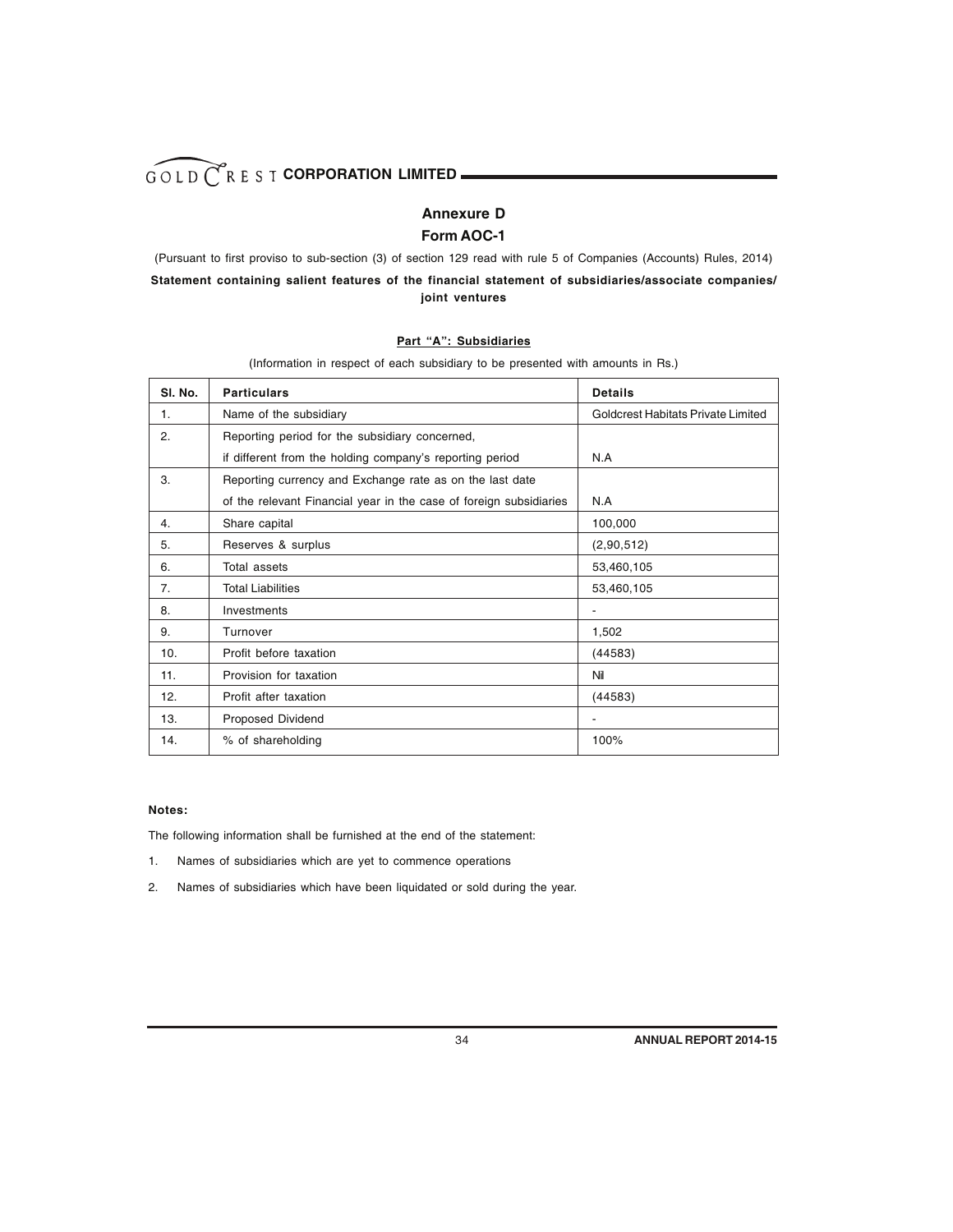## Annexure D

## Form AOC-1

(Pursuant to first proviso to sub-section (3) of section 129 read with rule 5 of Companies (Accounts) Rules, 2014)

**Statement containing salient features of the financial statement of subsidiaries/associate companies/ joint ventures**

### Part "A": Subsidiaries

(Information in respect of each subsidiary to be presented with amounts in Rs.)

| Sl. No. | Particulars | Details |
|---|---|---|
| 1. | Name of the subsidiary | Goldcrest Habitats Private Limited |
| 2. | Reporting period for the subsidiary concerned, if different from the holding company's reporting period | N.A |
| 3. | Reporting currency and Exchange rate as on the last date of the relevant Financial year in the case of foreign subsidiaries | N.A |
| 4. | Share capital | 100,000 |
| 5. | Reserves & surplus | (2,90,512) |
| 6. | Total assets | 53,460,105 |
| 7. | Total Liabilities | 53,460,105 |
| 8. | Investments | - |
| 9. | Turnover | 1,502 |
| 10. | Profit before taxation | (44583) |
| 11. | Provision for taxation | Nil |
| 12. | Profit after taxation | (44583) |
| 13. | Proposed Dividend | - |
| 14. | % of shareholding | 100% |

**Notes:**

The following information shall be furnished at the end of the statement:

1. Names of subsidiaries which are yet to commence operations
2. Names of subsidiaries which have been liquidated or sold during the year.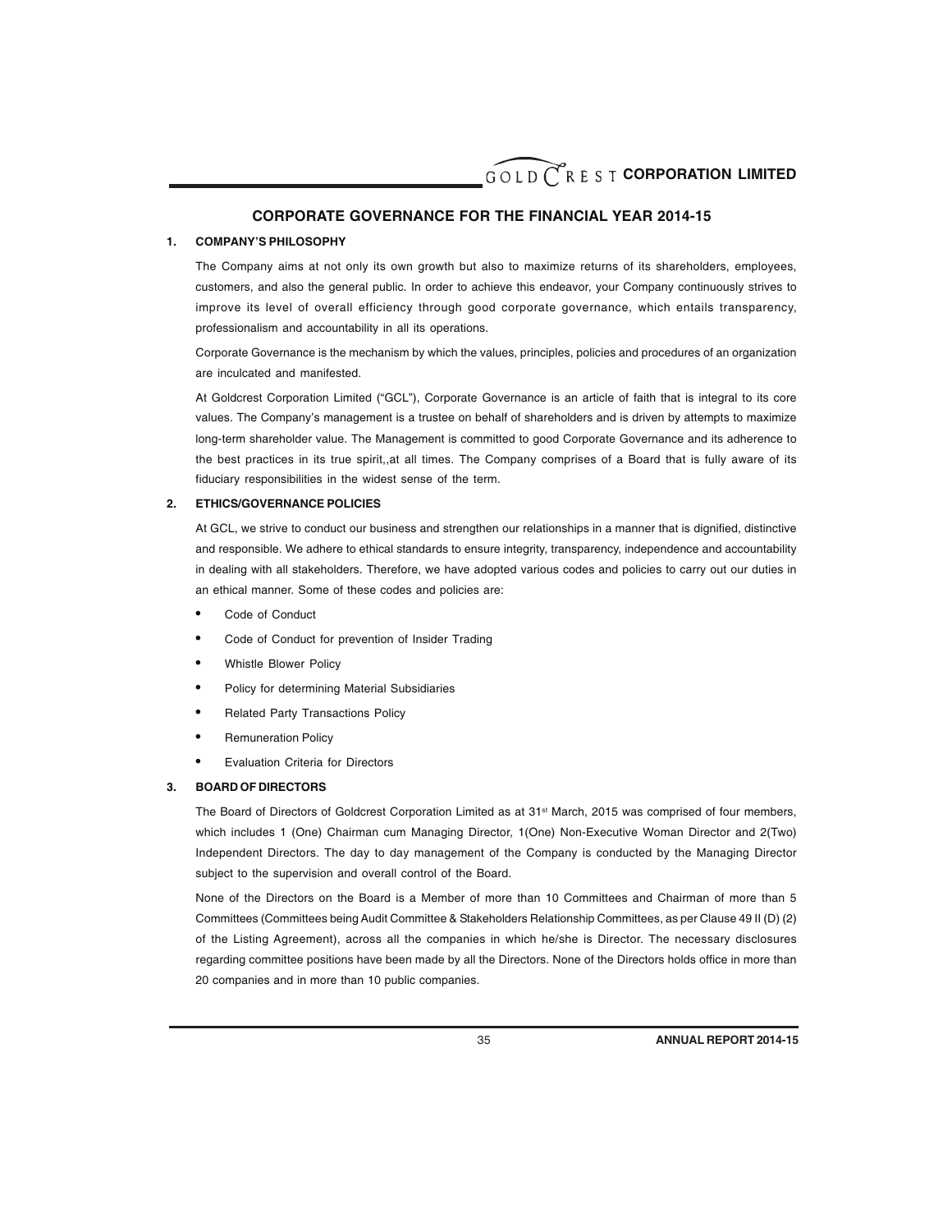## CORPORATE GOVERNANCE FOR THE FINANCIAL YEAR 2014-15

### 1. COMPANY'S PHILOSOPHY

The Company aims at not only its own growth but also to maximize returns of its shareholders, employees, customers, and also the general public. In order to achieve this endeavor, your Company continuously strives to improve its level of overall efficiency through good corporate governance, which entails transparency, professionalism and accountability in all its operations.

Corporate Governance is the mechanism by which the values, principles, policies and procedures of an organization are inculcated and manifested.

At Goldcrest Corporation Limited ("GCL"), Corporate Governance is an article of faith that is integral to its core values. The Company's management is a trustee on behalf of shareholders and is driven by attempts to maximize long-term shareholder value. The Management is committed to good Corporate Governance and its adherence to the best practices in its true spirit,,at all times. The Company comprises of a Board that is fully aware of its fiduciary responsibilities in the widest sense of the term.

### 2. ETHICS/GOVERNANCE POLICIES

At GCL, we strive to conduct our business and strengthen our relationships in a manner that is dignified, distinctive and responsible. We adhere to ethical standards to ensure integrity, transparency, independence and accountability in dealing with all stakeholders. Therefore, we have adopted various codes and policies to carry out our duties in an ethical manner. Some of these codes and policies are:

- Code of Conduct
- Code of Conduct for prevention of Insider Trading
- Whistle Blower Policy
- Policy for determining Material Subsidiaries
- Related Party Transactions Policy
- Remuneration Policy
- Evaluation Criteria for Directors

### 3. BOARD OF DIRECTORS

The Board of Directors of Goldcrest Corporation Limited as at 31st March, 2015 was comprised of four members, which includes 1 (One) Chairman cum Managing Director, 1(One) Non-Executive Woman Director and 2(Two) Independent Directors. The day to day management of the Company is conducted by the Managing Director subject to the supervision and overall control of the Board.

None of the Directors on the Board is a Member of more than 10 Committees and Chairman of more than 5 Committees (Committees being Audit Committee & Stakeholders Relationship Committees, as per Clause 49 II (D) (2) of the Listing Agreement), across all the companies in which he/she is Director. The necessary disclosures regarding committee positions have been made by all the Directors. None of the Directors holds office in more than 20 companies and in more than 10 public companies.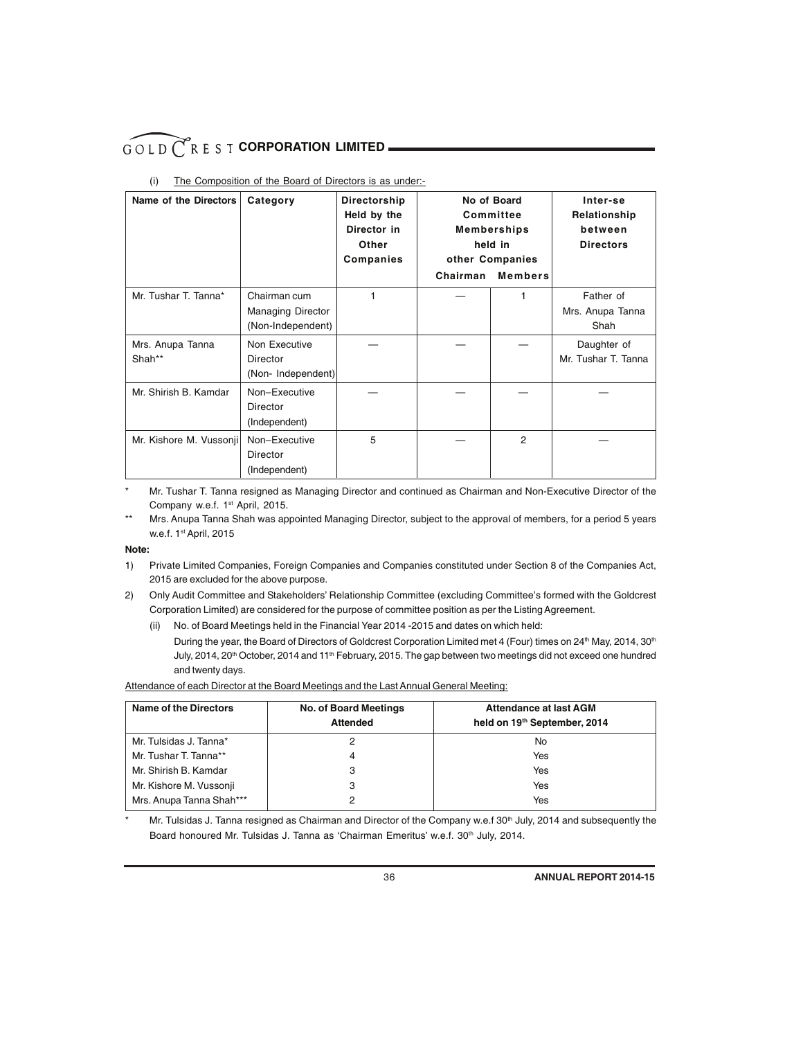(i) The Composition of the Board of Directors is as under:-

| Name of the Directors | Category | Directorship Held by the Director in Other Companies | No of Board Committee Memberships held in other Companies | | Inter-se Relationship between Directors |
|---|---|---|---|---|---|
| | | | Chairman | Members | |
| Mr. Tushar T. Tanna* | Chairman cum Managing Director (Non-Independent) | 1 | — | 1 | Father of Mrs. Anupa Tanna Shah |
| Mrs. Anupa Tanna Shah** | Non Executive Director (Non- Independent) | — | — | — | Daughter of Mr. Tushar T. Tanna |
| Mr. Shirish B. Kamdar | Non–Executive Director (Independent) | — | — | — | — |
| Mr. Kishore M. Vussonji | Non–Executive Director (Independent) | 5 | — | 2 | — |

\* Mr. Tushar T. Tanna resigned as Managing Director and continued as Chairman and Non-Executive Director of the Company w.e.f. 1st April, 2015.

\*\* Mrs. Anupa Tanna Shah was appointed Managing Director, subject to the approval of members, for a period 5 years w.e.f. 1st April, 2015

**Note:**

1) Private Limited Companies, Foreign Companies and Companies constituted under Section 8 of the Companies Act, 2015 are excluded for the above purpose.

2) Only Audit Committee and Stakeholders' Relationship Committee (excluding Committee's formed with the Goldcrest Corporation Limited) are considered for the purpose of committee position as per the Listing Agreement.

(ii) No. of Board Meetings held in the Financial Year 2014 -2015 and dates on which held:

During the year, the Board of Directors of Goldcrest Corporation Limited met 4 (Four) times on 24th May, 2014, 30th July, 2014, 20th October, 2014 and 11th February, 2015. The gap between two meetings did not exceed one hundred and twenty days.

Attendance of each Director at the Board Meetings and the Last Annual General Meeting:

| Name of the Directors | No. of Board Meetings Attended | Attendance at last AGM held on 19th September, 2014 |
|---|---|---|
| Mr. Tulsidas J. Tanna* | 2 | No |
| Mr. Tushar T. Tanna** | 4 | Yes |
| Mr. Shirish B. Kamdar | 3 | Yes |
| Mr. Kishore M. Vussonji | 3 | Yes |
| Mrs. Anupa Tanna Shah*** | 2 | Yes |

\* Mr. Tulsidas J. Tanna resigned as Chairman and Director of the Company w.e.f 30th July, 2014 and subsequently the Board honoured Mr. Tulsidas J. Tanna as 'Chairman Emeritus' w.e.f. 30th July, 2014.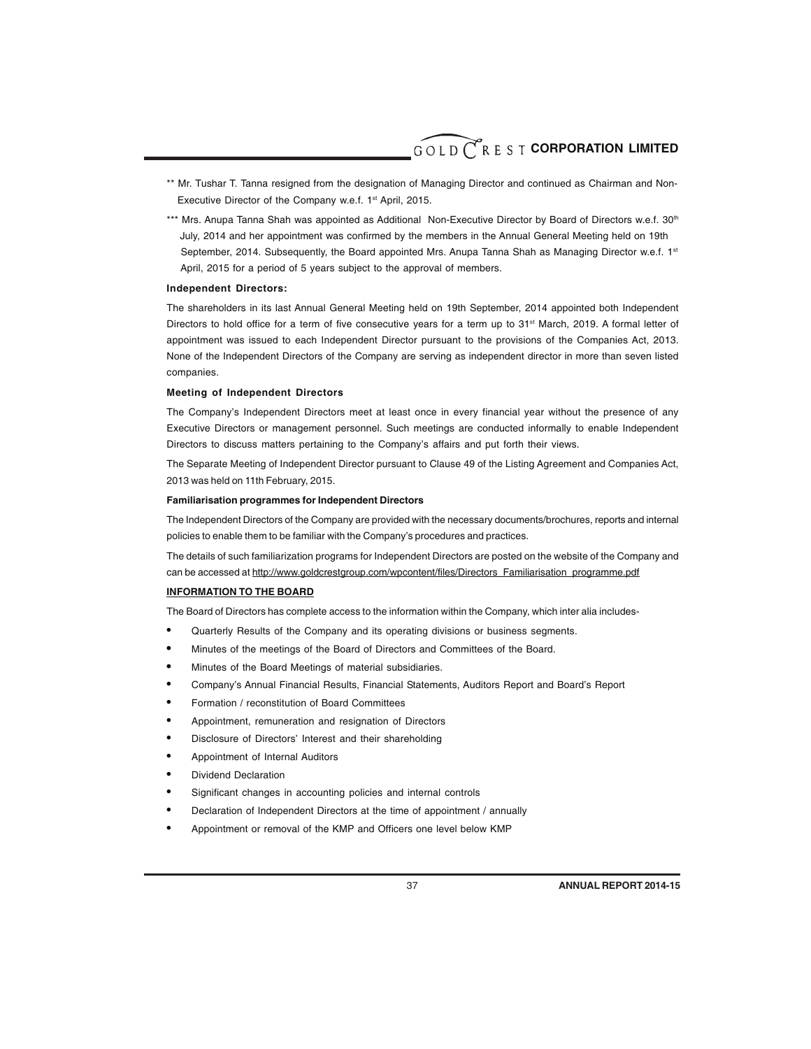** Mr. Tushar T. Tanna resigned from the designation of Managing Director and continued as Chairman and Non-Executive Director of the Company w.e.f. 1st April, 2015.

*** Mrs. Anupa Tanna Shah was appointed as Additional Non-Executive Director by Board of Directors w.e.f. 30th July, 2014 and her appointment was confirmed by the members in the Annual General Meeting held on 19th September, 2014. Subsequently, the Board appointed Mrs. Anupa Tanna Shah as Managing Director w.e.f. 1st April, 2015 for a period of 5 years subject to the approval of members.

**Independent Directors:**

The shareholders in its last Annual General Meeting held on 19th September, 2014 appointed both Independent Directors to hold office for a term of five consecutive years for a term up to 31st March, 2019. A formal letter of appointment was issued to each Independent Director pursuant to the provisions of the Companies Act, 2013. None of the Independent Directors of the Company are serving as independent director in more than seven listed companies.

**Meeting of Independent Directors**

The Company's Independent Directors meet at least once in every financial year without the presence of any Executive Directors or management personnel. Such meetings are conducted informally to enable Independent Directors to discuss matters pertaining to the Company's affairs and put forth their views.

The Separate Meeting of Independent Director pursuant to Clause 49 of the Listing Agreement and Companies Act, 2013 was held on 11th February, 2015.

**Familiarisation programmes for Independent Directors**

The Independent Directors of the Company are provided with the necessary documents/brochures, reports and internal policies to enable them to be familiar with the Company's procedures and practices.

The details of such familiarization programs for Independent Directors are posted on the website of the Company and can be accessed at http://www.goldcrestgroup.com/wpcontent/files/Directors_Familiarisation_programme.pdf

**INFORMATION TO THE BOARD**

The Board of Directors has complete access to the information within the Company, which inter alia includes-

- Quarterly Results of the Company and its operating divisions or business segments.
- Minutes of the meetings of the Board of Directors and Committees of the Board.
- Minutes of the Board Meetings of material subsidiaries.
- Company's Annual Financial Results, Financial Statements, Auditors Report and Board's Report
- Formation / reconstitution of Board Committees
- Appointment, remuneration and resignation of Directors
- Disclosure of Directors' Interest and their shareholding
- Appointment of Internal Auditors
- Dividend Declaration
- Significant changes in accounting policies and internal controls
- Declaration of Independent Directors at the time of appointment / annually
- Appointment or removal of the KMP and Officers one level below KMP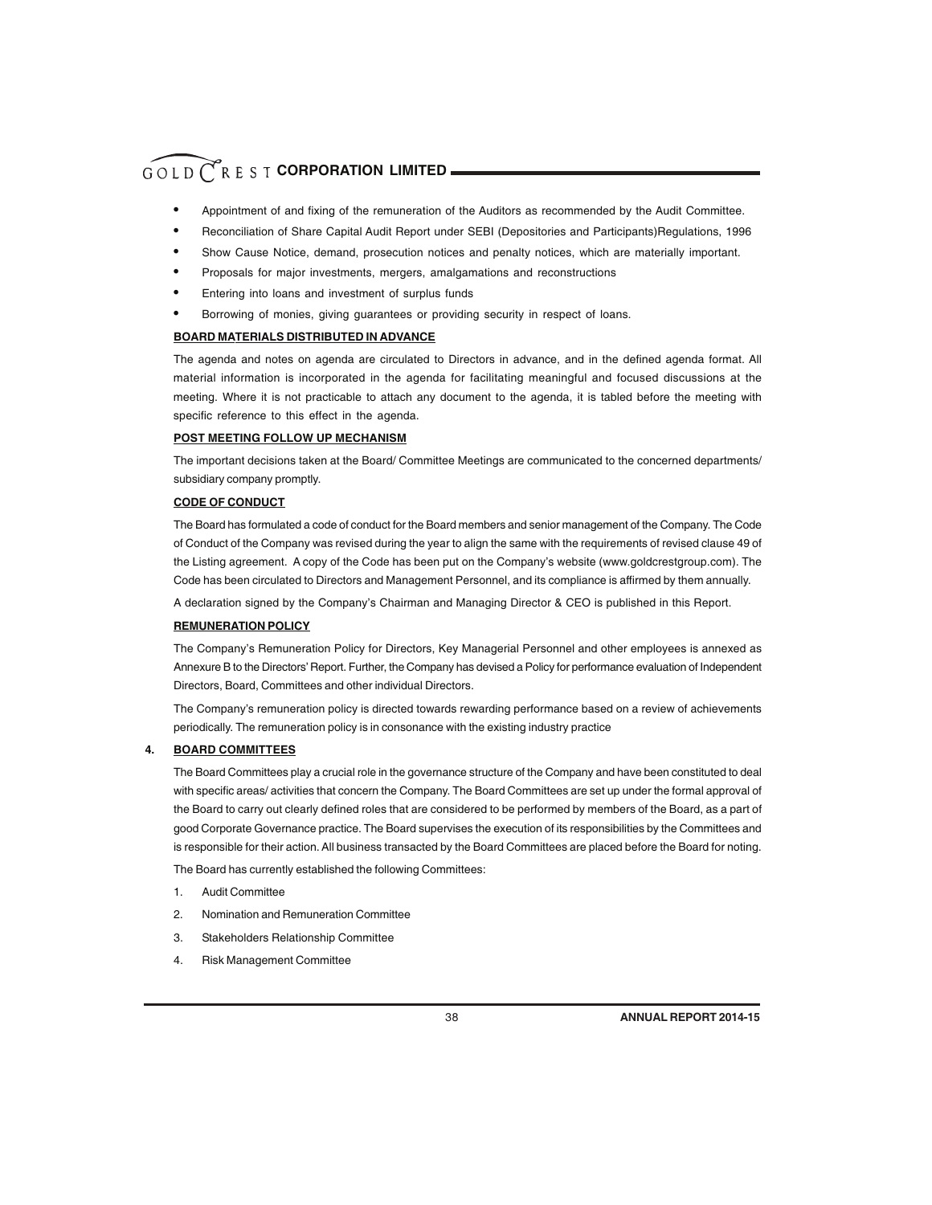- Appointment of and fixing of the remuneration of the Auditors as recommended by the Audit Committee.
- Reconciliation of Share Capital Audit Report under SEBI (Depositories and Participants)Regulations, 1996
- Show Cause Notice, demand, prosecution notices and penalty notices, which are materially important.
- Proposals for major investments, mergers, amalgamations and reconstructions
- Entering into loans and investment of surplus funds
- Borrowing of monies, giving guarantees or providing security in respect of loans.

**BOARD MATERIALS DISTRIBUTED IN ADVANCE**

The agenda and notes on agenda are circulated to Directors in advance, and in the defined agenda format. All material information is incorporated in the agenda for facilitating meaningful and focused discussions at the meeting. Where it is not practicable to attach any document to the agenda, it is tabled before the meeting with specific reference to this effect in the agenda.

**POST MEETING FOLLOW UP MECHANISM**

The important decisions taken at the Board/ Committee Meetings are communicated to the concerned departments/ subsidiary company promptly.

**CODE OF CONDUCT**

The Board has formulated a code of conduct for the Board members and senior management of the Company. The Code of Conduct of the Company was revised during the year to align the same with the requirements of revised clause 49 of the Listing agreement. A copy of the Code has been put on the Company's website (www.goldcrestgroup.com). The Code has been circulated to Directors and Management Personnel, and its compliance is affirmed by them annually.

A declaration signed by the Company's Chairman and Managing Director & CEO is published in this Report.

**REMUNERATION POLICY**

The Company's Remuneration Policy for Directors, Key Managerial Personnel and other employees is annexed as Annexure B to the Directors' Report. Further, the Company has devised a Policy for performance evaluation of Independent Directors, Board, Committees and other individual Directors.

The Company's remuneration policy is directed towards rewarding performance based on a review of achievements periodically. The remuneration policy is in consonance with the existing industry practice

## 4. BOARD COMMITTEES

The Board Committees play a crucial role in the governance structure of the Company and have been constituted to deal with specific areas/ activities that concern the Company. The Board Committees are set up under the formal approval of the Board to carry out clearly defined roles that are considered to be performed by members of the Board, as a part of good Corporate Governance practice. The Board supervises the execution of its responsibilities by the Committees and is responsible for their action. All business transacted by the Board Committees are placed before the Board for noting.

The Board has currently established the following Committees:

1. Audit Committee
2. Nomination and Remuneration Committee
3. Stakeholders Relationship Committee
4. Risk Management Committee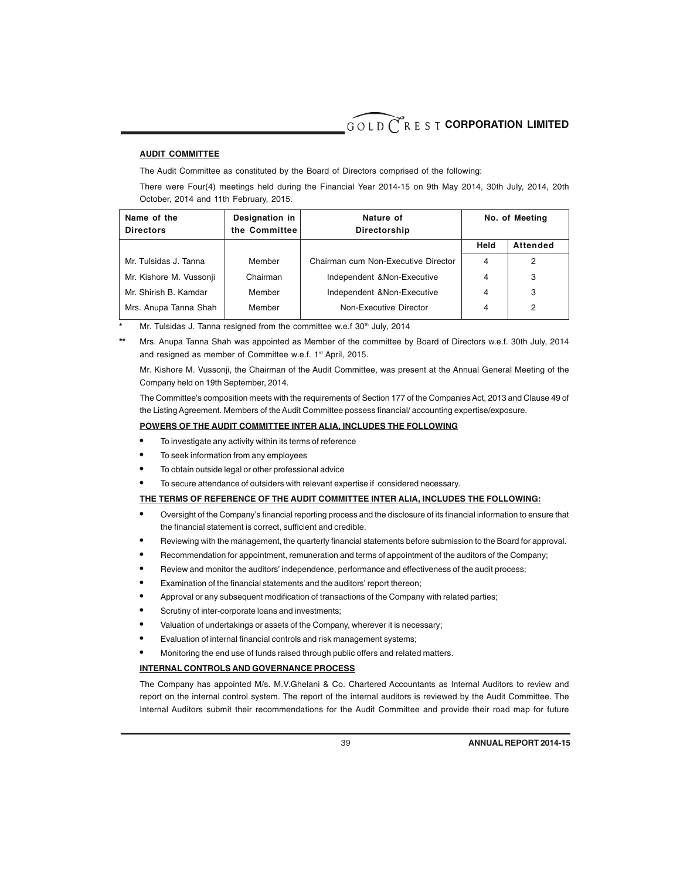**AUDIT COMMITTEE**

The Audit Committee as constituted by the Board of Directors comprised of the following:

There were Four(4) meetings held during the Financial Year 2014-15 on 9th May 2014, 30th July, 2014, 20th October, 2014 and 11th February, 2015.

| Name of the Directors | Designation in the Committee | Nature of Directorship | No. of Meeting | |
|---|---|---|---|---|
| | | | Held | Attended |
| Mr. Tulsidas J. Tanna | Member | Chairman cum Non-Executive Director | 4 | 2 |
| Mr. Kishore M. Vussonji | Chairman | Independent &Non-Executive | 4 | 3 |
| Mr. Shirish B. Kamdar | Member | Independent &Non-Executive | 4 | 3 |
| Mrs. Anupa Tanna Shah | Member | Non-Executive Director | 4 | 2 |

\* Mr. Tulsidas J. Tanna resigned from the committee w.e.f 30th July, 2014

\*\* Mrs. Anupa Tanna Shah was appointed as Member of the committee by Board of Directors w.e.f. 30th July, 2014 and resigned as member of Committee w.e.f. 1st April, 2015.

Mr. Kishore M. Vussonji, the Chairman of the Audit Committee, was present at the Annual General Meeting of the Company held on 19th September, 2014.

The Committee's composition meets with the requirements of Section 177 of the Companies Act, 2013 and Clause 49 of the Listing Agreement. Members of the Audit Committee possess financial/ accounting expertise/exposure.

**POWERS OF THE AUDIT COMMITTEE INTER ALIA, INCLUDES THE FOLLOWING**

- To investigate any activity within its terms of reference
- To seek information from any employees
- To obtain outside legal or other professional advice
- To secure attendance of outsiders with relevant expertise if considered necessary.

**THE TERMS OF REFERENCE OF THE AUDIT COMMITTEE INTER ALIA, INCLUDES THE FOLLOWING:**

- Oversight of the Company's financial reporting process and the disclosure of its financial information to ensure that the financial statement is correct, sufficient and credible.
- Reviewing with the management, the quarterly financial statements before submission to the Board for approval.
- Recommendation for appointment, remuneration and terms of appointment of the auditors of the Company;
- Review and monitor the auditors' independence, performance and effectiveness of the audit process;
- Examination of the financial statements and the auditors' report thereon;
- Approval or any subsequent modification of transactions of the Company with related parties;
- Scrutiny of inter-corporate loans and investments;
- Valuation of undertakings or assets of the Company, wherever it is necessary;
- Evaluation of internal financial controls and risk management systems;
- Monitoring the end use of funds raised through public offers and related matters.

**INTERNAL CONTROLS AND GOVERNANCE PROCESS**

The Company has appointed M/s. M.V.Ghelani & Co. Chartered Accountants as Internal Auditors to review and report on the internal control system. The report of the internal auditors is reviewed by the Audit Committee. The Internal Auditors submit their recommendations for the Audit Committee and provide their road map for future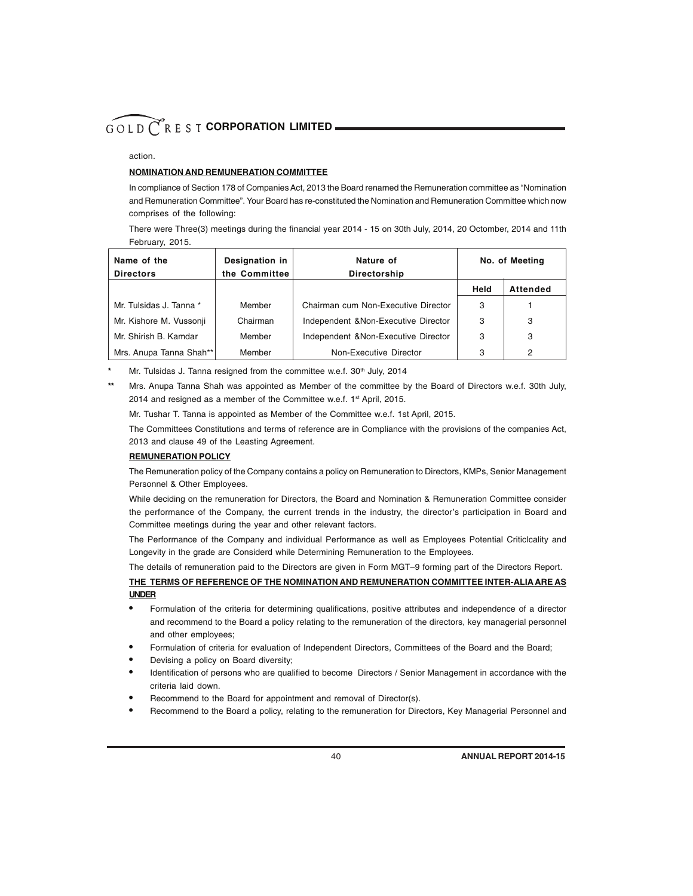action.

**NOMINATION AND REMUNERATION COMMITTEE**

In compliance of Section 178 of Companies Act, 2013 the Board renamed the Remuneration committee as "Nomination and Remuneration Committee". Your Board has re-constituted the Nomination and Remuneration Committee which now comprises of the following:

There were Three(3) meetings during the financial year 2014 - 15 on 30th July, 2014, 20 Octomber, 2014 and 11th February, 2015.

| Name of the Directors | Designation in the Committee | Nature of Directorship | No. of Meeting | |
|---|---|---|---|---|
| | | | Held | Attended |
| Mr. Tulsidas J. Tanna * | Member | Chairman cum Non-Executive Director | 3 | 1 |
| Mr. Kishore M. Vussonji | Chairman | Independent &Non-Executive Director | 3 | 3 |
| Mr. Shirish B. Kamdar | Member | Independent &Non-Executive Director | 3 | 3 |
| Mrs. Anupa Tanna Shah** | Member | Non-Executive Director | 3 | 2 |

\* Mr. Tulsidas J. Tanna resigned from the committee w.e.f. 30th July, 2014

\** Mrs. Anupa Tanna Shah was appointed as Member of the committee by the Board of Directors w.e.f. 30th July, 2014 and resigned as a member of the Committee w.e.f. 1st April, 2015.

Mr. Tushar T. Tanna is appointed as Member of the Committee w.e.f. 1st April, 2015.

The Committees Constitutions and terms of reference are in Compliance with the provisions of the companies Act, 2013 and clause 49 of the Leasting Agreement.

**REMUNERATION POLICY**

The Remuneration policy of the Company contains a policy on Remuneration to Directors, KMPs, Senior Management Personnel & Other Employees.

While deciding on the remuneration for Directors, the Board and Nomination & Remuneration Committee consider the performance of the Company, the current trends in the industry, the director's participation in Board and Committee meetings during the year and other relevant factors.

The Performance of the Company and individual Performance as well as Employees Potential Criticlcality and Longevity in the grade are Considerd while Determining Remuneration to the Employees.

The details of remuneration paid to the Directors are given in Form MGT–9 forming part of the Directors Report.

**THE TERMS OF REFERENCE OF THE NOMINATION AND REMUNERATION COMMITTEE INTER-ALIA ARE AS UNDER**

- Formulation of the criteria for determining qualifications, positive attributes and independence of a director and recommend to the Board a policy relating to the remuneration of the directors, key managerial personnel and other employees;
- Formulation of criteria for evaluation of Independent Directors, Committees of the Board and the Board;
- Devising a policy on Board diversity;
- Identification of persons who are qualified to become Directors / Senior Management in accordance with the criteria laid down.
- Recommend to the Board for appointment and removal of Director(s).
- Recommend to the Board a policy, relating to the remuneration for Directors, Key Managerial Personnel and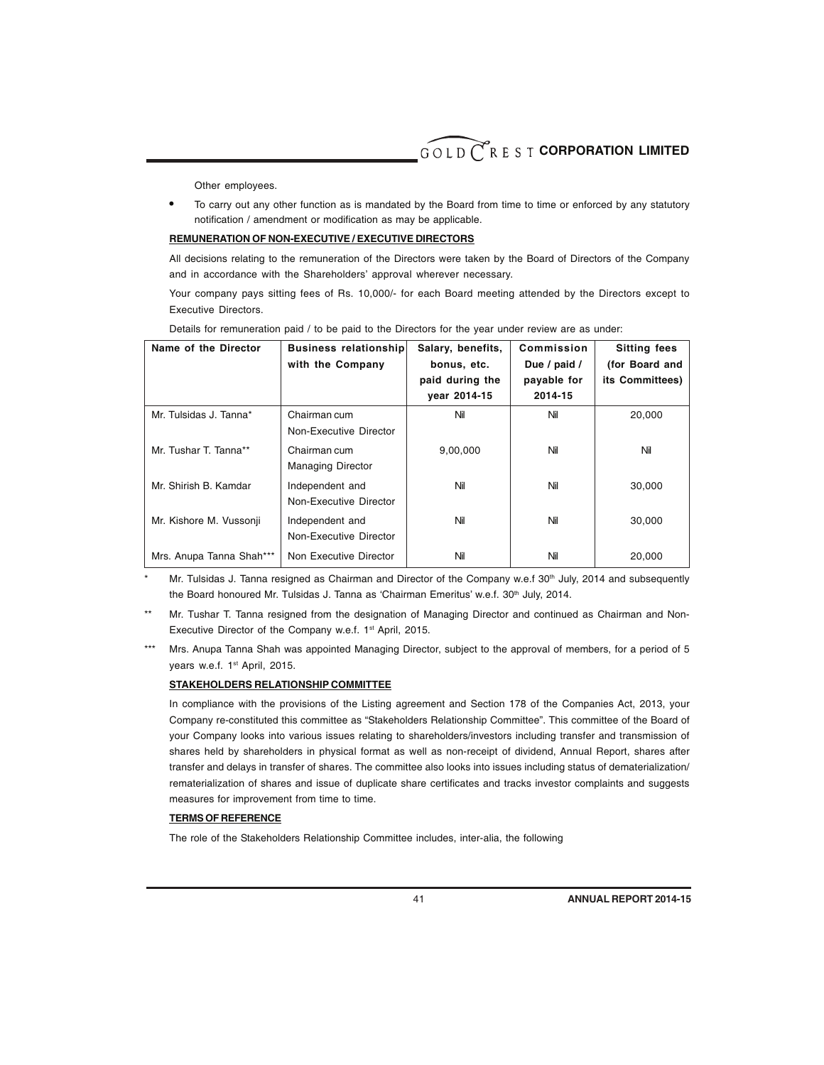Other employees.

- To carry out any other function as is mandated by the Board from time to time or enforced by any statutory notification / amendment or modification as may be applicable.

**REMUNERATION OF NON-EXECUTIVE / EXECUTIVE DIRECTORS**

All decisions relating to the remuneration of the Directors were taken by the Board of Directors of the Company and in accordance with the Shareholders' approval wherever necessary.

Your company pays sitting fees of Rs. 10,000/- for each Board meeting attended by the Directors except to Executive Directors.

Details for remuneration paid / to be paid to the Directors for the year under review are as under:

| Name of the Director | Business relationship with the Company | Salary, benefits, bonus, etc. paid during the year 2014-15 | Commission Due / paid / payable for 2014-15 | Sitting fees (for Board and its Committees) |
|---|---|---|---|---|
| Mr. Tulsidas J. Tanna* | Chairman cum Non-Executive Director | Nil | Nil | 20,000 |
| Mr. Tushar T. Tanna** | Chairman cum Managing Director | 9,00,000 | Nil | Nil |
| Mr. Shirish B. Kamdar | Independent and Non-Executive Director | Nil | Nil | 30,000 |
| Mr. Kishore M. Vussonji | Independent and Non-Executive Director | Nil | Nil | 30,000 |
| Mrs. Anupa Tanna Shah*** | Non Executive Director | Nil | Nil | 20,000 |

\* Mr. Tulsidas J. Tanna resigned as Chairman and Director of the Company w.e.f 30th July, 2014 and subsequently the Board honoured Mr. Tulsidas J. Tanna as 'Chairman Emeritus' w.e.f. 30th July, 2014.

\** Mr. Tushar T. Tanna resigned from the designation of Managing Director and continued as Chairman and Non-Executive Director of the Company w.e.f. 1st April, 2015.

\*** Mrs. Anupa Tanna Shah was appointed Managing Director, subject to the approval of members, for a period of 5 years w.e.f. 1st April, 2015.

**STAKEHOLDERS RELATIONSHIP COMMITTEE**

In compliance with the provisions of the Listing agreement and Section 178 of the Companies Act, 2013, your Company re-constituted this committee as "Stakeholders Relationship Committee". This committee of the Board of your Company looks into various issues relating to shareholders/investors including transfer and transmission of shares held by shareholders in physical format as well as non-receipt of dividend, Annual Report, shares after transfer and delays in transfer of shares. The committee also looks into issues including status of dematerialization/ rematerialization of shares and issue of duplicate share certificates and tracks investor complaints and suggests measures for improvement from time to time.

**TERMS OF REFERENCE**

The role of the Stakeholders Relationship Committee includes, inter-alia, the following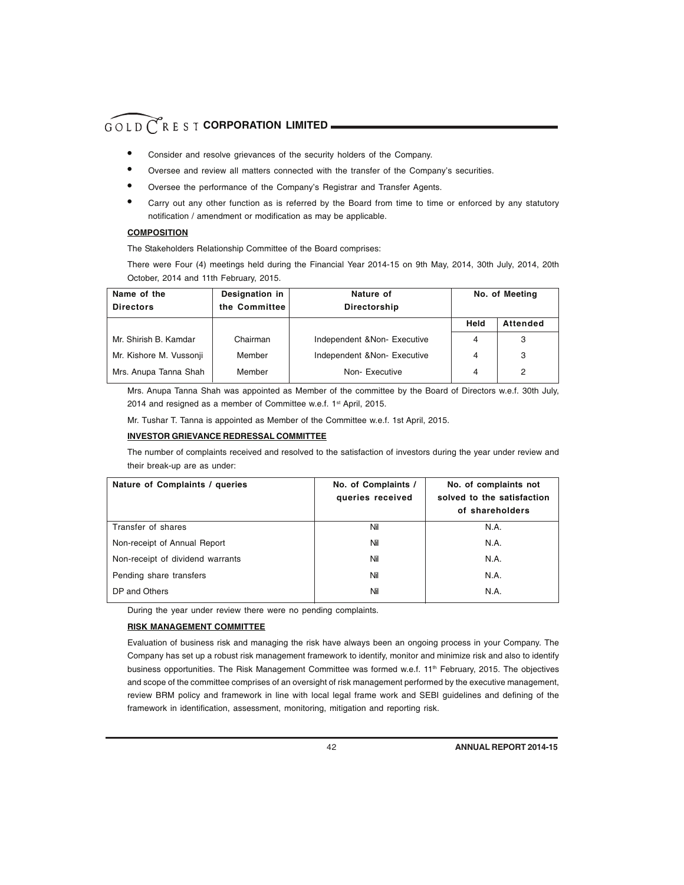- Consider and resolve grievances of the security holders of the Company.
- Oversee and review all matters connected with the transfer of the Company's securities.
- Oversee the performance of the Company's Registrar and Transfer Agents.
- Carry out any other function as is referred by the Board from time to time or enforced by any statutory notification / amendment or modification as may be applicable.

**COMPOSITION**

The Stakeholders Relationship Committee of the Board comprises:

There were Four (4) meetings held during the Financial Year 2014-15 on 9th May, 2014, 30th July, 2014, 20th October, 2014 and 11th February, 2015.

| Name of the Directors | Designation in the Committee | Nature of Directorship | No. of Meeting | |
|---|---|---|---|---|
| | | | Held | Attended |
| Mr. Shirish B. Kamdar | Chairman | Independent &Non- Executive | 4 | 3 |
| Mr. Kishore M. Vussonji | Member | Independent &Non- Executive | 4 | 3 |
| Mrs. Anupa Tanna Shah | Member | Non- Executive | 4 | 2 |

Mrs. Anupa Tanna Shah was appointed as Member of the committee by the Board of Directors w.e.f. 30th July, 2014 and resigned as a member of Committee w.e.f. 1st April, 2015.

Mr. Tushar T. Tanna is appointed as Member of the Committee w.e.f. 1st April, 2015.

**INVESTOR GRIEVANCE REDRESSAL COMMITTEE**

The number of complaints received and resolved to the satisfaction of investors during the year under review and their break-up are as under:

| Nature of Complaints / queries | No. of Complaints / queries received | No. of complaints not solved to the satisfaction of shareholders |
|---|---|---|
| Transfer of shares | Nil | N.A. |
| Non-receipt of Annual Report | Nil | N.A. |
| Non-receipt of dividend warrants | Nil | N.A. |
| Pending share transfers | Nil | N.A. |
| DP and Others | Nil | N.A. |

During the year under review there were no pending complaints.

**RISK MANAGEMENT COMMITTEE**

Evaluation of business risk and managing the risk have always been an ongoing process in your Company. The Company has set up a robust risk management framework to identify, monitor and minimize risk and also to identify business opportunities. The Risk Management Committee was formed w.e.f. 11th February, 2015. The objectives and scope of the committee comprises of an oversight of risk management performed by the executive management, review BRM policy and framework in line with local legal frame work and SEBI guidelines and defining of the framework in identification, assessment, monitoring, mitigation and reporting risk.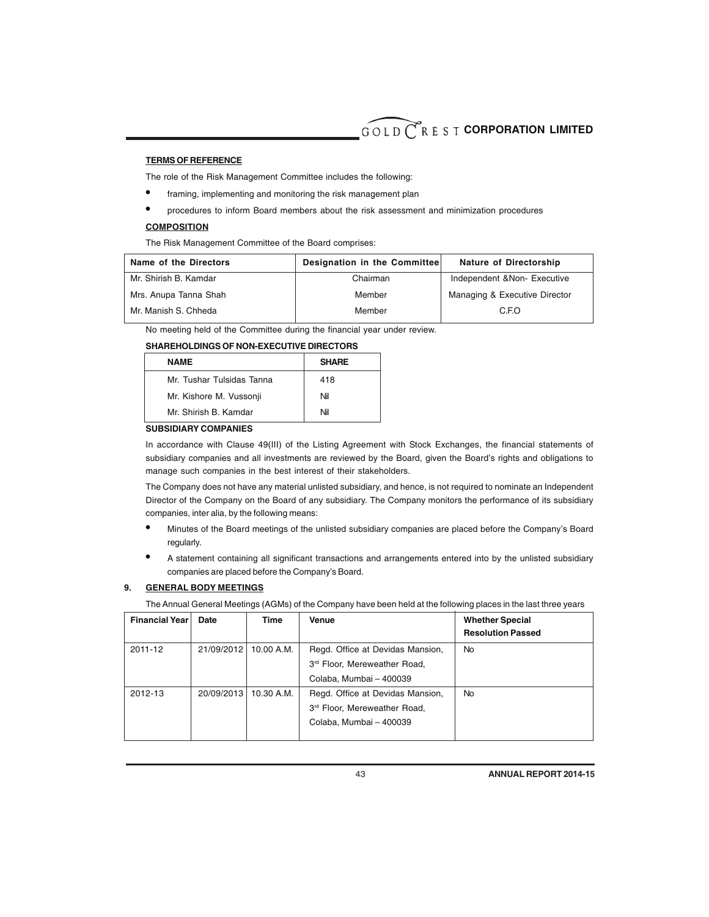**TERMS OF REFERENCE**

The role of the Risk Management Committee includes the following:

- framing, implementing and monitoring the risk management plan
- procedures to inform Board members about the risk assessment and minimization procedures

**COMPOSITION**

The Risk Management Committee of the Board comprises:

| Name of the Directors | Designation in the Committee | Nature of Directorship |
|---|---|---|
| Mr. Shirish B. Kamdar | Chairman | Independent &Non- Executive |
| Mrs. Anupa Tanna Shah | Member | Managing & Executive Director |
| Mr. Manish S. Chheda | Member | C.F.O |

No meeting held of the Committee during the financial year under review.

**SHAREHOLDINGS OF NON-EXECUTIVE DIRECTORS**

| NAME | SHARE |
|---|---|
| Mr. Tushar Tulsidas Tanna | 418 |
| Mr. Kishore M. Vussonji | Nil |
| Mr. Shirish B. Kamdar | Nil |

**SUBSIDIARY COMPANIES**

In accordance with Clause 49(III) of the Listing Agreement with Stock Exchanges, the financial statements of subsidiary companies and all investments are reviewed by the Board, given the Board's rights and obligations to manage such companies in the best interest of their stakeholders.

The Company does not have any material unlisted subsidiary, and hence, is not required to nominate an Independent Director of the Company on the Board of any subsidiary. The Company monitors the performance of its subsidiary companies, inter alia, by the following means:

- Minutes of the Board meetings of the unlisted subsidiary companies are placed before the Company's Board regularly.
- A statement containing all significant transactions and arrangements entered into by the unlisted subsidiary companies are placed before the Company's Board.

## 9. GENERAL BODY MEETINGS

The Annual General Meetings (AGMs) of the Company have been held at the following places in the last three years

| Financial Year | Date | Time | Venue | Whether Special Resolution Passed |
|---|---|---|---|---|
| 2011-12 | 21/09/2012 | 10.00 A.M. | Regd. Office at Devidas Mansion, 3rd Floor, Mereweather Road, Colaba, Mumbai – 400039 | No |
| 2012-13 | 20/09/2013 | 10.30 A.M. | Regd. Office at Devidas Mansion, 3rd Floor, Mereweather Road, Colaba, Mumbai – 400039 | No |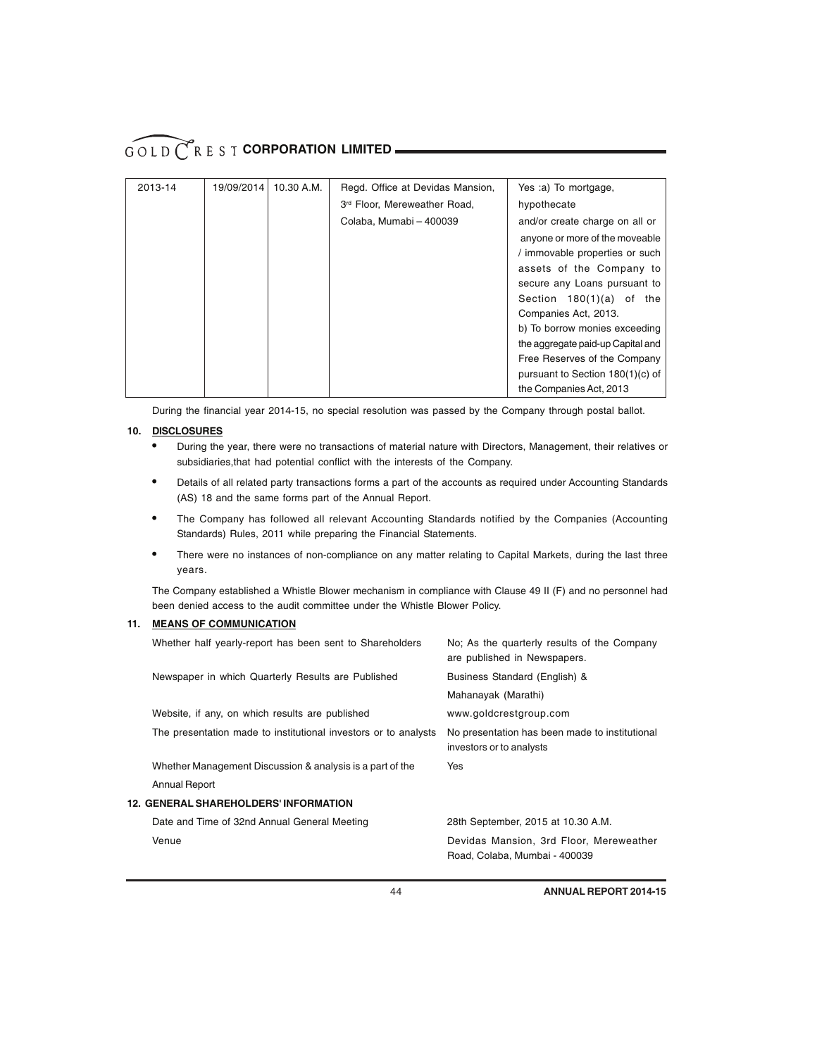| 2013-14 | 19/09/2014 | 10.30 A.M. | Regd. Office at Devidas Mansion, 3rd Floor, Mereweather Road, Colaba, Mumabi – 400039 | Yes :a) To mortgage, hypothecate and/or create charge on all or anyone or more of the moveable / immovable properties or such assets of the Company to secure any Loans pursuant to Section 180(1)(a) of the Companies Act, 2013. b) To borrow monies exceeding the aggregate paid-up Capital and Free Reserves of the Company pursuant to Section 180(1)(c) of the Companies Act, 2013 |
|---|---|---|---|---|

During the financial year 2014-15, no special resolution was passed by the Company through postal ballot.

## 10. DISCLOSURES

- During the year, there were no transactions of material nature with Directors, Management, their relatives or subsidiaries,that had potential conflict with the interests of the Company.
- Details of all related party transactions forms a part of the accounts as required under Accounting Standards (AS) 18 and the same forms part of the Annual Report.
- The Company has followed all relevant Accounting Standards notified by the Companies (Accounting Standards) Rules, 2011 while preparing the Financial Statements.
- There were no instances of non-compliance on any matter relating to Capital Markets, during the last three years.

The Company established a Whistle Blower mechanism in compliance with Clause 49 II (F) and no personnel had been denied access to the audit committee under the Whistle Blower Policy.

## 11. MEANS OF COMMUNICATION

| | |
|---|---|
| Whether half yearly-report has been sent to Shareholders | No; As the quarterly results of the Company are published in Newspapers. |
| Newspaper in which Quarterly Results are Published | Business Standard (English) & Mahanayak (Marathi) |
| Website, if any, on which results are published | www.goldcrestgroup.com |
| The presentation made to institutional investors or to analysts | No presentation has been made to institutional investors or to analysts |
| Whether Management Discussion & analysis is a part of the Annual Report | Yes |

## 12. GENERAL SHAREHOLDERS' INFORMATION

| | |
|---|---|
| Date and Time of 32nd Annual General Meeting | 28th September, 2015 at 10.30 A.M. |
| Venue | Devidas Mansion, 3rd Floor, Mereweather Road, Colaba, Mumbai - 400039 |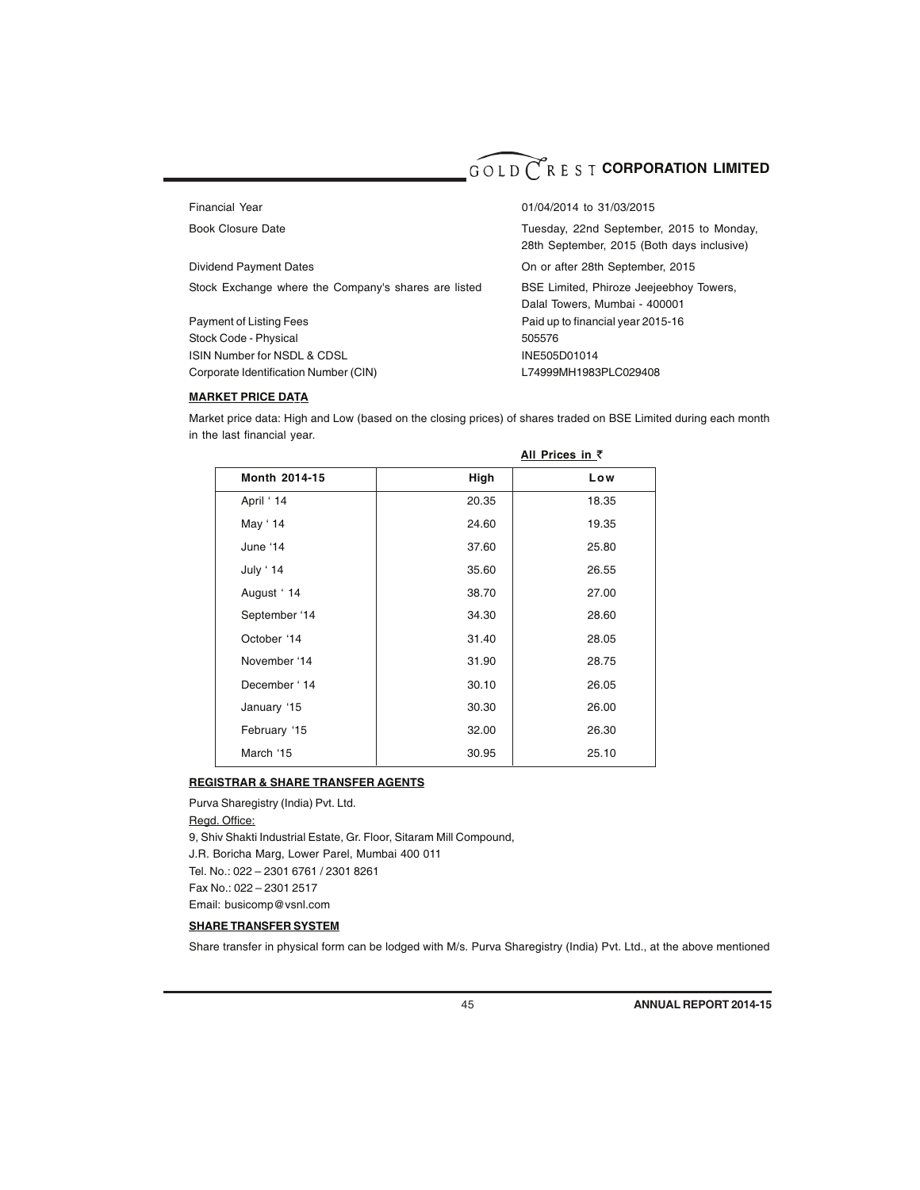| | |
|---|---|
| Financial Year | 01/04/2014 to 31/03/2015 |
| Book Closure Date | Tuesday, 22nd September, 2015 to Monday, 28th September, 2015 (Both days inclusive) |
| Dividend Payment Dates | On or after 28th September, 2015 |
| Stock Exchange where the Company's shares are listed | BSE Limited, Phiroze Jeejeebhoy Towers, Dalal Towers, Mumbai - 400001 |
| Payment of Listing Fees | Paid up to financial year 2015-16 |
| Stock Code - Physical | 505576 |
| ISIN Number for NSDL & CDSL | INE505D01014 |
| Corporate Identification Number (CIN) | L74999MH1983PLC029408 |

**MARKET PRICE DATA**

Market price data: High and Low (based on the closing prices) of shares traded on BSE Limited during each month in the last financial year.

**All Prices in ₹**

| Month 2014-15 | High | Low |
|---|---|---|
| April ' 14 | 20.35 | 18.35 |
| May ' 14 | 24.60 | 19.35 |
| June '14 | 37.60 | 25.80 |
| July ' 14 | 35.60 | 26.55 |
| August ' 14 | 38.70 | 27.00 |
| September '14 | 34.30 | 28.60 |
| October '14 | 31.40 | 28.05 |
| November '14 | 31.90 | 28.75 |
| December ' 14 | 30.10 | 26.05 |
| January '15 | 30.30 | 26.00 |
| February '15 | 32.00 | 26.30 |
| March '15 | 30.95 | 25.10 |

**REGISTRAR & SHARE TRANSFER AGENTS**

Purva Sharegistry (India) Pvt. Ltd.

Regd. Office:

9, Shiv Shakti Industrial Estate, Gr. Floor, Sitaram Mill Compound,

J.R. Boricha Marg, Lower Parel, Mumbai 400 011

Tel. No.: 022 – 2301 6761 / 2301 8261

Fax No.: 022 – 2301 2517

Email: busicomp@vsnl.com

**SHARE TRANSFER SYSTEM**

Share transfer in physical form can be lodged with M/s. Purva Sharegistry (India) Pvt. Ltd., at the above mentioned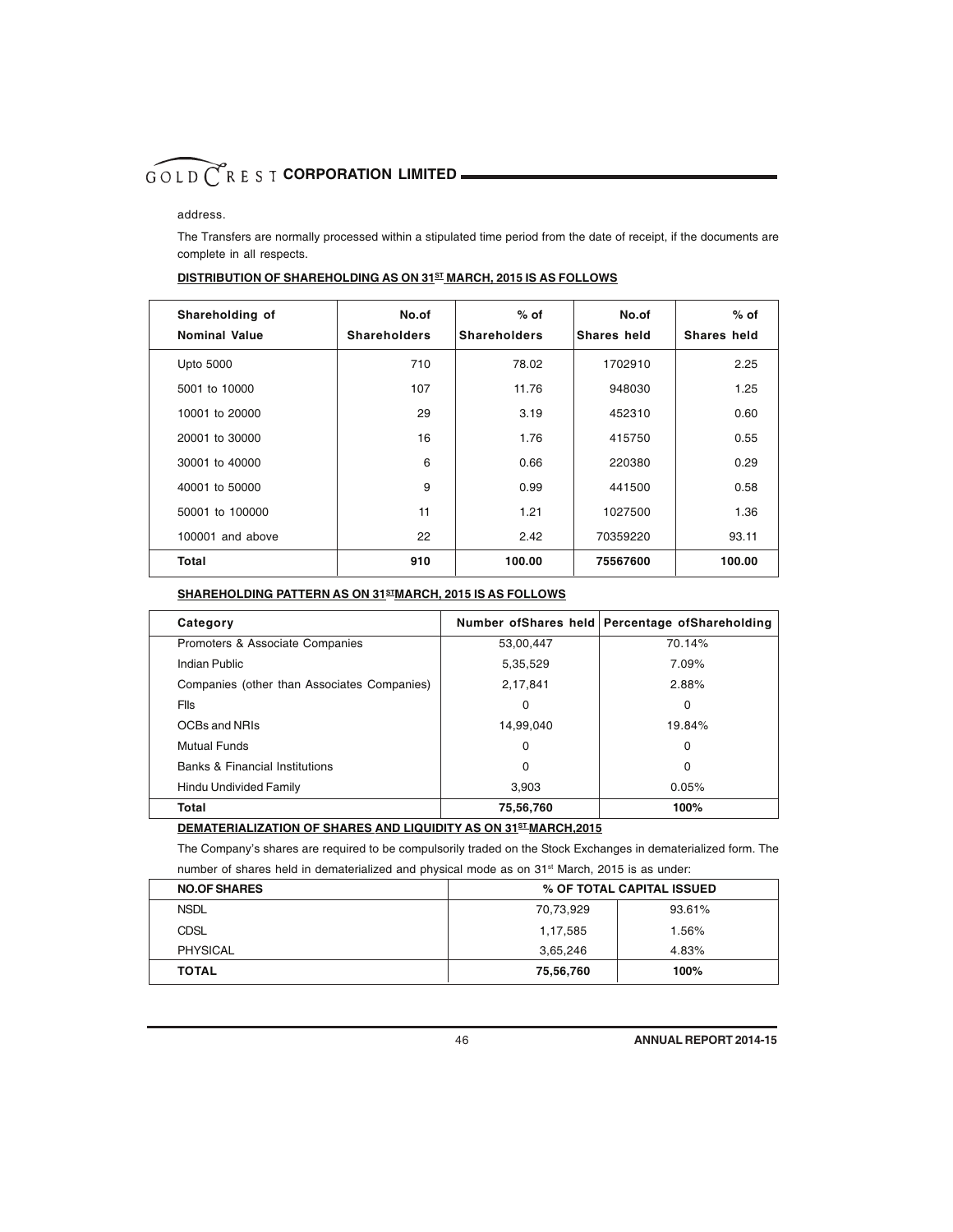address.

The Transfers are normally processed within a stipulated time period from the date of receipt, if the documents are complete in all respects.

**DISTRIBUTION OF SHAREHOLDING AS ON 31ST MARCH, 2015 IS AS FOLLOWS**

| Shareholding of Nominal Value | No.of Shareholders | % of Shareholders | No.of Shares held | % of Shares held |
|---|---|---|---|---|
| Upto 5000 | 710 | 78.02 | 1702910 | 2.25 |
| 5001 to 10000 | 107 | 11.76 | 948030 | 1.25 |
| 10001 to 20000 | 29 | 3.19 | 452310 | 0.60 |
| 20001 to 30000 | 16 | 1.76 | 415750 | 0.55 |
| 30001 to 40000 | 6 | 0.66 | 220380 | 0.29 |
| 40001 to 50000 | 9 | 0.99 | 441500 | 0.58 |
| 50001 to 100000 | 11 | 1.21 | 1027500 | 1.36 |
| 100001 and above | 22 | 2.42 | 70359220 | 93.11 |
| **Total** | **910** | **100.00** | **75567600** | **100.00** |

**SHAREHOLDING PATTERN AS ON 31STMARCH, 2015 IS AS FOLLOWS**

| Category | Number ofShares held | Percentage ofShareholding |
|---|---|---|
| Promoters & Associate Companies | 53,00,447 | 70.14% |
| Indian Public | 5,35,529 | 7.09% |
| Companies (other than Associates Companies) | 2,17,841 | 2.88% |
| FIIs | 0 | 0 |
| OCBs and NRIs | 14,99,040 | 19.84% |
| Mutual Funds | 0 | 0 |
| Banks & Financial Institutions | 0 | 0 |
| Hindu Undivided Family | 3,903 | 0.05% |
| **Total** | **75,56,760** | **100%** |

**DEMATERIALIZATION OF SHARES AND LIQUIDITY AS ON 31ST MARCH,2015**

The Company's shares are required to be compulsorily traded on the Stock Exchanges in dematerialized form. The number of shares held in dematerialized and physical mode as on 31st March, 2015 is as under:

| NO.OF SHARES | % OF TOTAL CAPITAL ISSUED | |
|---|---|---|
| NSDL | 70,73,929 | 93.61% |
| CDSL | 1,17,585 | 1.56% |
| PHYSICAL | 3,65,246 | 4.83% |
| **TOTAL** | **75,56,760** | **100%** |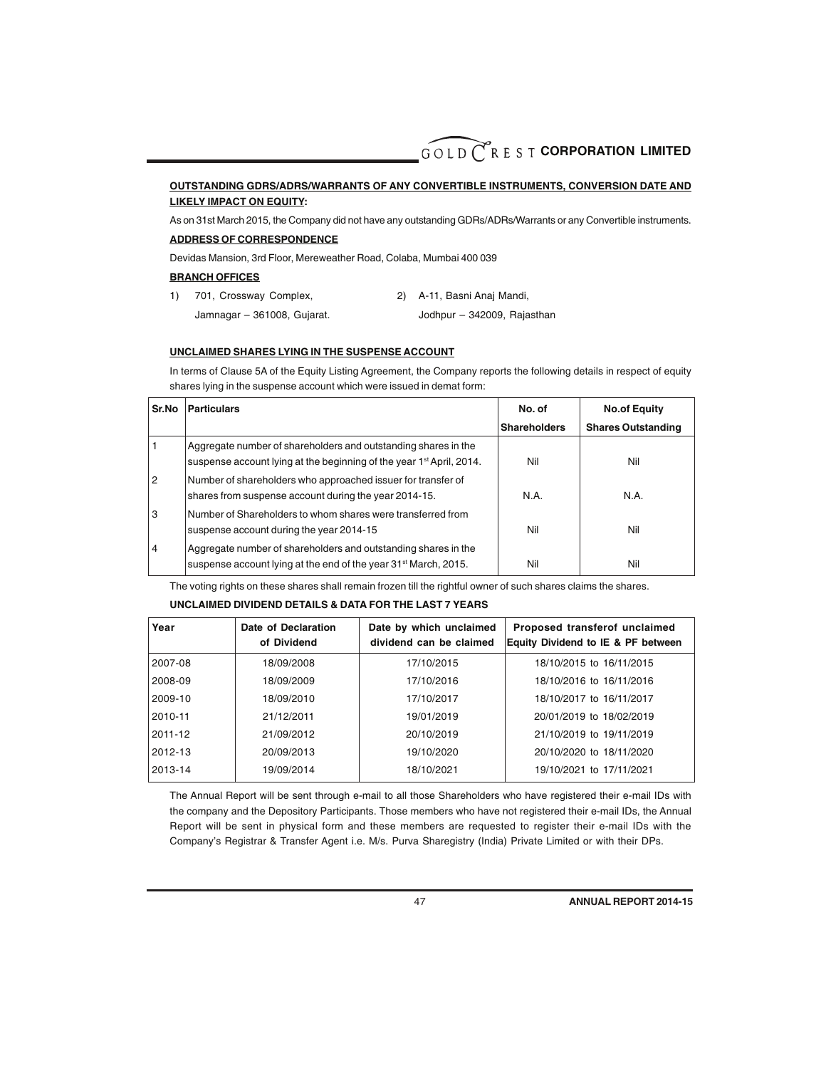**OUTSTANDING GDRS/ADRS/WARRANTS OF ANY CONVERTIBLE INSTRUMENTS, CONVERSION DATE AND LIKELY IMPACT ON EQUITY:**

As on 31st March 2015, the Company did not have any outstanding GDRs/ADRs/Warrants or any Convertible instruments.

**ADDRESS OF CORRESPONDENCE**

Devidas Mansion, 3rd Floor, Mereweather Road, Colaba, Mumbai 400 039

**BRANCH OFFICES**

1) 701, Crossway Complex,
   Jamnagar – 361008, Gujarat.

2) A-11, Basni Anaj Mandi,
   Jodhpur – 342009, Rajasthan

**UNCLAIMED SHARES LYING IN THE SUSPENSE ACCOUNT**

In terms of Clause 5A of the Equity Listing Agreement, the Company reports the following details in respect of equity shares lying in the suspense account which were issued in demat form:

| Sr.No | Particulars | No. of Shareholders | No.of Equity Shares Outstanding |
|---|---|---|---|
| 1 | Aggregate number of shareholders and outstanding shares in the suspense account lying at the beginning of the year 1st April, 2014. | Nil | Nil |
| 2 | Number of shareholders who approached issuer for transfer of shares from suspense account during the year 2014-15. | N.A. | N.A. |
| 3 | Number of Shareholders to whom shares were transferred from suspense account during the year 2014-15 | Nil | Nil |
| 4 | Aggregate number of shareholders and outstanding shares in the suspense account lying at the end of the year 31st March, 2015. | Nil | Nil |

The voting rights on these shares shall remain frozen till the rightful owner of such shares claims the shares.

**UNCLAIMED DIVIDEND DETAILS & DATA FOR THE LAST 7 YEARS**

| Year | Date of Declaration of Dividend | Date by which unclaimed dividend can be claimed | Proposed transferof unclaimed Equity Dividend to IE & PF between |
|---|---|---|---|
| 2007-08 | 18/09/2008 | 17/10/2015 | 18/10/2015 to 16/11/2015 |
| 2008-09 | 18/09/2009 | 17/10/2016 | 18/10/2016 to 16/11/2016 |
| 2009-10 | 18/09/2010 | 17/10/2017 | 18/10/2017 to 16/11/2017 |
| 2010-11 | 21/12/2011 | 19/01/2019 | 20/01/2019 to 18/02/2019 |
| 2011-12 | 21/09/2012 | 20/10/2019 | 21/10/2019 to 19/11/2019 |
| 2012-13 | 20/09/2013 | 19/10/2020 | 20/10/2020 to 18/11/2020 |
| 2013-14 | 19/09/2014 | 18/10/2021 | 19/10/2021 to 17/11/2021 |

The Annual Report will be sent through e-mail to all those Shareholders who have registered their e-mail IDs with the company and the Depository Participants. Those members who have not registered their e-mail IDs, the Annual Report will be sent in physical form and these members are requested to register their e-mail IDs with the Company's Registrar & Transfer Agent i.e. M/s. Purva Sharegistry (India) Private Limited or with their DPs.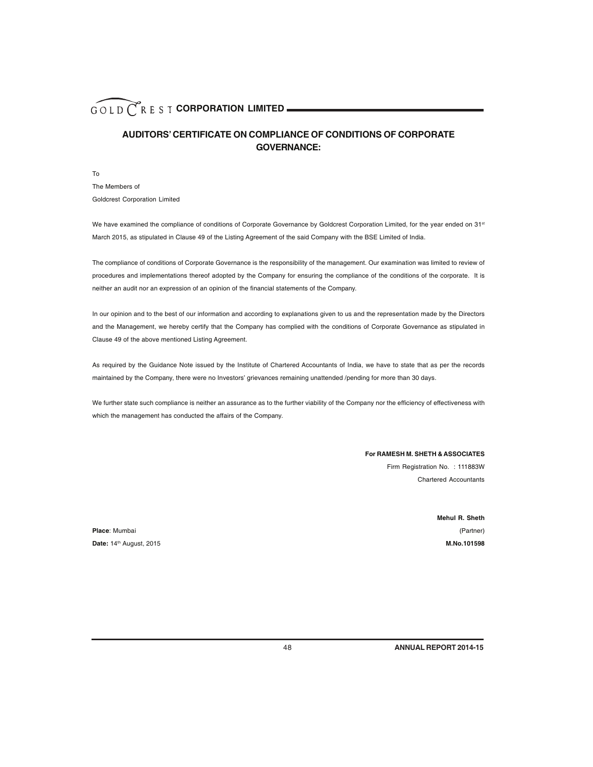## AUDITORS' CERTIFICATE ON COMPLIANCE OF CONDITIONS OF CORPORATE GOVERNANCE:

To

The Members of

Goldcrest Corporation Limited

We have examined the compliance of conditions of Corporate Governance by Goldcrest Corporation Limited, for the year ended on 31st March 2015, as stipulated in Clause 49 of the Listing Agreement of the said Company with the BSE Limited of India.

The compliance of conditions of Corporate Governance is the responsibility of the management. Our examination was limited to review of procedures and implementations thereof adopted by the Company for ensuring the compliance of the conditions of the corporate. It is neither an audit nor an expression of an opinion of the financial statements of the Company.

In our opinion and to the best of our information and according to explanations given to us and the representation made by the Directors and the Management, we hereby certify that the Company has complied with the conditions of Corporate Governance as stipulated in Clause 49 of the above mentioned Listing Agreement.

As required by the Guidance Note issued by the Institute of Chartered Accountants of India, we have to state that as per the records maintained by the Company, there were no Investors' grievances remaining unattended /pending for more than 30 days.

We further state such compliance is neither an assurance as to the further viability of the Company nor the efficiency of effectiveness with which the management has conducted the affairs of the Company.

**For RAMESH M. SHETH & ASSOCIATES**
Firm Registration No. : 111883W
Chartered Accountants

**Mehul R. Sheth**
(Partner)
**M.No.101598**

**Place**: Mumbai
**Date:** 14th August, 2015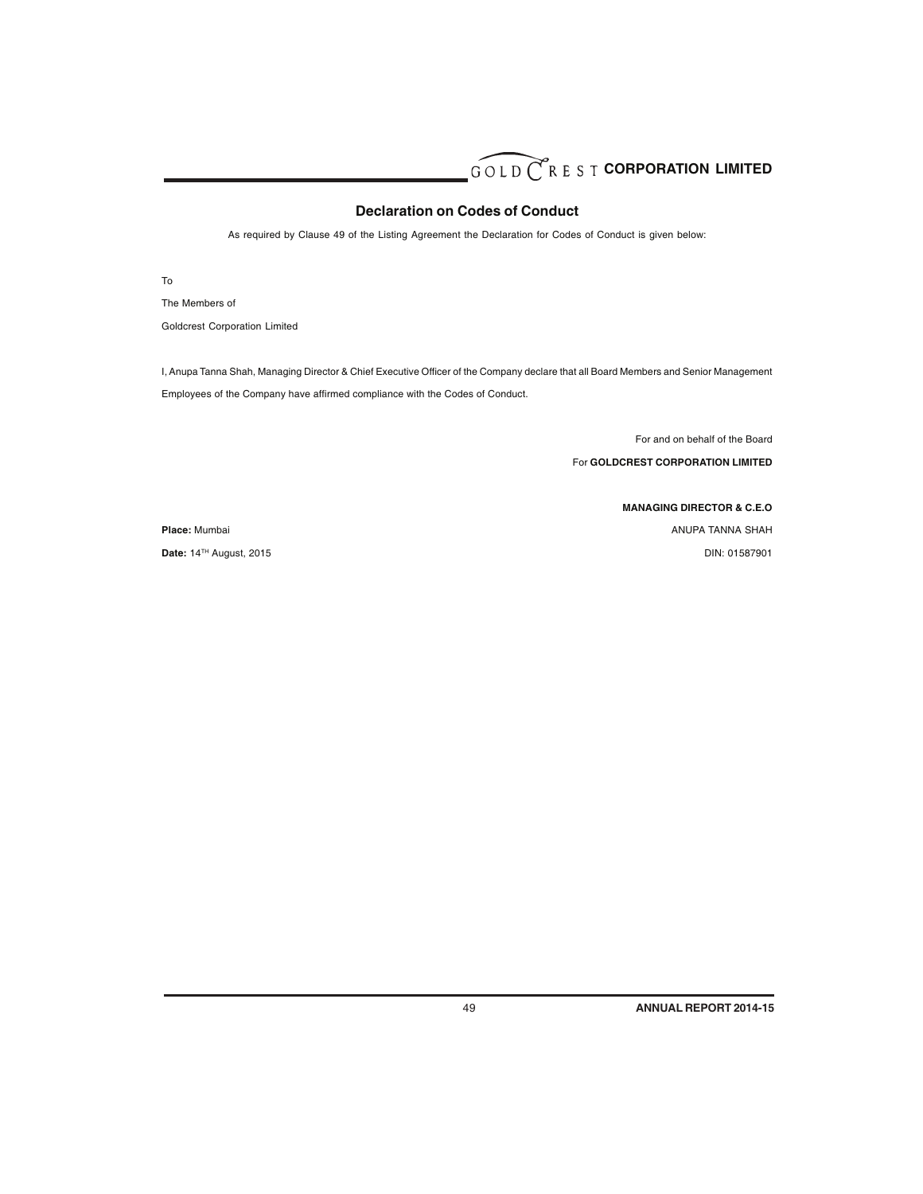## Declaration on Codes of Conduct

As required by Clause 49 of the Listing Agreement the Declaration for Codes of Conduct is given below:

To

The Members of

Goldcrest Corporation Limited

I, Anupa Tanna Shah, Managing Director & Chief Executive Officer of the Company declare that all Board Members and Senior Management Employees of the Company have affirmed compliance with the Codes of Conduct.

For and on behalf of the Board

For **GOLDCREST CORPORATION LIMITED**

**MANAGING DIRECTOR & C.E.O**

ANUPA TANNA SHAH

DIN: 01587901

**Place:** Mumbai

**Date:** 14TH August, 2015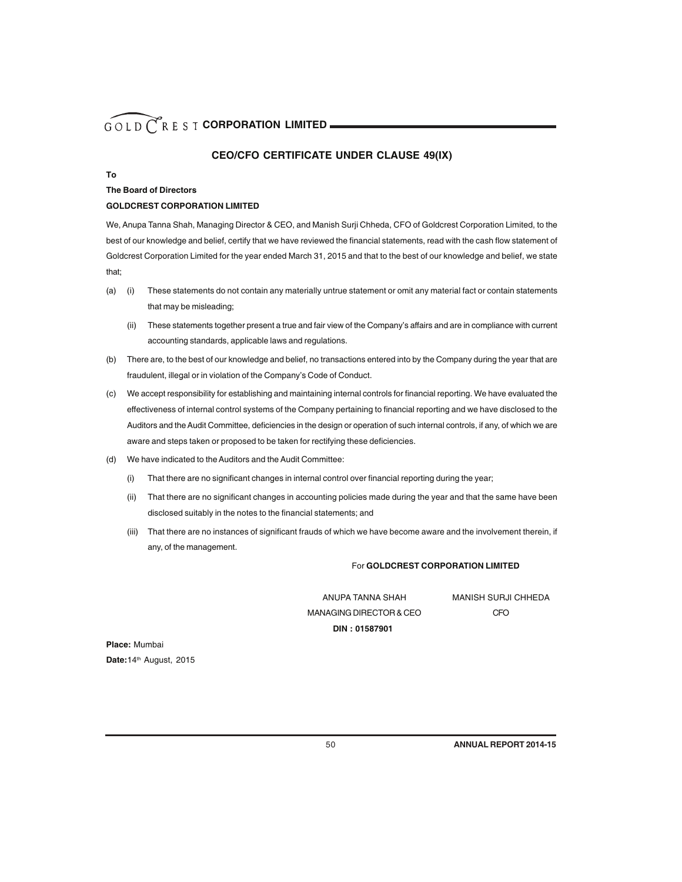## CEO/CFO CERTIFICATE UNDER CLAUSE 49(IX)

**To**

**The Board of Directors**

**GOLDCREST CORPORATION LIMITED**

We, Anupa Tanna Shah, Managing Director & CEO, and Manish Surji Chheda, CFO of Goldcrest Corporation Limited, to the best of our knowledge and belief, certify that we have reviewed the financial statements, read with the cash flow statement of Goldcrest Corporation Limited for the year ended March 31, 2015 and that to the best of our knowledge and belief, we state that;

(a) (i) These statements do not contain any materially untrue statement or omit any material fact or contain statements that may be misleading;

(ii) These statements together present a true and fair view of the Company's affairs and are in compliance with current accounting standards, applicable laws and regulations.

(b) There are, to the best of our knowledge and belief, no transactions entered into by the Company during the year that are fraudulent, illegal or in violation of the Company's Code of Conduct.

(c) We accept responsibility for establishing and maintaining internal controls for financial reporting. We have evaluated the effectiveness of internal control systems of the Company pertaining to financial reporting and we have disclosed to the Auditors and the Audit Committee, deficiencies in the design or operation of such internal controls, if any, of which we are aware and steps taken or proposed to be taken for rectifying these deficiencies.

(d) We have indicated to the Auditors and the Audit Committee:

(i) That there are no significant changes in internal control over financial reporting during the year;

(ii) That there are no significant changes in accounting policies made during the year and that the same have been disclosed suitably in the notes to the financial statements; and

(iii) That there are no instances of significant frauds of which we have become aware and the involvement therein, if any, of the management.

For **GOLDCREST CORPORATION LIMITED**

ANUPA TANNA SHAH
MANAGING DIRECTOR & CEO
**DIN : 01587901**

MANISH SURJI CHHEDA
CFO

**Place:** Mumbai
**Date:** 14th August, 2015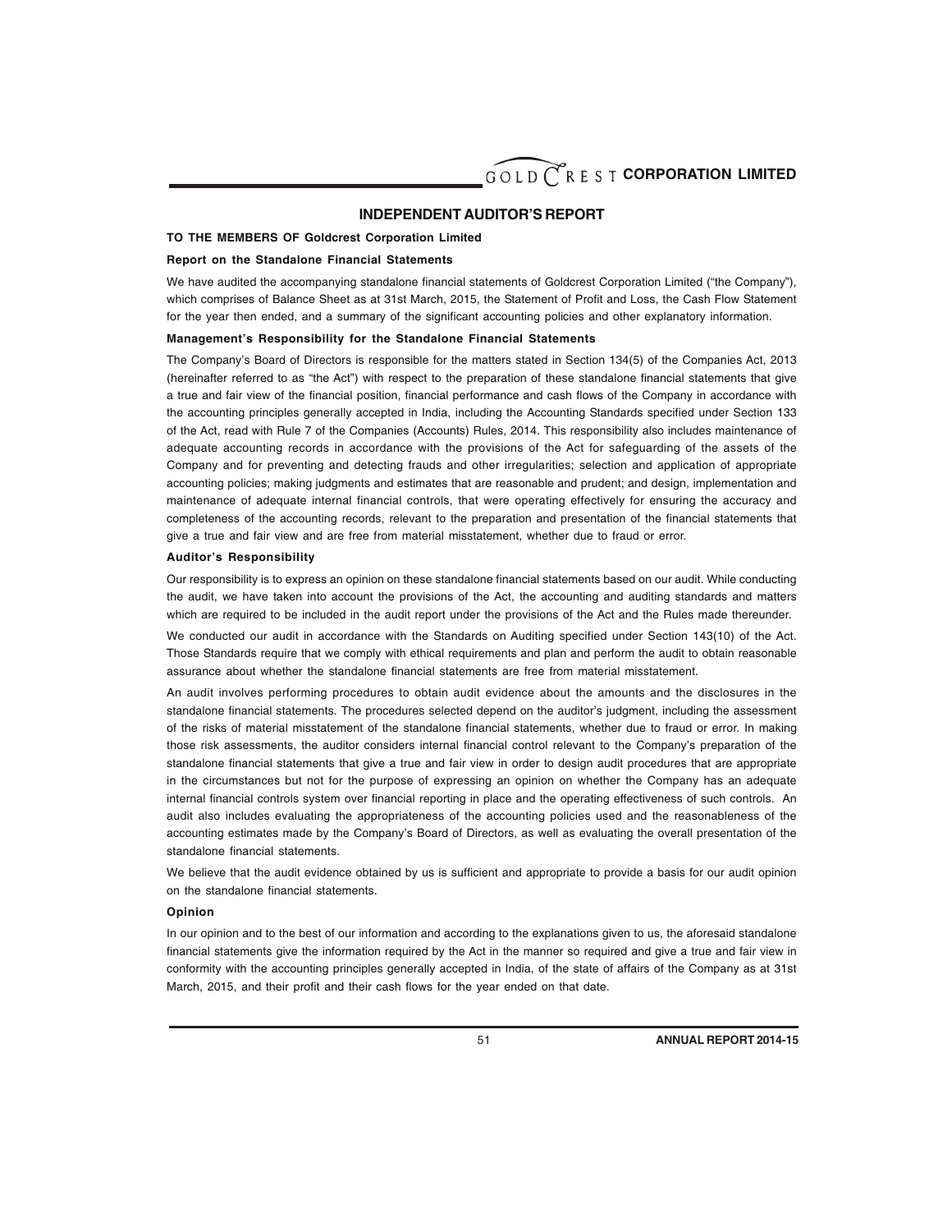# INDEPENDENT AUDITOR'S REPORT

**TO THE MEMBERS OF Goldcrest Corporation Limited**

**Report on the Standalone Financial Statements**

We have audited the accompanying standalone financial statements of Goldcrest Corporation Limited ("the Company"), which comprises of Balance Sheet as at 31st March, 2015, the Statement of Profit and Loss, the Cash Flow Statement for the year then ended, and a summary of the significant accounting policies and other explanatory information.

**Management's Responsibility for the Standalone Financial Statements**

The Company's Board of Directors is responsible for the matters stated in Section 134(5) of the Companies Act, 2013 (hereinafter referred to as "the Act") with respect to the preparation of these standalone financial statements that give a true and fair view of the financial position, financial performance and cash flows of the Company in accordance with the accounting principles generally accepted in India, including the Accounting Standards specified under Section 133 of the Act, read with Rule 7 of the Companies (Accounts) Rules, 2014. This responsibility also includes maintenance of adequate accounting records in accordance with the provisions of the Act for safeguarding of the assets of the Company and for preventing and detecting frauds and other irregularities; selection and application of appropriate accounting policies; making judgments and estimates that are reasonable and prudent; and design, implementation and maintenance of adequate internal financial controls, that were operating effectively for ensuring the accuracy and completeness of the accounting records, relevant to the preparation and presentation of the financial statements that give a true and fair view and are free from material misstatement, whether due to fraud or error.

**Auditor's Responsibility**

Our responsibility is to express an opinion on these standalone financial statements based on our audit. While conducting the audit, we have taken into account the provisions of the Act, the accounting and auditing standards and matters which are required to be included in the audit report under the provisions of the Act and the Rules made thereunder.

We conducted our audit in accordance with the Standards on Auditing specified under Section 143(10) of the Act. Those Standards require that we comply with ethical requirements and plan and perform the audit to obtain reasonable assurance about whether the standalone financial statements are free from material misstatement.

An audit involves performing procedures to obtain audit evidence about the amounts and the disclosures in the standalone financial statements. The procedures selected depend on the auditor's judgment, including the assessment of the risks of material misstatement of the standalone financial statements, whether due to fraud or error. In making those risk assessments, the auditor considers internal financial control relevant to the Company's preparation of the standalone financial statements that give a true and fair view in order to design audit procedures that are appropriate in the circumstances but not for the purpose of expressing an opinion on whether the Company has an adequate internal financial controls system over financial reporting in place and the operating effectiveness of such controls. An audit also includes evaluating the appropriateness of the accounting policies used and the reasonableness of the accounting estimates made by the Company's Board of Directors, as well as evaluating the overall presentation of the standalone financial statements.

We believe that the audit evidence obtained by us is sufficient and appropriate to provide a basis for our audit opinion on the standalone financial statements.

**Opinion**

In our opinion and to the best of our information and according to the explanations given to us, the aforesaid standalone financial statements give the information required by the Act in the manner so required and give a true and fair view in conformity with the accounting principles generally accepted in India, of the state of affairs of the Company as at 31st March, 2015, and their profit and their cash flows for the year ended on that date.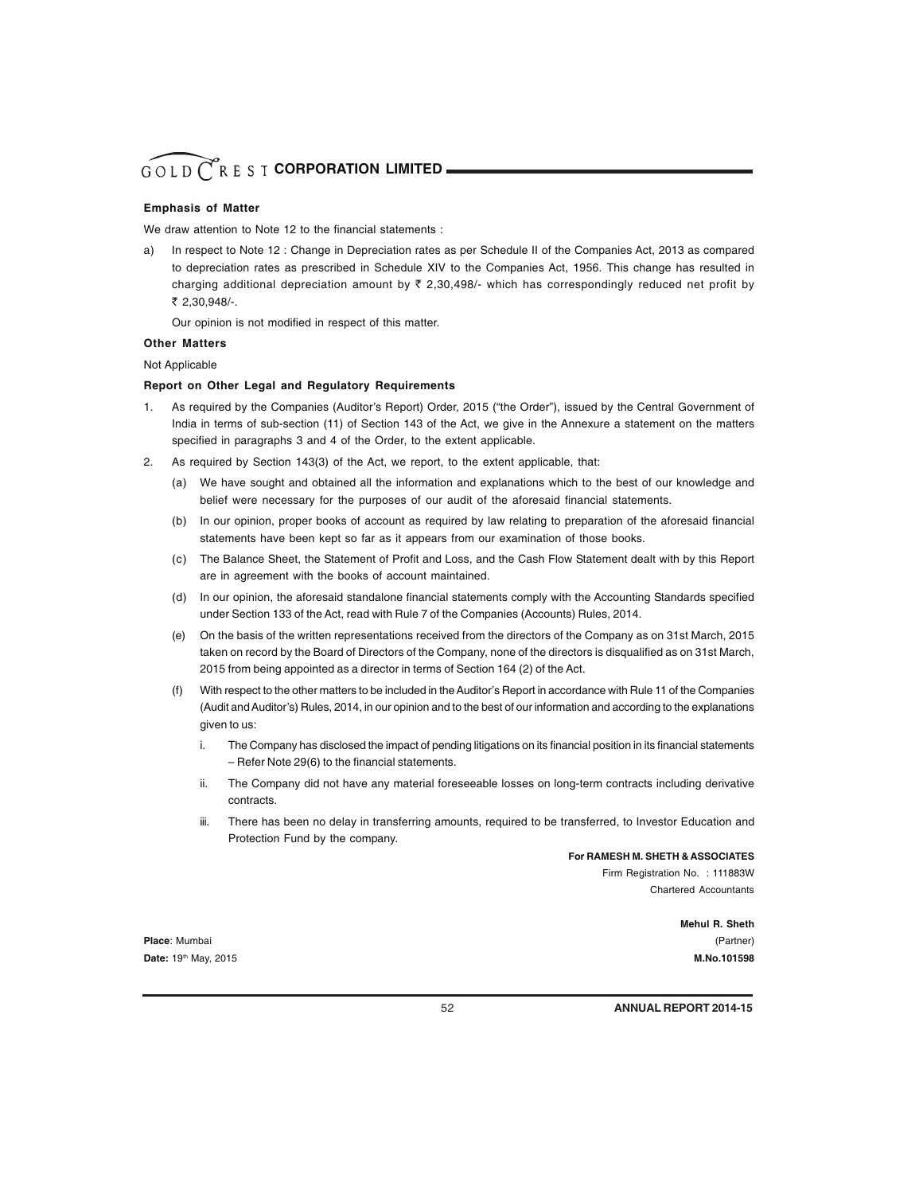**Emphasis of Matter**

We draw attention to Note 12 to the financial statements :

a) In respect to Note 12 : Change in Depreciation rates as per Schedule II of the Companies Act, 2013 as compared to depreciation rates as prescribed in Schedule XIV to the Companies Act, 1956. This change has resulted in charging additional depreciation amount by ₹ 2,30,498/- which has correspondingly reduced net profit by ₹ 2,30,948/-.

   Our opinion is not modified in respect of this matter.

**Other Matters**

Not Applicable

**Report on Other Legal and Regulatory Requirements**

1. As required by the Companies (Auditor's Report) Order, 2015 ("the Order"), issued by the Central Government of India in terms of sub-section (11) of Section 143 of the Act, we give in the Annexure a statement on the matters specified in paragraphs 3 and 4 of the Order, to the extent applicable.

2. As required by Section 143(3) of the Act, we report, to the extent applicable, that:

   (a) We have sought and obtained all the information and explanations which to the best of our knowledge and belief were necessary for the purposes of our audit of the aforesaid financial statements.

   (b) In our opinion, proper books of account as required by law relating to preparation of the aforesaid financial statements have been kept so far as it appears from our examination of those books.

   (c) The Balance Sheet, the Statement of Profit and Loss, and the Cash Flow Statement dealt with by this Report are in agreement with the books of account maintained.

   (d) In our opinion, the aforesaid standalone financial statements comply with the Accounting Standards specified under Section 133 of the Act, read with Rule 7 of the Companies (Accounts) Rules, 2014.

   (e) On the basis of the written representations received from the directors of the Company as on 31st March, 2015 taken on record by the Board of Directors of the Company, none of the directors is disqualified as on 31st March, 2015 from being appointed as a director in terms of Section 164 (2) of the Act.

   (f) With respect to the other matters to be included in the Auditor's Report in accordance with Rule 11 of the Companies (Audit and Auditor's) Rules, 2014, in our opinion and to the best of our information and according to the explanations given to us:

      i. The Company has disclosed the impact of pending litigations on its financial position in its financial statements – Refer Note 29(6) to the financial statements.

      ii. The Company did not have any material foreseeable losses on long-term contracts including derivative contracts.

      iii. There has been no delay in transferring amounts, required to be transferred, to Investor Education and Protection Fund by the company.

**For RAMESH M. SHETH & ASSOCIATES**
Firm Registration No. : 111883W
Chartered Accountants

**Mehul R. Sheth**
(Partner)
**M.No.101598**

**Place**: Mumbai
**Date:** 19th May, 2015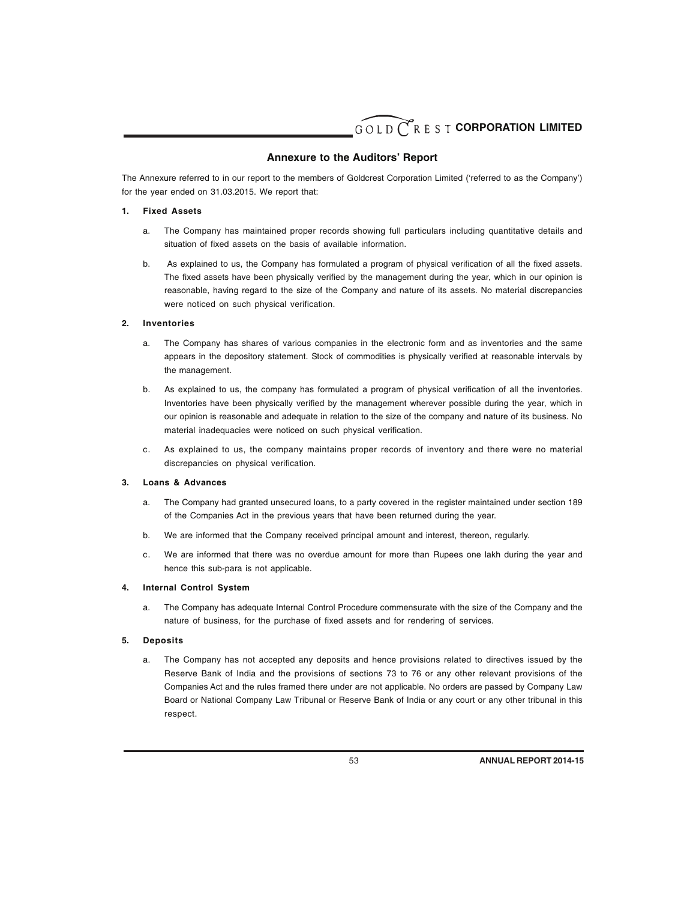## Annexure to the Auditors' Report

The Annexure referred to in our report to the members of Goldcrest Corporation Limited ('referred to as the Company') for the year ended on 31.03.2015. We report that:

**1. Fixed Assets**

a. The Company has maintained proper records showing full particulars including quantitative details and situation of fixed assets on the basis of available information.

b. As explained to us, the Company has formulated a program of physical verification of all the fixed assets. The fixed assets have been physically verified by the management during the year, which in our opinion is reasonable, having regard to the size of the Company and nature of its assets. No material discrepancies were noticed on such physical verification.

**2. Inventories**

a. The Company has shares of various companies in the electronic form and as inventories and the same appears in the depository statement. Stock of commodities is physically verified at reasonable intervals by the management.

b. As explained to us, the company has formulated a program of physical verification of all the inventories. Inventories have been physically verified by the management wherever possible during the year, which in our opinion is reasonable and adequate in relation to the size of the company and nature of its business. No material inadequacies were noticed on such physical verification.

c. As explained to us, the company maintains proper records of inventory and there were no material discrepancies on physical verification.

**3. Loans & Advances**

a. The Company had granted unsecured loans, to a party covered in the register maintained under section 189 of the Companies Act in the previous years that have been returned during the year.

b. We are informed that the Company received principal amount and interest, thereon, regularly.

c. We are informed that there was no overdue amount for more than Rupees one lakh during the year and hence this sub-para is not applicable.

**4. Internal Control System**

a. The Company has adequate Internal Control Procedure commensurate with the size of the Company and the nature of business, for the purchase of fixed assets and for rendering of services.

**5. Deposits**

a. The Company has not accepted any deposits and hence provisions related to directives issued by the Reserve Bank of India and the provisions of sections 73 to 76 or any other relevant provisions of the Companies Act and the rules framed there under are not applicable. No orders are passed by Company Law Board or National Company Law Tribunal or Reserve Bank of India or any court or any other tribunal in this respect.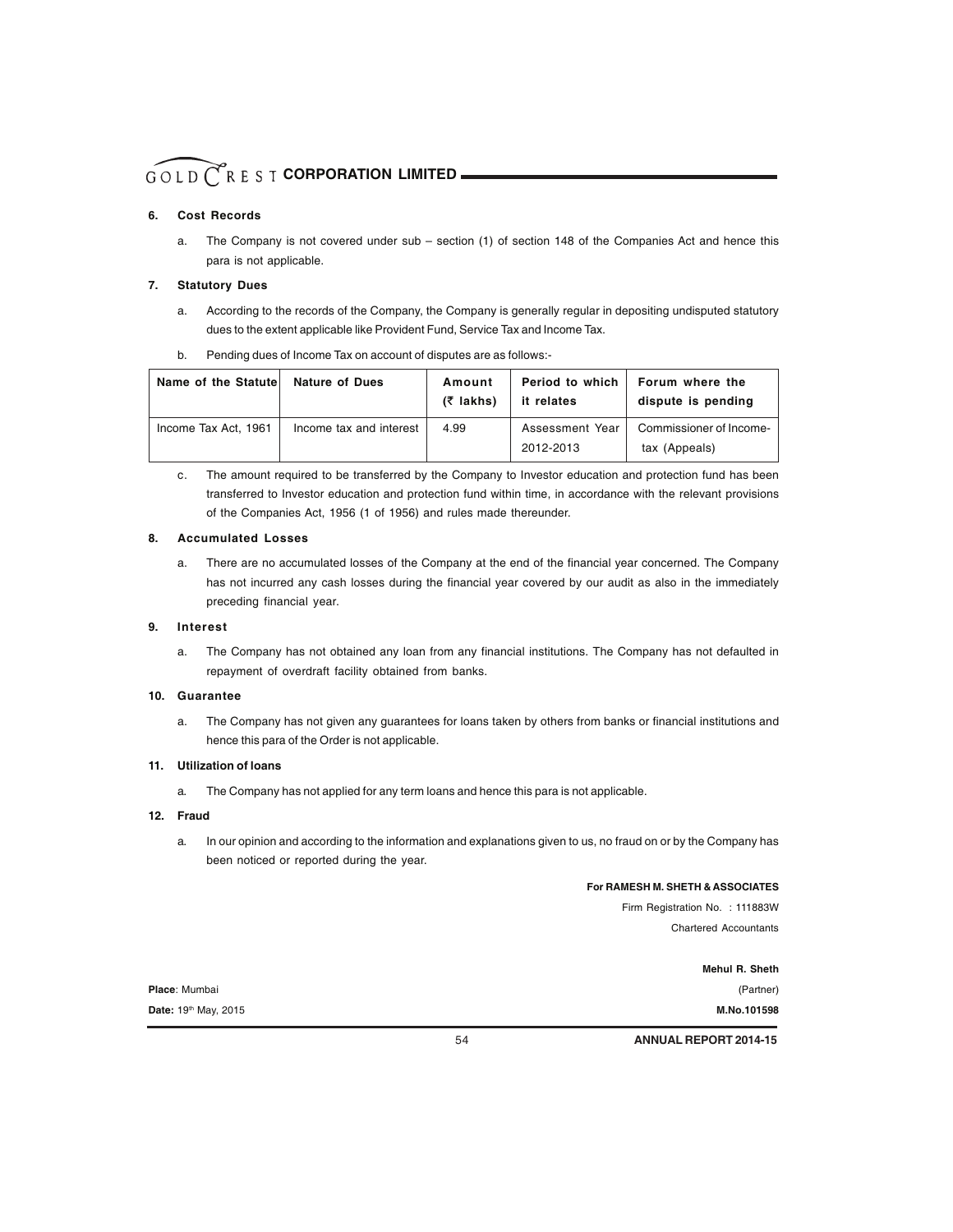### 6. Cost Records

a. The Company is not covered under sub – section (1) of section 148 of the Companies Act and hence this para is not applicable.

### 7. Statutory Dues

a. According to the records of the Company, the Company is generally regular in depositing undisputed statutory dues to the extent applicable like Provident Fund, Service Tax and Income Tax.

b. Pending dues of Income Tax on account of disputes are as follows:-

| Name of the Statute | Nature of Dues | Amount (₹ lakhs) | Period to which it relates | Forum where the dispute is pending |
|---|---|---|---|---|
| Income Tax Act, 1961 | Income tax and interest | 4.99 | Assessment Year 2012-2013 | Commissioner of Income-tax (Appeals) |

c. The amount required to be transferred by the Company to Investor education and protection fund has been transferred to Investor education and protection fund within time, in accordance with the relevant provisions of the Companies Act, 1956 (1 of 1956) and rules made thereunder.

### 8. Accumulated Losses

a. There are no accumulated losses of the Company at the end of the financial year concerned. The Company has not incurred any cash losses during the financial year covered by our audit as also in the immediately preceding financial year.

### 9. Interest

a. The Company has not obtained any loan from any financial institutions. The Company has not defaulted in repayment of overdraft facility obtained from banks.

### 10. Guarantee

a. The Company has not given any guarantees for loans taken by others from banks or financial institutions and hence this para of the Order is not applicable.

### 11. Utilization of loans

a. The Company has not applied for any term loans and hence this para is not applicable.

### 12. Fraud

a. In our opinion and according to the information and explanations given to us, no fraud on or by the Company has been noticed or reported during the year.

**For RAMESH M. SHETH & ASSOCIATES**
Firm Registration No. : 111883W
Chartered Accountants

**Mehul R. Sheth**
(Partner)
**M.No.101598**

**Place**: Mumbai
**Date:** 19th May, 2015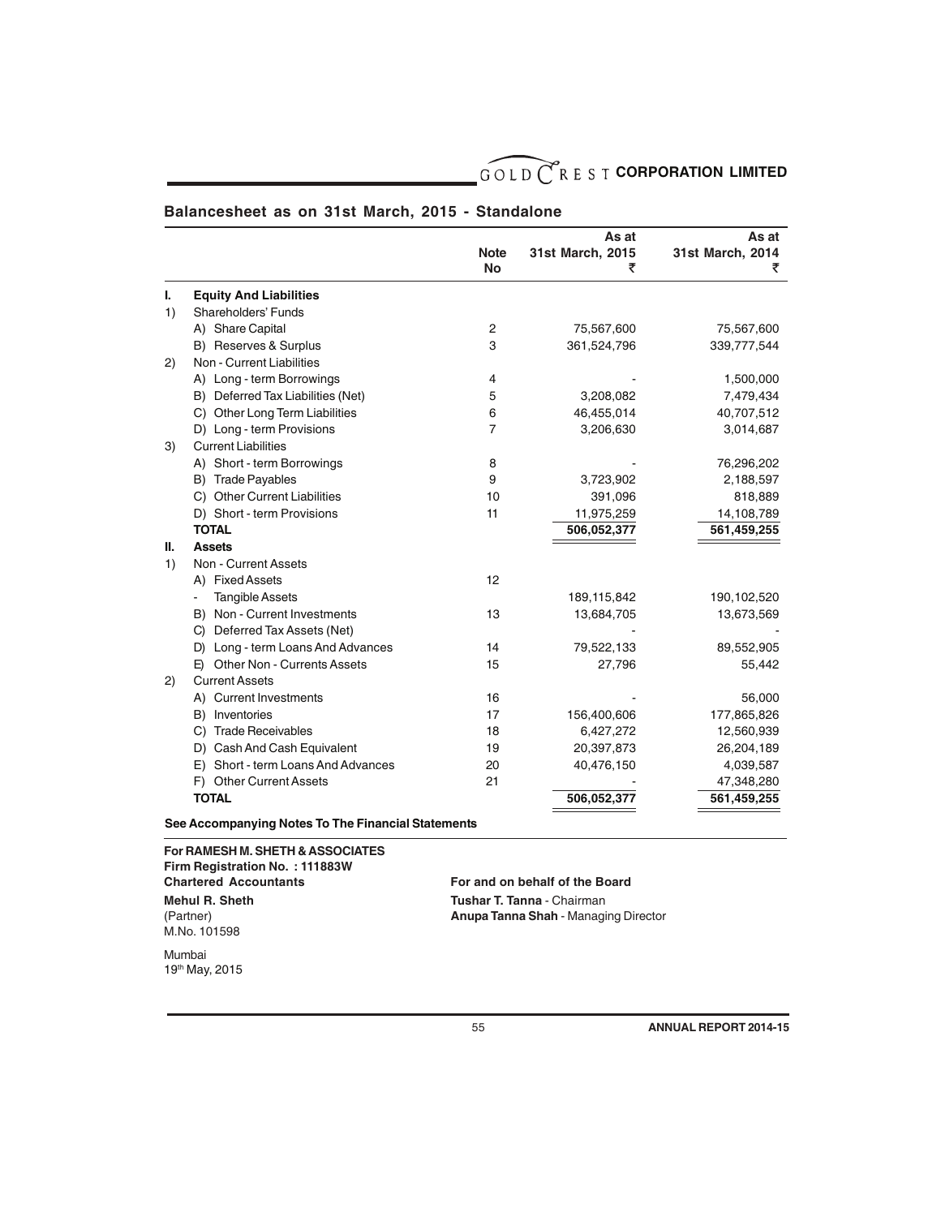## Balancesheet as on 31st March, 2015 - Standalone

| | | Note No | As at 31st March, 2015 ₹ | As at 31st March, 2014 ₹ |
|---|---|---|---|---|
| **I.** | **Equity And Liabilities** | | | |
| 1) | Shareholders' Funds | | | |
| | A) Share Capital | 2 | 75,567,600 | 75,567,600 |
| | B) Reserves & Surplus | 3 | 361,524,796 | 339,777,544 |
| 2) | Non - Current Liabilities | | | |
| | A) Long - term Borrowings | 4 | - | 1,500,000 |
| | B) Deferred Tax Liabilities (Net) | 5 | 3,208,082 | 7,479,434 |
| | C) Other Long Term Liabilities | 6 | 46,455,014 | 40,707,512 |
| | D) Long - term Provisions | 7 | 3,206,630 | 3,014,687 |
| 3) | Current Liabilities | | | |
| | A) Short - term Borrowings | 8 | - | 76,296,202 |
| | B) Trade Payables | 9 | 3,723,902 | 2,188,597 |
| | C) Other Current Liabilities | 10 | 391,096 | 818,889 |
| | D) Short - term Provisions | 11 | 11,975,259 | 14,108,789 |
| | **TOTAL** | | **506,052,377** | **561,459,255** |
| **II.** | **Assets** | | | |
| 1) | Non - Current Assets | | | |
| | A) Fixed Assets | 12 | | |
| | - Tangible Assets | | 189,115,842 | 190,102,520 |
| | B) Non - Current Investments | 13 | 13,684,705 | 13,673,569 |
| | C) Deferred Tax Assets (Net) | | - | - |
| | D) Long - term Loans And Advances | 14 | 79,522,133 | 89,552,905 |
| | E) Other Non - Currents Assets | 15 | 27,796 | 55,442 |
| 2) | Current Assets | | | |
| | A) Current Investments | 16 | - | 56,000 |
| | B) Inventories | 17 | 156,400,606 | 177,865,826 |
| | C) Trade Receivables | 18 | 6,427,272 | 12,560,939 |
| | D) Cash And Cash Equivalent | 19 | 20,397,873 | 26,204,189 |
| | E) Short - term Loans And Advances | 20 | 40,476,150 | 4,039,587 |
| | F) Other Current Assets | 21 | - | 47,348,280 |
| | **TOTAL** | | **506,052,377** | **561,459,255** |

**See Accompanying Notes To The Financial Statements**

**For RAMESH M. SHETH & ASSOCIATES**
**Firm Registration No. : 111883W**
**Chartered Accountants**

**Mehul R. Sheth**
(Partner)
M.No. 101598

Mumbai
19th May, 2015

**For and on behalf of the Board**

**Tushar T. Tanna** - Chairman
**Anupa Tanna Shah** - Managing Director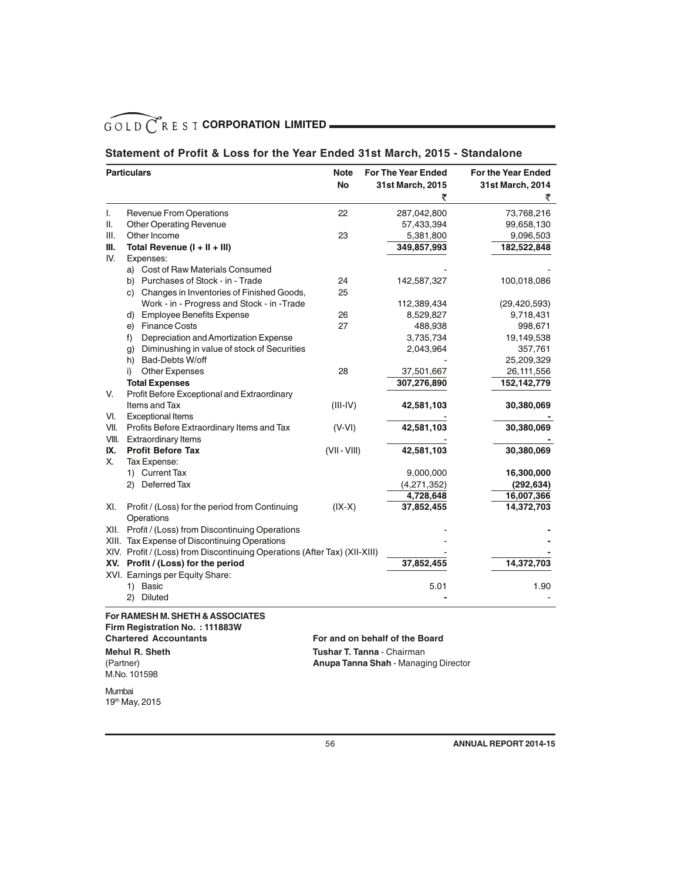# Statement of Profit & Loss for the Year Ended 31st March, 2015 - Standalone

| | Particulars | Note No | For The Year Ended 31st March, 2015 ₹ | For the Year Ended 31st March, 2014 ₹ |
|---|---|---|---|---|
| I. | Revenue From Operations | 22 | 287,042,800 | 73,768,216 |
| II. | Other Operating Revenue | | 57,433,394 | 99,658,130 |
| III. | Other Income | 23 | 5,381,800 | 9,096,503 |
| **III.** | **Total Revenue (I + II + III)** | | **349,857,993** | **182,522,848** |
| IV. | Expenses: | | | |
| | a) Cost of Raw Materials Consumed | | - | - |
| | b) Purchases of Stock - in - Trade | 24 | 142,587,327 | 100,018,086 |
| | c) Changes in Inventories of Finished Goods, Work - in - Progress and Stock - in -Trade | 25 | 112,389,434 | (29,420,593) |
| | d) Employee Benefits Expense | 26 | 8,529,827 | 9,718,431 |
| | e) Finance Costs | 27 | 488,938 | 998,671 |
| | f) Depreciation and Amortization Expense | | 3,735,734 | 19,149,538 |
| | g) Diminushing in value of stock of Securities | | 2,043,964 | 357,761 |
| | h) Bad-Debts W/off | | - | 25,209,329 |
| | i) Other Expenses | 28 | 37,501,667 | 26,111,556 |
| | **Total Expenses** | | **307,276,890** | **152,142,779** |
| V. | Profit Before Exceptional and Extraordinary Items and Tax | (III-IV) | **42,581,103** | **30,380,069** |
| VI. | Exceptional Items | | - | - |
| VII. | Profits Before Extraordinary Items and Tax | (V-VI) | **42,581,103** | **30,380,069** |
| VIII. | Extraordinary Items | | - | - |
| **IX.** | **Profit Before Tax** | (VII - VIII) | **42,581,103** | **30,380,069** |
| X. | Tax Expense: | | | |
| | 1) Current Tax | | 9,000,000 | **16,300,000** |
| | 2) Deferred Tax | | (4,271,352) | **(292,634)** |
| | | | **4,728,648** | **16,007,366** |
| XI. | Profit / (Loss) for the period from Continuing Operations | (IX-X) | **37,852,455** | **14,372,703** |
| XII. | Profit / (Loss) from Discontinuing Operations | | - | - |
| XIII. | Tax Expense of Discontinuing Operations | | - | - |
| XIV. | Profit / (Loss) from Discontinuing Operations (After Tax) (XII-XIII) | | - | - |
| **XV.** | **Profit / (Loss) for the period** | | **37,852,455** | **14,372,703** |
| XVI. | Earnings per Equity Share: | | | |
| | 1) Basic | | 5.01 | 1.90 |
| | 2) Diluted | | - | - |

**For RAMESH M. SHETH & ASSOCIATES**
**Firm Registration No. : 111883W**
**Chartered Accountants**

**Mehul R. Sheth**
(Partner)
M.No. 101598

Mumbai
19th May, 2015

**For and on behalf of the Board**

**Tushar T. Tanna** - Chairman
**Anupa Tanna Shah** - Managing Director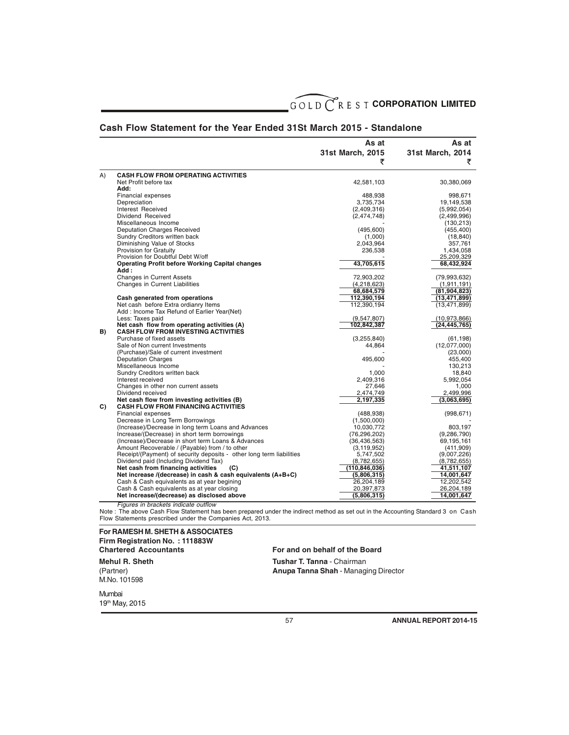## Cash Flow Statement for the Year Ended 31St March 2015 - Standalone

| | | As at 31st March, 2015 ₹ | As at 31st March, 2014 ₹ |
|---|---|---|---|
| A) | **CASH FLOW FROM OPERATING ACTIVITIES** | | |
| | Net Profit before tax | 42,581,103 | 30,380,069 |
| | **Add:** | | |
| | Financial expenses | 488,938 | 998,671 |
| | Depreciation | 3,735,734 | 19,149,538 |
| | Interest Received | (2,409,316) | (5,992,054) |
| | Dividend Received | (2,474,748) | (2,499,996) |
| | Miscellaneous Income | - | (130,213) |
| | Deputation Charges Received | (495,600) | (455,400) |
| | Sundry Creditors written back | (1,000) | (18,840) |
| | Diminishing Value of Stocks | 2,043,964 | 357,761 |
| | Provision for Gratuity | 236,538 | 1,434,058 |
| | Provision for Doubtful Debt W/off | - | 25,209,329 |
| | **Operating Profit before Working Capital changes** | **43,705,615** | **68,432,924** |
| | **Add :** | | |
| | Changes in Current Assets | 72,903,202 | (79,993,632) |
| | Changes in Current Liabilities | (4,218,623) | (1,911,191) |
| | | **68,684,579** | **(81,904,823)** |
| | **Cash generated from operations** | **112,390,194** | **(13,471,899)** |
| | Net cash before Extra ordianry Items | 112,390,194 | (13,471,899) |
| | Add : Income Tax Refund of Earlier Year(Net) | | |
| | Less: Taxes paid | (9,547,807) | (10,973,866) |
| | **Net cash flow from operating activities (A)** | **102,842,387** | **(24,445,765)** |
| B) | **CASH FLOW FROM INVESTING ACTIVITIES** | | |
| | Purchase of fixed assets | (3,255,840) | (61,198) |
| | Sale of Non current Investments | 44,864 | (12,077,000) |
| | (Purchase)/Sale of current investment | - | (23,000) |
| | Deputation Charges | 495,600 | 455,400 |
| | Miscellaneous Income | - | 130,213 |
| | Sundry Creditors written back | 1,000 | 18,840 |
| | Interest received | 2,409,316 | 5,992,054 |
| | Changes in other non current assets | 27,646 | 1,000 |
| | Dividend received | 2,474,749 | 2,499,996 |
| | **Net cash flow from investing activities (B)** | **2,197,335** | **(3,063,695)** |
| C) | **CASH FLOW FROM FINANCING ACTIVITIES** | | |
| | Financial expenses | (488,938) | (998,671) |
| | Decrease in Long Term Borrowings | (1,500,000) | - |
| | (Increase)/Decrease in long term Loans and Advances | 10,030,772 | 803,197 |
| | Increase/(Decrease) in short term borrowings | (76,296,202) | (9,286,790) |
| | (Increase)/Decrease in short term Loans & Advances | (36,436,563) | 69,195,161 |
| | Amount Recoverable / (Payable) from / to other | (3,119,952) | (411,909) |
| | Receipt/(Payment) of security deposits - other long term liabilities | 5,747,502 | (9,007,226) |
| | Dividend paid (Including Dividend Tax) | (8,782,655) | (8,782,655) |
| | **Net cash from financing activities (C)** | **(110,846,036)** | **41,511,107** |
| | **Net increase /(decrease) in cash & cash equivalents (A+B+C)** | **(5,806,315)** | **14,001,647** |
| | Cash & Cash equivalents as at year begining | 26,204,189 | 12,202,542 |
| | Cash & Cash equivalents as at year closing | 20,397,873 | 26,204,189 |
| | **Net increase/(decrease) as disclosed above** | **(5,806,315)** | **14,001,647** |

*Figures in brackets indicate outflow*

Note : The above Cash Flow Statement has been prepared under the indirect method as set out in the Accounting Standard 3 on Cash Flow Statements prescribed under the Companies Act, 2013.

**For RAMESH M. SHETH & ASSOCIATES**
**Firm Registration No. : 111883W**
**Chartered Accountants**

**Mehul R. Sheth**
(Partner)
M.No. 101598

Mumbai
19th May, 2015

**For and on behalf of the Board**

**Tushar T. Tanna** - Chairman
**Anupa Tanna Shah** - Managing Director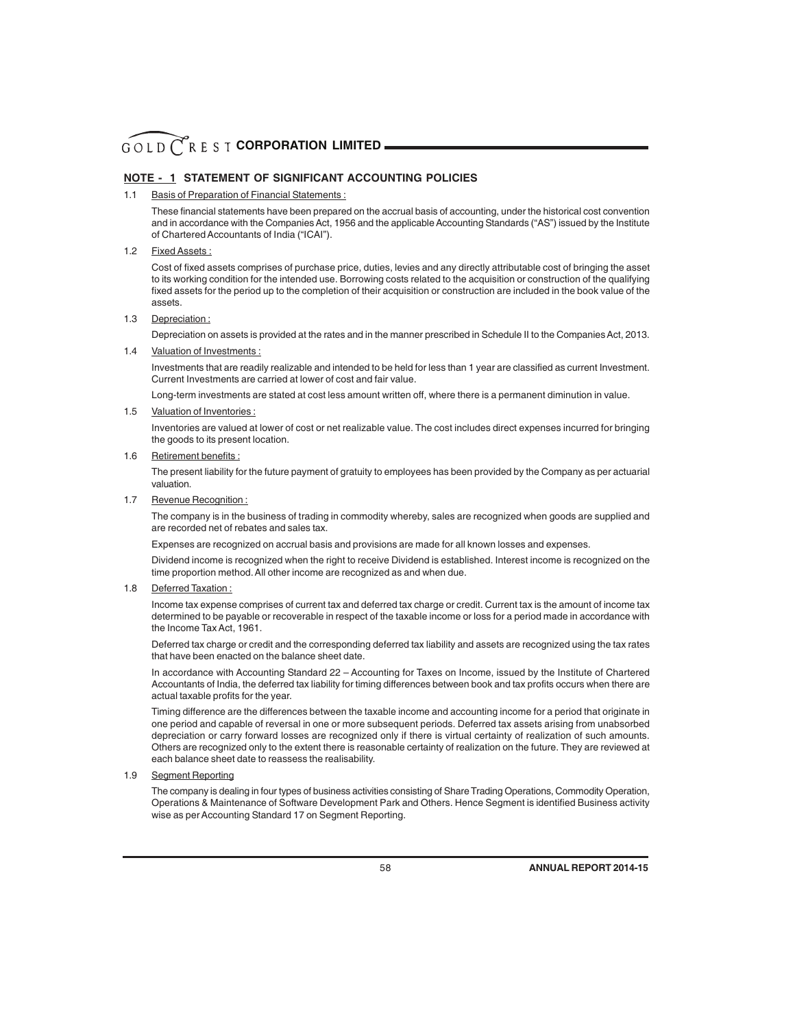## NOTE - 1 STATEMENT OF SIGNIFICANT ACCOUNTING POLICIES

1.1 Basis of Preparation of Financial Statements :

These financial statements have been prepared on the accrual basis of accounting, under the historical cost convention and in accordance with the Companies Act, 1956 and the applicable Accounting Standards ("AS") issued by the Institute of Chartered Accountants of India ("ICAI").

1.2 Fixed Assets :

Cost of fixed assets comprises of purchase price, duties, levies and any directly attributable cost of bringing the asset to its working condition for the intended use. Borrowing costs related to the acquisition or construction of the qualifying fixed assets for the period up to the completion of their acquisition or construction are included in the book value of the assets.

1.3 Depreciation :

Depreciation on assets is provided at the rates and in the manner prescribed in Schedule II to the Companies Act, 2013.

1.4 Valuation of Investments :

Investments that are readily realizable and intended to be held for less than 1 year are classified as current Investment. Current Investments are carried at lower of cost and fair value.

Long-term investments are stated at cost less amount written off, where there is a permanent diminution in value.

1.5 Valuation of Inventories :

Inventories are valued at lower of cost or net realizable value. The cost includes direct expenses incurred for bringing the goods to its present location.

1.6 Retirement benefits :

The present liability for the future payment of gratuity to employees has been provided by the Company as per actuarial valuation.

1.7 Revenue Recognition :

The company is in the business of trading in commodity whereby, sales are recognized when goods are supplied and are recorded net of rebates and sales tax.

Expenses are recognized on accrual basis and provisions are made for all known losses and expenses.

Dividend income is recognized when the right to receive Dividend is established. Interest income is recognized on the time proportion method. All other income are recognized as and when due.

1.8 Deferred Taxation :

Income tax expense comprises of current tax and deferred tax charge or credit. Current tax is the amount of income tax determined to be payable or recoverable in respect of the taxable income or loss for a period made in accordance with the Income Tax Act, 1961.

Deferred tax charge or credit and the corresponding deferred tax liability and assets are recognized using the tax rates that have been enacted on the balance sheet date.

In accordance with Accounting Standard 22 – Accounting for Taxes on Income, issued by the Institute of Chartered Accountants of India, the deferred tax liability for timing differences between book and tax profits occurs when there are actual taxable profits for the year.

Timing difference are the differences between the taxable income and accounting income for a period that originate in one period and capable of reversal in one or more subsequent periods. Deferred tax assets arising from unabsorbed depreciation or carry forward losses are recognized only if there is virtual certainty of realization of such amounts. Others are recognized only to the extent there is reasonable certainty of realization on the future. They are reviewed at each balance sheet date to reassess the realisability.

1.9 Segment Reporting

The company is dealing in four types of business activities consisting of Share Trading Operations, Commodity Operation, Operations & Maintenance of Software Development Park and Others. Hence Segment is identified Business activity wise as per Accounting Standard 17 on Segment Reporting.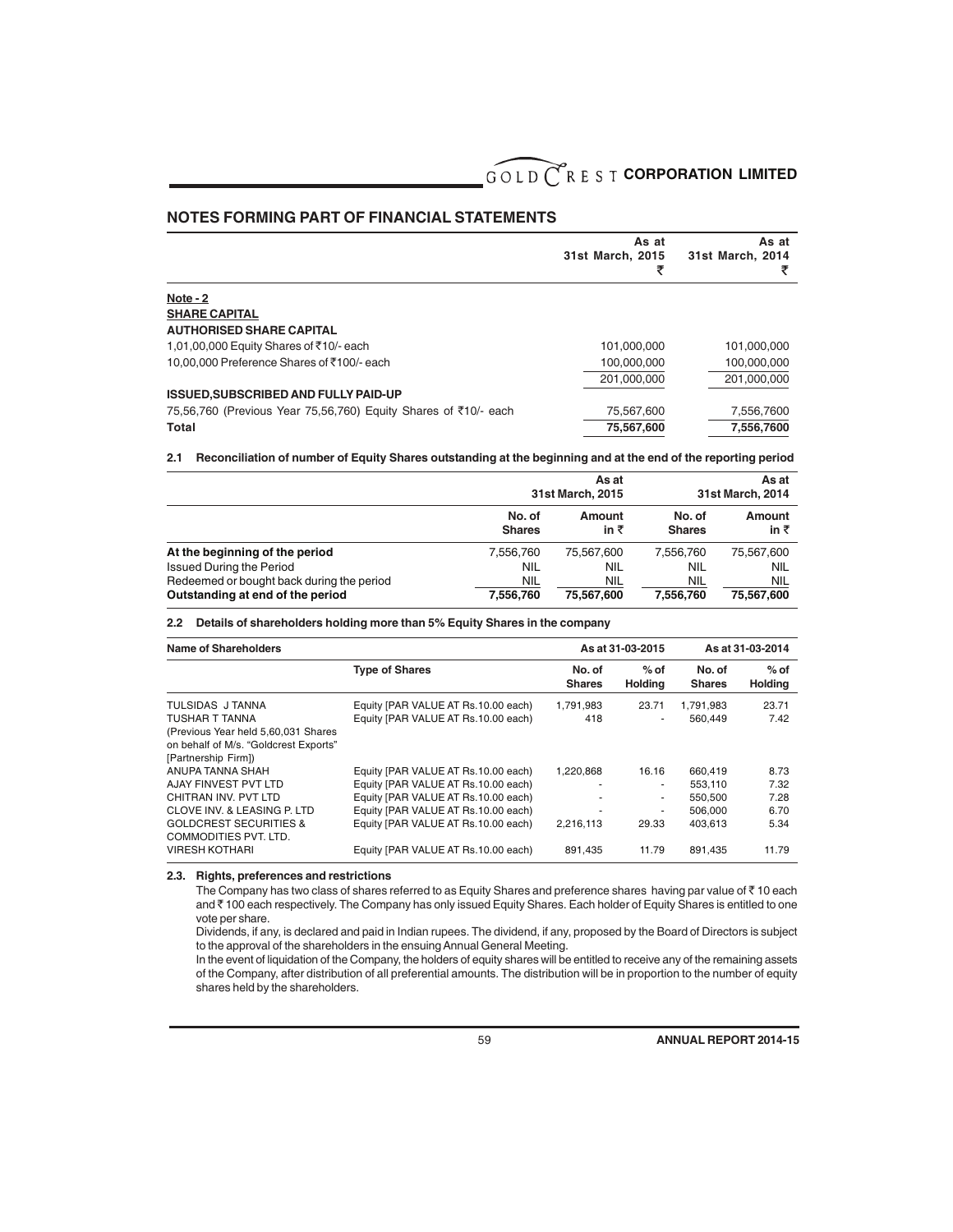## NOTES FORMING PART OF FINANCIAL STATEMENTS

| | As at 31st March, 2015 ₹ | As at 31st March, 2014 ₹ |
|---|---|---|
| **Note - 2** | | |
| **SHARE CAPITAL** | | |
| **AUTHORISED SHARE CAPITAL** | | |
| 1,01,00,000 Equity Shares of ₹10/- each | 101,000,000 | 101,000,000 |
| 10,00,000 Preference Shares of ₹100/- each | 100,000,000 | 100,000,000 |
| | 201,000,000 | 201,000,000 |
| **ISSUED,SUBSCRIBED AND FULLY PAID-UP** | | |
| 75,56,760 (Previous Year 75,56,760) Equity Shares of ₹10/- each | 75,567,600 | 7,556,7600 |
| **Total** | **75,567,600** | **7,556,7600** |

**2.1 Reconciliation of number of Equity Shares outstanding at the beginning and at the end of the reporting period**

| | As at 31st March, 2015 | | As at 31st March, 2014 | |
|---|---|---|---|---|
| | No. of Shares | Amount in ₹ | No. of Shares | Amount in ₹ |
| **At the beginning of the period** | 7,556,760 | 75,567,600 | 7,556,760 | 75,567,600 |
| Issued During the Period | NIL | NIL | NIL | NIL |
| Redeemed or bought back during the period | NIL | NIL | NIL | NIL |
| **Outstanding at end of the period** | **7,556,760** | **75,567,600** | **7,556,760** | **75,567,600** |

**2.2 Details of shareholders holding more than 5% Equity Shares in the company**

| Name of Shareholders | | As at 31-03-2015 | | As at 31-03-2014 | |
|---|---|---|---|---|---|
| | Type of Shares | No. of Shares | % of Holding | No. of Shares | % of Holding |
| TULSIDAS J TANNA | Equity [PAR VALUE AT Rs.10.00 each) | 1,791,983 | 23.71 | 1,791,983 | 23.71 |
| TUSHAR T TANNA (Previous Year held 5,60,031 Shares on behalf of M/s. "Goldcrest Exports" [Partnership Firm]) | Equity [PAR VALUE AT Rs.10.00 each) | 418 | - | 560,449 | 7.42 |
| ANUPA TANNA SHAH | Equity [PAR VALUE AT Rs.10.00 each) | 1,220,868 | 16.16 | 660,419 | 8.73 |
| AJAY FINVEST PVT LTD | Equity [PAR VALUE AT Rs.10.00 each) | - | - | 553,110 | 7.32 |
| CHITRAN INV. PVT LTD | Equity [PAR VALUE AT Rs.10.00 each) | - | - | 550,500 | 7.28 |
| CLOVE INV. & LEASING P. LTD | Equity [PAR VALUE AT Rs.10.00 each) | - | - | 506,000 | 6.70 |
| GOLDCREST SECURITIES & COMMODITIES PVT. LTD. | Equity [PAR VALUE AT Rs.10.00 each) | 2,216,113 | 29.33 | 403,613 | 5.34 |
| VIRESH KOTHARI | Equity [PAR VALUE AT Rs.10.00 each) | 891,435 | 11.79 | 891,435 | 11.79 |

**2.3. Rights, preferences and restrictions**

The Company has two class of shares referred to as Equity Shares and preference shares having par value of ₹ 10 each and ₹ 100 each respectively. The Company has only issued Equity Shares. Each holder of Equity Shares is entitled to one vote per share.

Dividends, if any, is declared and paid in Indian rupees. The dividend, if any, proposed by the Board of Directors is subject to the approval of the shareholders in the ensuing Annual General Meeting.

In the event of liquidation of the Company, the holders of equity shares will be entitled to receive any of the remaining assets of the Company, after distribution of all preferential amounts. The distribution will be in proportion to the number of equity shares held by the shareholders.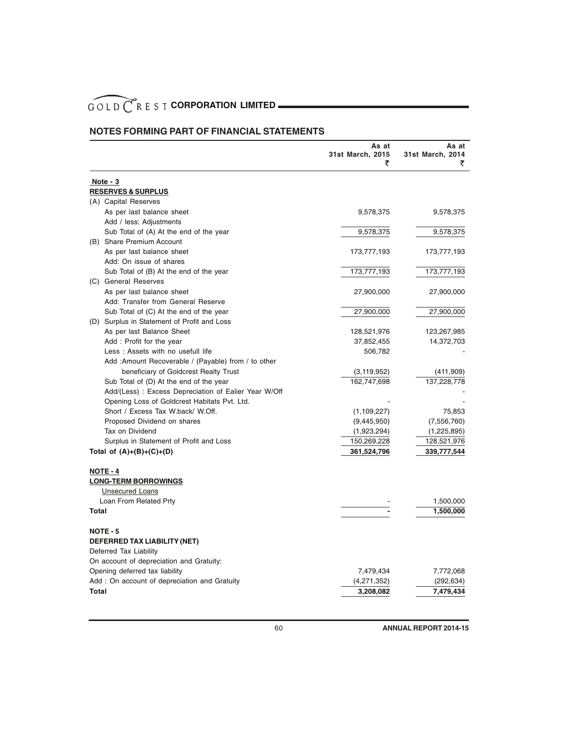## NOTES FORMING PART OF FINANCIAL STATEMENTS

| | As at 31st March, 2015 ₹ | As at 31st March, 2014 ₹ |
|---|---|---|
| **Note - 3** | | |
| **RESERVES & SURPLUS** | | |
| (A) Capital Reserves | | |
| As per last balance sheet | 9,578,375 | 9,578,375 |
| Add / less: Adjustments | | |
| Sub Total of (A) At the end of the year | 9,578,375 | 9,578,375 |
| (B) Share Premium Account | | |
| As per last balance sheet | 173,777,193 | 173,777,193 |
| Add: On issue of shares | | |
| Sub Total of (B) At the end of the year | 173,777,193 | 173,777,193 |
| (C) General Reserves | | |
| As per last balance sheet | 27,900,000 | 27,900,000 |
| Add: Transfer from General Reserve | | |
| Sub Total of (C) At the end of the year | 27,900,000 | 27,900,000 |
| (D) Surplus in Statement of Profit and Loss | | |
| As per last Balance Sheet | 128,521,976 | 123,267,985 |
| Add : Profit for the year | 37,852,455 | 14,372,703 |
| Less : Assets with no usefull life | 506,782 | - |
| Add :Amount Recoverable / (Payable) from / to other beneficiary of Goldcrest Realty Trust | (3,119,952) | (411,909) |
| Sub Total of (D) At the end of the year | 162,747,698 | 137,228,778 |
| Add/(Less) : Excess Depreciation of Ealier Year W/Off | | - |
| Opening Loss of Goldcrest Habitats Pvt. Ltd. | - | - |
| Short / Excess Tax W.back/ W.Off. | (1,109,227) | 75,853 |
| Proposed Dividend on shares | (9,445,950) | (7,556,760) |
| Tax on Dividend | (1,923,294) | (1,225,895) |
| Surplus in Statement of Profit and Loss | 150,269,228 | 128,521,976 |
| **Total of (A)+(B)+(C)+(D)** | **361,524,796** | **339,777,544** |
| | | |
| **NOTE - 4** | | |
| **LONG-TERM BORROWINGS** | | |
| Unsecured Loans | | |
| Loan From Related Prty | - | 1,500,000 |
| **Total** | **-** | **1,500,000** |
| | | |
| **NOTE - 5** | | |
| **DEFERRED TAX LIABILITY (NET)** | | |
| Deferred Tax Liability | | |
| On account of depreciation and Gratuity: | | |
| Opening deferred tax liability | 7,479,434 | 7,772,068 |
| Add : On account of depreciation and Gratuity | (4,271,352) | (292,634) |
| **Total** | **3,208,082** | **7,479,434** |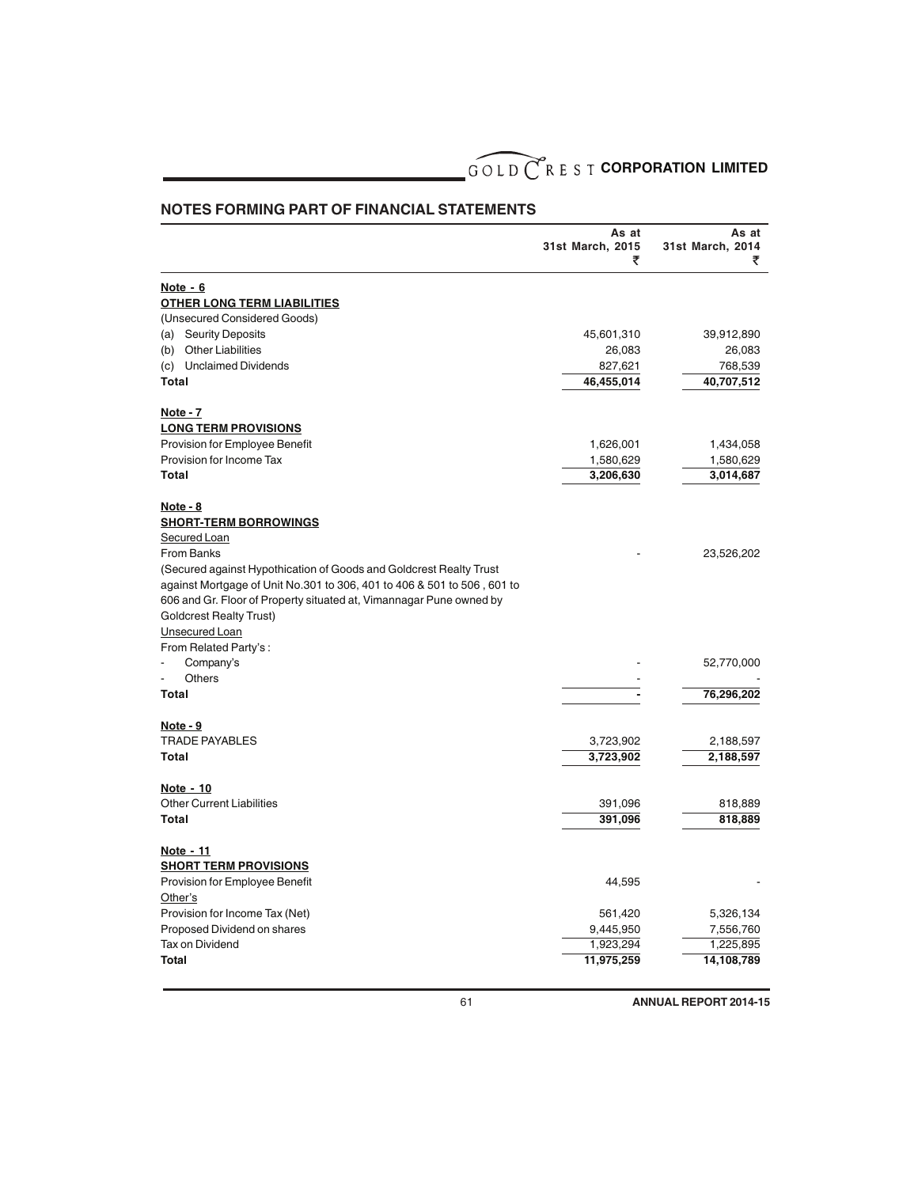## NOTES FORMING PART OF FINANCIAL STATEMENTS

| | As at 31st March, 2015 ₹ | As at 31st March, 2014 ₹ |
|---|---|---|
| **Note - 6** | | |
| **OTHER LONG TERM LIABILITIES** | | |
| (Unsecured Considered Goods) | | |
| (a) Seurity Deposits | 45,601,310 | 39,912,890 |
| (b) Other Liabilities | 26,083 | 26,083 |
| (c) Unclaimed Dividends | 827,621 | 768,539 |
| **Total** | **46,455,014** | **40,707,512** |
| **Note - 7** | | |
| **LONG TERM PROVISIONS** | | |
| Provision for Employee Benefit | 1,626,001 | 1,434,058 |
| Provision for Income Tax | 1,580,629 | 1,580,629 |
| **Total** | **3,206,630** | **3,014,687** |
| **Note - 8** | | |
| **SHORT-TERM BORROWINGS** | | |
| Secured Loan | | |
| From Banks | - | 23,526,202 |
| (Secured against Hypothication of Goods and Goldcrest Realty Trust against Mortgage of Unit No.301 to 306, 401 to 406 & 501 to 506 , 601 to 606 and Gr. Floor of Property situated at, Vimannagar Pune owned by Goldcrest Realty Trust) | | |
| Unsecured Loan | | |
| From Related Party's : | | |
| - Company's | - | 52,770,000 |
| - Others | - | - |
| **Total** | **-** | **76,296,202** |
| **Note - 9** | | |
| TRADE PAYABLES | 3,723,902 | 2,188,597 |
| **Total** | **3,723,902** | **2,188,597** |
| **Note - 10** | | |
| Other Current Liabilities | 391,096 | 818,889 |
| **Total** | **391,096** | **818,889** |
| **Note - 11** | | |
| **SHORT TERM PROVISIONS** | | |
| Provision for Employee Benefit | 44,595 | - |
| Other's | | |
| Provision for Income Tax (Net) | 561,420 | 5,326,134 |
| Proposed Dividend on shares | 9,445,950 | 7,556,760 |
| Tax on Dividend | 1,923,294 | 1,225,895 |
| **Total** | **11,975,259** | **14,108,789** |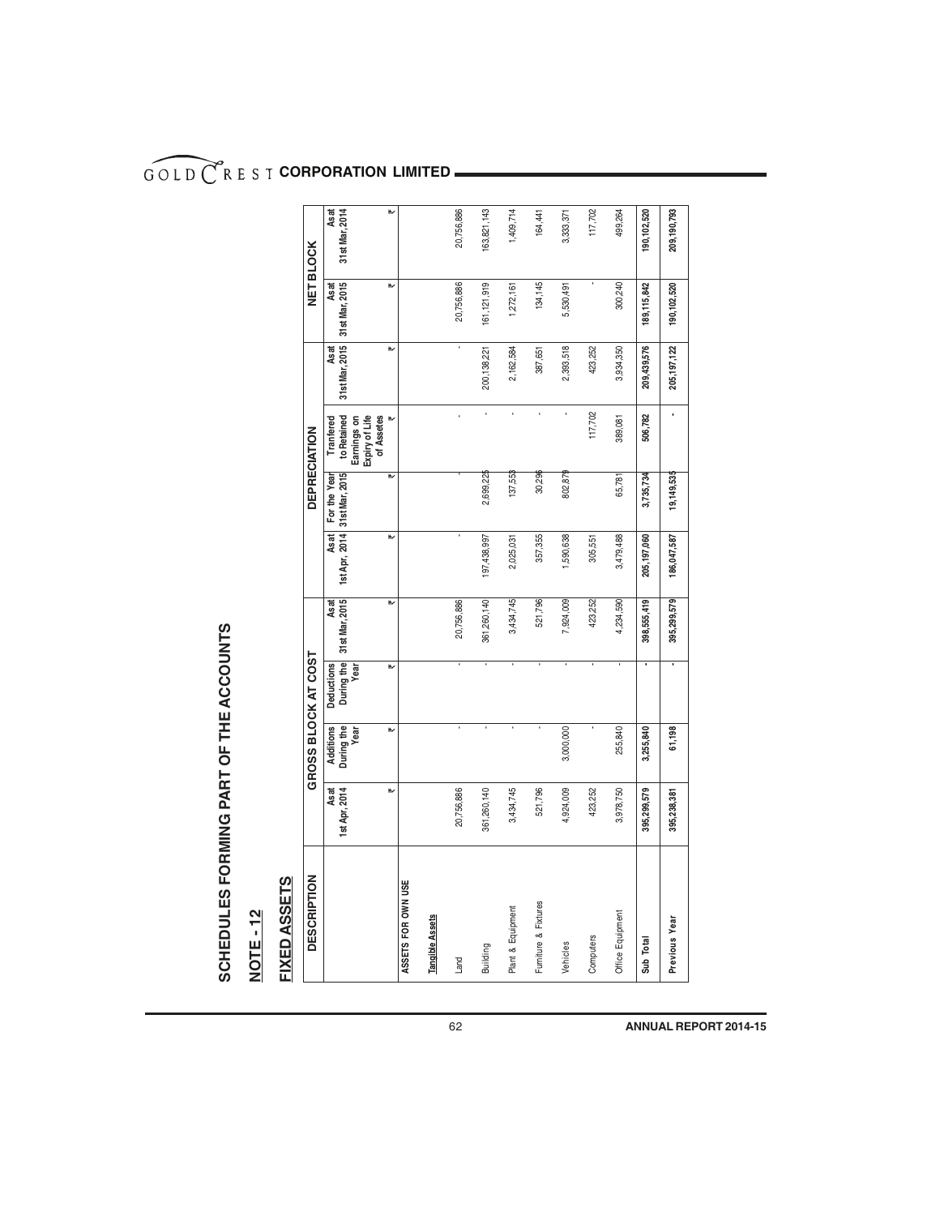# SCHEDULES FORMING PART OF THE ACCOUNTS

## NOTE - 12

## FIXED ASSETS

| DESCRIPTION | GROSS BLOCK AT COST | | | | DEPRECIATION | | | | NET BLOCK | |
|---|---|---|---|---|---|---|---|---|---|---|
| | As at 1st Apr, 2014 | Additions During the Year | Deductions During the Year | As at 31st Mar, 2015 | As at 1st Apr, 2014 | For the Year 31st Mar, 2015 | Tranfered to Retained Earnings on Expiry of Life of Assetes | As at 31st Mar, 2015 | As at 31st Mar, 2015 | As at 31st Mar, 2014 |
| | ₹ | ₹ | ₹ | ₹ | ₹ | ₹ | ₹ | ₹ | ₹ | ₹ |
| **ASSETS FOR OWN USE** | | | | | | | | | | |
| **Tangible Assets** | | | | | | | | | | |
| Land | 20,756,886 | - | - | 20,756,886 | - | - | - | - | 20,756,886 | 20,756,886 |
| Building | 361,260,140 | - | - | 361,260,140 | 197,438,997 | 2,699,225 | - | 200,138,221 | 161,121,919 | 163,821,143 |
| Plant & Equipment | 3,434,745 | - | - | 3,434,745 | 2,025,031 | 137,553 | - | 2,162,584 | 1,272,161 | 1,409,714 |
| Furniture & Fixtures | 521,796 | - | - | 521,796 | 357,355 | 30,296 | - | 387,651 | 134,145 | 164,441 |
| Vehicles | 4,924,009 | 3,000,000 | - | 7,924,009 | 1,590,638 | 802,879 | - | 2,393,518 | 5,530,491 | 3,333,371 |
| Computers | 423,252 | - | - | 423,252 | 305,551 | | 117,702 | 423,252 | - | 117,702 |
| Office Equipment | 3,978,750 | 255,840 | - | 4,234,590 | 3,479,488 | 65,781 | 389,081 | 3,934,350 | 300,240 | 499,264 |
| **Sub Total** | **395,299,579** | **3,255,840** | **-** | **398,555,419** | **205,197,060** | **3,735,734** | **506,782** | **209,439,576** | **189,115,842** | **190,102,520** |
| **Previous Year** | **395,238,381** | **61,198** | **-** | **395,299,579** | **186,047,587** | **19,149,535** | **-** | **205,197,122** | **190,102,520** | **209,190,793** |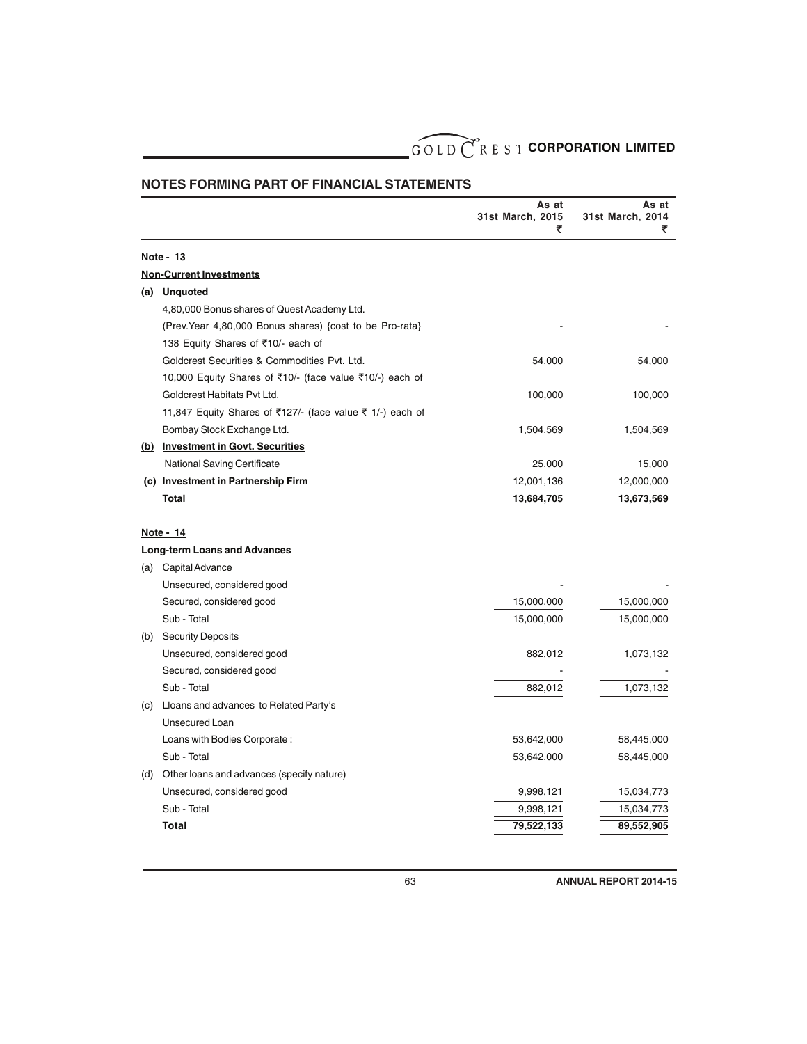## NOTES FORMING PART OF FINANCIAL STATEMENTS

| | | As at 31st March, 2015 ₹ | As at 31st March, 2014 ₹ |
|---|---|---|---|
| **Note - 13** | | | |
| **Non-Current Investments** | | | |
| **(a)** | **Unquoted** | | |
| | 4,80,000 Bonus shares of Quest Academy Ltd. (Prev.Year 4,80,000 Bonus shares) {cost to be Pro-rata} | - | - |
| | 138 Equity Shares of ₹10/- each of Goldcrest Securities & Commodities Pvt. Ltd. | 54,000 | 54,000 |
| | 10,000 Equity Shares of ₹10/- (face value ₹10/-) each of Goldcrest Habitats Pvt Ltd. | 100,000 | 100,000 |
| | 11,847 Equity Shares of ₹127/- (face value ₹ 1/-) each of Bombay Stock Exchange Ltd. | 1,504,569 | 1,504,569 |
| **(b)** | **Investment in Govt. Securities** | | |
| | National Saving Certificate | 25,000 | 15,000 |
| **(c)** | **Investment in Partnership Firm** | 12,001,136 | 12,000,000 |
| | **Total** | **13,684,705** | **13,673,569** |
| **Note - 14** | | | |
| **Long-term Loans and Advances** | | | |
| (a) | Capital Advance | | |
| | Unsecured, considered good | - | - |
| | Secured, considered good | 15,000,000 | 15,000,000 |
| | Sub - Total | 15,000,000 | 15,000,000 |
| (b) | Security Deposits | | |
| | Unsecured, considered good | 882,012 | 1,073,132 |
| | Secured, considered good | - | - |
| | Sub - Total | 882,012 | 1,073,132 |
| (c) | Lloans and advances to Related Party's | | |
| | Unsecured Loan | | |
| | Loans with Bodies Corporate : | 53,642,000 | 58,445,000 |
| | Sub - Total | 53,642,000 | 58,445,000 |
| (d) | Other loans and advances (specify nature) | | |
| | Unsecured, considered good | 9,998,121 | 15,034,773 |
| | Sub - Total | 9,998,121 | 15,034,773 |
| | **Total** | **79,522,133** | **89,552,905** |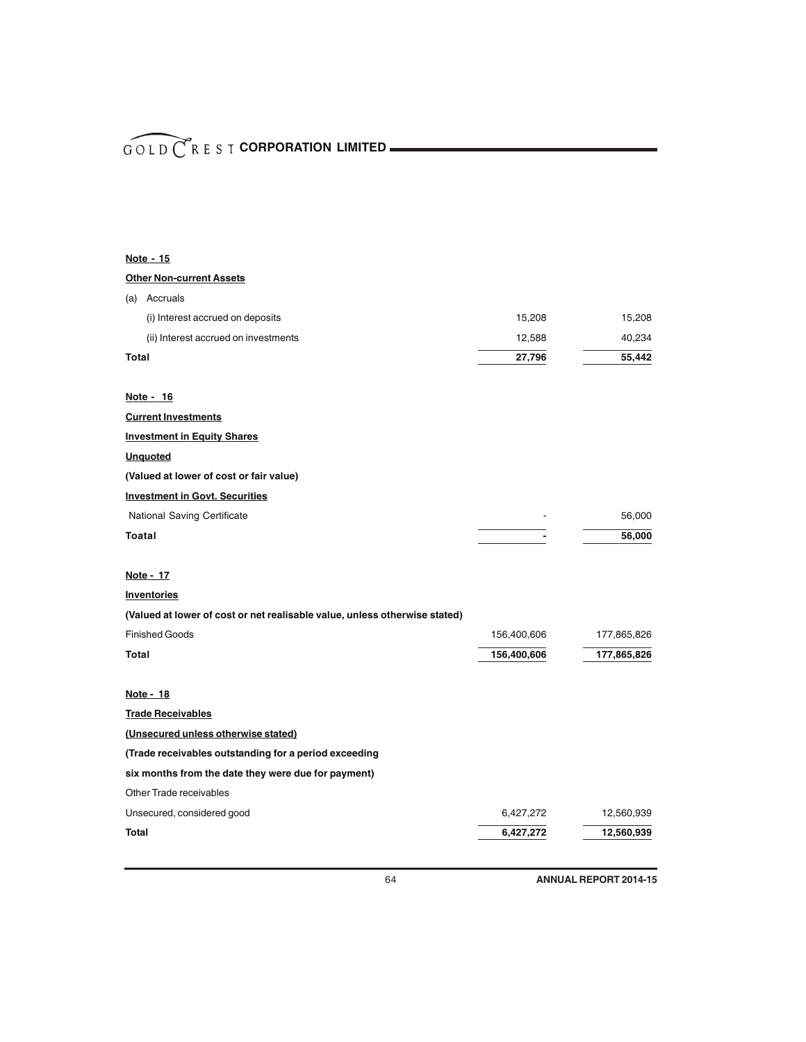**Note - 15**

**Other Non-current Assets**

| | | |
|---|---|---|
| (a) Accruals | | |
| (i) Interest accrued on deposits | 15,208 | 15,208 |
| (ii) Interest accrued on investments | 12,588 | 40,234 |
| **Total** | **27,796** | **55,442** |

**Note - 16**

**Current Investments**

**Investment in Equity Shares**

**Unquoted**

**(Valued at lower of cost or fair value)**

**Investment in Govt. Securities**

| | | |
|---|---|---|
| National Saving Certificate | - | 56,000 |
| **Toatal** | **-** | **56,000** |

**Note - 17**

**Inventories**

**(Valued at lower of cost or net realisable value, unless otherwise stated)**

| | | |
|---|---|---|
| Finished Goods | 156,400,606 | 177,865,826 |
| **Total** | **156,400,606** | **177,865,826** |

**Note - 18**

**Trade Receivables**

**(Unsecured unless otherwise stated)**

**(Trade receivables outstanding for a period exceeding six months from the date they were due for payment)**

| | | |
|---|---|---|
| Other Trade receivables | | |
| Unsecured, considered good | 6,427,272 | 12,560,939 |
| **Total** | **6,427,272** | **12,560,939** |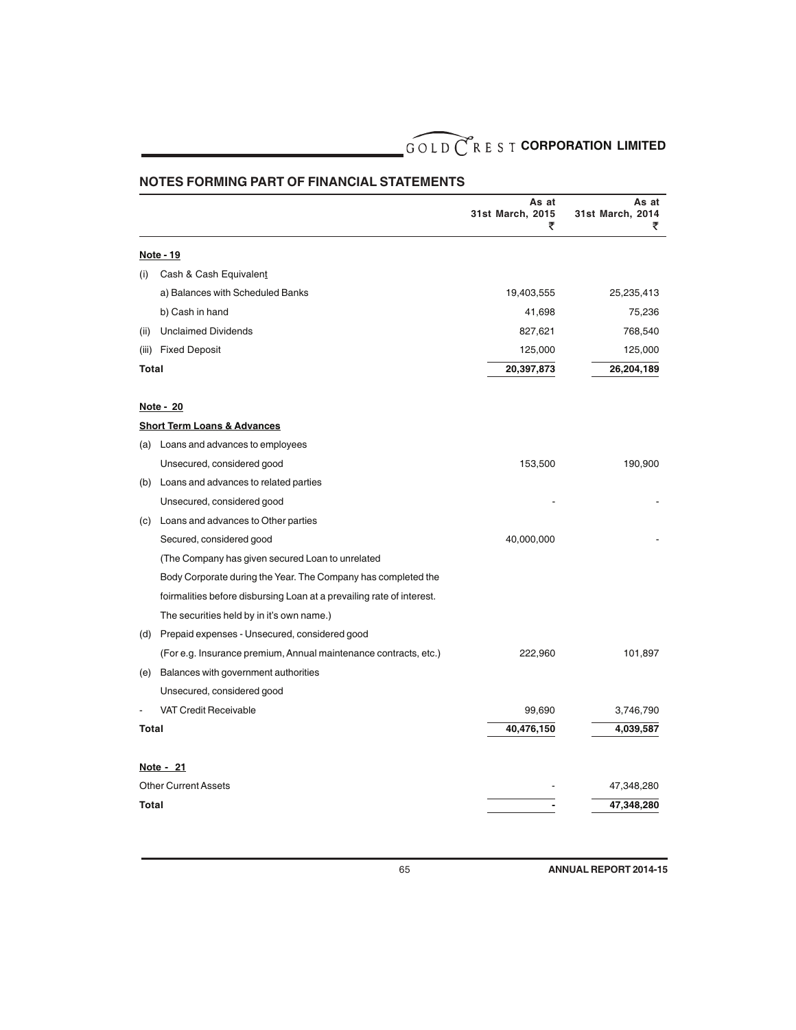## NOTES FORMING PART OF FINANCIAL STATEMENTS

| | | As at 31st March, 2015 ₹ | As at 31st March, 2014 ₹ |
|---|---|---|---|
| **Note - 19** | | | |
| (i) | Cash & Cash Equivalent | | |
| | a) Balances with Scheduled Banks | 19,403,555 | 25,235,413 |
| | b) Cash in hand | 41,698 | 75,236 |
| (ii) | Unclaimed Dividends | 827,621 | 768,540 |
| (iii) | Fixed Deposit | 125,000 | 125,000 |
| **Total** | | **20,397,873** | **26,204,189** |
| **Note - 20** | | | |
| **Short Term Loans & Advances** | | | |
| (a) | Loans and advances to employees | | |
| | Unsecured, considered good | 153,500 | 190,900 |
| (b) | Loans and advances to related parties | | |
| | Unsecured, considered good | - | - |
| (c) | Loans and advances to Other parties | | |
| | Secured, considered good | 40,000,000 | - |
| | (The Company has given secured Loan to unrelated Body Corporate during the Year. The Company has completed the foirmalities before disbursing Loan at a prevailing rate of interest. The securities held by in it's own name.) | | |
| (d) | Prepaid expenses - Unsecured, considered good | | |
| | (For e.g. Insurance premium, Annual maintenance contracts, etc.) | 222,960 | 101,897 |
| (e) | Balances with government authorities | | |
| | Unsecured, considered good | | |
| - | VAT Credit Receivable | 99,690 | 3,746,790 |
| **Total** | | **40,476,150** | **4,039,587** |
| **Note - 21** | | | |
| Other Current Assets | | - | 47,348,280 |
| **Total** | | **-** | **47,348,280** |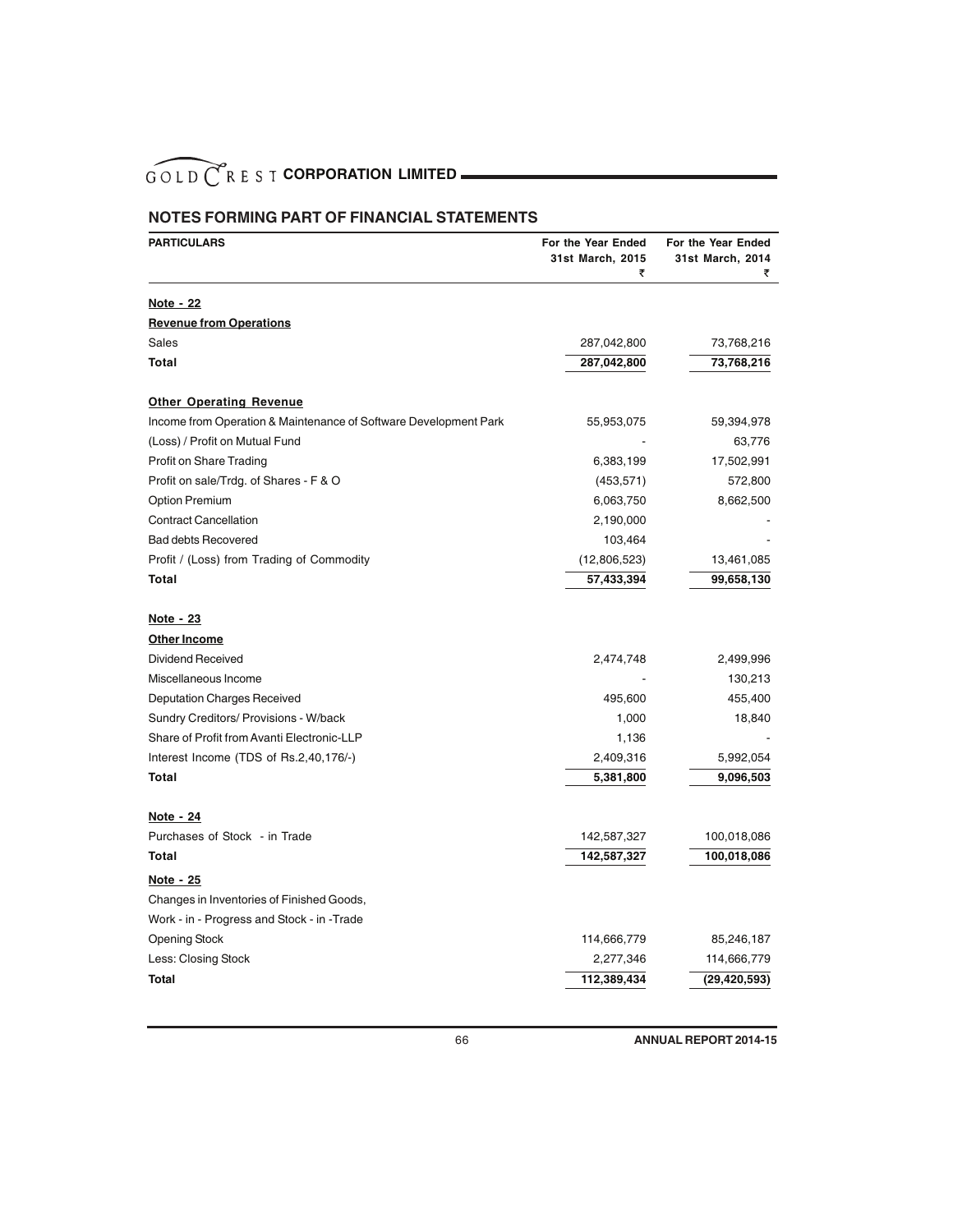## NOTES FORMING PART OF FINANCIAL STATEMENTS

| PARTICULARS | For the Year Ended 31st March, 2015 ₹ | For the Year Ended 31st March, 2014 ₹ |
|---|---|---|
| **Note - 22** | | |
| **Revenue from Operations** | | |
| Sales | 287,042,800 | 73,768,216 |
| **Total** | **287,042,800** | **73,768,216** |
| **Other Operating Revenue** | | |
| Income from Operation & Maintenance of Software Development Park | 55,953,075 | 59,394,978 |
| (Loss) / Profit on Mutual Fund | - | 63,776 |
| Profit on Share Trading | 6,383,199 | 17,502,991 |
| Profit on sale/Trdg. of Shares - F & O | (453,571) | 572,800 |
| Option Premium | 6,063,750 | 8,662,500 |
| Contract Cancellation | 2,190,000 | - |
| Bad debts Recovered | 103,464 | - |
| Profit / (Loss) from Trading of Commodity | (12,806,523) | 13,461,085 |
| **Total** | **57,433,394** | **99,658,130** |
| **Note - 23** | | |
| **Other Income** | | |
| Dividend Received | 2,474,748 | 2,499,996 |
| Miscellaneous Income | - | 130,213 |
| Deputation Charges Received | 495,600 | 455,400 |
| Sundry Creditors/ Provisions - W/back | 1,000 | 18,840 |
| Share of Profit from Avanti Electronic-LLP | 1,136 | - |
| Interest Income (TDS of Rs.2,40,176/-) | 2,409,316 | 5,992,054 |
| **Total** | **5,381,800** | **9,096,503** |
| **Note - 24** | | |
| Purchases of Stock - in Trade | 142,587,327 | 100,018,086 |
| **Total** | **142,587,327** | **100,018,086** |
| **Note - 25** | | |
| Changes in Inventories of Finished Goods, | | |
| Work - in - Progress and Stock - in -Trade | | |
| Opening Stock | 114,666,779 | 85,246,187 |
| Less: Closing Stock | 2,277,346 | 114,666,779 |
| **Total** | **112,389,434** | **(29,420,593)** |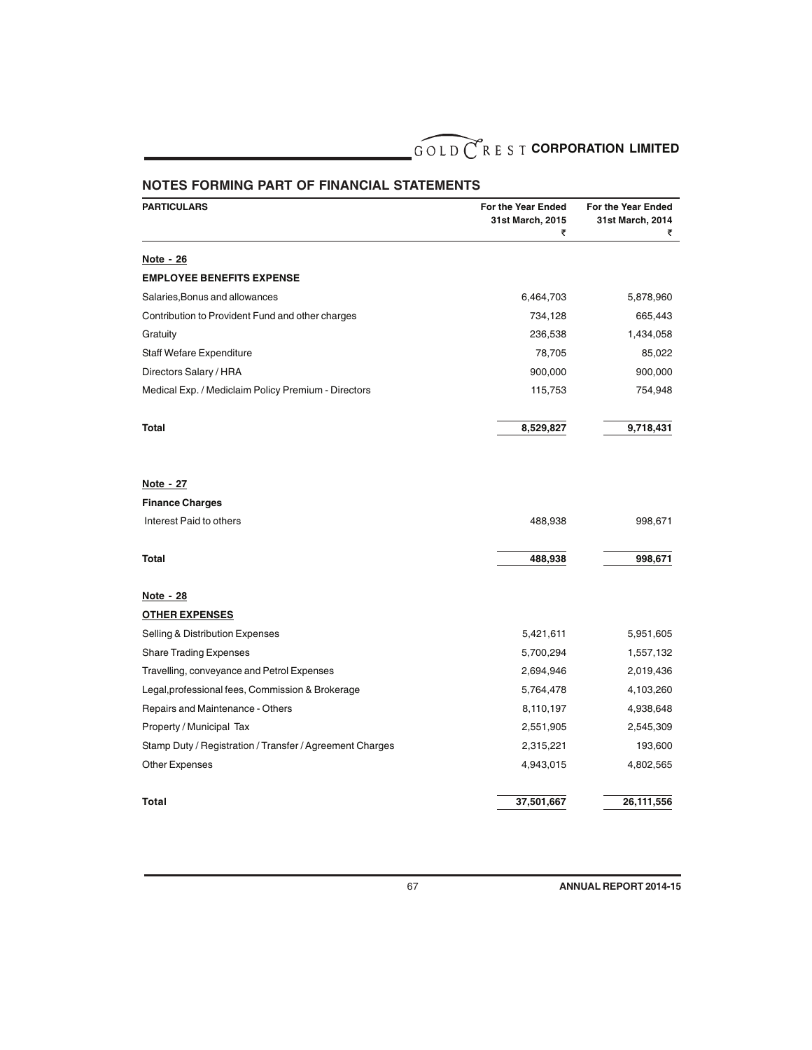## NOTES FORMING PART OF FINANCIAL STATEMENTS

| PARTICULARS | For the Year Ended 31st March, 2015 ₹ | For the Year Ended 31st March, 2014 ₹ |
|---|---|---|
| **Note - 26** | | |
| **EMPLOYEE BENEFITS EXPENSE** | | |
| Salaries,Bonus and allowances | 6,464,703 | 5,878,960 |
| Contribution to Provident Fund and other charges | 734,128 | 665,443 |
| Gratuity | 236,538 | 1,434,058 |
| Staff Wefare Expenditure | 78,705 | 85,022 |
| Directors Salary / HRA | 900,000 | 900,000 |
| Medical Exp. / Mediclaim Policy Premium - Directors | 115,753 | 754,948 |
| **Total** | **8,529,827** | **9,718,431** |
| **Note - 27** | | |
| **Finance Charges** | | |
| Interest Paid to others | 488,938 | 998,671 |
| **Total** | **488,938** | **998,671** |
| **Note - 28** | | |
| **OTHER EXPENSES** | | |
| Selling & Distribution Expenses | 5,421,611 | 5,951,605 |
| Share Trading Expenses | 5,700,294 | 1,557,132 |
| Travelling, conveyance and Petrol Expenses | 2,694,946 | 2,019,436 |
| Legal,professional fees, Commission & Brokerage | 5,764,478 | 4,103,260 |
| Repairs and Maintenance - Others | 8,110,197 | 4,938,648 |
| Property / Municipal Tax | 2,551,905 | 2,545,309 |
| Stamp Duty / Registration / Transfer / Agreement Charges | 2,315,221 | 193,600 |
| Other Expenses | 4,943,015 | 4,802,565 |
| **Total** | **37,501,667** | **26,111,556** |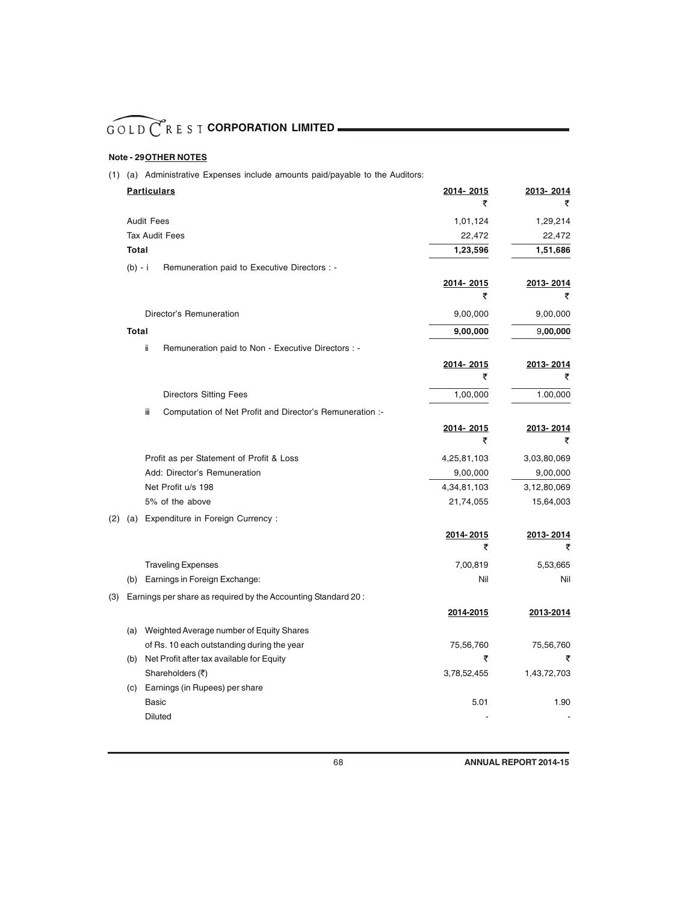## Note - 29 OTHER NOTES

(1) (a) Administrative Expenses include amounts paid/payable to the Auditors:

| Particulars | 2014- 2015 ₹ | 2013- 2014 ₹ |
|---|---|---|
| Audit Fees | 1,01,124 | 1,29,214 |
| Tax Audit Fees | 22,472 | 22,472 |
| **Total** | **1,23,596** | **1,51,686** |

(b) - i Remuneration paid to Executive Directors : -

| | 2014- 2015 ₹ | 2013- 2014 ₹ |
|---|---|---|
| Director's Remuneration | 9,00,000 | 9,00,000 |
| **Total** | **9,00,000** | **9,00,000** |

ii Remuneration paid to Non - Executive Directors : -

| | 2014- 2015 ₹ | 2013- 2014 ₹ |
|---|---|---|
| Directors Sitting Fees | 1,00,000 | 1.00,000 |

iii Computation of Net Profit and Director's Remuneration :-

| | 2014- 2015 ₹ | 2013- 2014 ₹ |
|---|---|---|
| Profit as per Statement of Profit & Loss | 4,25,81,103 | 3,03,80,069 |
| Add: Director's Remuneration | 9,00,000 | 9,00,000 |
| Net Profit u/s 198 | 4,34,81,103 | 3,12,80,069 |
| 5% of the above | 21,74,055 | 15,64,003 |

(2) (a) Expenditure in Foreign Currency :

| | 2014- 2015 ₹ | 2013- 2014 ₹ |
|---|---|---|
| Traveling Expenses | 7,00,819 | 5,53,665 |
| (b) Earnings in Foreign Exchange: | Nil | Nil |

(3) Earnings per share as required by the Accounting Standard 20 :

| | 2014-2015 | 2013-2014 |
|---|---|---|
| (a) Weighted Average number of Equity Shares of Rs. 10 each outstanding during the year | 75,56,760 | 75,56,760 |
| (b) Net Profit after tax available for Equity Shareholders (₹) | ₹ 3,78,52,455 | ₹ 1,43,72,703 |
| (c) Earnings (in Rupees) per share | | |
| Basic | 5.01 | 1.90 |
| Diluted | - | - |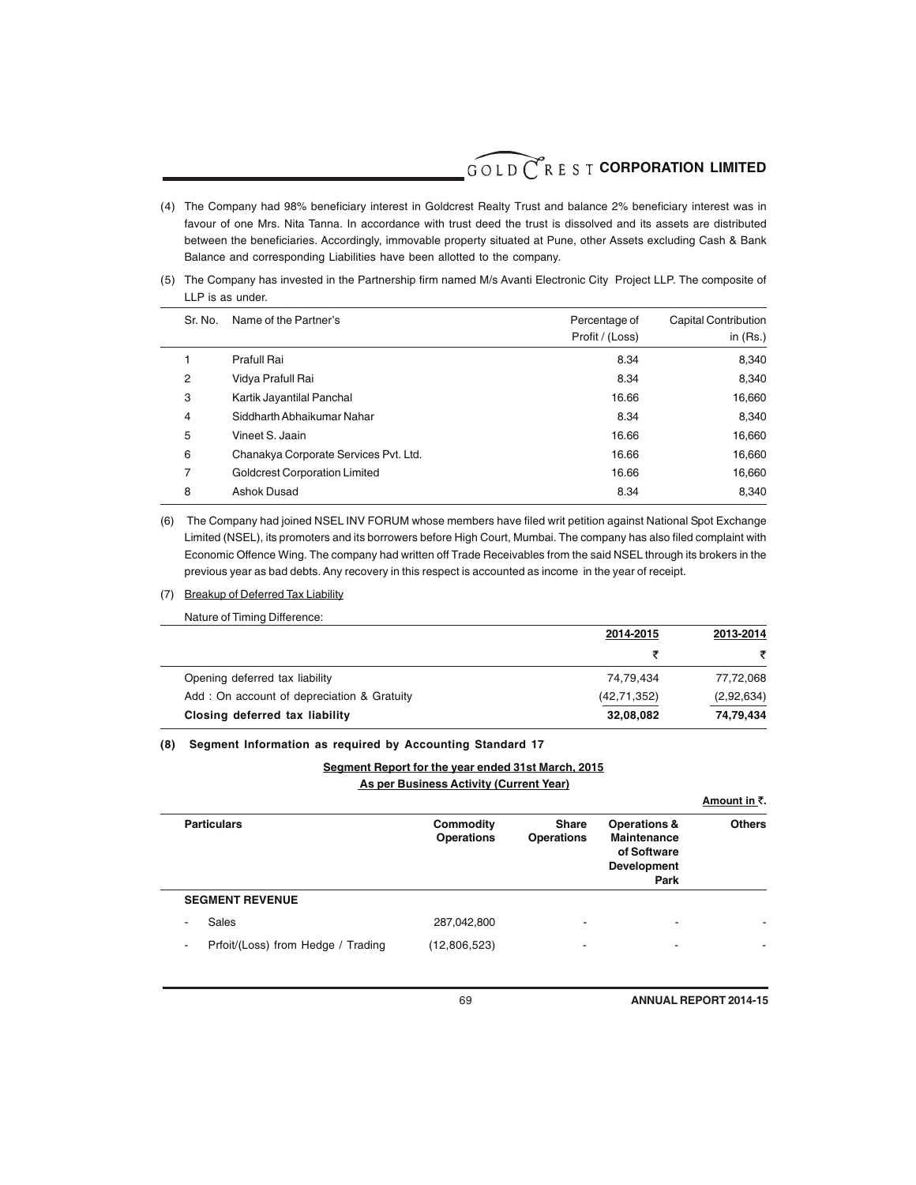(4) The Company had 98% beneficiary interest in Goldcrest Realty Trust and balance 2% beneficiary interest was in favour of one Mrs. Nita Tanna. In accordance with trust deed the trust is dissolved and its assets are distributed between the beneficiaries. Accordingly, immovable property situated at Pune, other Assets excluding Cash & Bank Balance and corresponding Liabilities have been allotted to the company.

(5) The Company has invested in the Partnership firm named M/s Avanti Electronic City Project LLP. The composite of LLP is as under.

| Sr. No. | Name of the Partner's | Percentage of Profit / (Loss) | Capital Contribution in (Rs.) |
|---|---|---|---|
| 1 | Prafull Rai | 8.34 | 8,340 |
| 2 | Vidya Prafull Rai | 8.34 | 8,340 |
| 3 | Kartik Jayantilal Panchal | 16.66 | 16,660 |
| 4 | Siddharth Abhaikumar Nahar | 8.34 | 8,340 |
| 5 | Vineet S. Jaain | 16.66 | 16,660 |
| 6 | Chanakya Corporate Services Pvt. Ltd. | 16.66 | 16,660 |
| 7 | Goldcrest Corporation Limited | 16.66 | 16,660 |
| 8 | Ashok Dusad | 8.34 | 8,340 |

(6) The Company had joined NSEL INV FORUM whose members have filed writ petition against National Spot Exchange Limited (NSEL), its promoters and its borrowers before High Court, Mumbai. The company has also filed complaint with Economic Offence Wing. The company had written off Trade Receivables from the said NSEL through its brokers in the previous year as bad debts. Any recovery in this respect is accounted as income in the year of receipt.

(7) Breakup of Deferred Tax Liability

Nature of Timing Difference:

| | 2014-2015 | 2013-2014 |
|---|---|---|
| | ₹ | ₹ |
| Opening deferred tax liability | 74,79,434 | 77,72,068 |
| Add : On account of depreciation & Gratuity | (42,71,352) | (2,92,634) |
| **Closing deferred tax liability** | **32,08,082** | **74,79,434** |

**(8) Segment Information as required by Accounting Standard 17**

**Segment Report for the year ended 31st March, 2015**

**As per Business Activity (Current Year)**

**Amount in ₹.**

| Particulars | Commodity Operations | Share Operations | Operations & Maintenance of Software Development Park | Others |
|---|---|---|---|---|
| **SEGMENT REVENUE** | | | | |
| - Sales | 287,042,800 | - | - | - |
| - Prfoit/(Loss) from Hedge / Trading | (12,806,523) | - | - | - |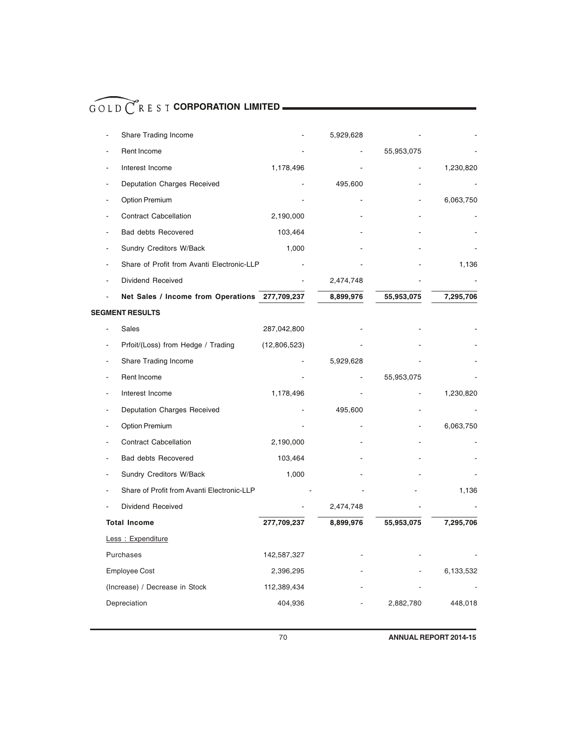| | | | | | |
|---|---|---|---|---|---|
| - | Share Trading Income | - | 5,929,628 | - | - |
| - | Rent Income | - | - | 55,953,075 | - |
| - | Interest Income | 1,178,496 | - | - | 1,230,820 |
| - | Deputation Charges Received | - | 495,600 | - | - |
| - | Option Premium | - | - | - | 6,063,750 |
| - | Contract Cabcellation | 2,190,000 | - | - | - |
| - | Bad debts Recovered | 103,464 | - | - | - |
| - | Sundry Creditors W/Back | 1,000 | - | - | - |
| - | Share of Profit from Avanti Electronic-LLP | - | - | - | 1,136 |
| - | Dividend Received | - | 2,474,748 | - | - |
| - | **Net Sales / Income from Operations** | **277,709,237** | **8,899,976** | **55,953,075** | **7,295,706** |
| **SEGMENT RESULTS** | | | | | |
| - | Sales | 287,042,800 | - | - | - |
| - | Prfoit/(Loss) from Hedge / Trading | (12,806,523) | - | - | - |
| - | Share Trading Income | - | 5,929,628 | - | - |
| - | Rent Income | - | - | 55,953,075 | - |
| - | Interest Income | 1,178,496 | - | - | 1,230,820 |
| - | Deputation Charges Received | - | 495,600 | - | - |
| - | Option Premium | - | - | - | 6,063,750 |
| - | Contract Cabcellation | 2,190,000 | - | - | - |
| - | Bad debts Recovered | 103,464 | - | - | - |
| - | Sundry Creditors W/Back | 1,000 | - | - | - |
| - | Share of Profit from Avanti Electronic-LLP | - | - | - | 1,136 |
| - | Dividend Received | - | 2,474,748 | - | - |
| | **Total Income** | **277,709,237** | **8,899,976** | **55,953,075** | **7,295,706** |
| | Less : Expenditure | | | | |
| | Purchases | 142,587,327 | - | - | - |
| | Employee Cost | 2,396,295 | - | - | 6,133,532 |
| | (Increase) / Decrease in Stock | 112,389,434 | - | - | - |
| | Depreciation | 404,936 | - | 2,882,780 | 448,018 |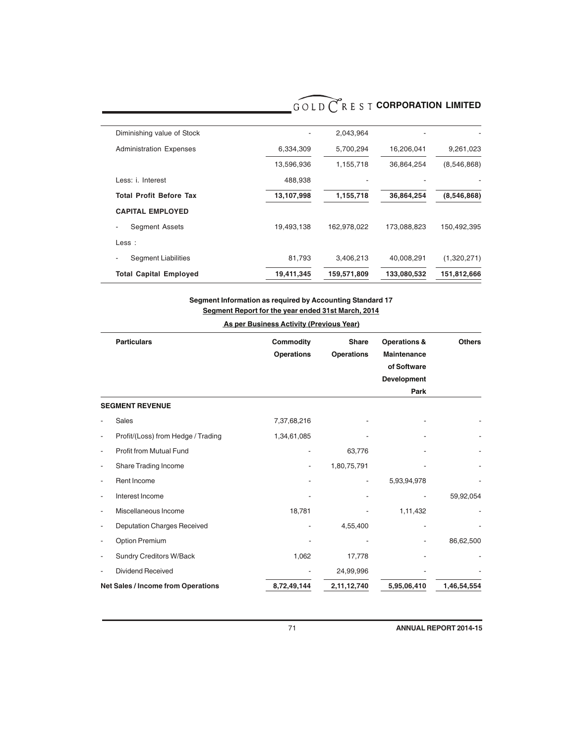| | | | | |
|---|---|---|---|---|
| Diminishing value of Stock | - | 2,043,964 | - | - |
| Administration Expenses | 6,334,309 | 5,700,294 | 16,206,041 | 9,261,023 |
| | 13,596,936 | 1,155,718 | 36,864,254 | (8,546,868) |
| Less: i. Interest | 488,938 | - | - | - |
| **Total Profit Before Tax** | **13,107,998** | **1,155,718** | **36,864,254** | **(8,546,868)** |
| **CAPITAL EMPLOYED** | | | | |
| - Segment Assets | 19,493,138 | 162,978,022 | 173,088,823 | 150,492,395 |
| Less : | | | | |
| - Segment Liabilities | 81,793 | 3,406,213 | 40,008,291 | (1,320,271) |
| **Total Capital Employed** | **19,411,345** | **159,571,809** | **133,080,532** | **151,812,666** |

**Segment Information as required by Accounting Standard 17**

**Segment Report for the year ended 31st March, 2014**

**As per Business Activity (Previous Year)**

| **Particulars** | **Commodity Operations** | **Share Operations** | **Operations & Maintenance of Software Development Park** | **Others** |
|---|---|---|---|---|
| **SEGMENT REVENUE** | | | | |
| - Sales | 7,37,68,216 | - | - | - |
| - Profit/(Loss) from Hedge / Trading | 1,34,61,085 | - | - | - |
| - Profit from Mutual Fund | - | 63,776 | - | - |
| - Share Trading Income | - | 1,80,75,791 | - | - |
| - Rent Income | - | - | 5,93,94,978 | - |
| - Interest Income | - | - | - | 59,92,054 |
| - Miscellaneous Income | 18,781 | - | 1,11,432 | - |
| - Deputation Charges Received | - | 4,55,400 | - | - |
| - Option Premium | - | - | - | 86,62,500 |
| - Sundry Creditors W/Back | 1,062 | 17,778 | - | - |
| - Dividend Received | - | 24,99,996 | - | - |
| **Net Sales / Income from Operations** | **8,72,49,144** | **2,11,12,740** | **5,95,06,410** | **1,46,54,554** |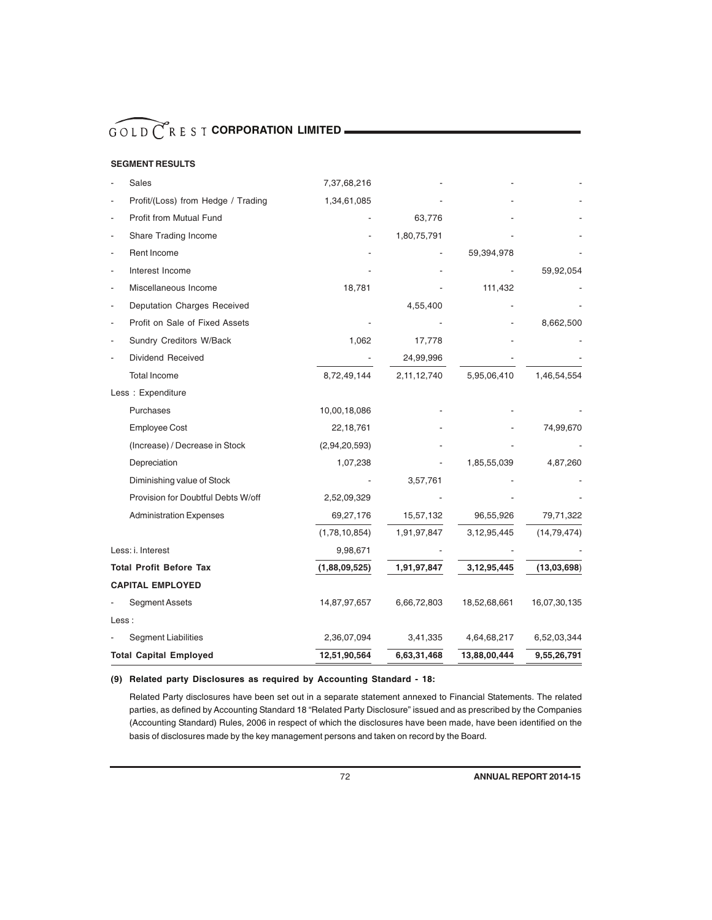**SEGMENT RESULTS**

| | | | | |
|---|---|---|---|---|
| - Sales | 7,37,68,216 | - | - | - |
| - Profit/(Loss) from Hedge / Trading | 1,34,61,085 | - | - | - |
| - Profit from Mutual Fund | - | 63,776 | - | - |
| - Share Trading Income | - | 1,80,75,791 | - | - |
| - Rent Income | - | - | 59,394,978 | - |
| - Interest Income | - | - | - | 59,92,054 |
| - Miscellaneous Income | 18,781 | - | 111,432 | - |
| - Deputation Charges Received | | 4,55,400 | - | - |
| - Profit on Sale of Fixed Assets | - | - | - | 8,662,500 |
| - Sundry Creditors W/Back | 1,062 | 17,778 | - | - |
| - Dividend Received | - | 24,99,996 | - | - |
| Total Income | 8,72,49,144 | 2,11,12,740 | 5,95,06,410 | 1,46,54,554 |
| Less : Expenditure | | | | |
| Purchases | 10,00,18,086 | - | - | - |
| Employee Cost | 22,18,761 | - | - | 74,99,670 |
| (Increase) / Decrease in Stock | (2,94,20,593) | - | - | - |
| Depreciation | 1,07,238 | - | 1,85,55,039 | 4,87,260 |
| Diminishing value of Stock | - | 3,57,761 | - | - |
| Provision for Doubtful Debts W/off | 2,52,09,329 | - | - | - |
| Administration Expenses | 69,27,176 | 15,57,132 | 96,55,926 | 79,71,322 |
| | (1,78,10,854) | 1,91,97,847 | 3,12,95,445 | (14,79,474) |
| Less: i. Interest | 9,98,671 | - | - | - |
| **Total Profit Before Tax** | **(1,88,09,525)** | **1,91,97,847** | **3,12,95,445** | **(13,03,698)** |
| **CAPITAL EMPLOYED** | | | | |
| - Segment Assets | 14,87,97,657 | 6,66,72,803 | 18,52,68,661 | 16,07,30,135 |
| Less : | | | | |
| - Segment Liabilities | 2,36,07,094 | 3,41,335 | 4,64,68,217 | 6,52,03,344 |
| **Total Capital Employed** | **12,51,90,564** | **6,63,31,468** | **13,88,00,444** | **9,55,26,791** |

**(9) Related party Disclosures as required by Accounting Standard - 18:**

Related Party disclosures have been set out in a separate statement annexed to Financial Statements. The related parties, as defined by Accounting Standard 18 "Related Party Disclosure" issued and as prescribed by the Companies (Accounting Standard) Rules, 2006 in respect of which the disclosures have been made, have been identified on the basis of disclosures made by the key management persons and taken on record by the Board.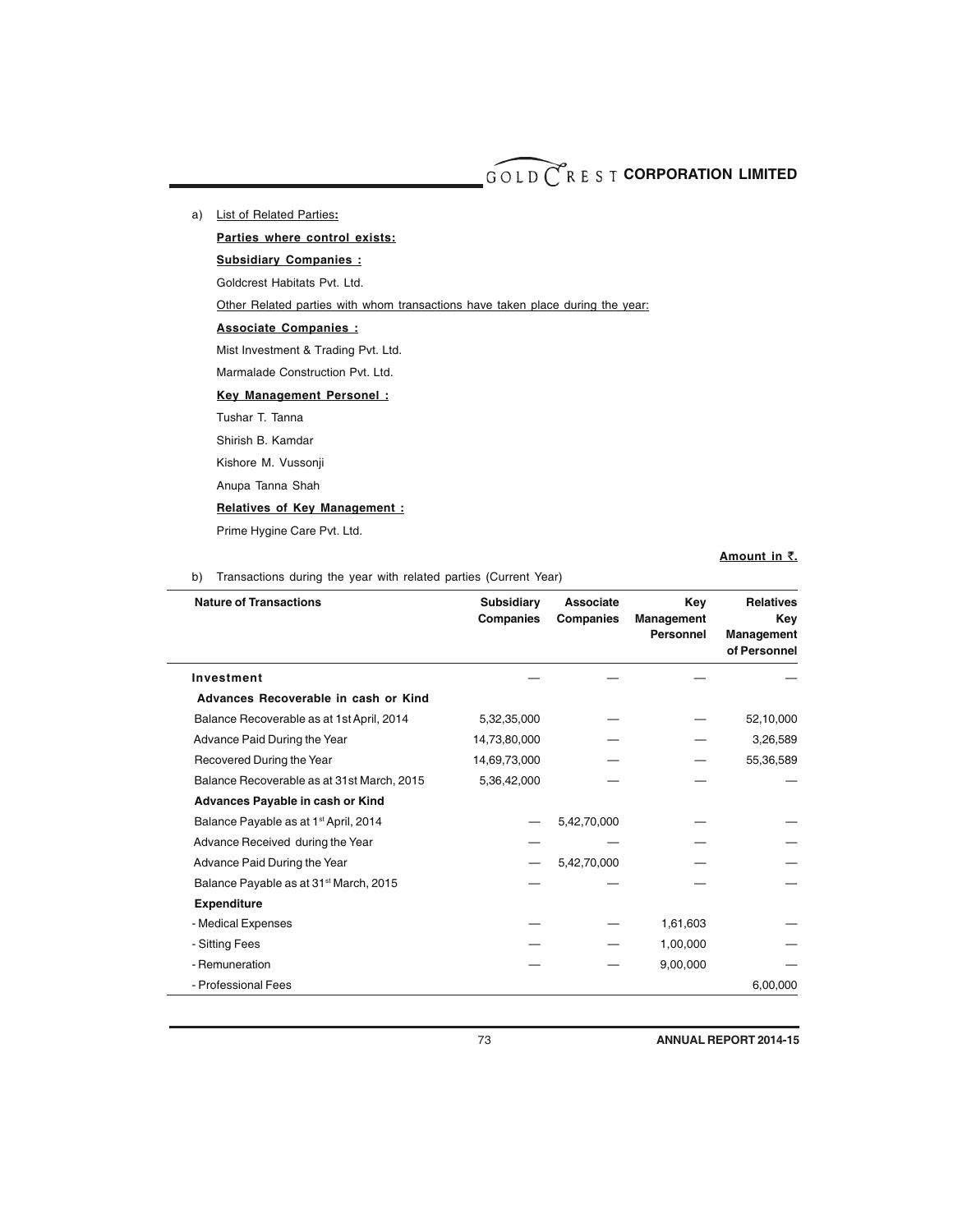a) List of Related Parties**:**

**Parties where control exists:**

**Subsidiary Companies :**

Goldcrest Habitats Pvt. Ltd.

Other Related parties with whom transactions have taken place during the year:

**Associate Companies :**

Mist Investment & Trading Pvt. Ltd.

Marmalade Construction Pvt. Ltd.

**Key Management Personel :**

Tushar T. Tanna

Shirish B. Kamdar

Kishore M. Vussonji

Anupa Tanna Shah

**Relatives of Key Management :**

Prime Hygine Care Pvt. Ltd.

**Amount in ₹.**

b) Transactions during the year with related parties (Current Year)

| Nature of Transactions | Subsidiary Companies | Associate Companies | Key Management Personnel | Relatives Key Management of Personnel |
|---|---|---|---|---|
| **Investment** | — | — | — | — |
| **Advances Recoverable in cash or Kind** | | | | |
| Balance Recoverable as at 1st April, 2014 | 5,32,35,000 | — | — | 52,10,000 |
| Advance Paid During the Year | 14,73,80,000 | — | — | 3,26,589 |
| Recovered During the Year | 14,69,73,000 | — | — | 55,36,589 |
| Balance Recoverable as at 31st March, 2015 | 5,36,42,000 | — | — | — |
| **Advances Payable in cash or Kind** | | | | |
| Balance Payable as at 1st April, 2014 | — | 5,42,70,000 | — | — |
| Advance Received during the Year | — | — | — | — |
| Advance Paid During the Year | — | 5,42,70,000 | — | — |
| Balance Payable as at 31st March, 2015 | — | — | — | — |
| **Expenditure** | | | | |
| - Medical Expenses | — | — | 1,61,603 | — |
| - Sitting Fees | — | — | 1,00,000 | — |
| - Remuneration | — | — | 9,00,000 | — |
| - Professional Fees | | | | 6,00,000 |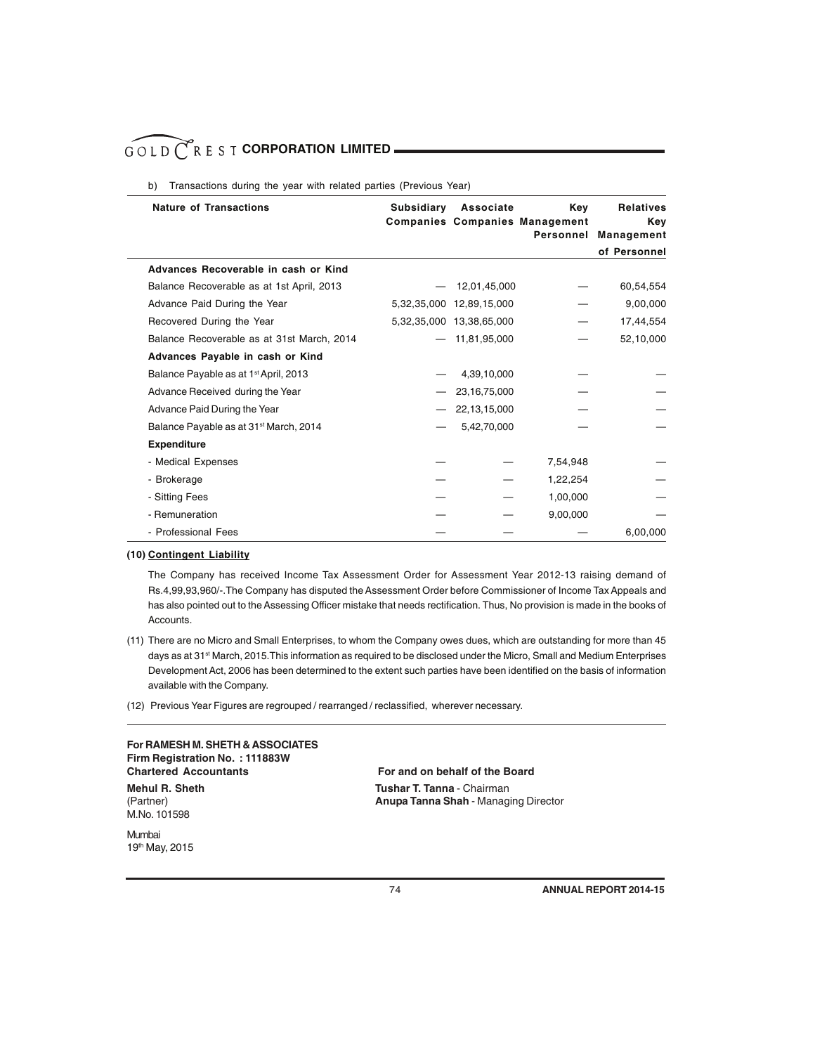b) Transactions during the year with related parties (Previous Year)

| Nature of Transactions | Subsidiary Companies | Associate Companies | Key Management Personnel | Relatives Key Management of Personnel |
|---|---|---|---|---|
| **Advances Recoverable in cash or Kind** | | | | |
| Balance Recoverable as at 1st April, 2013 | — | 12,01,45,000 | — | 60,54,554 |
| Advance Paid During the Year | 5,32,35,000 | 12,89,15,000 | — | 9,00,000 |
| Recovered During the Year | 5,32,35,000 | 13,38,65,000 | — | 17,44,554 |
| Balance Recoverable as at 31st March, 2014 | — | 11,81,95,000 | — | 52,10,000 |
| **Advances Payable in cash or Kind** | | | | |
| Balance Payable as at 1st April, 2013 | — | 4,39,10,000 | — | — |
| Advance Received during the Year | — | 23,16,75,000 | — | — |
| Advance Paid During the Year | — | 22,13,15,000 | — | — |
| Balance Payable as at 31st March, 2014 | — | 5,42,70,000 | — | — |
| **Expenditure** | | | | |
| - Medical Expenses | — | — | 7,54,948 | — |
| - Brokerage | — | — | 1,22,254 | — |
| - Sitting Fees | — | — | 1,00,000 | — |
| - Remuneration | — | — | 9,00,000 | — |
| - Professional Fees | — | — | — | 6,00,000 |

**(10) Contingent Liability**

The Company has received Income Tax Assessment Order for Assessment Year 2012-13 raising demand of Rs.4,99,93,960/-.The Company has disputed the Assessment Order before Commissioner of Income Tax Appeals and has also pointed out to the Assessing Officer mistake that needs rectification. Thus, No provision is made in the books of Accounts.

(11) There are no Micro and Small Enterprises, to whom the Company owes dues, which are outstanding for more than 45 days as at 31st March, 2015.This information as required to be disclosed under the Micro, Small and Medium Enterprises Development Act, 2006 has been determined to the extent such parties have been identified on the basis of information available with the Company.

(12) Previous Year Figures are regrouped / rearranged / reclassified, wherever necessary.

**For RAMESH M. SHETH & ASSOCIATES**
**Firm Registration No. : 111883W**
**Chartered Accountants**

**Mehul R. Sheth**
(Partner)
M.No. 101598

Mumbai
19th May, 2015

**For and on behalf of the Board**

**Tushar T. Tanna** - Chairman
**Anupa Tanna Shah** - Managing Director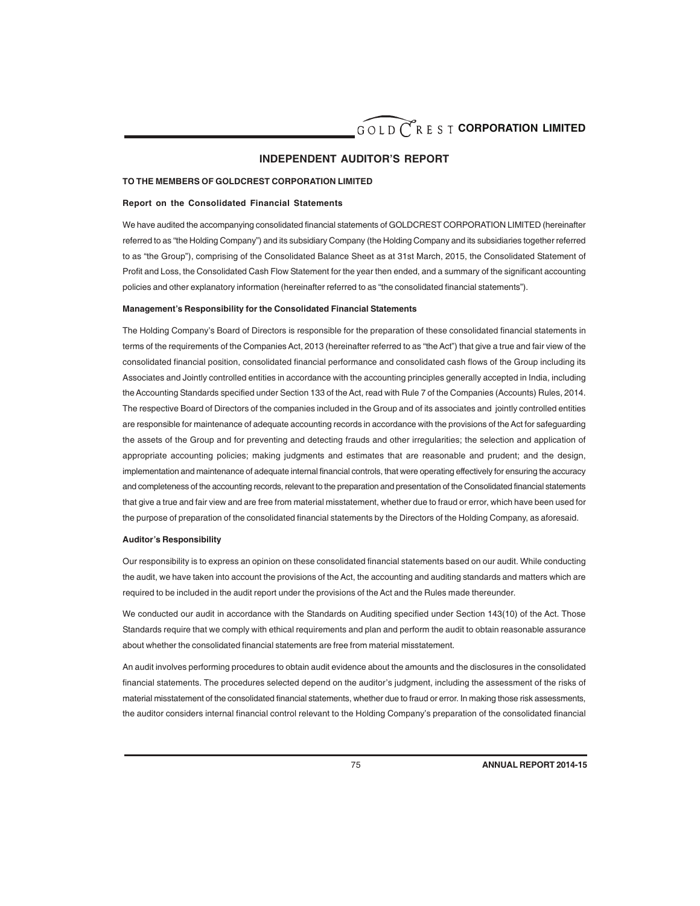## INDEPENDENT AUDITOR'S REPORT

**TO THE MEMBERS OF GOLDCREST CORPORATION LIMITED**

**Report on the Consolidated Financial Statements**

We have audited the accompanying consolidated financial statements of GOLDCREST CORPORATION LIMITED (hereinafter referred to as "the Holding Company") and its subsidiary Company (the Holding Company and its subsidiaries together referred to as "the Group"), comprising of the Consolidated Balance Sheet as at 31st March, 2015, the Consolidated Statement of Profit and Loss, the Consolidated Cash Flow Statement for the year then ended, and a summary of the significant accounting policies and other explanatory information (hereinafter referred to as "the consolidated financial statements").

**Management's Responsibility for the Consolidated Financial Statements**

The Holding Company's Board of Directors is responsible for the preparation of these consolidated financial statements in terms of the requirements of the Companies Act, 2013 (hereinafter referred to as "the Act") that give a true and fair view of the consolidated financial position, consolidated financial performance and consolidated cash flows of the Group including its Associates and Jointly controlled entities in accordance with the accounting principles generally accepted in India, including the Accounting Standards specified under Section 133 of the Act, read with Rule 7 of the Companies (Accounts) Rules, 2014. The respective Board of Directors of the companies included in the Group and of its associates and jointly controlled entities are responsible for maintenance of adequate accounting records in accordance with the provisions of the Act for safeguarding the assets of the Group and for preventing and detecting frauds and other irregularities; the selection and application of appropriate accounting policies; making judgments and estimates that are reasonable and prudent; and the design, implementation and maintenance of adequate internal financial controls, that were operating effectively for ensuring the accuracy and completeness of the accounting records, relevant to the preparation and presentation of the Consolidated financial statements that give a true and fair view and are free from material misstatement, whether due to fraud or error, which have been used for the purpose of preparation of the consolidated financial statements by the Directors of the Holding Company, as aforesaid.

**Auditor's Responsibility**

Our responsibility is to express an opinion on these consolidated financial statements based on our audit. While conducting the audit, we have taken into account the provisions of the Act, the accounting and auditing standards and matters which are required to be included in the audit report under the provisions of the Act and the Rules made thereunder.

We conducted our audit in accordance with the Standards on Auditing specified under Section 143(10) of the Act. Those Standards require that we comply with ethical requirements and plan and perform the audit to obtain reasonable assurance about whether the consolidated financial statements are free from material misstatement.

An audit involves performing procedures to obtain audit evidence about the amounts and the disclosures in the consolidated financial statements. The procedures selected depend on the auditor's judgment, including the assessment of the risks of material misstatement of the consolidated financial statements, whether due to fraud or error. In making those risk assessments, the auditor considers internal financial control relevant to the Holding Company's preparation of the consolidated financial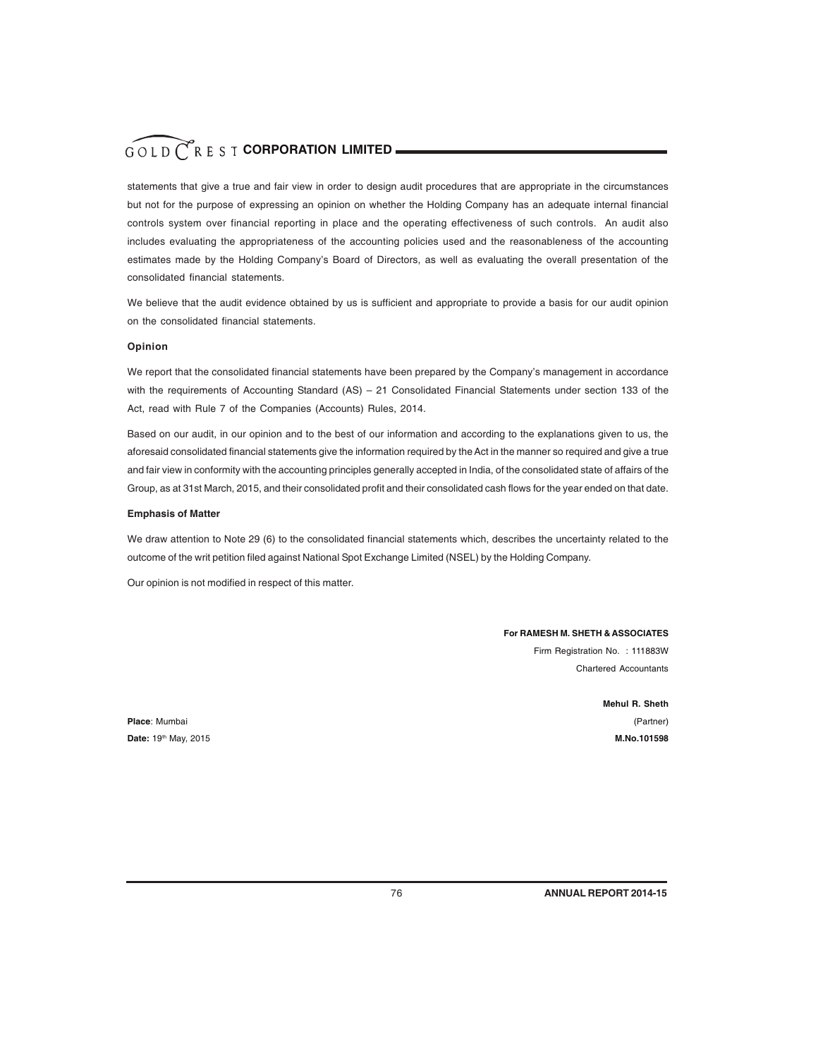statements that give a true and fair view in order to design audit procedures that are appropriate in the circumstances but not for the purpose of expressing an opinion on whether the Holding Company has an adequate internal financial controls system over financial reporting in place and the operating effectiveness of such controls. An audit also includes evaluating the appropriateness of the accounting policies used and the reasonableness of the accounting estimates made by the Holding Company's Board of Directors, as well as evaluating the overall presentation of the consolidated financial statements.

We believe that the audit evidence obtained by us is sufficient and appropriate to provide a basis for our audit opinion on the consolidated financial statements.

**Opinion**

We report that the consolidated financial statements have been prepared by the Company's management in accordance with the requirements of Accounting Standard (AS) – 21 Consolidated Financial Statements under section 133 of the Act, read with Rule 7 of the Companies (Accounts) Rules, 2014.

Based on our audit, in our opinion and to the best of our information and according to the explanations given to us, the aforesaid consolidated financial statements give the information required by the Act in the manner so required and give a true and fair view in conformity with the accounting principles generally accepted in India, of the consolidated state of affairs of the Group, as at 31st March, 2015, and their consolidated profit and their consolidated cash flows for the year ended on that date.

**Emphasis of Matter**

We draw attention to Note 29 (6) to the consolidated financial statements which, describes the uncertainty related to the outcome of the writ petition filed against National Spot Exchange Limited (NSEL) by the Holding Company.

Our opinion is not modified in respect of this matter.

**For RAMESH M. SHETH & ASSOCIATES**
Firm Registration No. : 111883W
Chartered Accountants

**Mehul R. Sheth**
(Partner)
**M.No.101598**

**Place**: Mumbai
**Date:** 19th May, 2015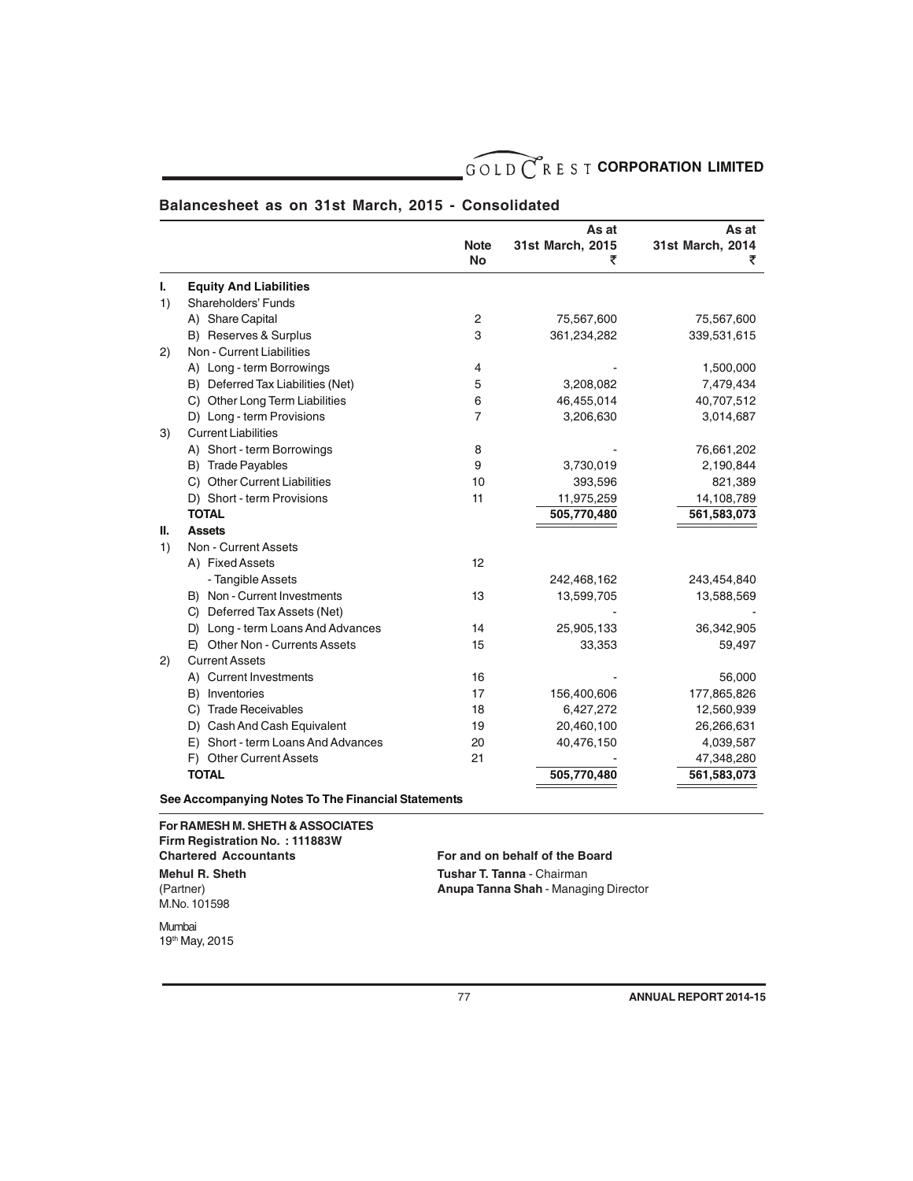## Balancesheet as on 31st March, 2015 - Consolidated

| | | Note No | As at 31st March, 2015 ₹ | As at 31st March, 2014 ₹ |
|---|---|---|---|---|
| **I.** | **Equity And Liabilities** | | | |
| 1) | Shareholders' Funds | | | |
| | A) Share Capital | 2 | 75,567,600 | 75,567,600 |
| | B) Reserves & Surplus | 3 | 361,234,282 | 339,531,615 |
| 2) | Non - Current Liabilities | | | |
| | A) Long - term Borrowings | 4 | - | 1,500,000 |
| | B) Deferred Tax Liabilities (Net) | 5 | 3,208,082 | 7,479,434 |
| | C) Other Long Term Liabilities | 6 | 46,455,014 | 40,707,512 |
| | D) Long - term Provisions | 7 | 3,206,630 | 3,014,687 |
| 3) | Current Liabilities | | | |
| | A) Short - term Borrowings | 8 | - | 76,661,202 |
| | B) Trade Payables | 9 | 3,730,019 | 2,190,844 |
| | C) Other Current Liabilities | 10 | 393,596 | 821,389 |
| | D) Short - term Provisions | 11 | 11,975,259 | 14,108,789 |
| | **TOTAL** | | **505,770,480** | **561,583,073** |
| **II.** | **Assets** | | | |
| 1) | Non - Current Assets | | | |
| | A) Fixed Assets | 12 | | |
| | - Tangible Assets | | 242,468,162 | 243,454,840 |
| | B) Non - Current Investments | 13 | 13,599,705 | 13,588,569 |
| | C) Deferred Tax Assets (Net) | | - | - |
| | D) Long - term Loans And Advances | 14 | 25,905,133 | 36,342,905 |
| | E) Other Non - Currents Assets | 15 | 33,353 | 59,497 |
| 2) | Current Assets | | | |
| | A) Current Investments | 16 | - | 56,000 |
| | B) Inventories | 17 | 156,400,606 | 177,865,826 |
| | C) Trade Receivables | 18 | 6,427,272 | 12,560,939 |
| | D) Cash And Cash Equivalent | 19 | 20,460,100 | 26,266,631 |
| | E) Short - term Loans And Advances | 20 | 40,476,150 | 4,039,587 |
| | F) Other Current Assets | 21 | - | 47,348,280 |
| | **TOTAL** | | **505,770,480** | **561,583,073** |

**See Accompanying Notes To The Financial Statements**

**For RAMESH M. SHETH & ASSOCIATES**
**Firm Registration No. : 111883W**
**Chartered Accountants**

**Mehul R. Sheth**
(Partner)
M.No. 101598

Mumbai
19th May, 2015

**For and on behalf of the Board**

**Tushar T. Tanna** - Chairman
**Anupa Tanna Shah** - Managing Director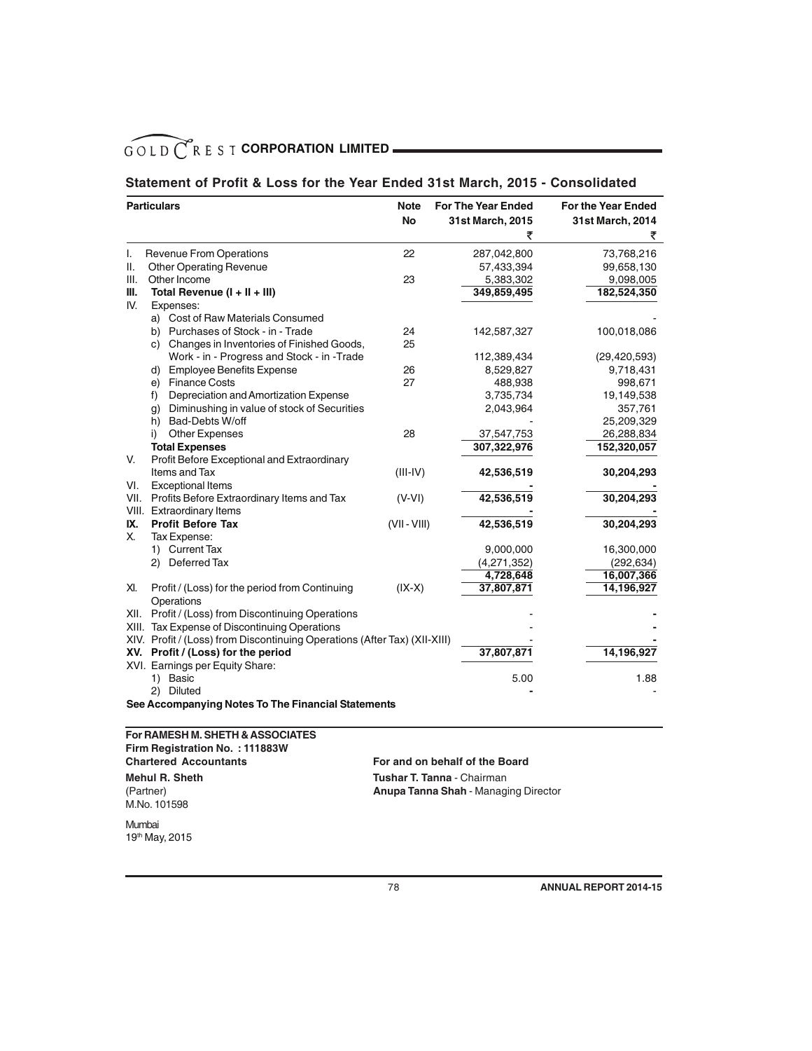## Statement of Profit & Loss for the Year Ended 31st March, 2015 - Consolidated

| Particulars | Note No | For The Year Ended 31st March, 2015 ₹ | For the Year Ended 31st March, 2014 ₹ |
|---|---|---|---|
| I. Revenue From Operations | 22 | 287,042,800 | 73,768,216 |
| II. Other Operating Revenue | | 57,433,394 | 99,658,130 |
| III. Other Income | 23 | 5,383,302 | 9,098,005 |
| **III. Total Revenue (I + II + III)** | | **349,859,495** | **182,524,350** |
| IV. Expenses: | | | |
| a) Cost of Raw Materials Consumed | | | - |
| b) Purchases of Stock - in - Trade | 24 | 142,587,327 | 100,018,086 |
| c) Changes in Inventories of Finished Goods, Work - in - Progress and Stock - in -Trade | 25 | 112,389,434 | (29,420,593) |
| d) Employee Benefits Expense | 26 | 8,529,827 | 9,718,431 |
| e) Finance Costs | 27 | 488,938 | 998,671 |
| f) Depreciation and Amortization Expense | | 3,735,734 | 19,149,538 |
| g) Diminushing in value of stock of Securities | | 2,043,964 | 357,761 |
| h) Bad-Debts W/off | | - | 25,209,329 |
| i) Other Expenses | 28 | 37,547,753 | 26,288,834 |
| **Total Expenses** | | **307,322,976** | **152,320,057** |
| V. Profit Before Exceptional and Extraordinary Items and Tax | (III-IV) | **42,536,519** | **30,204,293** |
| VI. Exceptional Items | | **-** | **-** |
| VII. Profits Before Extraordinary Items and Tax | (V-VI) | **42,536,519** | **30,204,293** |
| VIII. Extraordinary Items | | **-** | **-** |
| **IX. Profit Before Tax** | (VII - VIII) | **42,536,519** | **30,204,293** |
| X. Tax Expense: | | | |
| 1) Current Tax | | 9,000,000 | 16,300,000 |
| 2) Deferred Tax | | (4,271,352) | (292,634) |
| | | **4,728,648** | **16,007,366** |
| XI. Profit / (Loss) for the period from Continuing Operations | (IX-X) | **37,807,871** | **14,196,927** |
| XII. Profit / (Loss) from Discontinuing Operations | | - | **-** |
| XIII. Tax Expense of Discontinuing Operations | | - | **-** |
| XIV. Profit / (Loss) from Discontinuing Operations (After Tax) (XII-XIII) | | - | **-** |
| **XV. Profit / (Loss) for the period** | | **37,807,871** | **14,196,927** |
| XVI. Earnings per Equity Share: | | | |
| 1) Basic | | 5.00 | 1.88 |
| 2) Diluted | | **-** | - |

**See Accompanying Notes To The Financial Statements**

**For RAMESH M. SHETH & ASSOCIATES**
**Firm Registration No. : 111883W**
**Chartered Accountants**

**Mehul R. Sheth**
(Partner)
M.No. 101598

Mumbai
19th May, 2015

**For and on behalf of the Board**

**Tushar T. Tanna** - Chairman
**Anupa Tanna Shah** - Managing Director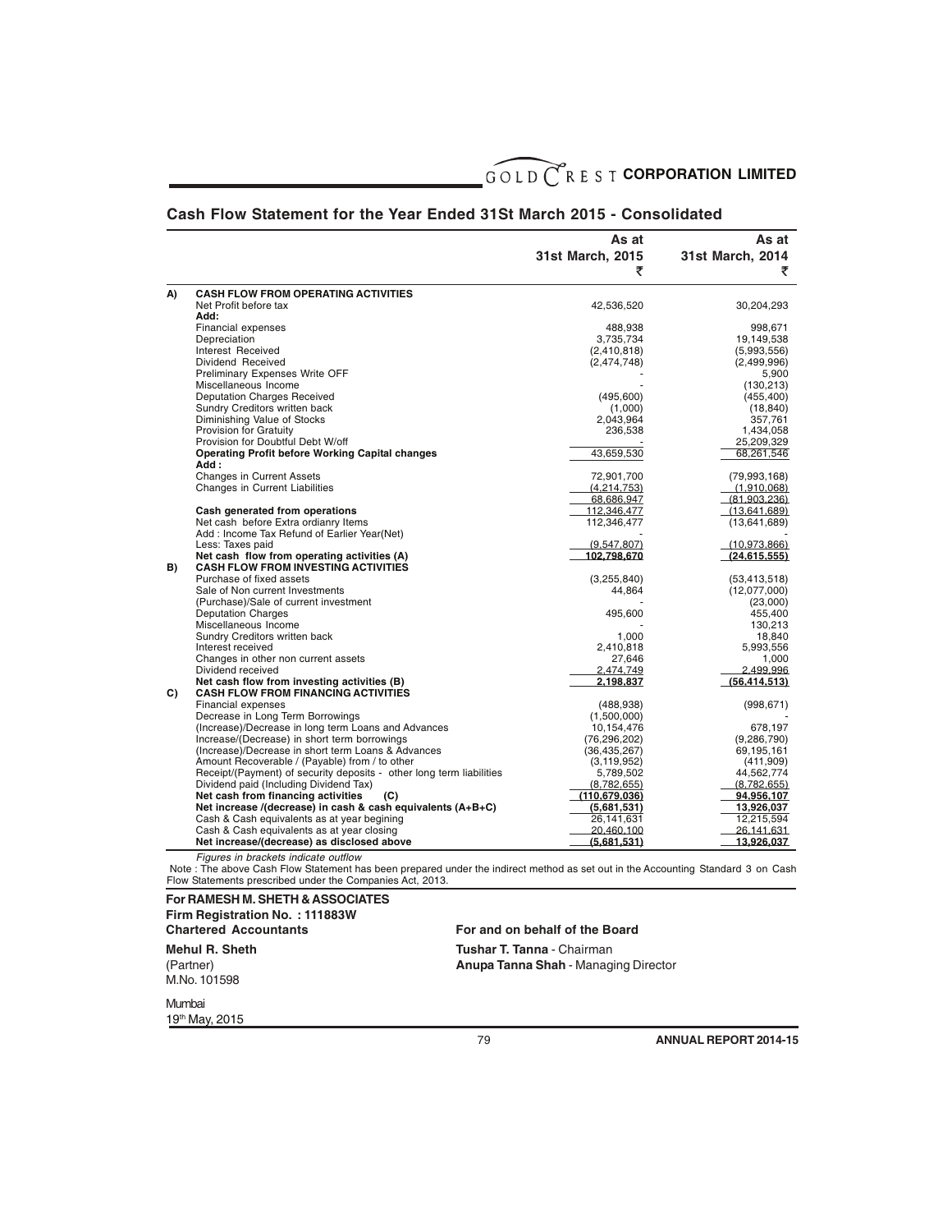## Cash Flow Statement for the Year Ended 31St March 2015 - Consolidated

| | | As at 31st March, 2015 ₹ | As at 31st March, 2014 ₹ |
|---|---|---|---|
| **A)** | **CASH FLOW FROM OPERATING ACTIVITIES** | | |
| | Net Profit before tax | 42,536,520 | 30,204,293 |
| | **Add:** | | |
| | Financial expenses | 488,938 | 998,671 |
| | Depreciation | 3,735,734 | 19,149,538 |
| | Interest Received | (2,410,818) | (5,993,556) |
| | Dividend Received | (2,474,748) | (2,499,996) |
| | Preliminary Expenses Write OFF | - | 5,900 |
| | Miscellaneous Income | - | (130,213) |
| | Deputation Charges Received | (495,600) | (455,400) |
| | Sundry Creditors written back | (1,000) | (18,840) |
| | Diminishing Value of Stocks | 2,043,964 | 357,761 |
| | Provision for Gratuity | 236,538 | 1,434,058 |
| | Provision for Doubtful Debt W/off | - | 25,209,329 |
| | **Operating Profit before Working Capital changes** | 43,659,530 | 68,261,546 |
| | **Add :** | | |
| | Changes in Current Assets | 72,901,700 | (79,993,168) |
| | Changes in Current Liabilities | (4,214,753) | (1,910,068) |
| | | 68,686,947 | (81,903,236) |
| | **Cash generated from operations** | 112,346,477 | (13,641,689) |
| | Net cash before Extra ordianry Items | 112,346,477 | (13,641,689) |
| | Add : Income Tax Refund of Earlier Year(Net) | - | - |
| | Less: Taxes paid | (9,547,807) | (10,973,866) |
| | **Net cash flow from operating activities (A)** | **102,798,670** | **(24,615,555)** |
| **B)** | **CASH FLOW FROM INVESTING ACTIVITIES** | | |
| | Purchase of fixed assets | (3,255,840) | (53,413,518) |
| | Sale of Non current Investments | 44,864 | (12,077,000) |
| | (Purchase)/Sale of current investment | - | (23,000) |
| | Deputation Charges | 495,600 | 455,400 |
| | Miscellaneous Income | - | 130,213 |
| | Sundry Creditors written back | 1,000 | 18,840 |
| | Interest received | 2,410,818 | 5,993,556 |
| | Changes in other non current assets | 27,646 | 1,000 |
| | Dividend received | 2,474,749 | 2,499,996 |
| | **Net cash flow from investing activities (B)** | **2,198,837** | **(56,414,513)** |
| **C)** | **CASH FLOW FROM FINANCING ACTIVITIES** | | |
| | Financial expenses | (488,938) | (998,671) |
| | Decrease in Long Term Borrowings | (1,500,000) | - |
| | (Increase)/Decrease in long term Loans and Advances | 10,154,476 | 678,197 |
| | Increase/(Decrease) in short term borrowings | (76,296,202) | (9,286,790) |
| | (Increase)/Decrease in short term Loans & Advances | (36,435,267) | 69,195,161 |
| | Amount Recoverable / (Payable) from / to other | (3,119,952) | (411,909) |
| | Receipt/(Payment) of security deposits - other long term liabilities | 5,789,502 | 44,562,774 |
| | Dividend paid (Including Dividend Tax) | (8,782,655) | (8,782,655) |
| | **Net cash from financing activities (C)** | **(110,679,036)** | **94,956,107** |
| | **Net increase /(decrease) in cash & cash equivalents (A+B+C)** | **(5,681,531)** | **13,926,037** |
| | Cash & Cash equivalents as at year begining | 26,141,631 | 12,215,594 |
| | Cash & Cash equivalents as at year closing | 20,460,100 | 26,141,631 |
| | **Net increase/(decrease) as disclosed above** | **(5,681,531)** | **13,926,037** |

*Figures in brackets indicate outflow*

Note : The above Cash Flow Statement has been prepared under the indirect method as set out in the Accounting Standard 3 on Cash Flow Statements prescribed under the Companies Act, 2013.

**For RAMESH M. SHETH & ASSOCIATES**
**Firm Registration No. : 111883W**
**Chartered Accountants**

**Mehul R. Sheth**
(Partner)
M.No. 101598

Mumbai
19th May, 2015

**For and on behalf of the Board**

**Tushar T. Tanna** - Chairman
**Anupa Tanna Shah** - Managing Director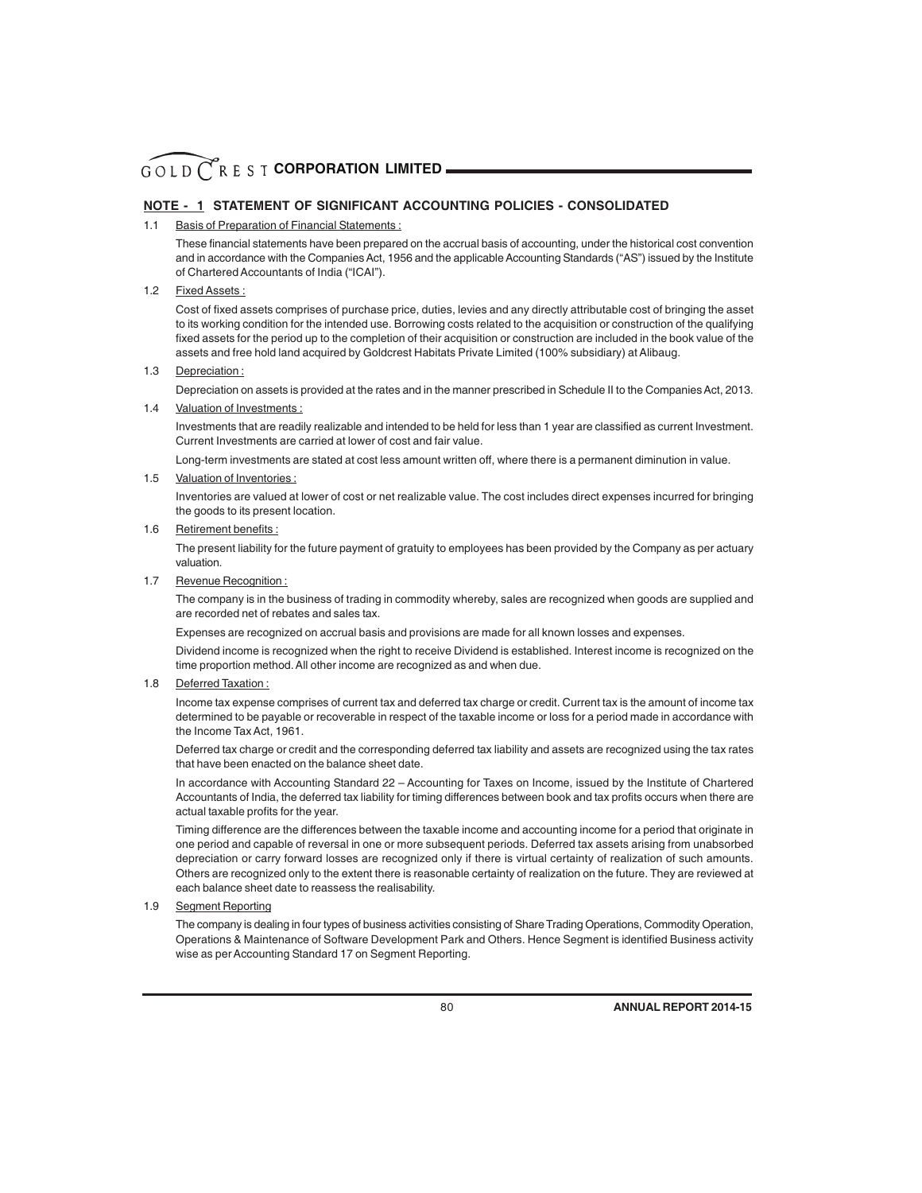## NOTE - 1 STATEMENT OF SIGNIFICANT ACCOUNTING POLICIES - CONSOLIDATED

1.1 Basis of Preparation of Financial Statements :

These financial statements have been prepared on the accrual basis of accounting, under the historical cost convention and in accordance with the Companies Act, 1956 and the applicable Accounting Standards ("AS") issued by the Institute of Chartered Accountants of India ("ICAI").

1.2 Fixed Assets :

Cost of fixed assets comprises of purchase price, duties, levies and any directly attributable cost of bringing the asset to its working condition for the intended use. Borrowing costs related to the acquisition or construction of the qualifying fixed assets for the period up to the completion of their acquisition or construction are included in the book value of the assets and free hold land acquired by Goldcrest Habitats Private Limited (100% subsidiary) at Alibaug.

1.3 Depreciation :

Depreciation on assets is provided at the rates and in the manner prescribed in Schedule II to the Companies Act, 2013.

1.4 Valuation of Investments :

Investments that are readily realizable and intended to be held for less than 1 year are classified as current Investment. Current Investments are carried at lower of cost and fair value.

Long-term investments are stated at cost less amount written off, where there is a permanent diminution in value.

1.5 Valuation of Inventories :

Inventories are valued at lower of cost or net realizable value. The cost includes direct expenses incurred for bringing the goods to its present location.

1.6 Retirement benefits :

The present liability for the future payment of gratuity to employees has been provided by the Company as per actuary valuation.

1.7 Revenue Recognition :

The company is in the business of trading in commodity whereby, sales are recognized when goods are supplied and are recorded net of rebates and sales tax.

Expenses are recognized on accrual basis and provisions are made for all known losses and expenses.

Dividend income is recognized when the right to receive Dividend is established. Interest income is recognized on the time proportion method. All other income are recognized as and when due.

1.8 Deferred Taxation :

Income tax expense comprises of current tax and deferred tax charge or credit. Current tax is the amount of income tax determined to be payable or recoverable in respect of the taxable income or loss for a period made in accordance with the Income Tax Act, 1961.

Deferred tax charge or credit and the corresponding deferred tax liability and assets are recognized using the tax rates that have been enacted on the balance sheet date.

In accordance with Accounting Standard 22 – Accounting for Taxes on Income, issued by the Institute of Chartered Accountants of India, the deferred tax liability for timing differences between book and tax profits occurs when there are actual taxable profits for the year.

Timing difference are the differences between the taxable income and accounting income for a period that originate in one period and capable of reversal in one or more subsequent periods. Deferred tax assets arising from unabsorbed depreciation or carry forward losses are recognized only if there is virtual certainty of realization of such amounts. Others are recognized only to the extent there is reasonable certainty of realization on the future. They are reviewed at each balance sheet date to reassess the realisability.

1.9 Segment Reporting

The company is dealing in four types of business activities consisting of Share Trading Operations, Commodity Operation, Operations & Maintenance of Software Development Park and Others. Hence Segment is identified Business activity wise as per Accounting Standard 17 on Segment Reporting.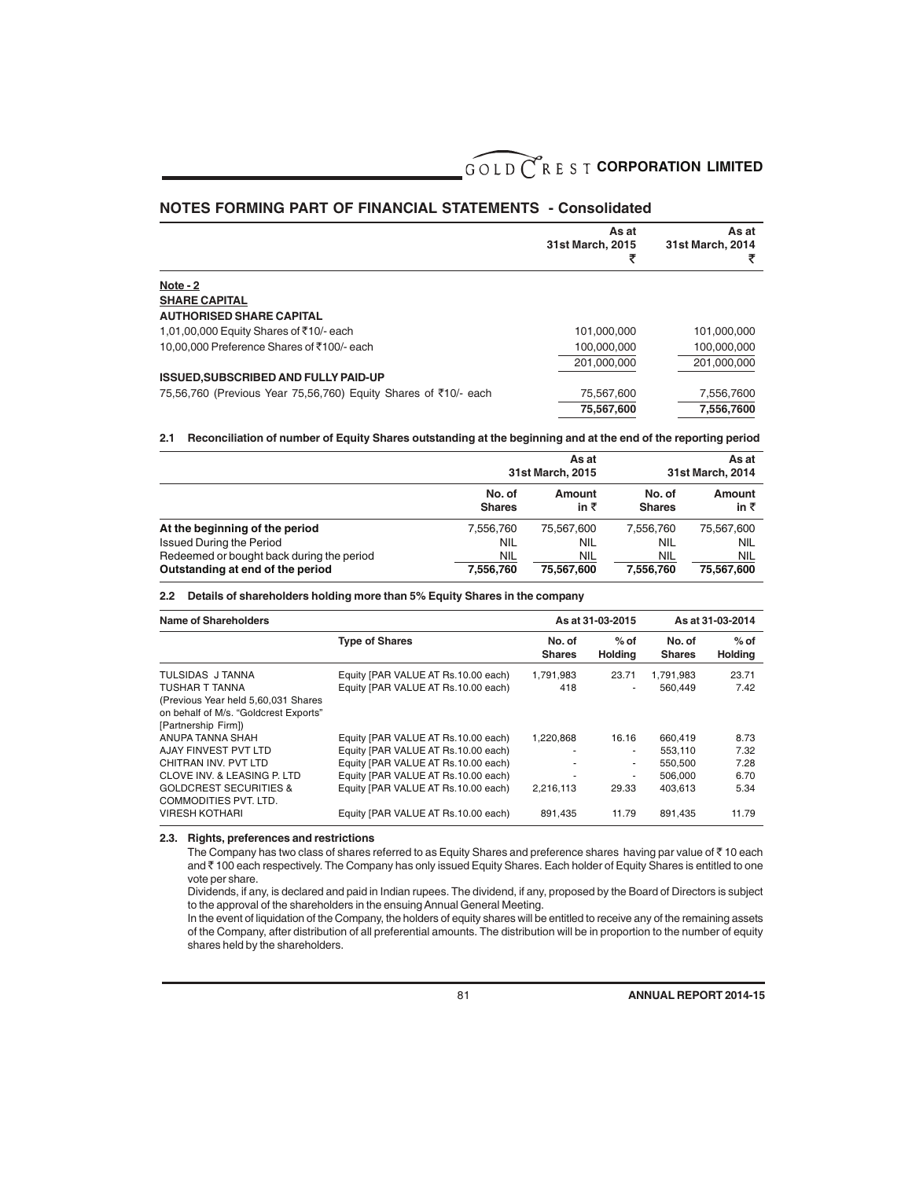## NOTES FORMING PART OF FINANCIAL STATEMENTS - Consolidated

| | As at 31st March, 2015 ₹ | As at 31st March, 2014 ₹ |
|---|---|---|
| **Note - 2** | | |
| **SHARE CAPITAL** | | |
| **AUTHORISED SHARE CAPITAL** | | |
| 1,01,00,000 Equity Shares of ₹10/- each | 101,000,000 | 101,000,000 |
| 10,00,000 Preference Shares of ₹100/- each | 100,000,000 | 100,000,000 |
| | 201,000,000 | 201,000,000 |
| **ISSUED,SUBSCRIBED AND FULLY PAID-UP** | | |
| 75,56,760 (Previous Year 75,56,760) Equity Shares of ₹10/- each | 75,567,600 | 7,556,7600 |
| | **75,567,600** | **7,556,7600** |

**2.1 Reconciliation of number of Equity Shares outstanding at the beginning and at the end of the reporting period**

| | As at 31st March, 2015 | | As at 31st March, 2014 | |
|---|---|---|---|---|
| | No. of Shares | Amount in ₹ | No. of Shares | Amount in ₹ |
| **At the beginning of the period** | 7,556,760 | 75,567,600 | 7,556,760 | 75,567,600 |
| Issued During the Period | NIL | NIL | NIL | NIL |
| Redeemed or bought back during the period | NIL | NIL | NIL | NIL |
| **Outstanding at end of the period** | **7,556,760** | **75,567,600** | **7,556,760** | **75,567,600** |

**2.2 Details of shareholders holding more than 5% Equity Shares in the company**

| Name of Shareholders | | As at 31-03-2015 | | As at 31-03-2014 | |
|---|---|---|---|---|---|
| | Type of Shares | No. of Shares | % of Holding | No. of Shares | % of Holding |
| TULSIDAS J TANNA | Equity [PAR VALUE AT Rs.10.00 each) | 1,791,983 | 23.71 | 1,791,983 | 23.71 |
| TUSHAR T TANNA (Previous Year held 5,60,031 Shares on behalf of M/s. "Goldcrest Exports" [Partnership Firm]) | Equity [PAR VALUE AT Rs.10.00 each) | 418 | - | 560,449 | 7.42 |
| ANUPA TANNA SHAH | Equity [PAR VALUE AT Rs.10.00 each) | 1,220,868 | 16.16 | 660,419 | 8.73 |
| AJAY FINVEST PVT LTD | Equity [PAR VALUE AT Rs.10.00 each) | - | - | 553,110 | 7.32 |
| CHITRAN INV. PVT LTD | Equity [PAR VALUE AT Rs.10.00 each) | - | - | 550,500 | 7.28 |
| CLOVE INV. & LEASING P. LTD | Equity [PAR VALUE AT Rs.10.00 each) | - | - | 506,000 | 6.70 |
| GOLDCREST SECURITIES & COMMODITIES PVT. LTD. | Equity [PAR VALUE AT Rs.10.00 each) | 2,216,113 | 29.33 | 403,613 | 5.34 |
| VIRESH KOTHARI | Equity [PAR VALUE AT Rs.10.00 each) | 891,435 | 11.79 | 891,435 | 11.79 |

**2.3. Rights, preferences and restrictions**

The Company has two class of shares referred to as Equity Shares and preference shares having par value of ₹ 10 each and ₹ 100 each respectively. The Company has only issued Equity Shares. Each holder of Equity Shares is entitled to one vote per share.

Dividends, if any, is declared and paid in Indian rupees. The dividend, if any, proposed by the Board of Directors is subject to the approval of the shareholders in the ensuing Annual General Meeting.

In the event of liquidation of the Company, the holders of equity shares will be entitled to receive any of the remaining assets of the Company, after distribution of all preferential amounts. The distribution will be in proportion to the number of equity shares held by the shareholders.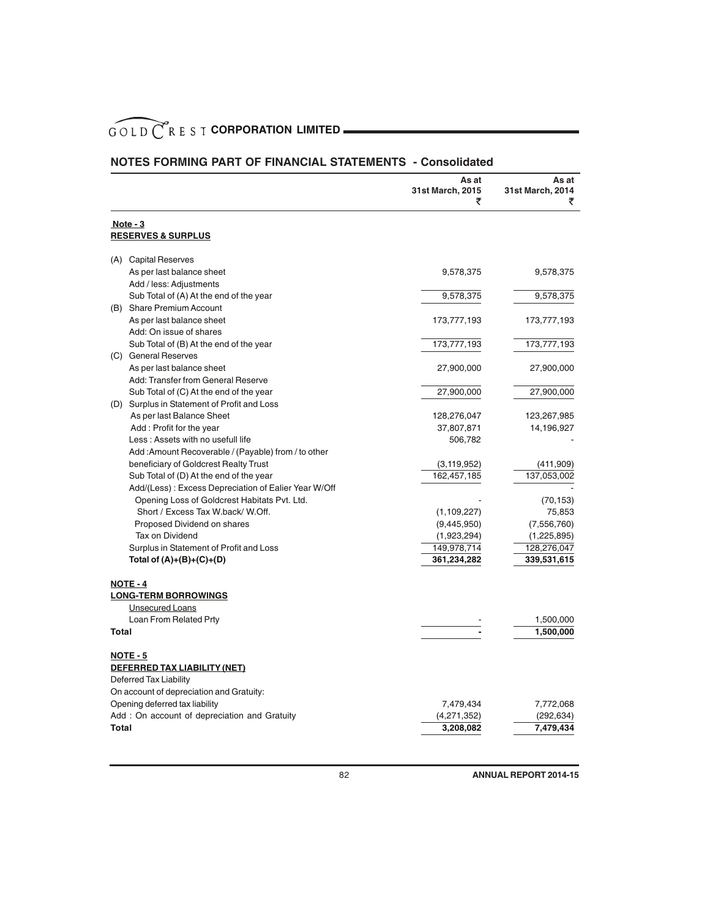## NOTES FORMING PART OF FINANCIAL STATEMENTS - Consolidated

| | As at 31st March, 2015 ₹ | As at 31st March, 2014 ₹ |
|---|---|---|
| **Note - 3** | | |
| **RESERVES & SURPLUS** | | |
| (A) Capital Reserves | | |
| As per last balance sheet | 9,578,375 | 9,578,375 |
| Add / less: Adjustments | | |
| Sub Total of (A) At the end of the year | 9,578,375 | 9,578,375 |
| (B) Share Premium Account | | |
| As per last balance sheet | 173,777,193 | 173,777,193 |
| Add: On issue of shares | | |
| Sub Total of (B) At the end of the year | 173,777,193 | 173,777,193 |
| (C) General Reserves | | |
| As per last balance sheet | 27,900,000 | 27,900,000 |
| Add: Transfer from General Reserve | | |
| Sub Total of (C) At the end of the year | 27,900,000 | 27,900,000 |
| (D) Surplus in Statement of Profit and Loss | | |
| As per last Balance Sheet | 128,276,047 | 123,267,985 |
| Add : Profit for the year | 37,807,871 | 14,196,927 |
| Less : Assets with no usefull life | 506,782 | - |
| Add :Amount Recoverable / (Payable) from / to other beneficiary of Goldcrest Realty Trust | (3,119,952) | (411,909) |
| Sub Total of (D) At the end of the year | 162,457,185 | 137,053,002 |
| Add/(Less) : Excess Depreciation of Ealier Year W/Off | | - |
| Opening Loss of Goldcrest Habitats Pvt. Ltd. | - | (70,153) |
| Short / Excess Tax W.back/ W.Off. | (1,109,227) | 75,853 |
| Proposed Dividend on shares | (9,445,950) | (7,556,760) |
| Tax on Dividend | (1,923,294) | (1,225,895) |
| Surplus in Statement of Profit and Loss | 149,978,714 | 128,276,047 |
| **Total of (A)+(B)+(C)+(D)** | **361,234,282** | **339,531,615** |
| **NOTE - 4** | | |
| **LONG-TERM BORROWINGS** | | |
| Unsecured Loans | | |
| Loan From Related Prty | - | 1,500,000 |
| **Total** | **-** | **1,500,000** |
| **NOTE - 5** | | |
| **DEFERRED TAX LIABILITY (NET)** | | |
| Deferred Tax Liability | | |
| On account of depreciation and Gratuity: | | |
| Opening deferred tax liability | 7,479,434 | 7,772,068 |
| Add : On account of depreciation and Gratuity | (4,271,352) | (292,634) |
| **Total** | **3,208,082** | **7,479,434** |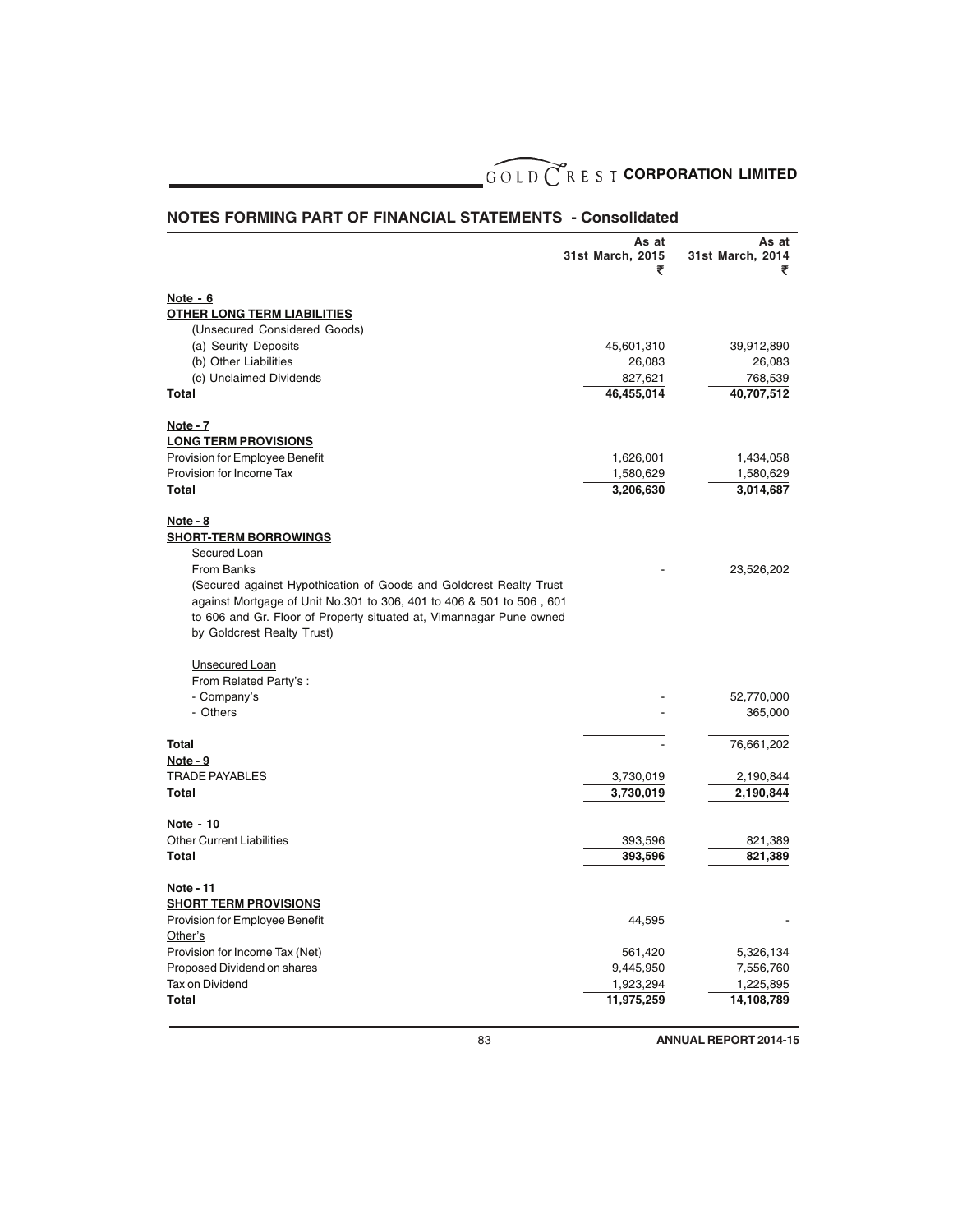## NOTES FORMING PART OF FINANCIAL STATEMENTS - Consolidated

| | As at 31st March, 2015 ₹ | As at 31st March, 2014 ₹ |
|---|---|---|
| **Note - 6** | | |
| **OTHER LONG TERM LIABILITIES** | | |
| (Unsecured Considered Goods) | | |
| (a) Seurity Deposits | 45,601,310 | 39,912,890 |
| (b) Other Liabilities | 26,083 | 26,083 |
| (c) Unclaimed Dividends | 827,621 | 768,539 |
| **Total** | **46,455,014** | **40,707,512** |
| **Note - 7** | | |
| **LONG TERM PROVISIONS** | | |
| Provision for Employee Benefit | 1,626,001 | 1,434,058 |
| Provision for Income Tax | 1,580,629 | 1,580,629 |
| **Total** | **3,206,630** | **3,014,687** |
| **Note - 8** | | |
| **SHORT-TERM BORROWINGS** | | |
| Secured Loan | | |
| From Banks | - | 23,526,202 |
| (Secured against Hypothication of Goods and Goldcrest Realty Trust against Mortgage of Unit No.301 to 306, 401 to 406 & 501 to 506 , 601 to 606 and Gr. Floor of Property situated at, Vimannagar Pune owned by Goldcrest Realty Trust) | | |
| Unsecured Loan | | |
| From Related Party's : | | |
| - Company's | - | 52,770,000 |
| - Others | - | 365,000 |
| **Total** | - | 76,661,202 |
| **Note - 9** | | |
| TRADE PAYABLES | 3,730,019 | 2,190,844 |
| **Total** | **3,730,019** | **2,190,844** |
| **Note - 10** | | |
| Other Current Liabilities | 393,596 | 821,389 |
| **Total** | **393,596** | **821,389** |
| **Note - 11** | | |
| **SHORT TERM PROVISIONS** | | |
| Provision for Employee Benefit | 44,595 | - |
| Other's | | |
| Provision for Income Tax (Net) | 561,420 | 5,326,134 |
| Proposed Dividend on shares | 9,445,950 | 7,556,760 |
| Tax on Dividend | 1,923,294 | 1,225,895 |
| **Total** | **11,975,259** | **14,108,789** |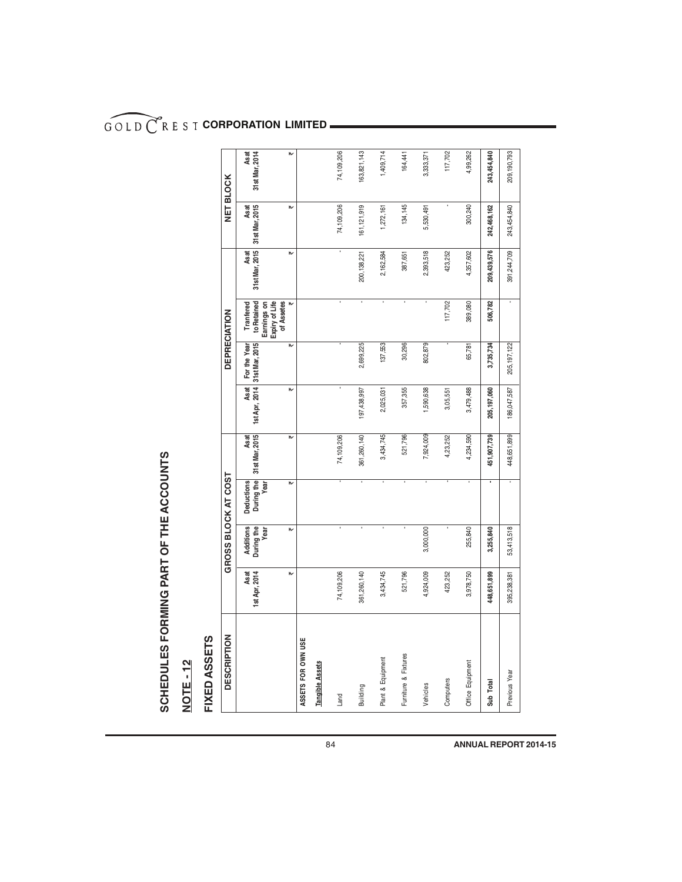# SCHEDULES FORMING PART OF THE ACCOUNTS

## NOTE - 12

## FIXED ASSETS

| DESCRIPTION | GROSS BLOCK AT COST | | | | DEPRECIATION | | | | NET BLOCK | |
|---|---|---|---|---|---|---|---|---|---|---|
| | As at 1st Apr, 2014 | Additions During the Year | Deductions During the Year | As at 31st Mar, 2015 | As at 1st Apr, 2014 | For the Year 31st Mar, 2015 | Tranfered to Retained Earnings on Expiry of Life of Assetes | As at 31st Mar, 2015 | As at 31st Mar, 2015 | As at 31st Mar, 2014 |
| | ₹ | ₹ | ₹ | ₹ | ₹ | ₹ | ₹ | ₹ | ₹ | ₹ |
| **ASSETS FOR OWN USE** | | | | | | | | | | |
| **Tangible Assets** | | | | | | | | | | |
| Land | 74,109,206 | - | - | 74,109,206 | - | - | - | - | 74,109,206 | 74,109,206 |
| Building | 361,260,140 | - | - | 361,260,140 | 197,438,997 | 2,699,225 | - | 200,138,221 | 161,121,919 | 163,821,143 |
| Plant & Equipment | 3,434,745 | - | - | 3,434,745 | 2,025,031 | 137,553 | - | 2,162,584 | 1,272,161 | 1,409,714 |
| Furniture & Fixtures | 521,796 | - | - | 521,796 | 357,355 | 30,296 | - | 387,651 | 134,145 | 164,441 |
| Vehicles | 4,924,009 | 3,000,000 | - | 7,924,009 | 1,590,638 | 802,879 | - | 2,393,518 | 5,530,491 | 3,333,371 |
| Computers | 423,252 | - | - | 4,23,252 | 3,05,551 | - | 117,702 | 423,252 | - | 117,702 |
| Office Equipment | 3,978,750 | 255,840 | - | 4,234,590 | 3,479,488 | 65,781 | 389,080 | 4,357,602 | 300,240 | 4,99,262 |
| **Sub Total** | **448,651,899** | **3,255,840** | **-** | **451,907,739** | **205,197,060** | **3,735,734** | **506,782** | **209,439,576** | **242,468,162** | **243,454,840** |
| Previous Year | 395,238,381 | 53,413,518 | - | 448,651,899 | 186,047,587 | 205,197,122 | - | 391,244,709 | 243,454,840 | 209,190,793 |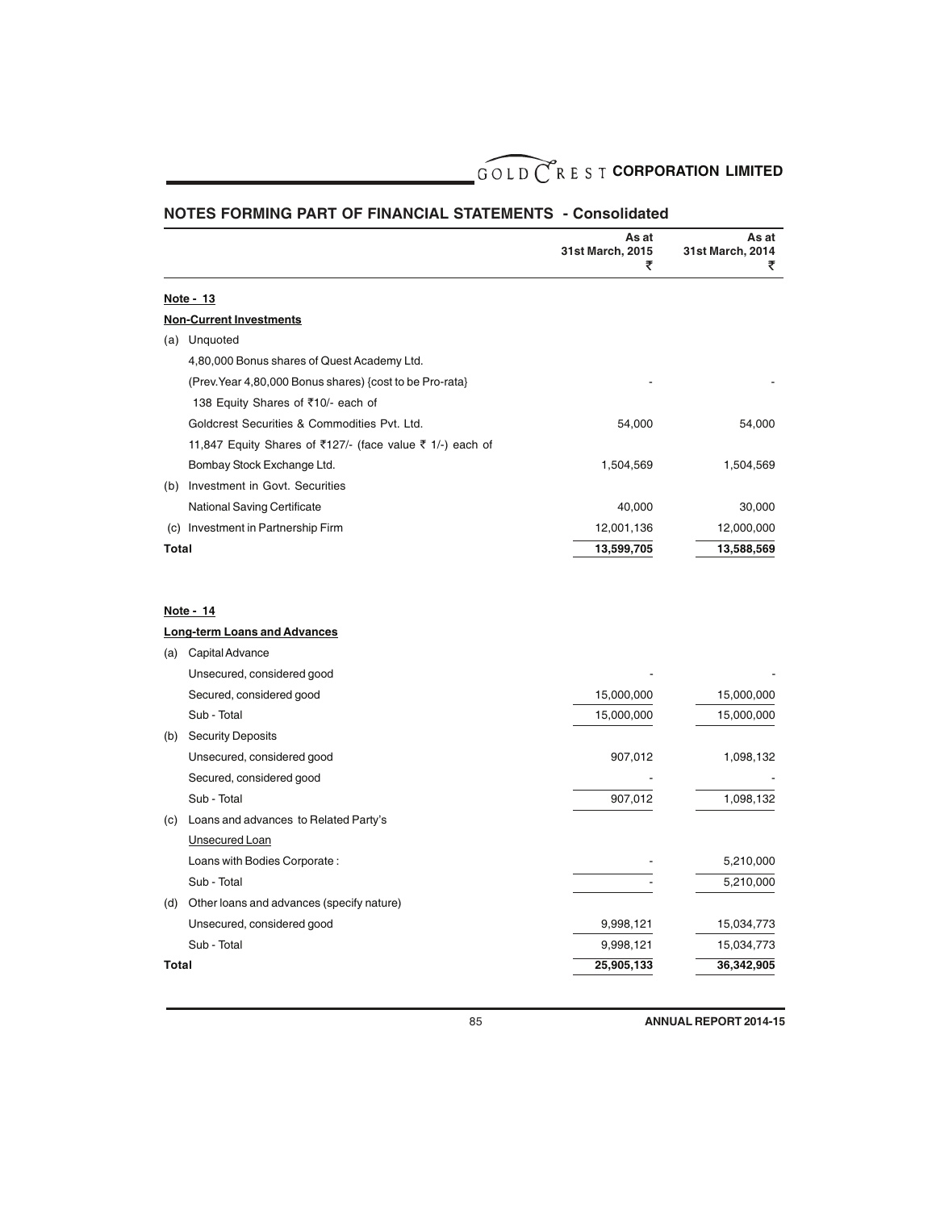## NOTES FORMING PART OF FINANCIAL STATEMENTS - Consolidated

| | | As at 31st March, 2015 ₹ | As at 31st March, 2014 ₹ |
|---|---|---|---|
| **Note - 13** | | | |
| **Non-Current Investments** | | | |
| (a) | Unquoted | | |
| | 4,80,000 Bonus shares of Quest Academy Ltd. | | |
| | (Prev.Year 4,80,000 Bonus shares) {cost to be Pro-rata} | - | - |
| | 138 Equity Shares of ₹10/- each of | | |
| | Goldcrest Securities & Commodities Pvt. Ltd. | 54,000 | 54,000 |
| | 11,847 Equity Shares of ₹127/- (face value ₹ 1/-) each of | | |
| | Bombay Stock Exchange Ltd. | 1,504,569 | 1,504,569 |
| (b) | Investment in Govt. Securities | | |
| | National Saving Certificate | 40,000 | 30,000 |
| (c) | Investment in Partnership Firm | 12,001,136 | 12,000,000 |
| **Total** | | **13,599,705** | **13,588,569** |

| | | As at 31st March, 2015 ₹ | As at 31st March, 2014 ₹ |
|---|---|---|---|
| **Note - 14** | | | |
| **Long-term Loans and Advances** | | | |
| (a) | Capital Advance | | |
| | Unsecured, considered good | - | - |
| | Secured, considered good | 15,000,000 | 15,000,000 |
| | Sub - Total | 15,000,000 | 15,000,000 |
| (b) | Security Deposits | | |
| | Unsecured, considered good | 907,012 | 1,098,132 |
| | Secured, considered good | - | - |
| | Sub - Total | 907,012 | 1,098,132 |
| (c) | Loans and advances to Related Party's | | |
| | Unsecured Loan | | |
| | Loans with Bodies Corporate : | - | 5,210,000 |
| | Sub - Total | - | 5,210,000 |
| (d) | Other loans and advances (specify nature) | | |
| | Unsecured, considered good | 9,998,121 | 15,034,773 |
| | Sub - Total | 9,998,121 | 15,034,773 |
| **Total** | | **25,905,133** | **36,342,905** |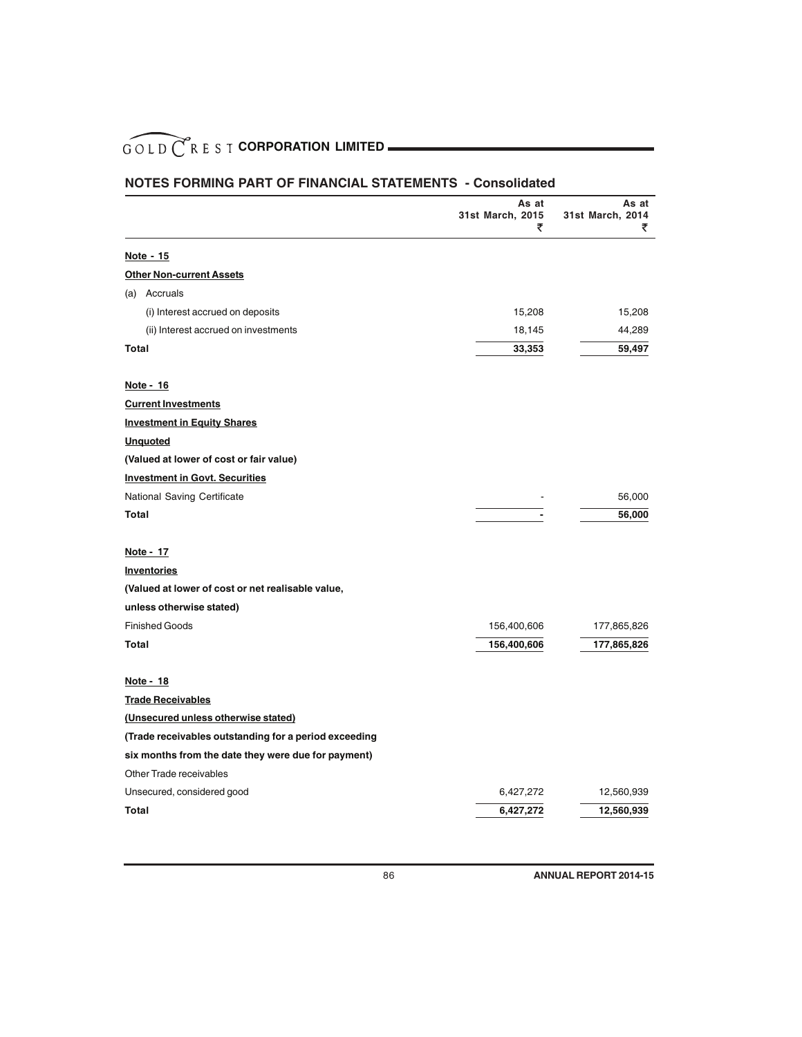## NOTES FORMING PART OF FINANCIAL STATEMENTS - Consolidated

| | As at 31st March, 2015 ₹ | As at 31st March, 2014 ₹ |
|---|---|---|
| **Note - 15** | | |
| **Other Non-current Assets** | | |
| (a) Accruals | | |
| (i) Interest accrued on deposits | 15,208 | 15,208 |
| (ii) Interest accrued on investments | 18,145 | 44,289 |
| **Total** | **33,353** | **59,497** |
| **Note - 16** | | |
| **Current Investments** | | |
| **Investment in Equity Shares** | | |
| **Unquoted** | | |
| **(Valued at lower of cost or fair value)** | | |
| **Investment in Govt. Securities** | | |
| National Saving Certificate | - | 56,000 |
| **Total** | **-** | **56,000** |
| **Note - 17** | | |
| **Inventories** | | |
| **(Valued at lower of cost or net realisable value, unless otherwise stated)** | | |
| Finished Goods | 156,400,606 | 177,865,826 |
| **Total** | **156,400,606** | **177,865,826** |
| **Note - 18** | | |
| **Trade Receivables** | | |
| **(Unsecured unless otherwise stated)** | | |
| **(Trade receivables outstanding for a period exceeding six months from the date they were due for payment)** | | |
| Other Trade receivables | | |
| Unsecured, considered good | 6,427,272 | 12,560,939 |
| **Total** | **6,427,272** | **12,560,939** |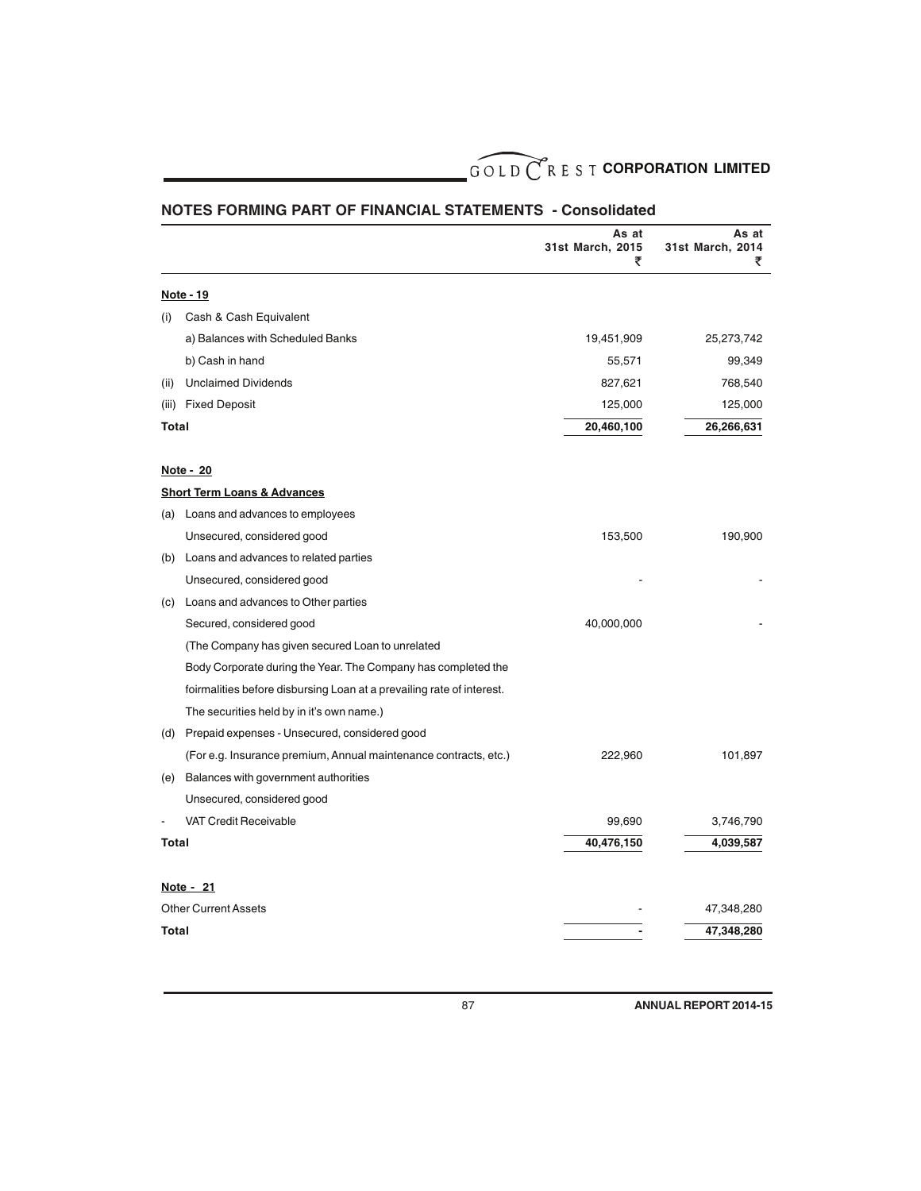## NOTES FORMING PART OF FINANCIAL STATEMENTS - Consolidated

| | | As at 31st March, 2015 ₹ | As at 31st March, 2014 ₹ |
|---|---|---|---|
| **Note - 19** | | | |
| (i) | Cash & Cash Equivalent | | |
| | a) Balances with Scheduled Banks | 19,451,909 | 25,273,742 |
| | b) Cash in hand | 55,571 | 99,349 |
| (ii) | Unclaimed Dividends | 827,621 | 768,540 |
| (iii) | Fixed Deposit | 125,000 | 125,000 |
| **Total** | | **20,460,100** | **26,266,631** |
| **Note - 20** | | | |
| **Short Term Loans & Advances** | | | |
| (a) | Loans and advances to employees | | |
| | Unsecured, considered good | 153,500 | 190,900 |
| (b) | Loans and advances to related parties | | |
| | Unsecured, considered good | - | - |
| (c) | Loans and advances to Other parties | | |
| | Secured, considered good | 40,000,000 | - |
| | (The Company has given secured Loan to unrelated Body Corporate during the Year. The Company has completed the foirmalities before disbursing Loan at a prevailing rate of interest. The securities held by in it's own name.) | | |
| (d) | Prepaid expenses - Unsecured, considered good | | |
| | (For e.g. Insurance premium, Annual maintenance contracts, etc.) | 222,960 | 101,897 |
| (e) | Balances with government authorities | | |
| | Unsecured, considered good | | |
| - | VAT Credit Receivable | 99,690 | 3,746,790 |
| **Total** | | **40,476,150** | **4,039,587** |
| **Note - 21** | | | |
| Other Current Assets | | - | 47,348,280 |
| **Total** | | **-** | **47,348,280** |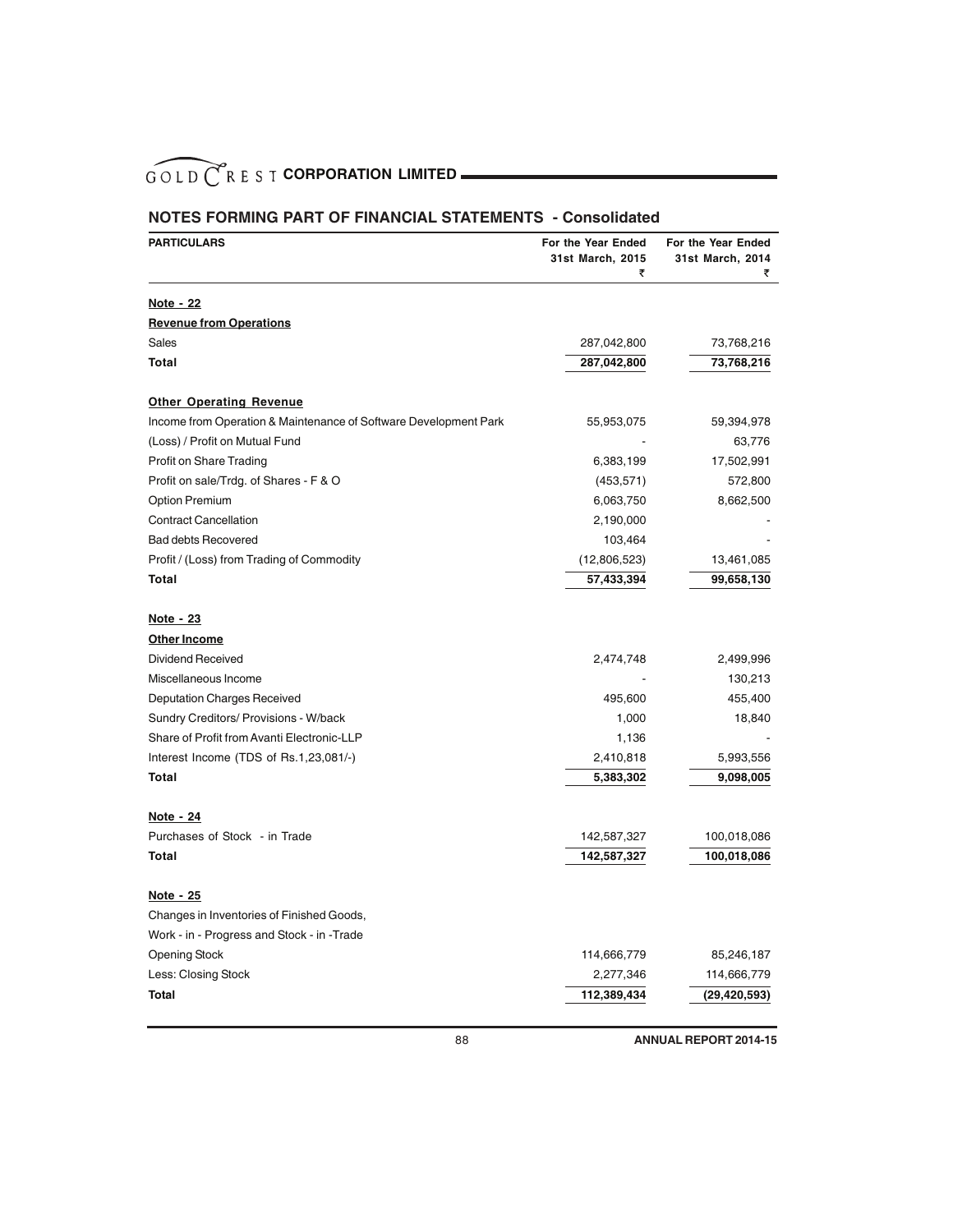## NOTES FORMING PART OF FINANCIAL STATEMENTS - Consolidated

| PARTICULARS | For the Year Ended 31st March, 2015 ₹ | For the Year Ended 31st March, 2014 ₹ |
|---|---|---|
| **Note - 22** | | |
| **Revenue from Operations** | | |
| Sales | 287,042,800 | 73,768,216 |
| **Total** | **287,042,800** | **73,768,216** |
| **Other Operating Revenue** | | |
| Income from Operation & Maintenance of Software Development Park | 55,953,075 | 59,394,978 |
| (Loss) / Profit on Mutual Fund | - | 63,776 |
| Profit on Share Trading | 6,383,199 | 17,502,991 |
| Profit on sale/Trdg. of Shares - F & O | (453,571) | 572,800 |
| Option Premium | 6,063,750 | 8,662,500 |
| Contract Cancellation | 2,190,000 | - |
| Bad debts Recovered | 103,464 | - |
| Profit / (Loss) from Trading of Commodity | (12,806,523) | 13,461,085 |
| **Total** | **57,433,394** | **99,658,130** |
| **Note - 23** | | |
| **Other Income** | | |
| Dividend Received | 2,474,748 | 2,499,996 |
| Miscellaneous Income | - | 130,213 |
| Deputation Charges Received | 495,600 | 455,400 |
| Sundry Creditors/ Provisions - W/back | 1,000 | 18,840 |
| Share of Profit from Avanti Electronic-LLP | 1,136 | - |
| Interest Income (TDS of Rs.1,23,081/-) | 2,410,818 | 5,993,556 |
| **Total** | **5,383,302** | **9,098,005** |
| **Note - 24** | | |
| Purchases of Stock - in Trade | 142,587,327 | 100,018,086 |
| **Total** | **142,587,327** | **100,018,086** |
| **Note - 25** | | |
| Changes in Inventories of Finished Goods, | | |
| Work - in - Progress and Stock - in -Trade | | |
| Opening Stock | 114,666,779 | 85,246,187 |
| Less: Closing Stock | 2,277,346 | 114,666,779 |
| **Total** | **112,389,434** | **(29,420,593)** |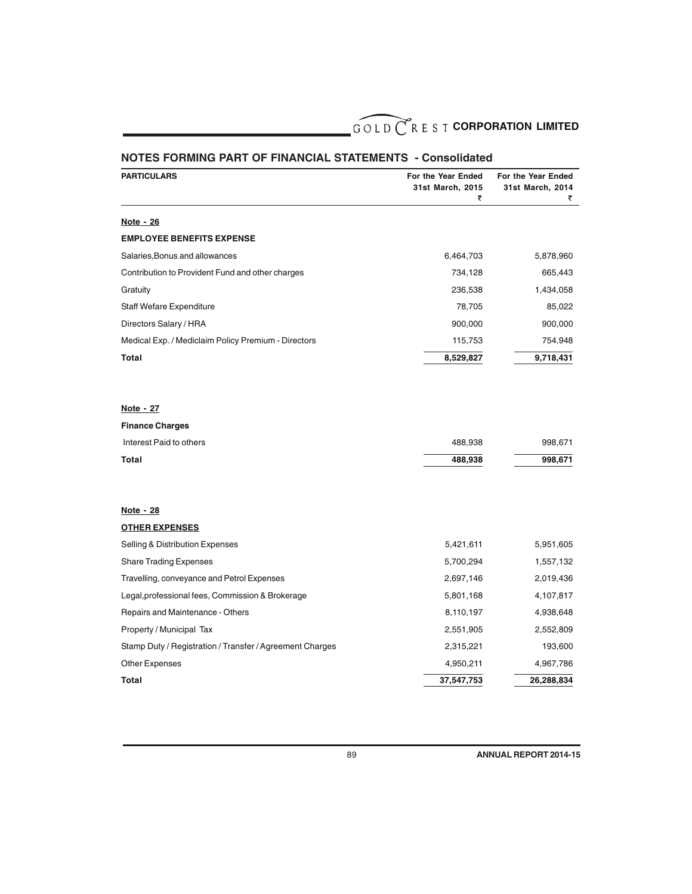## NOTES FORMING PART OF FINANCIAL STATEMENTS - Consolidated

| PARTICULARS | For the Year Ended 31st March, 2015 ₹ | For the Year Ended 31st March, 2014 ₹ |
|---|---|---|
| **Note - 26** | | |
| **EMPLOYEE BENEFITS EXPENSE** | | |
| Salaries,Bonus and allowances | 6,464,703 | 5,878,960 |
| Contribution to Provident Fund and other charges | 734,128 | 665,443 |
| Gratuity | 236,538 | 1,434,058 |
| Staff Wefare Expenditure | 78,705 | 85,022 |
| Directors Salary / HRA | 900,000 | 900,000 |
| Medical Exp. / Mediclaim Policy Premium - Directors | 115,753 | 754,948 |
| **Total** | **8,529,827** | **9,718,431** |
| **Note - 27** | | |
| **Finance Charges** | | |
| Interest Paid to others | 488,938 | 998,671 |
| **Total** | **488,938** | **998,671** |
| **Note - 28** | | |
| **OTHER EXPENSES** | | |
| Selling & Distribution Expenses | 5,421,611 | 5,951,605 |
| Share Trading Expenses | 5,700,294 | 1,557,132 |
| Travelling, conveyance and Petrol Expenses | 2,697,146 | 2,019,436 |
| Legal,professional fees, Commission & Brokerage | 5,801,168 | 4,107,817 |
| Repairs and Maintenance - Others | 8,110,197 | 4,938,648 |
| Property / Municipal Tax | 2,551,905 | 2,552,809 |
| Stamp Duty / Registration / Transfer / Agreement Charges | 2,315,221 | 193,600 |
| Other Expenses | 4,950,211 | 4,967,786 |
| **Total** | **37,547,753** | **26,288,834** |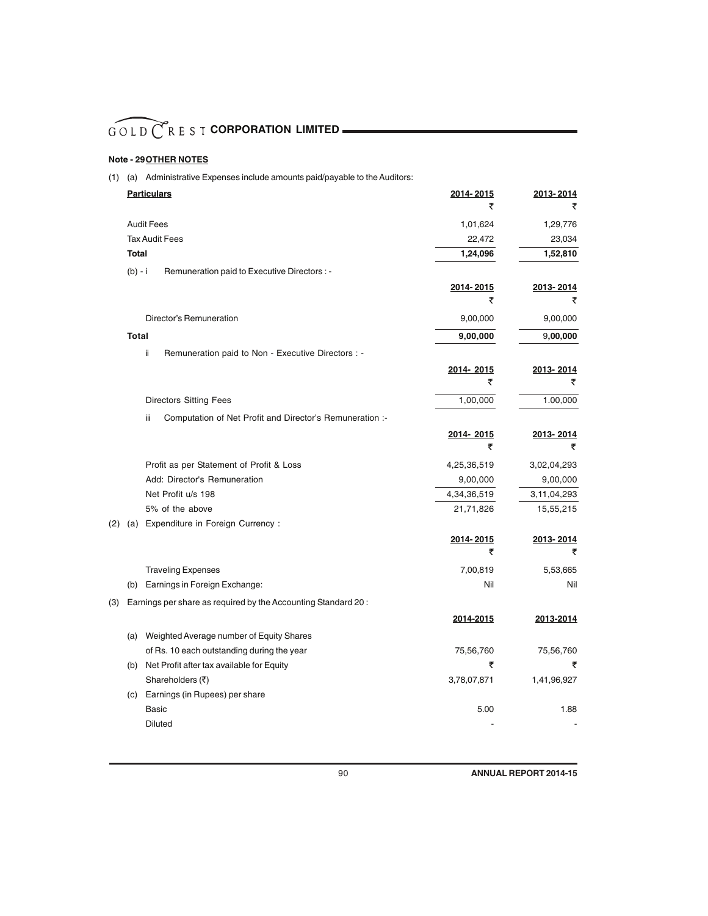## Note - 29 OTHER NOTES

(1) (a) Administrative Expenses include amounts paid/payable to the Auditors:

| Particulars | 2014- 2015 ₹ | 2013- 2014 ₹ |
|---|---|---|
| Audit Fees | 1,01,624 | 1,29,776 |
| Tax Audit Fees | 22,472 | 23,034 |
| **Total** | **1,24,096** | **1,52,810** |

(b) - i Remuneration paid to Executive Directors : -

| | 2014- 2015 ₹ | 2013- 2014 ₹ |
|---|---|---|
| Director's Remuneration | 9,00,000 | 9,00,000 |
| **Total** | **9,00,000** | **9,00,000** |

ii Remuneration paid to Non - Executive Directors : -

| | 2014- 2015 ₹ | 2013- 2014 ₹ |
|---|---|---|
| Directors Sitting Fees | 1,00,000 | 1.00,000 |

iii Computation of Net Profit and Director's Remuneration :-

| | 2014- 2015 ₹ | 2013- 2014 ₹ |
|---|---|---|
| Profit as per Statement of Profit & Loss | 4,25,36,519 | 3,02,04,293 |
| Add: Director's Remuneration | 9,00,000 | 9,00,000 |
| Net Profit u/s 198 | 4,34,36,519 | 3,11,04,293 |
| 5% of the above | 21,71,826 | 15,55,215 |

(2) (a) Expenditure in Foreign Currency :

| | 2014- 2015 ₹ | 2013- 2014 ₹ |
|---|---|---|
| Traveling Expenses | 7,00,819 | 5,53,665 |
| (b) Earnings in Foreign Exchange: | Nil | Nil |

(3) Earnings per share as required by the Accounting Standard 20 :

| | 2014-2015 | 2013-2014 |
|---|---|---|
| (a) Weighted Average number of Equity Shares of Rs. 10 each outstanding during the year | 75,56,760 | 75,56,760 |
| (b) Net Profit after tax available for Equity Shareholders (₹) | ₹ 3,78,07,871 | ₹ 1,41,96,927 |
| (c) Earnings (in Rupees) per share | | |
| Basic | 5.00 | 1.88 |
| Diluted | - | - |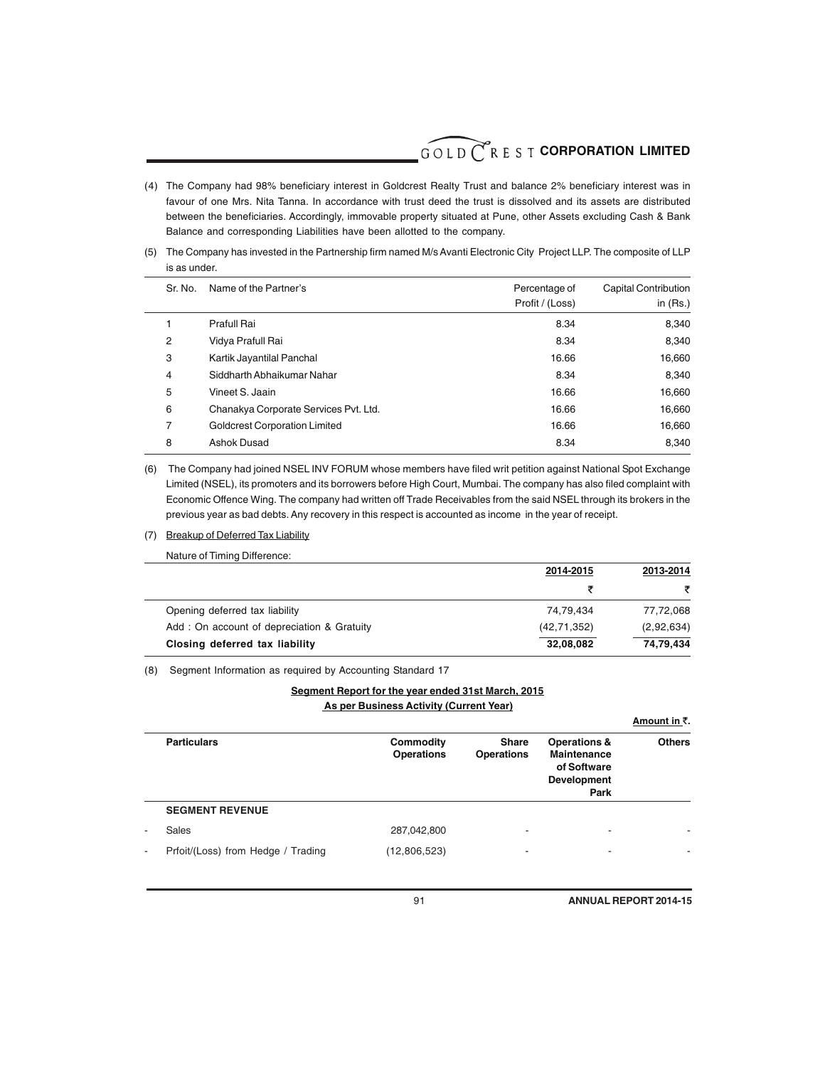(4) The Company had 98% beneficiary interest in Goldcrest Realty Trust and balance 2% beneficiary interest was in favour of one Mrs. Nita Tanna. In accordance with trust deed the trust is dissolved and its assets are distributed between the beneficiaries. Accordingly, immovable property situated at Pune, other Assets excluding Cash & Bank Balance and corresponding Liabilities have been allotted to the company.

(5) The Company has invested in the Partnership firm named M/s Avanti Electronic City Project LLP. The composite of LLP is as under.

| Sr. No. | Name of the Partner's | Percentage of Profit / (Loss) | Capital Contribution in (Rs.) |
|---|---|---|---|
| 1 | Prafull Rai | 8.34 | 8,340 |
| 2 | Vidya Prafull Rai | 8.34 | 8,340 |
| 3 | Kartik Jayantilal Panchal | 16.66 | 16,660 |
| 4 | Siddharth Abhaikumar Nahar | 8.34 | 8,340 |
| 5 | Vineet S. Jaain | 16.66 | 16,660 |
| 6 | Chanakya Corporate Services Pvt. Ltd. | 16.66 | 16,660 |
| 7 | Goldcrest Corporation Limited | 16.66 | 16,660 |
| 8 | Ashok Dusad | 8.34 | 8,340 |

(6) The Company had joined NSEL INV FORUM whose members have filed writ petition against National Spot Exchange Limited (NSEL), its promoters and its borrowers before High Court, Mumbai. The company has also filed complaint with Economic Offence Wing. The company had written off Trade Receivables from the said NSEL through its brokers in the previous year as bad debts. Any recovery in this respect is accounted as income in the year of receipt.

(7) Breakup of Deferred Tax Liability

Nature of Timing Difference:

| | 2014-2015 | 2013-2014 |
|---|---|---|
| | ₹ | ₹ |
| Opening deferred tax liability | 74,79,434 | 77,72,068 |
| Add : On account of depreciation & Gratuity | (42,71,352) | (2,92,634) |
| **Closing deferred tax liability** | **32,08,082** | **74,79,434** |

(8) Segment Information as required by Accounting Standard 17

**Segment Report for the year ended 31st March, 2015**

**As per Business Activity (Current Year)**

Amount in ₹.

| Particulars | Commodity Operations | Share Operations | Operations & Maintenance of Software Development Park | Others |
|---|---|---|---|---|
| **SEGMENT REVENUE** | | | | |
| - Sales | 287,042,800 | - | - | - |
| - Prfoit/(Loss) from Hedge / Trading | (12,806,523) | - | - | - |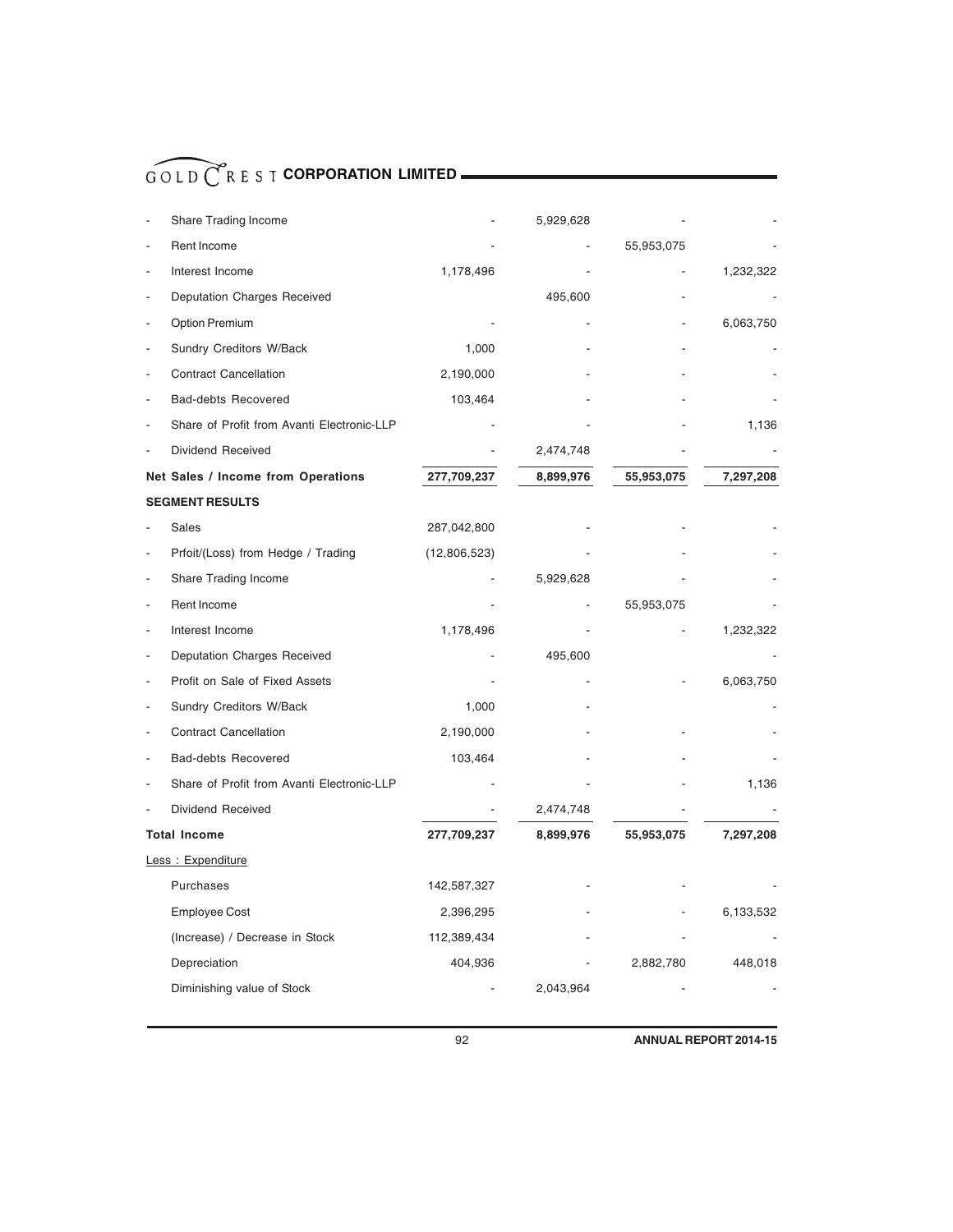| | | | | | |
|---|---|---|---|---|---|
| - | Share Trading Income | - | 5,929,628 | - | - |
| - | Rent Income | - | - | 55,953,075 | - |
| - | Interest Income | 1,178,496 | - | - | 1,232,322 |
| - | Deputation Charges Received | | 495,600 | - | - |
| - | Option Premium | - | - | - | 6,063,750 |
| - | Sundry Creditors W/Back | 1,000 | - | - | - |
| - | Contract Cancellation | 2,190,000 | - | - | - |
| - | Bad-debts Recovered | 103,464 | - | - | - |
| - | Share of Profit from Avanti Electronic-LLP | - | - | - | 1,136 |
| - | Dividend Received | - | 2,474,748 | - | - |
| **Net Sales / Income from Operations** | | **277,709,237** | **8,899,976** | **55,953,075** | **7,297,208** |
| **SEGMENT RESULTS** | | | | | |
| - | Sales | 287,042,800 | - | - | - |
| - | Prfoit/(Loss) from Hedge / Trading | (12,806,523) | - | - | - |
| - | Share Trading Income | - | 5,929,628 | - | - |
| - | Rent Income | - | - | 55,953,075 | - |
| - | Interest Income | 1,178,496 | - | - | 1,232,322 |
| - | Deputation Charges Received | - | 495,600 | | - |
| - | Profit on Sale of Fixed Assets | - | - | - | 6,063,750 |
| - | Sundry Creditors W/Back | 1,000 | - | | - |
| - | Contract Cancellation | 2,190,000 | - | - | - |
| - | Bad-debts Recovered | 103,464 | - | - | - |
| - | Share of Profit from Avanti Electronic-LLP | - | - | - | 1,136 |
| - | Dividend Received | - | 2,474,748 | - | - |
| **Total Income** | | **277,709,237** | **8,899,976** | **55,953,075** | **7,297,208** |
| Less : Expenditure | | | | | |
| | Purchases | 142,587,327 | - | - | - |
| | Employee Cost | 2,396,295 | - | - | 6,133,532 |
| | (Increase) / Decrease in Stock | 112,389,434 | - | - | - |
| | Depreciation | 404,936 | - | 2,882,780 | 448,018 |
| | Diminishing value of Stock | - | 2,043,964 | - | - |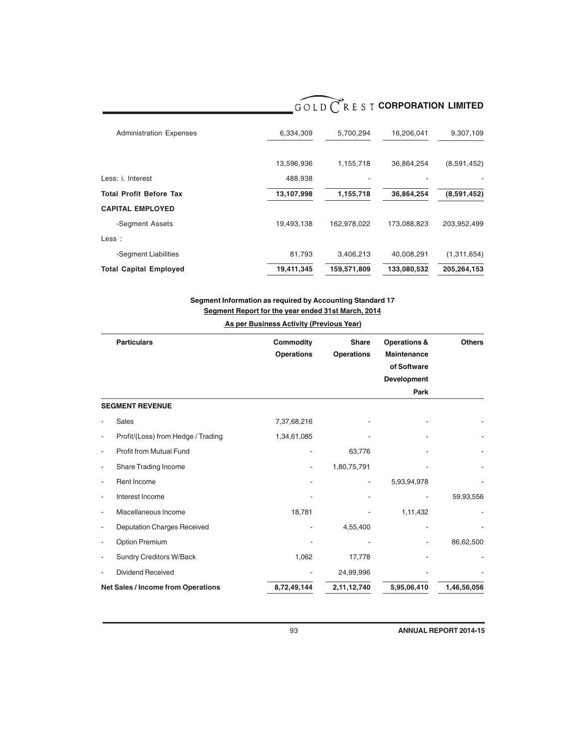| | | | | |
|---|---|---|---|---|
| Administration Expenses | 6,334,309 | 5,700,294 | 16,206,041 | 9,307,109 |
| | 13,596,936 | 1,155,718 | 36,864,254 | (8,591,452) |
| Less: i. Interest | 488,938 | - | - | - |
| **Total Profit Before Tax** | **13,107,998** | **1,155,718** | **36,864,254** | **(8,591,452)** |
| **CAPITAL EMPLOYED** | | | | |
| -Segment Assets | 19,493,138 | 162,978,022 | 173,088,823 | 203,952,499 |
| Less : | | | | |
| -Segment Liabilities | 81,793 | 3,406,213 | 40,008,291 | (1,311,654) |
| **Total Capital Employed** | **19,411,345** | **159,571,809** | **133,080,532** | **205,264,153** |

**Segment Information as required by Accounting Standard 17**

**Segment Report for the year ended 31st March, 2014**

**As per Business Activity (Previous Year)**

| Particulars | Commodity Operations | Share Operations | Operations & Maintenance of Software Development Park | Others |
|---|---|---|---|---|
| **SEGMENT REVENUE** | | | | |
| - Sales | 7,37,68,216 | - | - | - |
| - Profit/(Loss) from Hedge / Trading | 1,34,61,085 | - | - | - |
| - Profit from Mutual Fund | - | 63,776 | - | - |
| - Share Trading Income | - | 1,80,75,791 | - | - |
| - Rent Income | - | - | 5,93,94,978 | - |
| - Interest Income | - | - | - | 59,93,556 |
| - Miscellaneous Income | 18,781 | - | 1,11,432 | - |
| - Deputation Charges Received | - | 4,55,400 | - | - |
| - Option Premium | - | - | - | 86,62,500 |
| - Sundry Creditors W/Back | 1,062 | 17,778 | - | - |
| - Dividend Received | - | 24,99,996 | - | - |
| **Net Sales / Income from Operations** | **8,72,49,144** | **2,11,12,740** | **5,95,06,410** | **1,46,56,056** |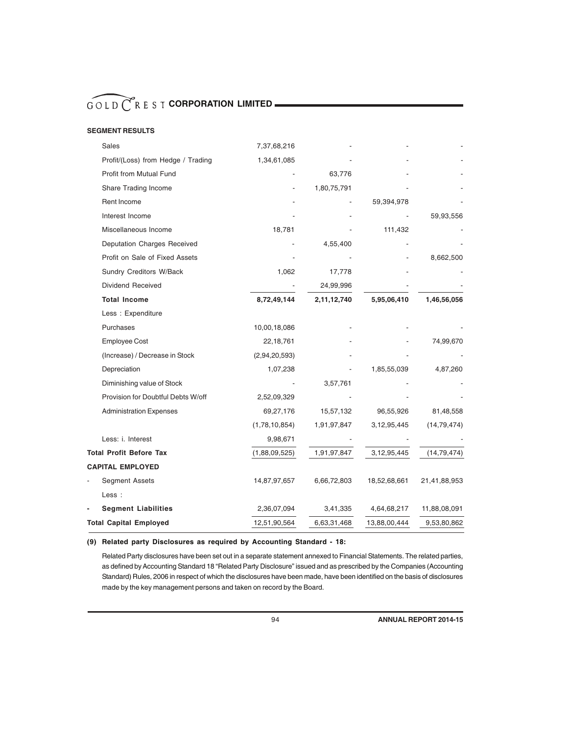**SEGMENT RESULTS**

| | | | | |
|---|---|---|---|---|
| Sales | 7,37,68,216 | - | - | - |
| Profit/(Loss) from Hedge / Trading | 1,34,61,085 | - | - | - |
| Profit from Mutual Fund | - | 63,776 | - | - |
| Share Trading Income | - | 1,80,75,791 | - | - |
| Rent Income | - | - | 59,394,978 | - |
| Interest Income | - | - | - | 59,93,556 |
| Miscellaneous Income | 18,781 | - | 111,432 | - |
| Deputation Charges Received | - | 4,55,400 | - | - |
| Profit on Sale of Fixed Assets | - | - | - | 8,662,500 |
| Sundry Creditors W/Back | 1,062 | 17,778 | - | - |
| Dividend Received | - | 24,99,996 | - | - |
| **Total Income** | **8,72,49,144** | **2,11,12,740** | **5,95,06,410** | **1,46,56,056** |
| Less : Expenditure | | | | |
| Purchases | 10,00,18,086 | - | - | - |
| Employee Cost | 22,18,761 | - | - | 74,99,670 |
| (Increase) / Decrease in Stock | (2,94,20,593) | - | - | - |
| Depreciation | 1,07,238 | - | 1,85,55,039 | 4,87,260 |
| Diminishing value of Stock | - | 3,57,761 | - | - |
| Provision for Doubtful Debts W/off | 2,52,09,329 | - | - | - |
| Administration Expenses | 69,27,176 | 15,57,132 | 96,55,926 | 81,48,558 |
| | (1,78,10,854) | 1,91,97,847 | 3,12,95,445 | (14,79,474) |
| Less: i. Interest | 9,98,671 | - | - | - |
| **Total Profit Before Tax** | (1,88,09,525) | 1,91,97,847 | 3,12,95,445 | (14,79,474) |
| **CAPITAL EMPLOYED** | | | | |
| - Segment Assets | 14,87,97,657 | 6,66,72,803 | 18,52,68,661 | 21,41,88,953 |
| Less : | | | | |
| - **Segment Liabilities** | 2,36,07,094 | 3,41,335 | 4,64,68,217 | 11,88,08,091 |
| **Total Capital Employed** | 12,51,90,564 | 6,63,31,468 | 13,88,00,444 | 9,53,80,862 |

**(9) Related party Disclosures as required by Accounting Standard - 18:**

Related Party disclosures have been set out in a separate statement annexed to Financial Statements. The related parties, as defined by Accounting Standard 18 "Related Party Disclosure" issued and as prescribed by the Companies (Accounting Standard) Rules, 2006 in respect of which the disclosures have been made, have been identified on the basis of disclosures made by the key management persons and taken on record by the Board.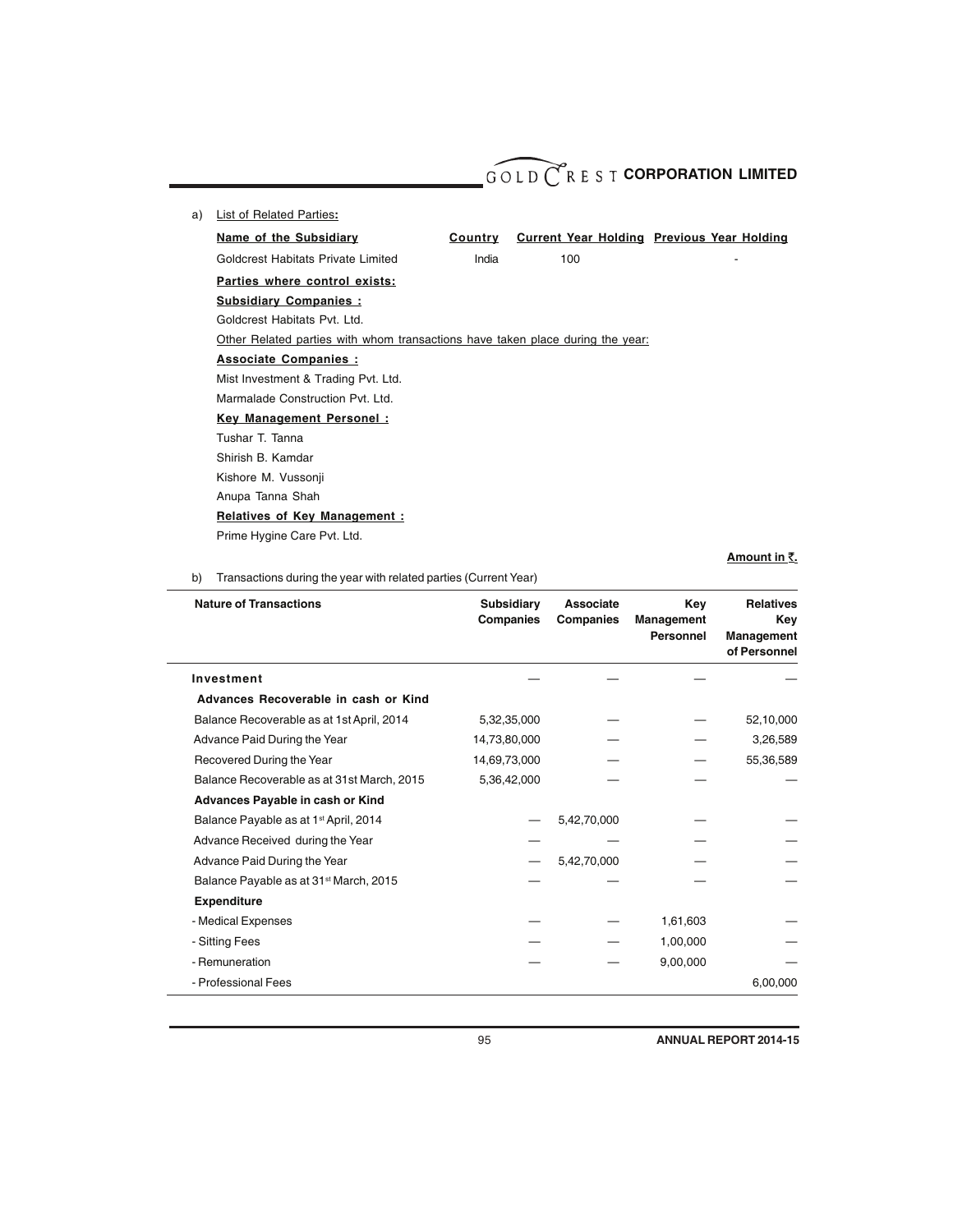a) List of Related Parties**:**

| **Name of the Subsidiary** | **Country** | **Current Year Holding** | **Previous Year Holding** |
|---|---|---|---|
| Goldcrest Habitats Private Limited | India | 100 | - |

**Parties where control exists:**

**Subsidiary Companies :**

Goldcrest Habitats Pvt. Ltd.

Other Related parties with whom transactions have taken place during the year:

**Associate Companies :**

Mist Investment & Trading Pvt. Ltd.

Marmalade Construction Pvt. Ltd.

**Key Management Personel :**

Tushar T. Tanna

Shirish B. Kamdar

Kishore M. Vussonji

Anupa Tanna Shah

**Relatives of Key Management :**

Prime Hygine Care Pvt. Ltd.

**Amount in ₹.**

b) Transactions during the year with related parties (Current Year)

| **Nature of Transactions** | **Subsidiary Companies** | **Associate Companies** | **Key Management Personnel** | **Relatives Key Management of Personnel** |
|---|---|---|---|---|
| **Investment** | — | — | — | — |
| **Advances Recoverable in cash or Kind** | | | | |
| Balance Recoverable as at 1st April, 2014 | 5,32,35,000 | — | — | 52,10,000 |
| Advance Paid During the Year | 14,73,80,000 | — | — | 3,26,589 |
| Recovered During the Year | 14,69,73,000 | — | — | 55,36,589 |
| Balance Recoverable as at 31st March, 2015 | 5,36,42,000 | — | — | — |
| **Advances Payable in cash or Kind** | | | | |
| Balance Payable as at 1st April, 2014 | — | 5,42,70,000 | — | — |
| Advance Received during the Year | — | — | — | — |
| Advance Paid During the Year | — | 5,42,70,000 | — | — |
| Balance Payable as at 31st March, 2015 | — | — | — | — |
| **Expenditure** | | | | |
| - Medical Expenses | — | — | 1,61,603 | — |
| - Sitting Fees | — | — | 1,00,000 | — |
| - Remuneration | — | — | 9,00,000 | — |
| - Professional Fees | | | | 6,00,000 |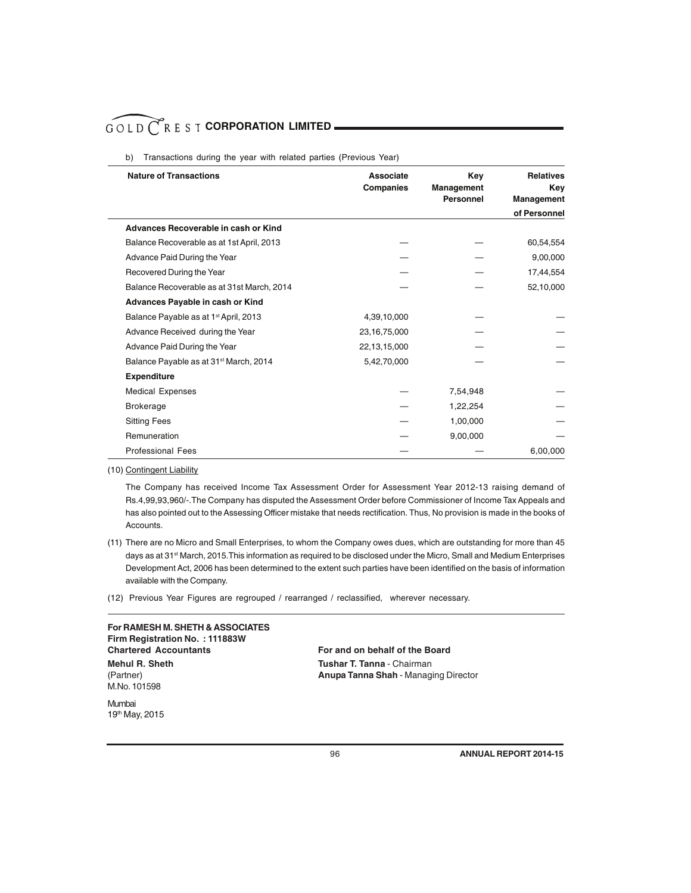b) Transactions during the year with related parties (Previous Year)

| Nature of Transactions | Associate Companies | Key Management Personnel | Relatives Key Management of Personnel |
|---|---|---|---|
| **Advances Recoverable in cash or Kind** | | | |
| Balance Recoverable as at 1st April, 2013 | — | — | 60,54,554 |
| Advance Paid During the Year | — | — | 9,00,000 |
| Recovered During the Year | — | — | 17,44,554 |
| Balance Recoverable as at 31st March, 2014 | — | — | 52,10,000 |
| **Advances Payable in cash or Kind** | | | |
| Balance Payable as at 1st April, 2013 | 4,39,10,000 | — | — |
| Advance Received during the Year | 23,16,75,000 | — | — |
| Advance Paid During the Year | 22,13,15,000 | — | — |
| Balance Payable as at 31st March, 2014 | 5,42,70,000 | — | — |
| **Expenditure** | | | |
| Medical Expenses | — | 7,54,948 | — |
| Brokerage | — | 1,22,254 | — |
| Sitting Fees | — | 1,00,000 | — |
| Remuneration | — | 9,00,000 | — |
| Professional Fees | — | — | 6,00,000 |

(10) Contingent Liability

The Company has received Income Tax Assessment Order for Assessment Year 2012-13 raising demand of Rs.4,99,93,960/-.The Company has disputed the Assessment Order before Commissioner of Income Tax Appeals and has also pointed out to the Assessing Officer mistake that needs rectification. Thus, No provision is made in the books of Accounts.

(11) There are no Micro and Small Enterprises, to whom the Company owes dues, which are outstanding for more than 45 days as at 31st March, 2015.This information as required to be disclosed under the Micro, Small and Medium Enterprises Development Act, 2006 has been determined to the extent such parties have been identified on the basis of information available with the Company.

(12) Previous Year Figures are regrouped / rearranged / reclassified, wherever necessary.

**For RAMESH M. SHETH & ASSOCIATES**
**Firm Registration No. : 111883W**
**Chartered Accountants**

**Mehul R. Sheth**
(Partner)
M.No. 101598

Mumbai
19th May, 2015

**For and on behalf of the Board**

**Tushar T. Tanna** - Chairman
**Anupa Tanna Shah** - Managing Director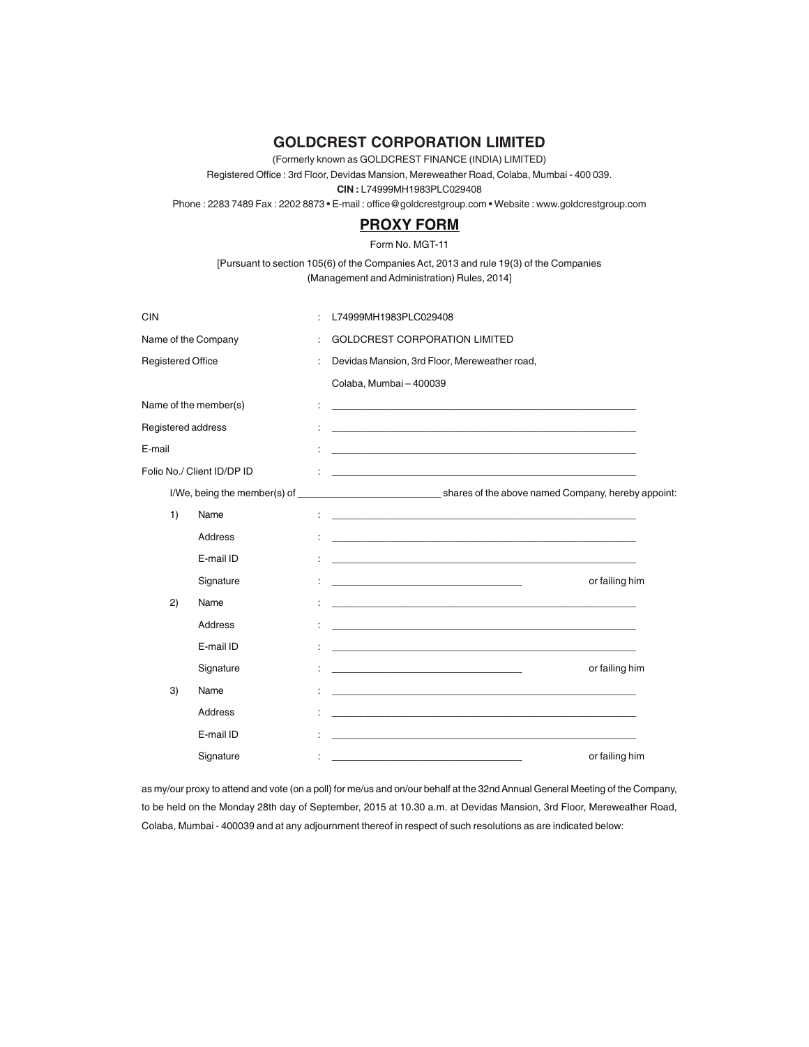# GOLDCREST CORPORATION LIMITED

(Formerly known as GOLDCREST FINANCE (INDIA) LIMITED)

Registered Office : 3rd Floor, Devidas Mansion, Mereweather Road, Colaba, Mumbai - 400 039.

**CIN :** L74999MH1983PLC029408

Phone : 2283 7489 Fax : 2202 8873 • E-mail : office@goldcrestgroup.com • Website : www.goldcrestgroup.com

## PROXY FORM

Form No. MGT-11

[Pursuant to section 105(6) of the Companies Act, 2013 and rule 19(3) of the Companies (Management and Administration) Rules, 2014]

CIN : L74999MH1983PLC029408

Name of the Company : GOLDCREST CORPORATION LIMITED

Registered Office : Devidas Mansion, 3rd Floor, Mereweather road, Colaba, Mumbai – 400039

Name of the member(s) : ______________________________

Registered address : ______________________________

E-mail : ______________________________

Folio No./ Client ID/DP ID : ______________________________

I/We, being the member(s) of ______________ shares of the above named Company, hereby appoint:

1) Name : ______________________________

   Address : ______________________________

   E-mail ID : ______________________________

   Signature : ____________________ or failing him

2) Name : ______________________________

   Address : ______________________________

   E-mail ID : ______________________________

   Signature : ____________________ or failing him

3) Name : ______________________________

   Address : ______________________________

   E-mail ID : ______________________________

   Signature : ____________________ or failing him

as my/our proxy to attend and vote (on a poll) for me/us and on/our behalf at the 32nd Annual General Meeting of the Company, to be held on the Monday 28th day of September, 2015 at 10.30 a.m. at Devidas Mansion, 3rd Floor, Mereweather Road, Colaba, Mumbai - 400039 and at any adjournment thereof in respect of such resolutions as are indicated below: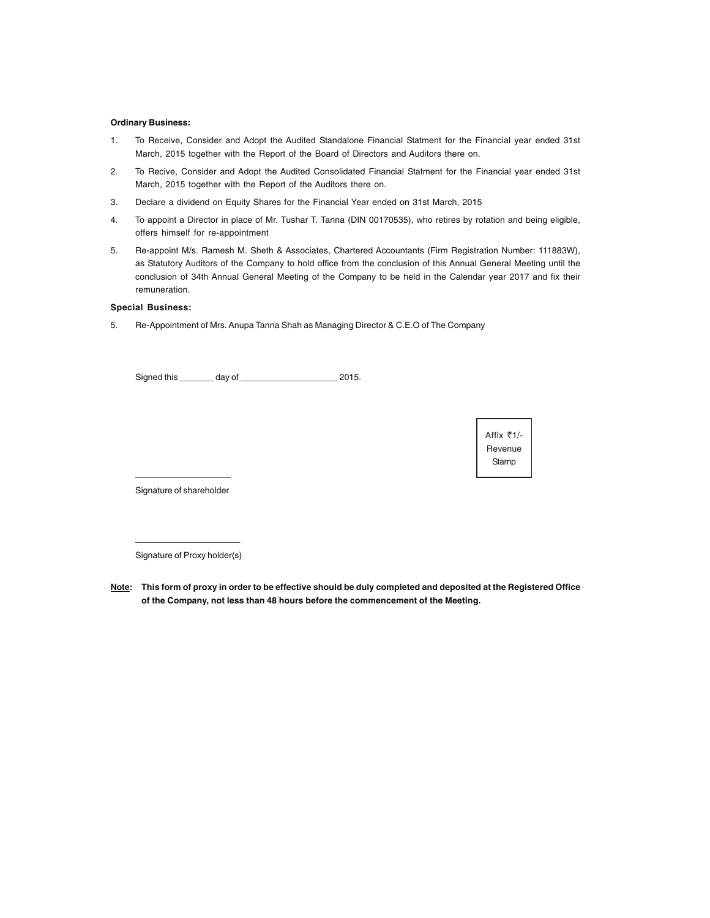**Ordinary Business:**

1. To Receive, Consider and Adopt the Audited Standalone Financial Statment for the Financial year ended 31st March, 2015 together with the Report of the Board of Directors and Auditors there on.
2. To Recive, Consider and Adopt the Audited Consolidated Financial Statment for the Financial year ended 31st March, 2015 together with the Report of the Auditors there on.
3. Declare a dividend on Equity Shares for the Financial Year ended on 31st March, 2015
4. To appoint a Director in place of Mr. Tushar T. Tanna (DIN 00170535), who retires by rotation and being eligible, offers himself for re-appointment
5. Re-appoint M/s. Ramesh M. Sheth & Associates, Chartered Accountants (Firm Registration Number: 111883W), as Statutory Auditors of the Company to hold office from the conclusion of this Annual General Meeting until the conclusion of 34th Annual General Meeting of the Company to be held in the Calendar year 2017 and fix their remuneration.

**Special Business:**

5. Re-Appointment of Mrs. Anupa Tanna Shah as Managing Director & C.E.O of The Company

Signed this _______ day of ____________________ 2015.

Affix ₹1/- Revenue Stamp

____________________

Signature of shareholder

______________________

Signature of Proxy holder(s)

**Note: This form of proxy in order to be effective should be duly completed and deposited at the Registered Office of the Company, not less than 48 hours before the commencement of the Meeting.**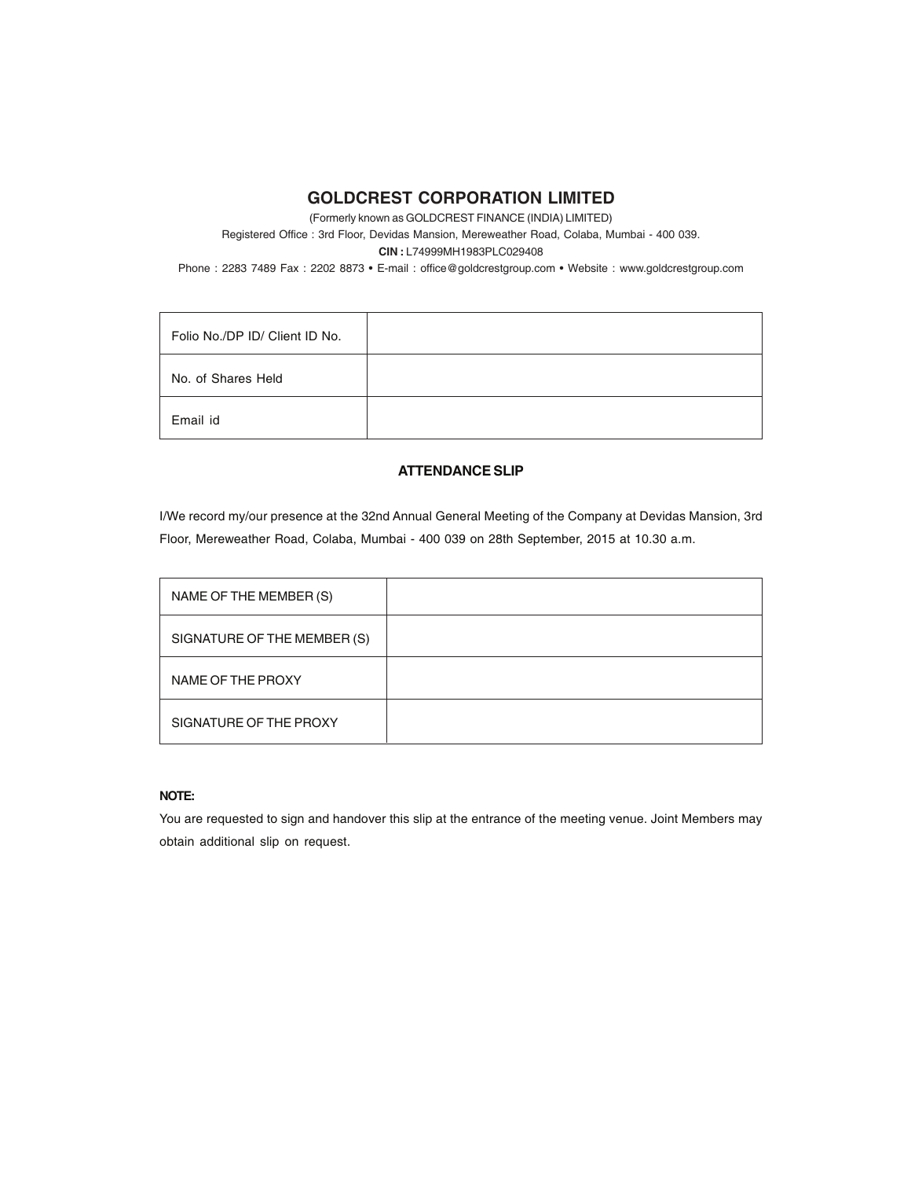# GOLDCREST CORPORATION LIMITED

(Formerly known as GOLDCREST FINANCE (INDIA) LIMITED)

Registered Office : 3rd Floor, Devidas Mansion, Mereweather Road, Colaba, Mumbai - 400 039.

**CIN :** L74999MH1983PLC029408

Phone : 2283 7489 Fax : 2202 8873 • E-mail : office@goldcrestgroup.com • Website : www.goldcrestgroup.com

| Folio No./DP ID/ Client ID No. | |
|---|---|
| No. of Shares Held | |
| Email id | |

## ATTENDANCE SLIP

I/We record my/our presence at the 32nd Annual General Meeting of the Company at Devidas Mansion, 3rd Floor, Mereweather Road, Colaba, Mumbai - 400 039 on 28th September, 2015 at 10.30 a.m.

| NAME OF THE MEMBER (S) | |
|---|---|
| SIGNATURE OF THE MEMBER (S) | |
| NAME OF THE PROXY | |
| SIGNATURE OF THE PROXY | |

**NOTE:**

You are requested to sign and handover this slip at the entrance of the meeting venue. Joint Members may obtain additional slip on request.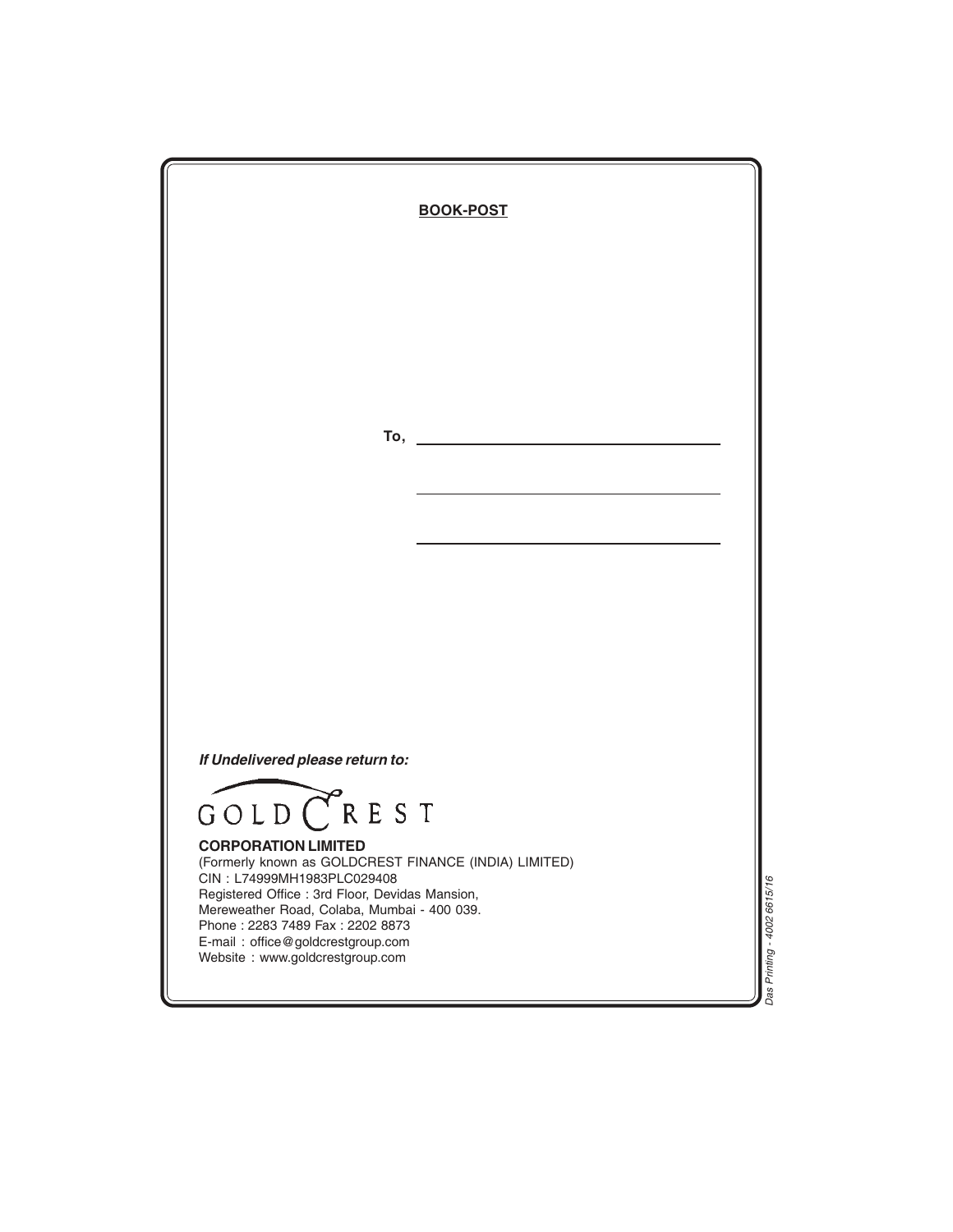**BOOK-POST**

To, \_\_\_\_\_\_\_\_\_\_\_\_\_\_\_\_\_\_\_\_\_\_\_\_\_\_\_\_\_\_\_\_

\_\_\_\_\_\_\_\_\_\_\_\_\_\_\_\_\_\_\_\_\_\_\_\_\_\_\_\_\_\_\_\_

\_\_\_\_\_\_\_\_\_\_\_\_\_\_\_\_\_\_\_\_\_\_\_\_\_\_\_\_\_\_\_\_

***If Undelivered please return to:***

GOLDCREST

**CORPORATION LIMITED**

(Formerly known as GOLDCREST FINANCE (INDIA) LIMITED)
CIN : L74999MH1983PLC029408
Registered Office : 3rd Floor, Devidas Mansion,
Mereweather Road, Colaba, Mumbai - 400 039.
Phone : 2283 7489 Fax : 2202 8873
E-mail : office@goldcrestgroup.com
Website : www.goldcrestgroup.com

*Das Printing - 4002 6615/16*